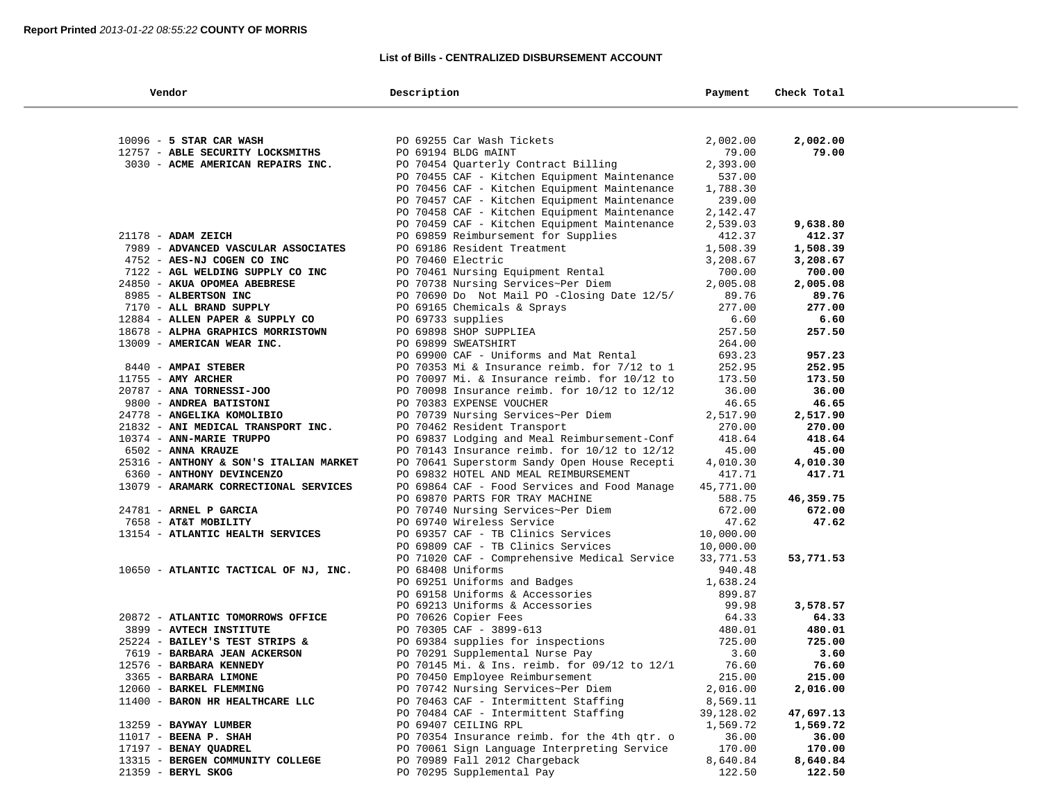**Report Printed** *2013-01-22 08:55:22* **COUNTY OF MORRIS**

## List of Bills - CENTRALIZED DISBURSEMENT ACCOUNT

| Vendor | Description | Payment | Check Total |
|---|---|---|---|
| 10096 - **5 STAR CAR WASH** | PO 69255 Car Wash Tickets | 2,002.00 | **2,002.00** |
| 12757 - **ABLE SECURITY LOCKSMITHS** | PO 69194 BLDG mAINT | 79.00 | **79.00** |
| 3030 - **ACME AMERICAN REPAIRS INC.** | PO 70454 Quarterly Contract Billing | 2,393.00 | |
| | PO 70455 CAF - Kitchen Equipment Maintenance | 537.00 | |
| | PO 70456 CAF - Kitchen Equipment Maintenance | 1,788.30 | |
| | PO 70457 CAF - Kitchen Equipment Maintenance | 239.00 | |
| | PO 70458 CAF - Kitchen Equipment Maintenance | 2,142.47 | |
| | PO 70459 CAF - Kitchen Equipment Maintenance | 2,539.03 | **9,638.80** |
| 21178 - **ADAM ZEICH** | PO 69859 Reimbursement for Supplies | 412.37 | **412.37** |
| 7989 - **ADVANCED VASCULAR ASSOCIATES** | PO 69186 Resident Treatment | 1,508.39 | **1,508.39** |
| 4752 - **AES-NJ COGEN CO INC** | PO 70460 Electric | 3,208.67 | **3,208.67** |
| 7122 - **AGL WELDING SUPPLY CO INC** | PO 70461 Nursing Equipment Rental | 700.00 | **700.00** |
| 24850 - **AKUA OPOMEA ABEBRESE** | PO 70738 Nursing Services~Per Diem | 2,005.08 | **2,005.08** |
| 8985 - **ALBERTSON INC** | PO 70690 Do  Not Mail PO -Closing Date 12/5/ | 89.76 | **89.76** |
| 7170 - **ALL BRAND SUPPLY** | PO 69165 Chemicals & Sprays | 277.00 | **277.00** |
| 12884 - **ALLEN PAPER & SUPPLY CO** | PO 69733 supplies | 6.60 | **6.60** |
| 18678 - **ALPHA GRAPHICS MORRISTOWN** | PO 69898 SHOP SUPPLIEA | 257.50 | **257.50** |
| 13009 - **AMERICAN WEAR INC.** | PO 69899 SWEATSHIRT | 264.00 | |
| | PO 69900 CAF - Uniforms and Mat Rental | 693.23 | **957.23** |
| 8440 - **AMPAI STEBER** | PO 70353 Mi & Insurance reimb. for 7/12 to 1 | 252.95 | **252.95** |
| 11755 - **AMY ARCHER** | PO 70097 Mi. & Insurance reimb. for 10/12 to | 173.50 | **173.50** |
| 20787 - **ANA TORNESSI-JOO** | PO 70098 Insurance reimb. for 10/12 to 12/12 | 36.00 | **36.00** |
| 9800 - **ANDREA BATISTONI** | PO 70383 EXPENSE VOUCHER | 46.65 | **46.65** |
| 24778 - **ANGELIKA KOMOLIBIO** | PO 70739 Nursing Services~Per Diem | 2,517.90 | **2,517.90** |
| 21832 - **ANI MEDICAL TRANSPORT INC.** | PO 70462 Resident Transport | 270.00 | **270.00** |
| 10374 - **ANN-MARIE TRUPPO** | PO 69837 Lodging and Meal Reimbursement-Conf | 418.64 | **418.64** |
| 6502 - **ANNA KRAUZE** | PO 70143 Insurance reimb. for 10/12 to 12/12 | 45.00 | **45.00** |
| 25316 - **ANTHONY & SON'S ITALIAN MARKET** | PO 70641 Superstorm Sandy Open House Recepti | 4,010.30 | **4,010.30** |
| 6360 - **ANTHONY DEVINCENZO** | PO 69832 HOTEL AND MEAL REIMBURSEMENT | 417.71 | **417.71** |
| 13079 - **ARAMARK CORRECTIONAL SERVICES** | PO 69864 CAF - Food Services and Food Manage | 45,771.00 | |
| | PO 69870 PARTS FOR TRAY MACHINE | 588.75 | **46,359.75** |
| 24781 - **ARNEL P GARCIA** | PO 70740 Nursing Services~Per Diem | 672.00 | **672.00** |
| 7658 - **AT&T MOBILITY** | PO 69740 Wireless Service | 47.62 | **47.62** |
| 13154 - **ATLANTIC HEALTH SERVICES** | PO 69357 CAF - TB Clinics Services | 10,000.00 | |
| | PO 69809 CAF - TB Clinics Services | 10,000.00 | |
| | PO 71020 CAF - Comprehensive Medical Service | 33,771.53 | **53,771.53** |
| 10650 - **ATLANTIC TACTICAL OF NJ, INC.** | PO 68408 Uniforms | 940.48 | |
| | PO 69251 Uniforms and Badges | 1,638.24 | |
| | PO 69158 Uniforms & Accessories | 899.87 | |
| | PO 69213 Uniforms & Accessories | 99.98 | **3,578.57** |
| 20872 - **ATLANTIC TOMORROWS OFFICE** | PO 70626 Copier Fees | 64.33 | **64.33** |
| 3899 - **AVTECH INSTITUTE** | PO 70305 CAF - 3899-613 | 480.01 | **480.01** |
| 25224 - **BAILEY'S TEST STRIPS &** | PO 69384 supplies for inspections | 725.00 | **725.00** |
| 7619 - **BARBARA JEAN ACKERSON** | PO 70291 Supplemental Nurse Pay | 3.60 | **3.60** |
| 12576 - **BARBARA KENNEDY** | PO 70145 Mi. & Ins. reimb. for 09/12 to 12/1 | 76.60 | **76.60** |
| 3365 - **BARBARA LIMONE** | PO 70450 Employee Reimbursement | 215.00 | **215.00** |
| 12060 - **BARKEL FLEMMING** | PO 70742 Nursing Services~Per Diem | 2,016.00 | **2,016.00** |
| 11400 - **BARON HR HEALTHCARE LLC** | PO 70463 CAF - Intermittent Staffing | 8,569.11 | |
| | PO 70484 CAF - Intermittent Staffing | 39,128.02 | **47,697.13** |
| 13259 - **BAYWAY LUMBER** | PO 69407 CEILING RPL | 1,569.72 | **1,569.72** |
| 11017 - **BEENA P. SHAH** | PO 70354 Insurance reimb. for the 4th qtr. o | 36.00 | **36.00** |
| 17197 - **BENAY QUADREL** | PO 70061 Sign Language Interpreting Service | 170.00 | **170.00** |
| 13315 - **BERGEN COMMUNITY COLLEGE** | PO 70989 Fall 2012 Chargeback | 8,640.84 | **8,640.84** |
| 21359 - **BERYL SKOG** | PO 70295 Supplemental Pay | 122.50 | **122.50** |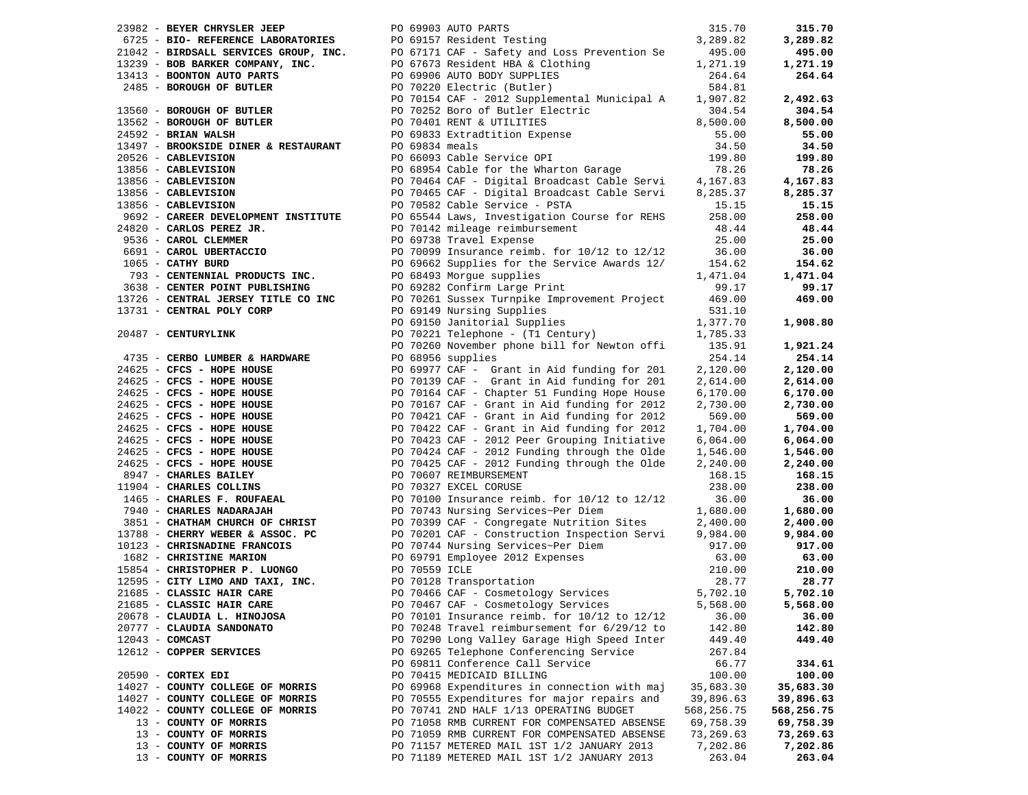| | | | |
|---|---|---|---|
| 23982 - **BEYER CHRYSLER JEEP** | PO 69903 AUTO PARTS | 315.70 | **315.70** |
| 6725 - **BIO- REFERENCE LABORATORIES** | PO 69157 Resident Testing | 3,289.82 | **3,289.82** |
| 21042 - **BIRDSALL SERVICES GROUP, INC.** | PO 67171 CAF - Safety and Loss Prevention Se | 495.00 | **495.00** |
| 13239 - **BOB BARKER COMPANY, INC.** | PO 67673 Resident HBA & Clothing | 1,271.19 | **1,271.19** |
| 13413 - **BOONTON AUTO PARTS** | PO 69906 AUTO BODY SUPPLIES | 264.64 | **264.64** |
| 2485 - **BOROUGH OF BUTLER** | PO 70220 Electric (Butler) | 584.81 | |
| | PO 70154 CAF - 2012 Supplemental Municipal A | 1,907.82 | **2,492.63** |
| 13560 - **BOROUGH OF BUTLER** | PO 70252 Boro of Butler Electric | 304.54 | **304.54** |
| 13562 - **BOROUGH OF BUTLER** | PO 70401 RENT & UTILITIES | 8,500.00 | **8,500.00** |
| 24592 - **BRIAN WALSH** | PO 69833 Extradtition Expense | 55.00 | **55.00** |
| 13497 - **BROOKSIDE DINER & RESTAURANT** | PO 69834 meals | 34.50 | **34.50** |
| 20526 - **CABLEVISION** | PO 66093 Cable Service OPI | 199.80 | **199.80** |
| 13856 - **CABLEVISION** | PO 68954 Cable for the Wharton Garage | 78.26 | **78.26** |
| 13856 - **CABLEVISION** | PO 70464 CAF - Digital Broadcast Cable Servi | 4,167.83 | **4,167.83** |
| 13856 - **CABLEVISION** | PO 70465 CAF - Digital Broadcast Cable Servi | 8,285.37 | **8,285.37** |
| 13856 - **CABLEVISION** | PO 70582 Cable Service - PSTA | 15.15 | **15.15** |
| 9692 - **CAREER DEVELOPMENT INSTITUTE** | PO 65544 Laws, Investigation Course for REHS | 258.00 | **258.00** |
| 24820 - **CARLOS PEREZ JR.** | PO 70142 mileage reimbursement | 48.44 | **48.44** |
| 9536 - **CAROL CLEMMER** | PO 69738 Travel Expense | 25.00 | **25.00** |
| 6691 - **CAROL UBERTACCIO** | PO 70099 Insurance reimb. for 10/12 to 12/12 | 36.00 | **36.00** |
| 1065 - **CATHY BURD** | PO 69662 Supplies for the Service Awards 12/ | 154.62 | **154.62** |
| 793 - **CENTENNIAL PRODUCTS INC.** | PO 68493 Morgue supplies | 1,471.04 | **1,471.04** |
| 3638 - **CENTER POINT PUBLISHING** | PO 69282 Confirm Large Print | 99.17 | **99.17** |
| 13726 - **CENTRAL JERSEY TITLE CO INC** | PO 70261 Sussex Turnpike Improvement Project | 469.00 | **469.00** |
| 13731 - **CENTRAL POLY CORP** | PO 69149 Nursing Supplies | 531.10 | |
| | PO 69150 Janitorial Supplies | 1,377.70 | **1,908.80** |
| 20487 - **CENTURYLINK** | PO 70221 Telephone - (T1 Century) | 1,785.33 | |
| | PO 70260 November phone bill for Newton offi | 135.91 | **1,921.24** |
| 4735 - **CERBO LUMBER & HARDWARE** | PO 68956 supplies | 254.14 | **254.14** |
| 24625 - **CFCS - HOPE HOUSE** | PO 69977 CAF - Grant in Aid funding for 201 | 2,120.00 | **2,120.00** |
| 24625 - **CFCS - HOPE HOUSE** | PO 70139 CAF - Grant in Aid funding for 201 | 2,614.00 | **2,614.00** |
| 24625 - **CFCS - HOPE HOUSE** | PO 70164 CAF - Chapter 51 Funding Hope House | 6,170.00 | **6,170.00** |
| 24625 - **CFCS - HOPE HOUSE** | PO 70167 CAF - Grant in Aid funding for 2012 | 2,730.00 | **2,730.00** |
| 24625 - **CFCS - HOPE HOUSE** | PO 70421 CAF - Grant in Aid funding for 2012 | 569.00 | **569.00** |
| 24625 - **CFCS - HOPE HOUSE** | PO 70422 CAF - Grant in Aid funding for 2012 | 1,704.00 | **1,704.00** |
| 24625 - **CFCS - HOPE HOUSE** | PO 70423 CAF - 2012 Peer Grouping Initiative | 6,064.00 | **6,064.00** |
| 24625 - **CFCS - HOPE HOUSE** | PO 70424 CAF - 2012 Funding through the Olde | 1,546.00 | **1,546.00** |
| 24625 - **CFCS - HOPE HOUSE** | PO 70425 CAF - 2012 Funding through the Olde | 2,240.00 | **2,240.00** |
| 8947 - **CHARLES BAILEY** | PO 70607 REIMBURSEMENT | 168.15 | **168.15** |
| 11904 - **CHARLES COLLINS** | PO 70327 EXCEL CORUSE | 238.00 | **238.00** |
| 1465 - **CHARLES F. ROUFAEAL** | PO 70100 Insurance reimb. for 10/12 to 12/12 | 36.00 | **36.00** |
| 7940 - **CHARLES NADARAJAH** | PO 70743 Nursing Services~Per Diem | 1,680.00 | **1,680.00** |
| 3851 - **CHATHAM CHURCH OF CHRIST** | PO 70399 CAF - Congregate Nutrition Sites | 2,400.00 | **2,400.00** |
| 13788 - **CHERRY WEBER & ASSOC. PC** | PO 70201 CAF - Construction Inspection Servi | 9,984.00 | **9,984.00** |
| 10123 - **CHRISNADINE FRANCOIS** | PO 70744 Nursing Services~Per Diem | 917.00 | **917.00** |
| 1682 - **CHRISTINE MARION** | PO 69791 Employee 2012 Expenses | 63.00 | **63.00** |
| 15854 - **CHRISTOPHER P. LUONGO** | PO 70559 ICLE | 210.00 | **210.00** |
| 12595 - **CITY LIMO AND TAXI, INC.** | PO 70128 Transportation | 28.77 | **28.77** |
| 21685 - **CLASSIC HAIR CARE** | PO 70466 CAF - Cosmetology Services | 5,702.10 | **5,702.10** |
| 21685 - **CLASSIC HAIR CARE** | PO 70467 CAF - Cosmetology Services | 5,568.00 | **5,568.00** |
| 20678 - **CLAUDIA L. HINOJOSA** | PO 70101 Insurance reimb. for 10/12 to 12/12 | 36.00 | **36.00** |
| 20777 - **CLAUDIA SANDONATO** | PO 70248 Travel reimbursement for 6/29/12 to | 142.80 | **142.80** |
| 12043 - **COMCAST** | PO 70290 Long Valley Garage High Speed Inter | 449.40 | **449.40** |
| 12612 - **COPPER SERVICES** | PO 69265 Telephone Conferencing Service | 267.84 | |
| | PO 69811 Conference Call Service | 66.77 | **334.61** |
| 20590 - **CORTEX EDI** | PO 70415 MEDICAID BILLING | 100.00 | **100.00** |
| 14027 - **COUNTY COLLEGE OF MORRIS** | PO 69968 Expenditures in connection with maj | 35,683.30 | **35,683.30** |
| 14027 - **COUNTY COLLEGE OF MORRIS** | PO 70555 Expenditures for major repairs and | 39,896.63 | **39,896.63** |
| 14022 - **COUNTY COLLEGE OF MORRIS** | PO 70741 2ND HALF 1/13 OPERATING BUDGET | 568,256.75 | **568,256.75** |
| 13 - **COUNTY OF MORRIS** | PO 71058 RMB CURRENT FOR COMPENSATED ABSENSE | 69,758.39 | **69,758.39** |
| 13 - **COUNTY OF MORRIS** | PO 71059 RMB CURRENT FOR COMPENSATED ABSENSE | 73,269.63 | **73,269.63** |
| 13 - **COUNTY OF MORRIS** | PO 71157 METERED MAIL 1ST 1/2 JANUARY 2013 | 7,202.86 | **7,202.86** |
| 13 - **COUNTY OF MORRIS** | PO 71189 METERED MAIL 1ST 1/2 JANUARY 2013 | 263.04 | **263.04** |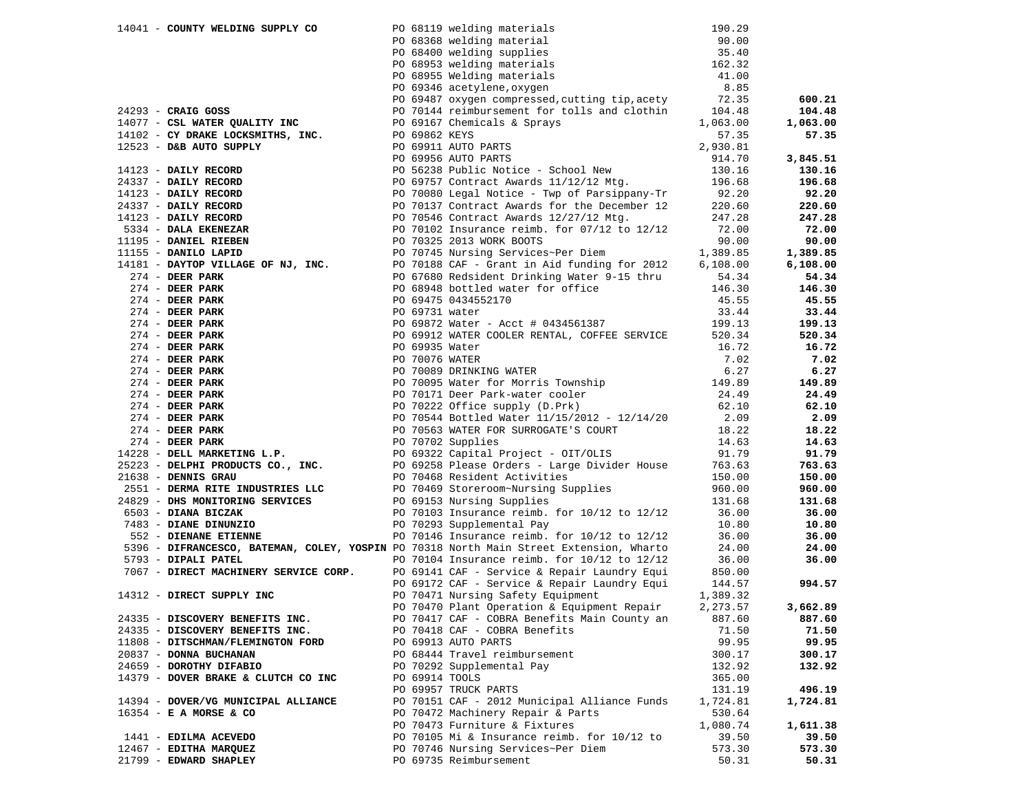| | | | |
|---|---|---|---|
| 14041 - **COUNTY WELDING SUPPLY CO** | PO 68119 welding materials | 190.29 | |
| | PO 68368 welding material | 90.00 | |
| | PO 68400 welding supplies | 35.40 | |
| | PO 68953 welding materials | 162.32 | |
| | PO 68955 Welding materials | 41.00 | |
| | PO 69346 acetylene,oxygen | 8.85 | |
| | PO 69487 oxygen compressed,cutting tip,acety | 72.35 | **600.21** |
| 24293 - **CRAIG GOSS** | PO 70144 reimbursement for tolls and clothin | 104.48 | **104.48** |
| 14077 - **CSL WATER QUALITY INC** | PO 69167 Chemicals & Sprays | 1,063.00 | **1,063.00** |
| 14102 - **CY DRAKE LOCKSMITHS, INC.** | PO 69862 KEYS | 57.35 | **57.35** |
| 12523 - **D&B AUTO SUPPLY** | PO 69911 AUTO PARTS | 2,930.81 | |
| | PO 69956 AUTO PARTS | 914.70 | **3,845.51** |
| 14123 - **DAILY RECORD** | PO 56238 Public Notice - School New | 130.16 | **130.16** |
| 24337 - **DAILY RECORD** | PO 69757 Contract Awards 11/12/12 Mtg. | 196.68 | **196.68** |
| 14123 - **DAILY RECORD** | PO 70080 Legal Notice - Twp of Parsippany-Tr | 92.20 | **92.20** |
| 24337 - **DAILY RECORD** | PO 70137 Contract Awards for the December 12 | 220.60 | **220.60** |
| 14123 - **DAILY RECORD** | PO 70546 Contract Awards 12/27/12 Mtg. | 247.28 | **247.28** |
| 5334 - **DALA EKENEZAR** | PO 70102 Insurance reimb. for 07/12 to 12/12 | 72.00 | **72.00** |
| 11195 - **DANIEL RIEBEN** | PO 70325 2013 WORK BOOTS | 90.00 | **90.00** |
| 11155 - **DANILO LAPID** | PO 70745 Nursing Services~Per Diem | 1,389.85 | **1,389.85** |
| 14181 - **DAYTOP VILLAGE OF NJ, INC.** | PO 70188 CAF - Grant in Aid funding for 2012 | 6,108.00 | **6,108.00** |
| 274 - **DEER PARK** | PO 67680 Redsident Drinking Water 9-15 thru | 54.34 | **54.34** |
| 274 - **DEER PARK** | PO 68948 bottled water for office | 146.30 | **146.30** |
| 274 - **DEER PARK** | PO 69475 0434552170 | 45.55 | **45.55** |
| 274 - **DEER PARK** | PO 69731 water | 33.44 | **33.44** |
| 274 - **DEER PARK** | PO 69872 Water - Acct # 0434561387 | 199.13 | **199.13** |
| 274 - **DEER PARK** | PO 69912 WATER COOLER RENTAL, COFFEE SERVICE | 520.34 | **520.34** |
| 274 - **DEER PARK** | PO 69935 Water | 16.72 | **16.72** |
| 274 - **DEER PARK** | PO 70076 WATER | 7.02 | **7.02** |
| 274 - **DEER PARK** | PO 70089 DRINKING WATER | 6.27 | **6.27** |
| 274 - **DEER PARK** | PO 70095 Water for Morris Township | 149.89 | **149.89** |
| 274 - **DEER PARK** | PO 70171 Deer Park-water cooler | 24.49 | **24.49** |
| 274 - **DEER PARK** | PO 70222 Office supply (D.Prk) | 62.10 | **62.10** |
| 274 - **DEER PARK** | PO 70544 Bottled Water 11/15/2012 - 12/14/20 | 2.09 | **2.09** |
| 274 - **DEER PARK** | PO 70563 WATER FOR SURROGATE'S COURT | 18.22 | **18.22** |
| 274 - **DEER PARK** | PO 70702 Supplies | 14.63 | **14.63** |
| 14228 - **DELL MARKETING L.P.** | PO 69322 Capital Project - OIT/OLIS | 91.79 | **91.79** |
| 25223 - **DELPHI PRODUCTS CO., INC.** | PO 69258 Please Orders - Large Divider House | 763.63 | **763.63** |
| 21638 - **DENNIS GRAU** | PO 70468 Resident Activities | 150.00 | **150.00** |
| 2551 - **DERMA RITE INDUSTRIES LLC** | PO 70469 Storeroom~Nursing Supplies | 960.00 | **960.00** |
| 24829 - **DHS MONITORING SERVICES** | PO 69153 Nursing Supplies | 131.68 | **131.68** |
| 6503 - **DIANA BICZAK** | PO 70103 Insurance reimb. for 10/12 to 12/12 | 36.00 | **36.00** |
| 7483 - **DIANE DINUNZIO** | PO 70293 Supplemental Pay | 10.80 | **10.80** |
| 552 - **DIENANE ETIENNE** | PO 70146 Insurance reimb. for 10/12 to 12/12 | 36.00 | **36.00** |
| 5396 - **DIFRANCESCO, BATEMAN, COLEY, YOSPIN** | PO 70318 North Main Street Extension, Wharto | 24.00 | **24.00** |
| 5793 - **DIPALI PATEL** | PO 70104 Insurance reimb. for 10/12 to 12/12 | 36.00 | **36.00** |
| 7067 - **DIRECT MACHINERY SERVICE CORP.** | PO 69141 CAF - Service & Repair Laundry Equi | 850.00 | |
| | PO 69172 CAF - Service & Repair Laundry Equi | 144.57 | **994.57** |
| 14312 - **DIRECT SUPPLY INC** | PO 70471 Nursing Safety Equipment | 1,389.32 | |
| | PO 70470 Plant Operation & Equipment Repair | 2,273.57 | **3,662.89** |
| 24335 - **DISCOVERY BENEFITS INC.** | PO 70417 CAF - COBRA Benefits Main County an | 887.60 | **887.60** |
| 24335 - **DISCOVERY BENEFITS INC.** | PO 70418 CAF - COBRA Benefits | 71.50 | **71.50** |
| 11808 - **DITSCHMAN/FLEMINGTON FORD** | PO 69913 AUTO PARTS | 99.95 | **99.95** |
| 20837 - **DONNA BUCHANAN** | PO 68444 Travel reimbursement | 300.17 | **300.17** |
| 24659 - **DOROTHY DIFABIO** | PO 70292 Supplemental Pay | 132.92 | **132.92** |
| 14379 - **DOVER BRAKE & CLUTCH CO INC** | PO 69914 TOOLS | 365.00 | |
| | PO 69957 TRUCK PARTS | 131.19 | **496.19** |
| 14394 - **DOVER/VG MUNICIPAL ALLIANCE** | PO 70151 CAF - 2012 Municipal Alliance Funds | 1,724.81 | **1,724.81** |
| 16354 - **E A MORSE & CO** | PO 70472 Machinery Repair & Parts | 530.64 | |
| | PO 70473 Furniture & Fixtures | 1,080.74 | **1,611.38** |
| 1441 - **EDILMA ACEVEDO** | PO 70105 Mi & Insurance reimb. for 10/12 to | 39.50 | **39.50** |
| 12467 - **EDITHA MARQUEZ** | PO 70746 Nursing Services~Per Diem | 573.30 | **573.30** |
| 21799 - **EDWARD SHAPLEY** | PO 69735 Reimbursement | 50.31 | **50.31** |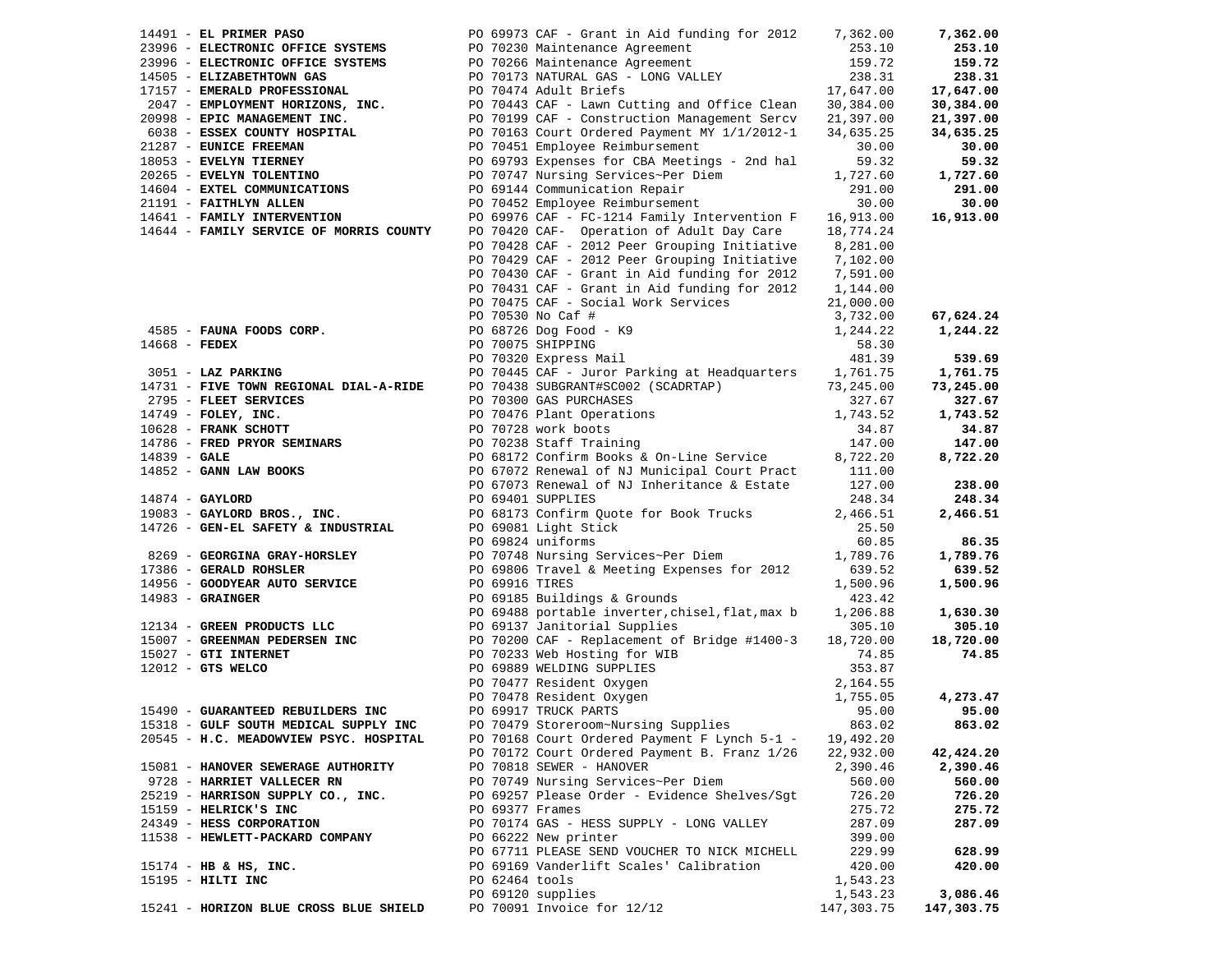| | | | |
|---|---|---|---|
| 14491 - **EL PRIMER PASO** | PO 69973 CAF - Grant in Aid funding for 2012 | 7,362.00 | **7,362.00** |
| 23996 - **ELECTRONIC OFFICE SYSTEMS** | PO 70230 Maintenance Agreement | 253.10 | **253.10** |
| 23996 - **ELECTRONIC OFFICE SYSTEMS** | PO 70266 Maintenance Agreement | 159.72 | **159.72** |
| 14505 - **ELIZABETHTOWN GAS** | PO 70173 NATURAL GAS - LONG VALLEY | 238.31 | **238.31** |
| 17157 - **EMERALD PROFESSIONAL** | PO 70474 Adult Briefs | 17,647.00 | **17,647.00** |
| 2047 - **EMPLOYMENT HORIZONS, INC.** | PO 70443 CAF - Lawn Cutting and Office Clean | 30,384.00 | **30,384.00** |
| 20998 - **EPIC MANAGEMENT INC.** | PO 70199 CAF - Construction Management Sercv | 21,397.00 | **21,397.00** |
| 6038 - **ESSEX COUNTY HOSPITAL** | PO 70163 Court Ordered Payment MY 1/1/2012-1 | 34,635.25 | **34,635.25** |
| 21287 - **EUNICE FREEMAN** | PO 70451 Employee Reimbursement | 30.00 | **30.00** |
| 18053 - **EVELYN TIERNEY** | PO 69793 Expenses for CBA Meetings - 2nd hal | 59.32 | **59.32** |
| 20265 - **EVELYN TOLENTINO** | PO 70747 Nursing Services~Per Diem | 1,727.60 | **1,727.60** |
| 14604 - **EXTEL COMMUNICATIONS** | PO 69144 Communication Repair | 291.00 | **291.00** |
| 21191 - **FAITHLYN ALLEN** | PO 70452 Employee Reimbursement | 30.00 | **30.00** |
| 14641 - **FAMILY INTERVENTION** | PO 69976 CAF - FC-1214 Family Intervention F | 16,913.00 | **16,913.00** |
| 14644 - **FAMILY SERVICE OF MORRIS COUNTY** | PO 70420 CAF- Operation of Adult Day Care | 18,774.24 | |
| | PO 70428 CAF - 2012 Peer Grouping Initiative | 8,281.00 | |
| | PO 70429 CAF - 2012 Peer Grouping Initiative | 7,102.00 | |
| | PO 70430 CAF - Grant in Aid funding for 2012 | 7,591.00 | |
| | PO 70431 CAF - Grant in Aid funding for 2012 | 1,144.00 | |
| | PO 70475 CAF - Social Work Services | 21,000.00 | |
| | PO 70530 No Caf # | 3,732.00 | **67,624.24** |
| 4585 - **FAUNA FOODS CORP.** | PO 68726 Dog Food - K9 | 1,244.22 | **1,244.22** |
| 14668 - **FEDEX** | PO 70075 SHIPPING | 58.30 | |
| | PO 70320 Express Mail | 481.39 | **539.69** |
| 3051 - **LAZ PARKING** | PO 70445 CAF - Juror Parking at Headquarters | 1,761.75 | **1,761.75** |
| 14731 - **FIVE TOWN REGIONAL DIAL-A-RIDE** | PO 70438 SUBGRANT#SC002 (SCADRTAP) | 73,245.00 | **73,245.00** |
| 2795 - **FLEET SERVICES** | PO 70300 GAS PURCHASES | 327.67 | **327.67** |
| 14749 - **FOLEY, INC.** | PO 70476 Plant Operations | 1,743.52 | **1,743.52** |
| 10628 - **FRANK SCHOTT** | PO 70728 work boots | 34.87 | **34.87** |
| 14786 - **FRED PRYOR SEMINARS** | PO 70238 Staff Training | 147.00 | **147.00** |
| 14839 - **GALE** | PO 68172 Confirm Books & On-Line Service | 8,722.20 | **8,722.20** |
| 14852 - **GANN LAW BOOKS** | PO 67072 Renewal of NJ Municipal Court Pract | 111.00 | |
| | PO 67073 Renewal of NJ Inheritance & Estate | 127.00 | **238.00** |
| 14874 - **GAYLORD** | PO 69401 SUPPLIES | 248.34 | **248.34** |
| 19083 - **GAYLORD BROS., INC.** | PO 68173 Confirm Quote for Book Trucks | 2,466.51 | **2,466.51** |
| 14726 - **GEN-EL SAFETY & INDUSTRIAL** | PO 69081 Light Stick | 25.50 | |
| | PO 69824 uniforms | 60.85 | **86.35** |
| 8269 - **GEORGINA GRAY-HORSLEY** | PO 70748 Nursing Services~Per Diem | 1,789.76 | **1,789.76** |
| 17386 - **GERALD ROHSLER** | PO 69806 Travel & Meeting Expenses for 2012 | 639.52 | **639.52** |
| 14956 - **GOODYEAR AUTO SERVICE** | PO 69916 TIRES | 1,500.96 | **1,500.96** |
| 14983 - **GRAINGER** | PO 69185 Buildings & Grounds | 423.42 | |
| | PO 69488 portable inverter,chisel,flat,max b | 1,206.88 | **1,630.30** |
| 12134 - **GREEN PRODUCTS LLC** | PO 69137 Janitorial Supplies | 305.10 | **305.10** |
| 15007 - **GREENMAN PEDERSEN INC** | PO 70200 CAF - Replacement of Bridge #1400-3 | 18,720.00 | **18,720.00** |
| 15027 - **GTI INTERNET** | PO 70233 Web Hosting for WIB | 74.85 | **74.85** |
| 12012 - **GTS WELCO** | PO 69889 WELDING SUPPLIES | 353.87 | |
| | PO 70477 Resident Oxygen | 2,164.55 | |
| | PO 70478 Resident Oxygen | 1,755.05 | **4,273.47** |
| 15490 - **GUARANTEED REBUILDERS INC** | PO 69917 TRUCK PARTS | 95.00 | **95.00** |
| 15318 - **GULF SOUTH MEDICAL SUPPLY INC** | PO 70479 Storeroom~Nursing Supplies | 863.02 | **863.02** |
| 20545 - **H.C. MEADOWVIEW PSYC. HOSPITAL** | PO 70168 Court Ordered Payment F Lynch 5-1 - | 19,492.20 | |
| | PO 70172 Court Ordered Payment B. Franz 1/26 | 22,932.00 | **42,424.20** |
| 15081 - **HANOVER SEWERAGE AUTHORITY** | PO 70818 SEWER - HANOVER | 2,390.46 | **2,390.46** |
| 9728 - **HARRIET VALLECER RN** | PO 70749 Nursing Services~Per Diem | 560.00 | **560.00** |
| 25219 - **HARRISON SUPPLY CO., INC.** | PO 69257 Please Order - Evidence Shelves/Sgt | 726.20 | **726.20** |
| 15159 - **HELRICK'S INC** | PO 69377 Frames | 275.72 | **275.72** |
| 24349 - **HESS CORPORATION** | PO 70174 GAS - HESS SUPPLY - LONG VALLEY | 287.09 | **287.09** |
| 11538 - **HEWLETT-PACKARD COMPANY** | PO 66222 New printer | 399.00 | |
| | PO 67711 PLEASE SEND VOUCHER TO NICK MICHELL | 229.99 | **628.99** |
| 15174 - **HB & HS, INC.** | PO 69169 Vanderlift Scales' Calibration | 420.00 | **420.00** |
| 15195 - **HILTI INC** | PO 62464 tools | 1,543.23 | |
| | PO 69120 supplies | 1,543.23 | **3,086.46** |
| 15241 - **HORIZON BLUE CROSS BLUE SHIELD** | PO 70091 Invoice for 12/12 | 147,303.75 | **147,303.75** |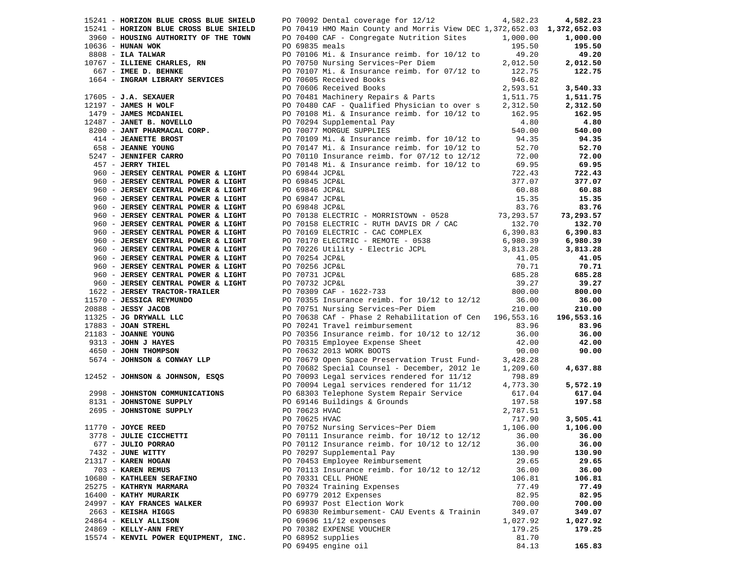| Vendor | PO / Description | Amount | Total |
|---|---|---|---|
| 15241 - **HORIZON BLUE CROSS BLUE SHIELD** | PO 70092 Dental coverage for 12/12 | 4,582.23 | **4,582.23** |
| 15241 - **HORIZON BLUE CROSS BLUE SHIELD** | PO 70419 HMO Main County and Morris View DEC | 1,372,652.03 | **1,372,652.03** |
| 3960 - **HOUSING AUTHORITY OF THE TOWN** | PO 70400 CAF - Congregate Nutrition Sites | 1,000.00 | **1,000.00** |
| 10636 - **HUNAN WOK** | PO 69835 meals | 195.50 | **195.50** |
| 8808 - **ILA TALWAR** | PO 70106 Mi. & Insurance reimb. for 10/12 to | 49.20 | **49.20** |
| 10767 - **ILLIENE CHARLES, RN** | PO 70750 Nursing Services~Per Diem | 2,012.50 | **2,012.50** |
| 667 - **IMEE D. BEHNKE** | PO 70107 Mi. & Insurance reimb. for 07/12 to | 122.75 | **122.75** |
| 1664 - **INGRAM LIBRARY SERVICES** | PO 70605 Received Books | 946.82 | |
| | PO 70606 Received Books | 2,593.51 | **3,540.33** |
| 17605 - **J.A. SEXAUER** | PO 70481 Machinery Repairs & Parts | 1,511.75 | **1,511.75** |
| 12197 - **JAMES H WOLF** | PO 70480 CAF - Qualified Physician to over s | 2,312.50 | **2,312.50** |
| 1479 - **JAMES MCDANIEL** | PO 70108 Mi. & Insurance reimb. for 10/12 to | 162.95 | **162.95** |
| 12487 - **JANET B. NOVELLO** | PO 70294 Supplemental Pay | 4.80 | **4.80** |
| 8200 - **JANT PHARMACAL CORP.** | PO 70077 MORGUE SUPPLIES | 540.00 | **540.00** |
| 414 - **JEANETTE BROST** | PO 70109 Mi. & Insurance reimb. for 10/12 to | 94.35 | **94.35** |
| 658 - **JEANNE YOUNG** | PO 70147 Mi. & Insurance reimb. for 10/12 to | 52.70 | **52.70** |
| 5247 - **JENNIFER CARRO** | PO 70110 Insurance reimb. for 07/12 to 12/12 | 72.00 | **72.00** |
| 457 - **JERRY THIEL** | PO 70148 Mi. & Insurance reimb. for 10/12 to | 69.95 | **69.95** |
| 960 - **JERSEY CENTRAL POWER & LIGHT** | PO 69844 JCP&L | 722.43 | **722.43** |
| 960 - **JERSEY CENTRAL POWER & LIGHT** | PO 69845 JCP&L | 377.07 | **377.07** |
| 960 - **JERSEY CENTRAL POWER & LIGHT** | PO 69846 JCP&L | 60.88 | **60.88** |
| 960 - **JERSEY CENTRAL POWER & LIGHT** | PO 69847 JCP&L | 15.35 | **15.35** |
| 960 - **JERSEY CENTRAL POWER & LIGHT** | PO 69848 JCP&L | 83.76 | **83.76** |
| 960 - **JERSEY CENTRAL POWER & LIGHT** | PO 70138 ELECTRIC - MORRISTOWN - 0528 | 73,293.57 | **73,293.57** |
| 960 - **JERSEY CENTRAL POWER & LIGHT** | PO 70158 ELECTRIC - RUTH DAVIS DR / CAC | 132.70 | **132.70** |
| 960 - **JERSEY CENTRAL POWER & LIGHT** | PO 70169 ELECTRIC - CAC COMPLEX | 6,390.83 | **6,390.83** |
| 960 - **JERSEY CENTRAL POWER & LIGHT** | PO 70170 ELECTRIC - REMOTE - 0538 | 6,980.39 | **6,980.39** |
| 960 - **JERSEY CENTRAL POWER & LIGHT** | PO 70226 Utility - Electric JCPL | 3,813.28 | **3,813.28** |
| 960 - **JERSEY CENTRAL POWER & LIGHT** | PO 70254 JCP&L | 41.05 | **41.05** |
| 960 - **JERSEY CENTRAL POWER & LIGHT** | PO 70256 JCP&L | 70.71 | **70.71** |
| 960 - **JERSEY CENTRAL POWER & LIGHT** | PO 70731 JCP&L | 685.28 | **685.28** |
| 960 - **JERSEY CENTRAL POWER & LIGHT** | PO 70732 JCP&L | 39.27 | **39.27** |
| 1622 - **JERSEY TRACTOR-TRAILER** | PO 70309 CAF - 1622-733 | 800.00 | **800.00** |
| 11570 - **JESSICA REYMUNDO** | PO 70355 Insurance reimb. for 10/12 to 12/12 | 36.00 | **36.00** |
| 20888 - **JESSY JACOB** | PO 70751 Nursing Services~Per Diem | 210.00 | **210.00** |
| 11325 - **JG DRYWALL LLC** | PO 70638 CAf - Phase 2 Rehabilitation of Cen | 196,553.16 | **196,553.16** |
| 17883 - **JOAN STREHL** | PO 70241 Travel reimbursement | 83.96 | **83.96** |
| 21183 - **JOANNE YOUNG** | PO 70356 Insurance reimb. for 10/12 to 12/12 | 36.00 | **36.00** |
| 9313 - **JOHN J HAYES** | PO 70315 Employee Expense Sheet | 42.00 | **42.00** |
| 4650 - **JOHN THOMPSON** | PO 70632 2013 WORK BOOTS | 90.00 | **90.00** |
| 5674 - **JOHNSON & CONWAY LLP** | PO 70679 Open Space Preservation Trust Fund- | 3,428.28 | |
| | PO 70682 Special Counsel - December, 2012 le | 1,209.60 | **4,637.88** |
| 12452 - **JOHNSON & JOHNSON, ESQS** | PO 70093 Legal services rendered for 11/12 | 798.89 | |
| | PO 70094 Legal services rendered for 11/12 | 4,773.30 | **5,572.19** |
| 2998 - **JOHNSTON COMMUNICATIONS** | PO 68303 Telephone System Repair Service | 617.04 | **617.04** |
| 8131 - **JOHNSTONE SUPPLY** | PO 69146 Buildings & Grounds | 197.58 | **197.58** |
| 2695 - **JOHNSTONE SUPPLY** | PO 70623 HVAC | 2,787.51 | |
| | PO 70625 HVAC | 717.90 | **3,505.41** |
| 11770 - **JOYCE REED** | PO 70752 Nursing Services~Per Diem | 1,106.00 | **1,106.00** |
| 3778 - **JULIE CICCHETTI** | PO 70111 Insurance reimb. for 10/12 to 12/12 | 36.00 | **36.00** |
| 677 - **JULIO PORRAO** | PO 70112 Insurance reimb. for 10/12 to 12/12 | 36.00 | **36.00** |
| 7432 - **JUNE WITTY** | PO 70297 Supplemental Pay | 130.90 | **130.90** |
| 21317 - **KAREN HOGAN** | PO 70453 Employee Reimbursement | 29.65 | **29.65** |
| 703 - **KAREN REMUS** | PO 70113 Insurance reimb. for 10/12 to 12/12 | 36.00 | **36.00** |
| 10680 - **KATHLEEN SERAFINO** | PO 70331 CELL PHONE | 106.81 | **106.81** |
| 25275 - **KATHRYN MARMARA** | PO 70324 Training Expenses | 77.49 | **77.49** |
| 16400 - **KATHY MURARIK** | PO 69779 2012 Expenses | 82.95 | **82.95** |
| 24997 - **KAY FRANCES WALKER** | PO 69937 Post Election Work | 700.00 | **700.00** |
| 2663 - **KEISHA HIGGS** | PO 69830 Reimbursement- CAU Events & Trainin | 349.07 | **349.07** |
| 24864 - **KELLY ALLISON** | PO 69696 11/12 expenses | 1,027.92 | **1,027.92** |
| 24869 - **KELLY-ANN FREY** | PO 70382 EXPENSE VOUCHER | 179.25 | **179.25** |
| 15574 - **KENVIL POWER EQUIPMENT, INC.** | PO 68952 supplies | 81.70 | |
| | PO 69495 engine oil | 84.13 | **165.83** |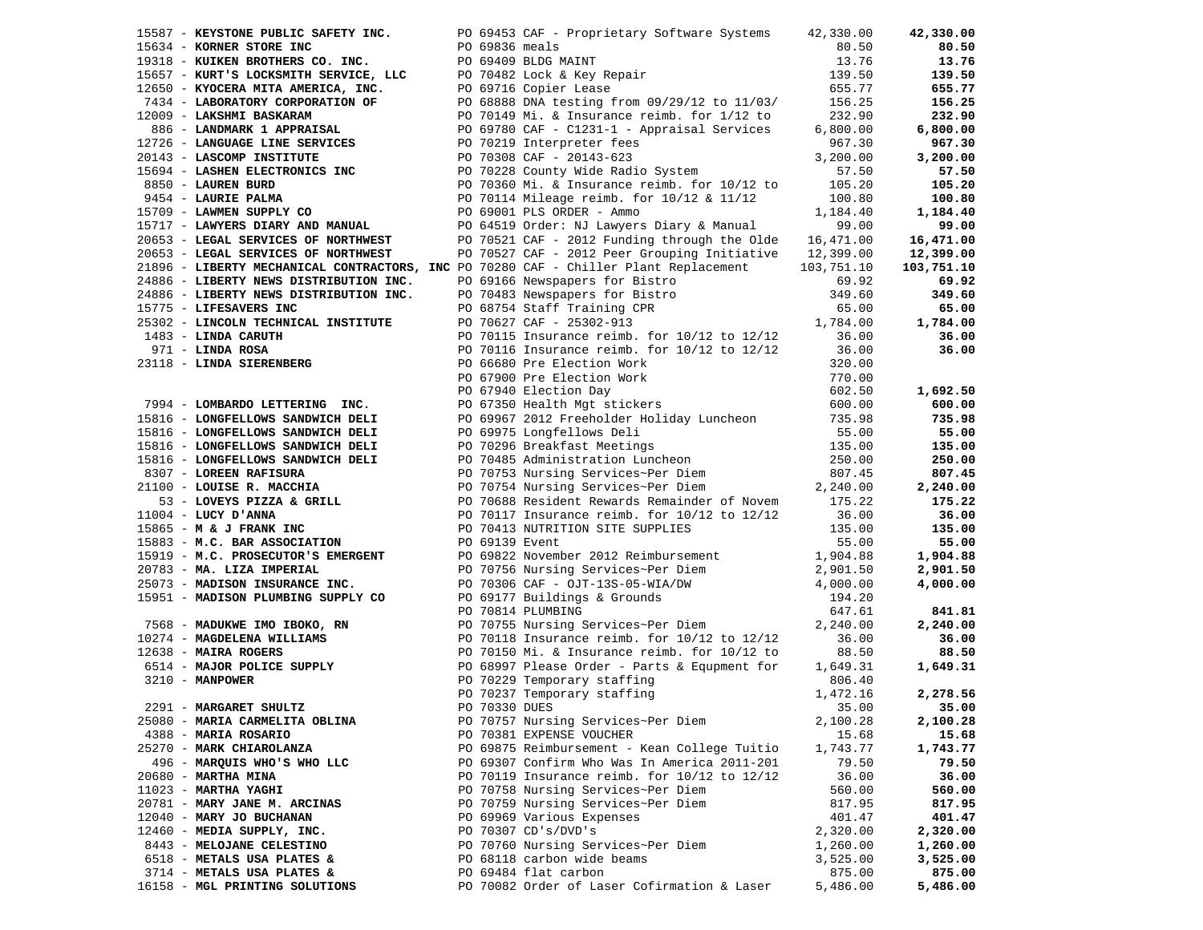| | | | |
|---|---|---|---|
| 15587 - **KEYSTONE PUBLIC SAFETY INC.** | PO 69453 CAF - Proprietary Software Systems | 42,330.00 | **42,330.00** |
| 15634 - **KORNER STORE INC** | PO 69836 meals | 80.50 | **80.50** |
| 19318 - **KUIKEN BROTHERS CO. INC.** | PO 69409 BLDG MAINT | 13.76 | **13.76** |
| 15657 - **KURT'S LOCKSMITH SERVICE, LLC** | PO 70482 Lock & Key Repair | 139.50 | **139.50** |
| 12650 - **KYOCERA MITA AMERICA, INC.** | PO 69716 Copier Lease | 655.77 | **655.77** |
| 7434 - **LABORATORY CORPORATION OF** | PO 68888 DNA testing from 09/29/12 to 11/03/ | 156.25 | **156.25** |
| 12009 - **LAKSHMI BASKARAM** | PO 70149 Mi. & Insurance reimb. for 1/12 to | 232.90 | **232.90** |
| 886 - **LANDMARK 1 APPRAISAL** | PO 69780 CAF - C1231-1 - Appraisal Services | 6,800.00 | **6,800.00** |
| 12726 - **LANGUAGE LINE SERVICES** | PO 70219 Interpreter fees | 967.30 | **967.30** |
| 20143 - **LASCOMP INSTITUTE** | PO 70308 CAF - 20143-623 | 3,200.00 | **3,200.00** |
| 15694 - **LASHEN ELECTRONICS INC** | PO 70228 County Wide Radio System | 57.50 | **57.50** |
| 8850 - **LAUREN BURD** | PO 70360 Mi. & Insurance reimb. for 10/12 to | 105.20 | **105.20** |
| 9454 - **LAURIE PALMA** | PO 70114 Mileage reimb. for 10/12 & 11/12 | 100.80 | **100.80** |
| 15709 - **LAWMEN SUPPLY CO** | PO 69001 PLS ORDER - Ammo | 1,184.40 | **1,184.40** |
| 15717 - **LAWYERS DIARY AND MANUAL** | PO 64519 Order: NJ Lawyers Diary & Manual | 99.00 | **99.00** |
| 20653 - **LEGAL SERVICES OF NORTHWEST** | PO 70521 CAF - 2012 Funding through the Olde | 16,471.00 | **16,471.00** |
| 20653 - **LEGAL SERVICES OF NORTHWEST** | PO 70527 CAF - 2012 Peer Grouping Initiative | 12,399.00 | **12,399.00** |
| 21896 - **LIBERTY MECHANICAL CONTRACTORS, INC** | PO 70280 CAF - Chiller Plant Replacement | 103,751.10 | **103,751.10** |
| 24886 - **LIBERTY NEWS DISTRIBUTION INC.** | PO 69166 Newspapers for Bistro | 69.92 | **69.92** |
| 24886 - **LIBERTY NEWS DISTRIBUTION INC.** | PO 70483 Newspapers for Bistro | 349.60 | **349.60** |
| 15775 - **LIFESAVERS INC** | PO 68754 Staff Training CPR | 65.00 | **65.00** |
| 25302 - **LINCOLN TECHNICAL INSTITUTE** | PO 70627 CAF - 25302-913 | 1,784.00 | **1,784.00** |
| 1483 - **LINDA CARUTH** | PO 70115 Insurance reimb. for 10/12 to 12/12 | 36.00 | **36.00** |
| 971 - **LINDA ROSA** | PO 70116 Insurance reimb. for 10/12 to 12/12 | 36.00 | **36.00** |
| 23118 - **LINDA SIERENBERG** | PO 66680 Pre Election Work | 320.00 | |
| | PO 67900 Pre Election Work | 770.00 | |
| | PO 67940 Election Day | 602.50 | **1,692.50** |
| 7994 - **LOMBARDO LETTERING INC.** | PO 67350 Health Mgt stickers | 600.00 | **600.00** |
| 15816 - **LONGFELLOWS SANDWICH DELI** | PO 69967 2012 Freeholder Holiday Luncheon | 735.98 | **735.98** |
| 15816 - **LONGFELLOWS SANDWICH DELI** | PO 69975 Longfellows Deli | 55.00 | **55.00** |
| 15816 - **LONGFELLOWS SANDWICH DELI** | PO 70296 Breakfast Meetings | 135.00 | **135.00** |
| 15816 - **LONGFELLOWS SANDWICH DELI** | PO 70485 Administration Luncheon | 250.00 | **250.00** |
| 8307 - **LOREEN RAFISURA** | PO 70753 Nursing Services~Per Diem | 807.45 | **807.45** |
| 21100 - **LOUISE R. MACCHIA** | PO 70754 Nursing Services~Per Diem | 2,240.00 | **2,240.00** |
| 53 - **LOVEYS PIZZA & GRILL** | PO 70688 Resident Rewards Remainder of Novem | 175.22 | **175.22** |
| 11004 - **LUCY D'ANNA** | PO 70117 Insurance reimb. for 10/12 to 12/12 | 36.00 | **36.00** |
| 15865 - **M & J FRANK INC** | PO 70413 NUTRITION SITE SUPPLIES | 135.00 | **135.00** |
| 15883 - **M.C. BAR ASSOCIATION** | PO 69139 Event | 55.00 | **55.00** |
| 15919 - **M.C. PROSECUTOR'S EMERGENT** | PO 69822 November 2012 Reimbursement | 1,904.88 | **1,904.88** |
| 20783 - **MA. LIZA IMPERIAL** | PO 70756 Nursing Services~Per Diem | 2,901.50 | **2,901.50** |
| 25073 - **MADISON INSURANCE INC.** | PO 70306 CAF - OJT-13S-05-WIA/DW | 4,000.00 | **4,000.00** |
| 15951 - **MADISON PLUMBING SUPPLY CO** | PO 69177 Buildings & Grounds | 194.20 | |
| | PO 70814 PLUMBING | 647.61 | **841.81** |
| 7568 - **MADUKWE IMO IBOKO, RN** | PO 70755 Nursing Services~Per Diem | 2,240.00 | **2,240.00** |
| 10274 - **MAGDELENA WILLIAMS** | PO 70118 Insurance reimb. for 10/12 to 12/12 | 36.00 | **36.00** |
| 12638 - **MAIRA ROGERS** | PO 70150 Mi. & Insurance reimb. for 10/12 to | 88.50 | **88.50** |
| 6514 - **MAJOR POLICE SUPPLY** | PO 68997 Please Order - Parts & Equpment for | 1,649.31 | **1,649.31** |
| 3210 - **MANPOWER** | PO 70229 Temporary staffing | 806.40 | |
| | PO 70237 Temporary staffing | 1,472.16 | **2,278.56** |
| 2291 - **MARGARET SHULTZ** | PO 70330 DUES | 35.00 | **35.00** |
| 25080 - **MARIA CARMELITA OBLINA** | PO 70757 Nursing Services~Per Diem | 2,100.28 | **2,100.28** |
| 4388 - **MARIA ROSARIO** | PO 70381 EXPENSE VOUCHER | 15.68 | **15.68** |
| 25270 - **MARK CHIAROLANZA** | PO 69875 Reimbursement - Kean College Tuitio | 1,743.77 | **1,743.77** |
| 496 - **MARQUIS WHO'S WHO LLC** | PO 69307 Confirm Who Was In America 2011-201 | 79.50 | **79.50** |
| 20680 - **MARTHA MINA** | PO 70119 Insurance reimb. for 10/12 to 12/12 | 36.00 | **36.00** |
| 11023 - **MARTHA YAGHI** | PO 70758 Nursing Services~Per Diem | 560.00 | **560.00** |
| 20781 - **MARY JANE M. ARCINAS** | PO 70759 Nursing Services~Per Diem | 817.95 | **817.95** |
| 12040 - **MARY JO BUCHANAN** | PO 69969 Various Expenses | 401.47 | **401.47** |
| 12460 - **MEDIA SUPPLY, INC.** | PO 70307 CD's/DVD's | 2,320.00 | **2,320.00** |
| 8443 - **MELOJANE CELESTINO** | PO 70760 Nursing Services~Per Diem | 1,260.00 | **1,260.00** |
| 6518 - **METALS USA PLATES &** | PO 68118 carbon wide beams | 3,525.00 | **3,525.00** |
| 3714 - **METALS USA PLATES &** | PO 69484 flat carbon | 875.00 | **875.00** |
| 16158 - **MGL PRINTING SOLUTIONS** | PO 70082 Order of Laser Cofirmation & Laser | 5,486.00 | **5,486.00** |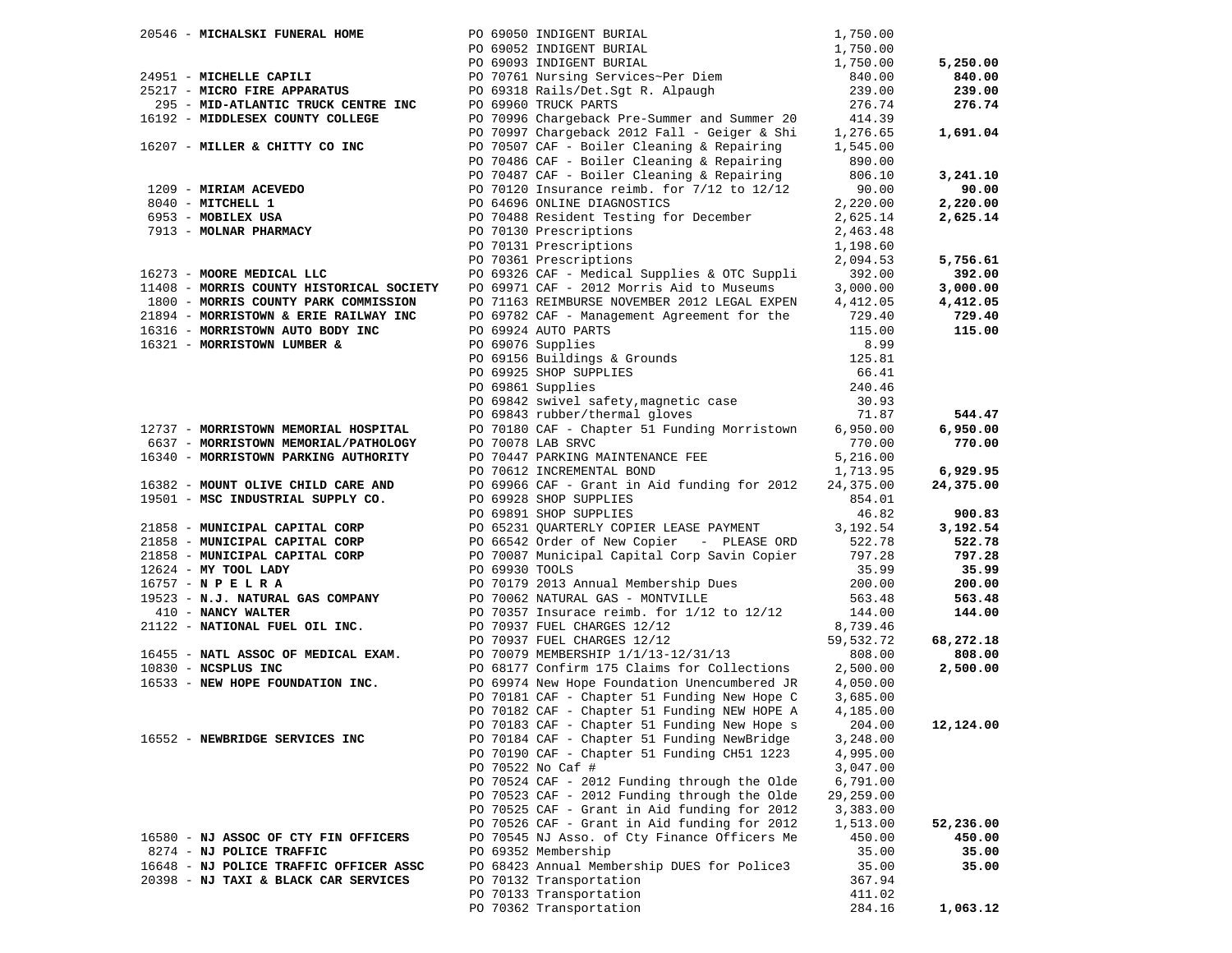| | | | |
|---|---|---|---|
| 20546 - **MICHALSKI FUNERAL HOME** | PO 69050 INDIGENT BURIAL | 1,750.00 | |
| | PO 69052 INDIGENT BURIAL | 1,750.00 | |
| | PO 69093 INDIGENT BURIAL | 1,750.00 | **5,250.00** |
| 24951 - **MICHELLE CAPILI** | PO 70761 Nursing Services~Per Diem | 840.00 | **840.00** |
| 25217 - **MICRO FIRE APPARATUS** | PO 69318 Rails/Det.Sgt R. Alpaugh | 239.00 | **239.00** |
| 295 - **MID-ATLANTIC TRUCK CENTRE INC** | PO 69960 TRUCK PARTS | 276.74 | **276.74** |
| 16192 - **MIDDLESEX COUNTY COLLEGE** | PO 70996 Chargeback Pre-Summer and Summer 20 | 414.39 | |
| | PO 70997 Chargeback 2012 Fall - Geiger & Shi | 1,276.65 | **1,691.04** |
| 16207 - **MILLER & CHITTY CO INC** | PO 70507 CAF - Boiler Cleaning & Repairing | 1,545.00 | |
| | PO 70486 CAF - Boiler Cleaning & Repairing | 890.00 | |
| | PO 70487 CAF - Boiler Cleaning & Repairing | 806.10 | **3,241.10** |
| 1209 - **MIRIAM ACEVEDO** | PO 70120 Insurance reimb. for 7/12 to 12/12 | 90.00 | **90.00** |
| 8040 - **MITCHELL 1** | PO 64696 ONLINE DIAGNOSTICS | 2,220.00 | **2,220.00** |
| 6953 - **MOBILEX USA** | PO 70488 Resident Testing for December | 2,625.14 | **2,625.14** |
| 7913 - **MOLNAR PHARMACY** | PO 70130 Prescriptions | 2,463.48 | |
| | PO 70131 Prescriptions | 1,198.60 | |
| | PO 70361 Prescriptions | 2,094.53 | **5,756.61** |
| 16273 - **MOORE MEDICAL LLC** | PO 69326 CAF - Medical Supplies & OTC Suppli | 392.00 | **392.00** |
| 11408 - **MORRIS COUNTY HISTORICAL SOCIETY** | PO 69971 CAF - 2012 Morris Aid to Museums | 3,000.00 | **3,000.00** |
| 1800 - **MORRIS COUNTY PARK COMMISSION** | PO 71163 REIMBURSE NOVEMBER 2012 LEGAL EXPEN | 4,412.05 | **4,412.05** |
| 21894 - **MORRISTOWN & ERIE RAILWAY INC** | PO 69782 CAF - Management Agreement for the | 729.40 | **729.40** |
| 16316 - **MORRISTOWN AUTO BODY INC** | PO 69924 AUTO PARTS | 115.00 | **115.00** |
| 16321 - **MORRISTOWN LUMBER &** | PO 69076 Supplies | 8.99 | |
| | PO 69156 Buildings & Grounds | 125.81 | |
| | PO 69925 SHOP SUPPLIES | 66.41 | |
| | PO 69861 Supplies | 240.46 | |
| | PO 69842 swivel safety,magnetic case | 30.93 | |
| | PO 69843 rubber/thermal gloves | 71.87 | **544.47** |
| 12737 - **MORRISTOWN MEMORIAL HOSPITAL** | PO 70180 CAF - Chapter 51 Funding Morristown | 6,950.00 | **6,950.00** |
| 6637 - **MORRISTOWN MEMORIAL/PATHOLOGY** | PO 70078 LAB SRVC | 770.00 | **770.00** |
| 16340 - **MORRISTOWN PARKING AUTHORITY** | PO 70447 PARKING MAINTENANCE FEE | 5,216.00 | |
| | PO 70612 INCREMENTAL BOND | 1,713.95 | **6,929.95** |
| 16382 - **MOUNT OLIVE CHILD CARE AND** | PO 69966 CAF - Grant in Aid funding for 2012 | 24,375.00 | **24,375.00** |
| 19501 - **MSC INDUSTRIAL SUPPLY CO.** | PO 69928 SHOP SUPPLIES | 854.01 | |
| | PO 69891 SHOP SUPPLIES | 46.82 | **900.83** |
| 21858 - **MUNICIPAL CAPITAL CORP** | PO 65231 QUARTERLY COPIER LEASE PAYMENT | 3,192.54 | **3,192.54** |
| 21858 - **MUNICIPAL CAPITAL CORP** | PO 66542 Order of New Copier - PLEASE ORD | 522.78 | **522.78** |
| 21858 - **MUNICIPAL CAPITAL CORP** | PO 70087 Municipal Capital Corp Savin Copier | 797.28 | **797.28** |
| 12624 - **MY TOOL LADY** | PO 69930 TOOLS | 35.99 | **35.99** |
| 16757 - **N P E L R A** | PO 70179 2013 Annual Membership Dues | 200.00 | **200.00** |
| 19523 - **N.J. NATURAL GAS COMPANY** | PO 70062 NATURAL GAS - MONTVILLE | 563.48 | **563.48** |
| 410 - **NANCY WALTER** | PO 70357 Insurace reimb. for 1/12 to 12/12 | 144.00 | **144.00** |
| 21122 - **NATIONAL FUEL OIL INC.** | PO 70937 FUEL CHARGES 12/12 | 8,739.46 | |
| | PO 70937 FUEL CHARGES 12/12 | 59,532.72 | **68,272.18** |
| 16455 - **NATL ASSOC OF MEDICAL EXAM.** | PO 70079 MEMBERSHIP 1/1/13-12/31/13 | 808.00 | **808.00** |
| 10830 - **NCSPLUS INC** | PO 68177 Confirm 175 Claims for Collections | 2,500.00 | **2,500.00** |
| 16533 - **NEW HOPE FOUNDATION INC.** | PO 69974 New Hope Foundation Unencumbered JR | 4,050.00 | |
| | PO 70181 CAF - Chapter 51 Funding New Hope C | 3,685.00 | |
| | PO 70182 CAF - Chapter 51 Funding NEW HOPE A | 4,185.00 | |
| | PO 70183 CAF - Chapter 51 Funding New Hope s | 204.00 | **12,124.00** |
| 16552 - **NEWBRIDGE SERVICES INC** | PO 70184 CAF - Chapter 51 Funding NewBridge | 3,248.00 | |
| | PO 70190 CAF - Chapter 51 Funding CH51 1223 | 4,995.00 | |
| | PO 70522 No Caf # | 3,047.00 | |
| | PO 70524 CAF - 2012 Funding through the Olde | 6,791.00 | |
| | PO 70523 CAF - 2012 Funding through the Olde | 29,259.00 | |
| | PO 70525 CAF - Grant in Aid funding for 2012 | 3,383.00 | |
| | PO 70526 CAF - Grant in Aid funding for 2012 | 1,513.00 | **52,236.00** |
| 16580 - **NJ ASSOC OF CTY FIN OFFICERS** | PO 70545 NJ Asso. of Cty Finance Officers Me | 450.00 | **450.00** |
| 8274 - **NJ POLICE TRAFFIC** | PO 69352 Membership | 35.00 | **35.00** |
| 16648 - **NJ POLICE TRAFFIC OFFICER ASSC** | PO 68423 Annual Membership DUES for Police3 | 35.00 | **35.00** |
| 20398 - **NJ TAXI & BLACK CAR SERVICES** | PO 70132 Transportation | 367.94 | |
| | PO 70133 Transportation | 411.02 | |
| | PO 70362 Transportation | 284.16 | **1,063.12** |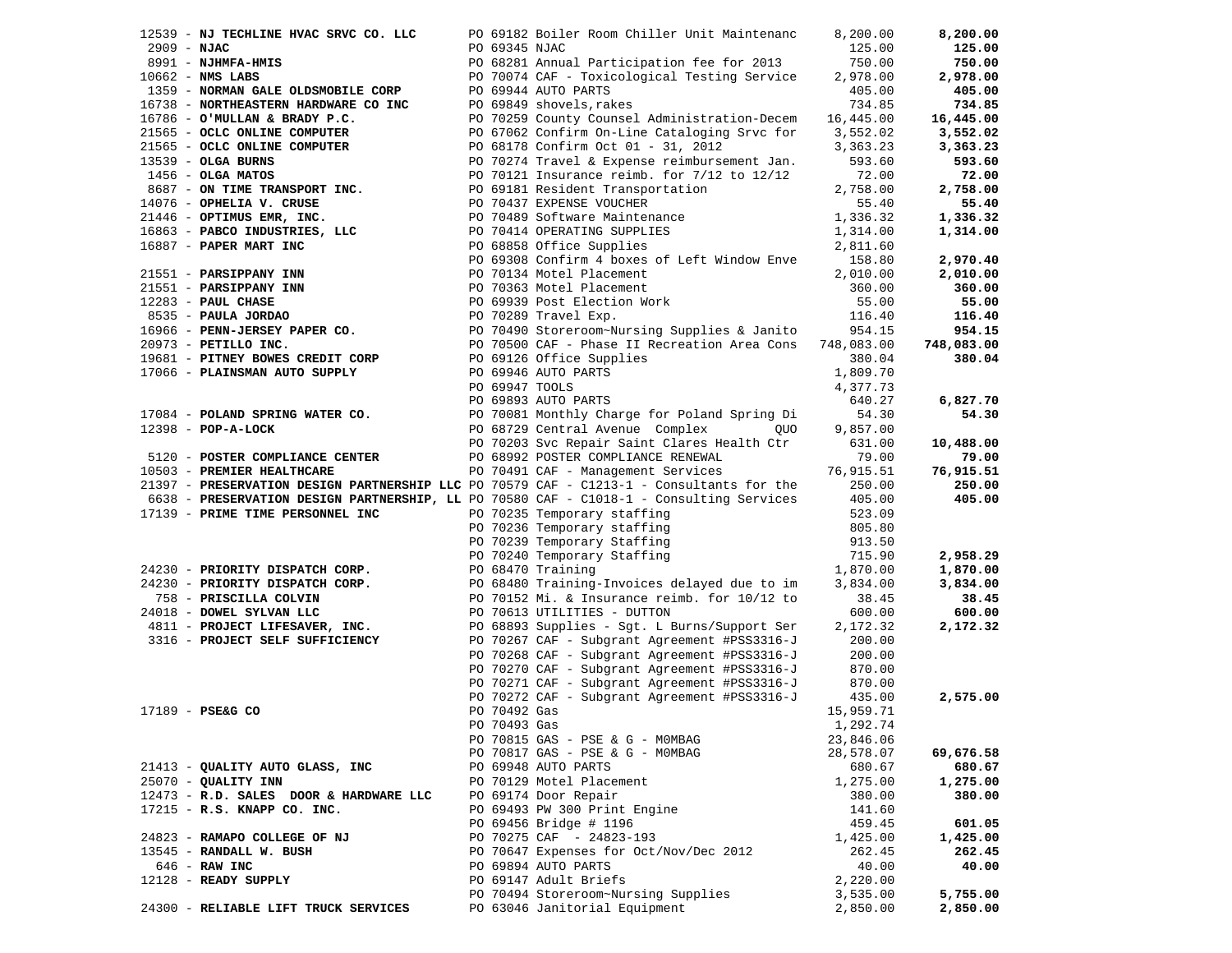| Vendor | PO / Description | Amount | Total |
|---|---|---|---|
| 12539 - **NJ TECHLINE HVAC SRVC CO. LLC** | PO 69182 Boiler Room Chiller Unit Maintenanc | 8,200.00 | **8,200.00** |
| 2909 - **NJAC** | PO 69345 NJAC | 125.00 | **125.00** |
| 8991 - **NJHMFA-HMIS** | PO 68281 Annual Participation fee for 2013 | 750.00 | **750.00** |
| 10662 - **NMS LABS** | PO 70074 CAF - Toxicological Testing Service | 2,978.00 | **2,978.00** |
| 1359 - **NORMAN GALE OLDSMOBILE CORP** | PO 69944 AUTO PARTS | 405.00 | **405.00** |
| 16738 - **NORTHEASTERN HARDWARE CO INC** | PO 69849 shovels,rakes | 734.85 | **734.85** |
| 16786 - **O'MULLAN & BRADY P.C.** | PO 70259 County Counsel Administration-Decem | 16,445.00 | **16,445.00** |
| 21565 - **OCLC ONLINE COMPUTER** | PO 67062 Confirm On-Line Cataloging Srvc for | 3,552.02 | **3,552.02** |
| 21565 - **OCLC ONLINE COMPUTER** | PO 68178 Confirm Oct 01 - 31, 2012 | 3,363.23 | **3,363.23** |
| 13539 - **OLGA BURNS** | PO 70274 Travel & Expense reimbursement Jan. | 593.60 | **593.60** |
| 1456 - **OLGA MATOS** | PO 70121 Insurance reimb. for 7/12 to 12/12 | 72.00 | **72.00** |
| 8687 - **ON TIME TRANSPORT INC.** | PO 69181 Resident Transportation | 2,758.00 | **2,758.00** |
| 14076 - **OPHELIA V. CRUSE** | PO 70437 EXPENSE VOUCHER | 55.40 | **55.40** |
| 21446 - **OPTIMUS EMR, INC.** | PO 70489 Software Maintenance | 1,336.32 | **1,336.32** |
| 16863 - **PABCO INDUSTRIES, LLC** | PO 70414 OPERATING SUPPLIES | 1,314.00 | **1,314.00** |
| 16887 - **PAPER MART INC** | PO 68858 Office Supplies | 2,811.60 | |
| | PO 69308 Confirm 4 boxes of Left Window Enve | 158.80 | **2,970.40** |
| 21551 - **PARSIPPANY INN** | PO 70134 Motel Placement | 2,010.00 | **2,010.00** |
| 21551 - **PARSIPPANY INN** | PO 70363 Motel Placement | 360.00 | **360.00** |
| 12283 - **PAUL CHASE** | PO 69939 Post Election Work | 55.00 | **55.00** |
| 8535 - **PAULA JORDAO** | PO 70289 Travel Exp. | 116.40 | **116.40** |
| 16966 - **PENN-JERSEY PAPER CO.** | PO 70490 Storeroom~Nursing Supplies & Janito | 954.15 | **954.15** |
| 20973 - **PETILLO INC.** | PO 70500 CAF - Phase II Recreation Area Cons | 748,083.00 | **748,083.00** |
| 19681 - **PITNEY BOWES CREDIT CORP** | PO 69126 Office Supplies | 380.04 | **380.04** |
| 17066 - **PLAINSMAN AUTO SUPPLY** | PO 69946 AUTO PARTS | 1,809.70 | |
| | PO 69947 TOOLS | 4,377.73 | |
| | PO 69893 AUTO PARTS | 640.27 | **6,827.70** |
| 17084 - **POLAND SPRING WATER CO.** | PO 70081 Monthly Charge for Poland Spring Di | 54.30 | **54.30** |
| 12398 - **POP-A-LOCK** | PO 68729 Central Avenue Complex QUO | 9,857.00 | |
| | PO 70203 Svc Repair Saint Clares Health Ctr | 631.00 | **10,488.00** |
| 5120 - **POSTER COMPLIANCE CENTER** | PO 68992 POSTER COMPLIANCE RENEWAL | 79.00 | **79.00** |
| 10503 - **PREMIER HEALTHCARE** | PO 70491 CAF - Management Services | 76,915.51 | **76,915.51** |
| 21397 - **PRESERVATION DESIGN PARTNERSHIP LLC** | PO 70579 CAF - C1213-1 - Consultants for the | 250.00 | **250.00** |
| 6638 - **PRESERVATION DESIGN PARTNERSHIP, LL** | PO 70580 CAF - C1018-1 - Consulting Services | 405.00 | **405.00** |
| 17139 - **PRIME TIME PERSONNEL INC** | PO 70235 Temporary staffing | 523.09 | |
| | PO 70236 Temporary staffing | 805.80 | |
| | PO 70239 Temporary Staffing | 913.50 | |
| | PO 70240 Temporary Staffing | 715.90 | **2,958.29** |
| 24230 - **PRIORITY DISPATCH CORP.** | PO 68470 Training | 1,870.00 | **1,870.00** |
| 24230 - **PRIORITY DISPATCH CORP.** | PO 68480 Training-Invoices delayed due to im | 3,834.00 | **3,834.00** |
| 758 - **PRISCILLA COLVIN** | PO 70152 Mi. & Insurance reimb. for 10/12 to | 38.45 | **38.45** |
| 24018 - **DOWEL SYLVAN LLC** | PO 70613 UTILITIES - DUTTON | 600.00 | **600.00** |
| 4811 - **PROJECT LIFESAVER, INC.** | PO 68893 Supplies - Sgt. L Burns/Support Ser | 2,172.32 | **2,172.32** |
| 3316 - **PROJECT SELF SUFFICIENCY** | PO 70267 CAF - Subgrant Agreement #PSS3316-J | 200.00 | |
| | PO 70268 CAF - Subgrant Agreement #PSS3316-J | 200.00 | |
| | PO 70270 CAF - Subgrant Agreement #PSS3316-J | 870.00 | |
| | PO 70271 CAF - Subgrant Agreement #PSS3316-J | 870.00 | |
| | PO 70272 CAF - Subgrant Agreement #PSS3316-J | 435.00 | **2,575.00** |
| 17189 - **PSE&G CO** | PO 70492 Gas | 15,959.71 | |
| | PO 70493 Gas | 1,292.74 | |
| | PO 70815 GAS - PSE & G - M0MBAG | 23,846.06 | |
| | PO 70817 GAS - PSE & G - M0MBAG | 28,578.07 | **69,676.58** |
| 21413 - **QUALITY AUTO GLASS, INC** | PO 69948 AUTO PARTS | 680.67 | **680.67** |
| 25070 - **QUALITY INN** | PO 70129 Motel Placement | 1,275.00 | **1,275.00** |
| 12473 - **R.D. SALES DOOR & HARDWARE LLC** | PO 69174 Door Repair | 380.00 | **380.00** |
| 17215 - **R.S. KNAPP CO. INC.** | PO 69493 PW 300 Print Engine | 141.60 | |
| | PO 69456 Bridge # 1196 | 459.45 | **601.05** |
| 24823 - **RAMAPO COLLEGE OF NJ** | PO 70275 CAF - 24823-193 | 1,425.00 | **1,425.00** |
| 13545 - **RANDALL W. BUSH** | PO 70647 Expenses for Oct/Nov/Dec 2012 | 262.45 | **262.45** |
| 646 - **RAW INC** | PO 69894 AUTO PARTS | 40.00 | **40.00** |
| 12128 - **READY SUPPLY** | PO 69147 Adult Briefs | 2,220.00 | |
| | PO 70494 Storeroom~Nursing Supplies | 3,535.00 | **5,755.00** |
| 24300 - **RELIABLE LIFT TRUCK SERVICES** | PO 63046 Janitorial Equipment | 2,850.00 | **2,850.00** |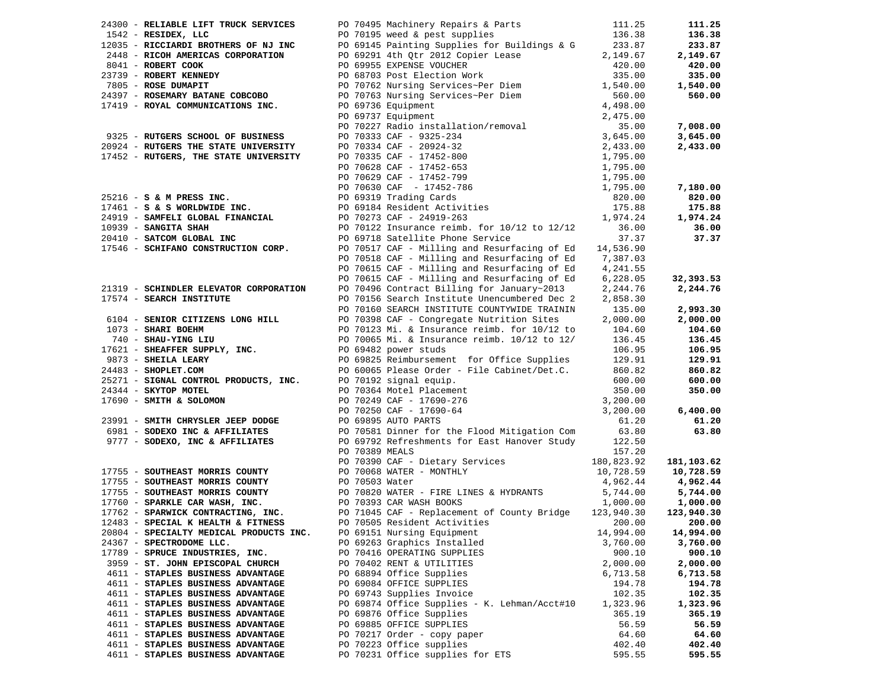| | | | |
|---|---|---|---|
| 24300 - **RELIABLE LIFT TRUCK SERVICES** | PO 70495 Machinery Repairs & Parts | 111.25 | **111.25** |
| 1542 - **RESIDEX, LLC** | PO 70195 weed & pest supplies | 136.38 | **136.38** |
| 12035 - **RICCIARDI BROTHERS OF NJ INC** | PO 69145 Painting Supplies for Buildings & G | 233.87 | **233.87** |
| 2448 - **RICOH AMERICAS CORPORATION** | PO 69291 4th Qtr 2012 Copier Lease | 2,149.67 | **2,149.67** |
| 8041 - **ROBERT COOK** | PO 69955 EXPENSE VOUCHER | 420.00 | **420.00** |
| 23739 - **ROBERT KENNEDY** | PO 68703 Post Election Work | 335.00 | **335.00** |
| 7805 - **ROSE DUMAPIT** | PO 70762 Nursing Services~Per Diem | 1,540.00 | **1,540.00** |
| 24397 - **ROSEMARY BATANE COBCOBO** | PO 70763 Nursing Services~Per Diem | 560.00 | **560.00** |
| 17419 - **ROYAL COMMUNICATIONS INC.** | PO 69736 Equipment | 4,498.00 | |
| | PO 69737 Equipment | 2,475.00 | |
| | PO 70227 Radio installation/removal | 35.00 | **7,008.00** |
| 9325 - **RUTGERS SCHOOL OF BUSINESS** | PO 70333 CAF - 9325-234 | 3,645.00 | **3,645.00** |
| 20924 - **RUTGERS THE STATE UNIVERSITY** | PO 70334 CAF - 20924-32 | 2,433.00 | **2,433.00** |
| 17452 - **RUTGERS, THE STATE UNIVERSITY** | PO 70335 CAF - 17452-800 | 1,795.00 | |
| | PO 70628 CAF - 17452-653 | 1,795.00 | |
| | PO 70629 CAF - 17452-799 | 1,795.00 | |
| | PO 70630 CAF - 17452-786 | 1,795.00 | **7,180.00** |
| 25216 - **S & M PRESS INC.** | PO 69319 Trading Cards | 820.00 | **820.00** |
| 17461 - **S & S WORLDWIDE INC.** | PO 69184 Resident Activities | 175.88 | **175.88** |
| 24919 - **SAMFELI GLOBAL FINANCIAL** | PO 70273 CAF - 24919-263 | 1,974.24 | **1,974.24** |
| 10939 - **SANGITA SHAH** | PO 70122 Insurance reimb. for 10/12 to 12/12 | 36.00 | **36.00** |
| 20410 - **SATCOM GLOBAL INC** | PO 69718 Satellite Phone Service | 37.37 | **37.37** |
| 17546 - **SCHIFANO CONSTRUCTION CORP.** | PO 70517 CAF - Milling and Resurfacing of Ed | 14,536.90 | |
| | PO 70518 CAF - Milling and Resurfacing of Ed | 7,387.03 | |
| | PO 70615 CAF - Milling and Resurfacing of Ed | 4,241.55 | |
| | PO 70615 CAF - Milling and Resurfacing of Ed | 6,228.05 | **32,393.53** |
| 21319 - **SCHINDLER ELEVATOR CORPORATION** | PO 70496 Contract Billing for January~2013 | 2,244.76 | **2,244.76** |
| 17574 - **SEARCH INSTITUTE** | PO 70156 Search Institute Unencumbered Dec 2 | 2,858.30 | |
| | PO 70160 SEARCH INSTITUTE COUNTYWIDE TRAININ | 135.00 | **2,993.30** |
| 6104 - **SENIOR CITIZENS LONG HILL** | PO 70398 CAF - Congregate Nutrition Sites | 2,000.00 | **2,000.00** |
| 1073 - **SHARI BOEHM** | PO 70123 Mi. & Insurance reimb. for 10/12 to | 104.60 | **104.60** |
| 740 - **SHAU-YING LIU** | PO 70065 Mi. & Insurance reimb. 10/12 to 12/ | 136.45 | **136.45** |
| 17621 - **SHEAFFER SUPPLY, INC.** | PO 69482 power studs | 106.95 | **106.95** |
| 9873 - **SHEILA LEARY** | PO 69825 Reimbursement for Office Supplies | 129.91 | **129.91** |
| 24483 - **SHOPLET.COM** | PO 60065 Please Order - File Cabinet/Det.C. | 860.82 | **860.82** |
| 25271 - **SIGNAL CONTROL PRODUCTS, INC.** | PO 70192 signal equip. | 600.00 | **600.00** |
| 24344 - **SKYTOP MOTEL** | PO 70364 Motel Placement | 350.00 | **350.00** |
| 17690 - **SMITH & SOLOMON** | PO 70249 CAF - 17690-276 | 3,200.00 | |
| | PO 70250 CAF - 17690-64 | 3,200.00 | **6,400.00** |
| 23991 - **SMITH CHRYSLER JEEP DODGE** | PO 69895 AUTO PARTS | 61.20 | **61.20** |
| 6981 - **SODEXO INC & AFFILIATES** | PO 70581 Dinner for the Flood Mitigation Com | 63.80 | **63.80** |
| 9777 - **SODEXO, INC & AFFILIATES** | PO 69792 Refreshments for East Hanover Study | 122.50 | |
| | PO 70389 MEALS | 157.20 | |
| | PO 70390 CAF - Dietary Services | 180,823.92 | **181,103.62** |
| 17755 - **SOUTHEAST MORRIS COUNTY** | PO 70068 WATER - MONTHLY | 10,728.59 | **10,728.59** |
| 17755 - **SOUTHEAST MORRIS COUNTY** | PO 70503 Water | 4,962.44 | **4,962.44** |
| 17755 - **SOUTHEAST MORRIS COUNTY** | PO 70820 WATER - FIRE LINES & HYDRANTS | 5,744.00 | **5,744.00** |
| 17760 - **SPARKLE CAR WASH, INC.** | PO 70393 CAR WASH BOOKS | 1,000.00 | **1,000.00** |
| 17762 - **SPARWICK CONTRACTING, INC.** | PO 71045 CAF - Replacement of County Bridge | 123,940.30 | **123,940.30** |
| 12483 - **SPECIAL K HEALTH & FITNESS** | PO 70505 Resident Activities | 200.00 | **200.00** |
| 20804 - **SPECIALTY MEDICAL PRODUCTS INC.** | PO 69151 Nursing Equipment | 14,994.00 | **14,994.00** |
| 24367 - **SPECTRODOME LLC.** | PO 69263 Graphics Installed | 3,760.00 | **3,760.00** |
| 17789 - **SPRUCE INDUSTRIES, INC.** | PO 70416 OPERATING SUPPLIES | 900.10 | **900.10** |
| 3959 - **ST. JOHN EPISCOPAL CHURCH** | PO 70402 RENT & UTILITIES | 2,000.00 | **2,000.00** |
| 4611 - **STAPLES BUSINESS ADVANTAGE** | PO 68894 Office Supplies | 6,713.58 | **6,713.58** |
| 4611 - **STAPLES BUSINESS ADVANTAGE** | PO 69084 OFFICE SUPPLIES | 194.78 | **194.78** |
| 4611 - **STAPLES BUSINESS ADVANTAGE** | PO 69743 Supplies Invoice | 102.35 | **102.35** |
| 4611 - **STAPLES BUSINESS ADVANTAGE** | PO 69874 Office Supplies - K. Lehman/Acct#10 | 1,323.96 | **1,323.96** |
| 4611 - **STAPLES BUSINESS ADVANTAGE** | PO 69876 Office Supplies | 365.19 | **365.19** |
| 4611 - **STAPLES BUSINESS ADVANTAGE** | PO 69885 OFFICE SUPPLIES | 56.59 | **56.59** |
| 4611 - **STAPLES BUSINESS ADVANTAGE** | PO 70217 Order - copy paper | 64.60 | **64.60** |
| 4611 - **STAPLES BUSINESS ADVANTAGE** | PO 70223 Office supplies | 402.40 | **402.40** |
| 4611 - **STAPLES BUSINESS ADVANTAGE** | PO 70231 Office supplies for ETS | 595.55 | **595.55** |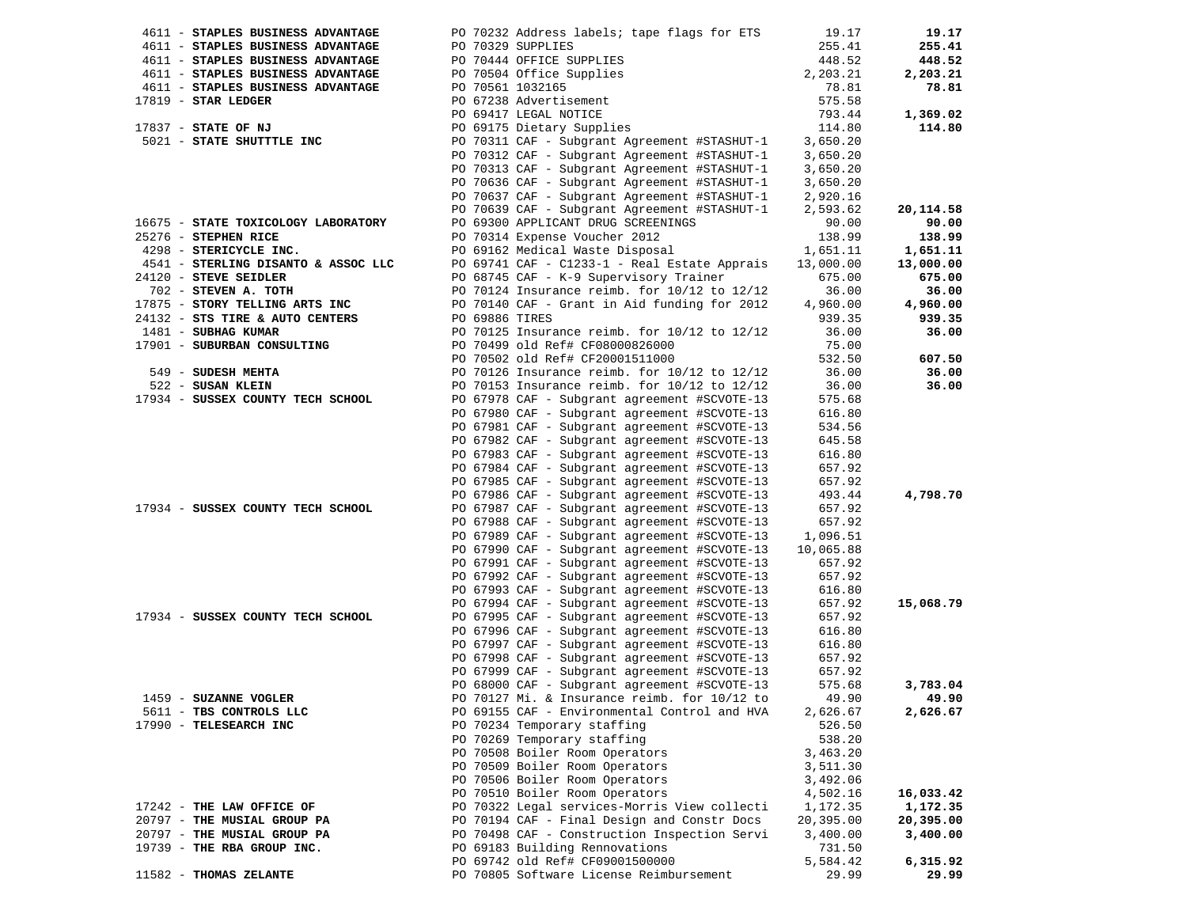| | | | |
|---|---|---|---|
| 4611 - **STAPLES BUSINESS ADVANTAGE** | PO 70232 Address labels; tape flags for ETS | 19.17 | **19.17** |
| 4611 - **STAPLES BUSINESS ADVANTAGE** | PO 70329 SUPPLIES | 255.41 | **255.41** |
| 4611 - **STAPLES BUSINESS ADVANTAGE** | PO 70444 OFFICE SUPPLIES | 448.52 | **448.52** |
| 4611 - **STAPLES BUSINESS ADVANTAGE** | PO 70504 Office Supplies | 2,203.21 | **2,203.21** |
| 4611 - **STAPLES BUSINESS ADVANTAGE** | PO 70561 1032165 | 78.81 | **78.81** |
| 17819 - **STAR LEDGER** | PO 67238 Advertisement | 575.58 | |
| | PO 69417 LEGAL NOTICE | 793.44 | **1,369.02** |
| 17837 - **STATE OF NJ** | PO 69175 Dietary Supplies | 114.80 | **114.80** |
| 5021 - **STATE SHUTTTLE INC** | PO 70311 CAF - Subgrant Agreement #STASHUT-1 | 3,650.20 | |
| | PO 70312 CAF - Subgrant Agreement #STASHUT-1 | 3,650.20 | |
| | PO 70313 CAF - Subgrant Agreement #STASHUT-1 | 3,650.20 | |
| | PO 70636 CAF - Subgrant Agreement #STASHUT-1 | 3,650.20 | |
| | PO 70637 CAF - Subgrant Agreement #STASHUT-1 | 2,920.16 | |
| | PO 70639 CAF - Subgrant Agreement #STASHUT-1 | 2,593.62 | **20,114.58** |
| 16675 - **STATE TOXICOLOGY LABORATORY** | PO 69300 APPLICANT DRUG SCREENINGS | 90.00 | **90.00** |
| 25276 - **STEPHEN RICE** | PO 70314 Expense Voucher 2012 | 138.99 | **138.99** |
| 4298 - **STERICYCLE INC.** | PO 69162 Medical Waste Disposal | 1,651.11 | **1,651.11** |
| 4541 - **STERLING DISANTO & ASSOC LLC** | PO 69741 CAF - C1233-1 - Real Estate Apprais | 13,000.00 | **13,000.00** |
| 24120 - **STEVE SEIDLER** | PO 68745 CAF - K-9 Supervisory Trainer | 675.00 | **675.00** |
| 702 - **STEVEN A. TOTH** | PO 70124 Insurance reimb. for 10/12 to 12/12 | 36.00 | **36.00** |
| 17875 - **STORY TELLING ARTS INC** | PO 70140 CAF - Grant in Aid funding for 2012 | 4,960.00 | **4,960.00** |
| 24132 - **STS TIRE & AUTO CENTERS** | PO 69886 TIRES | 939.35 | **939.35** |
| 1481 - **SUBHAG KUMAR** | PO 70125 Insurance reimb. for 10/12 to 12/12 | 36.00 | **36.00** |
| 17901 - **SUBURBAN CONSULTING** | PO 70499 old Ref# CF08000826000 | 75.00 | |
| | PO 70502 old Ref# CF20001511000 | 532.50 | **607.50** |
| 549 - **SUDESH MEHTA** | PO 70126 Insurance reimb. for 10/12 to 12/12 | 36.00 | **36.00** |
| 522 - **SUSAN KLEIN** | PO 70153 Insurance reimb. for 10/12 to 12/12 | 36.00 | **36.00** |
| 17934 - **SUSSEX COUNTY TECH SCHOOL** | PO 67978 CAF - Subgrant agreement #SCVOTE-13 | 575.68 | |
| | PO 67980 CAF - Subgrant agreement #SCVOTE-13 | 616.80 | |
| | PO 67981 CAF - Subgrant agreement #SCVOTE-13 | 534.56 | |
| | PO 67982 CAF - Subgrant agreement #SCVOTE-13 | 645.58 | |
| | PO 67983 CAF - Subgrant agreement #SCVOTE-13 | 616.80 | |
| | PO 67984 CAF - Subgrant agreement #SCVOTE-13 | 657.92 | |
| | PO 67985 CAF - Subgrant agreement #SCVOTE-13 | 657.92 | |
| | PO 67986 CAF - Subgrant agreement #SCVOTE-13 | 493.44 | **4,798.70** |
| 17934 - **SUSSEX COUNTY TECH SCHOOL** | PO 67987 CAF - Subgrant agreement #SCVOTE-13 | 657.92 | |
| | PO 67988 CAF - Subgrant agreement #SCVOTE-13 | 657.92 | |
| | PO 67989 CAF - Subgrant agreement #SCVOTE-13 | 1,096.51 | |
| | PO 67990 CAF - Subgrant agreement #SCVOTE-13 | 10,065.88 | |
| | PO 67991 CAF - Subgrant agreement #SCVOTE-13 | 657.92 | |
| | PO 67992 CAF - Subgrant agreement #SCVOTE-13 | 657.92 | |
| | PO 67993 CAF - Subgrant agreement #SCVOTE-13 | 616.80 | |
| | PO 67994 CAF - Subgrant agreement #SCVOTE-13 | 657.92 | **15,068.79** |
| 17934 - **SUSSEX COUNTY TECH SCHOOL** | PO 67995 CAF - Subgrant agreement #SCVOTE-13 | 657.92 | |
| | PO 67996 CAF - Subgrant agreement #SCVOTE-13 | 616.80 | |
| | PO 67997 CAF - Subgrant agreement #SCVOTE-13 | 616.80 | |
| | PO 67998 CAF - Subgrant agreement #SCVOTE-13 | 657.92 | |
| | PO 67999 CAF - Subgrant agreement #SCVOTE-13 | 657.92 | |
| | PO 68000 CAF - Subgrant agreement #SCVOTE-13 | 575.68 | **3,783.04** |
| 1459 - **SUZANNE VOGLER** | PO 70127 Mi. & Insurance reimb. for 10/12 to | 49.90 | **49.90** |
| 5611 - **TBS CONTROLS LLC** | PO 69155 CAF - Environmental Control and HVA | 2,626.67 | **2,626.67** |
| 17990 - **TELESEARCH INC** | PO 70234 Temporary staffing | 526.50 | |
| | PO 70269 Temporary staffing | 538.20 | |
| | PO 70508 Boiler Room Operators | 3,463.20 | |
| | PO 70509 Boiler Room Operators | 3,511.30 | |
| | PO 70506 Boiler Room Operators | 3,492.06 | |
| | PO 70510 Boiler Room Operators | 4,502.16 | **16,033.42** |
| 17242 - **THE LAW OFFICE OF** | PO 70322 Legal services-Morris View collecti | 1,172.35 | **1,172.35** |
| 20797 - **THE MUSIAL GROUP PA** | PO 70194 CAF - Final Design and Constr Docs | 20,395.00 | **20,395.00** |
| 20797 - **THE MUSIAL GROUP PA** | PO 70498 CAF - Construction Inspection Servi | 3,400.00 | **3,400.00** |
| 19739 - **THE RBA GROUP INC.** | PO 69183 Building Rennovations | 731.50 | |
| | PO 69742 old Ref# CF09001500000 | 5,584.42 | **6,315.92** |
| 11582 - **THOMAS ZELANTE** | PO 70805 Software License Reimbursement | 29.99 | **29.99** |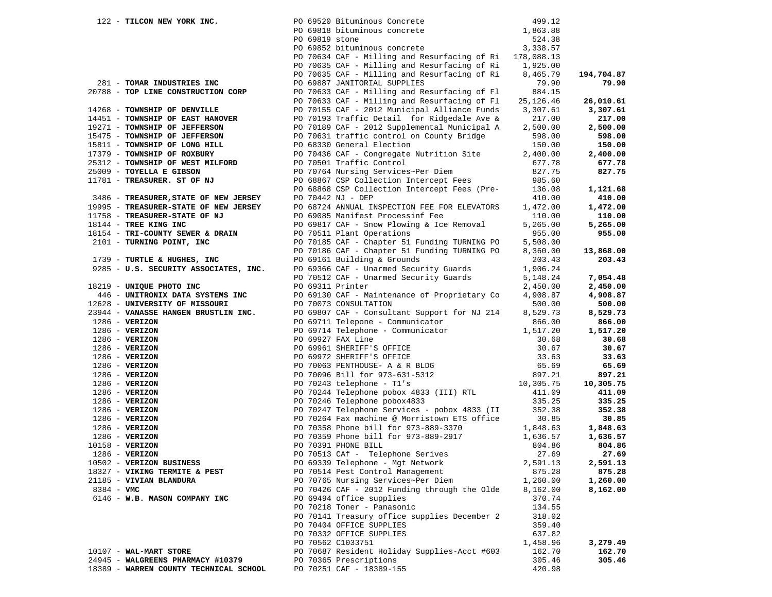| | | | |
|---|---|---|---|
| 122 - **TILCON NEW YORK INC.** | PO 69520 Bituminous Concrete | 499.12 | |
| | PO 69818 bituminous concrete | 1,863.88 | |
| | PO 69819 stone | 524.38 | |
| | PO 69852 bituminous concrete | 3,338.57 | |
| | PO 70634 CAF - Milling and Resurfacing of Ri | 178,088.13 | |
| | PO 70635 CAF - Milling and Resurfacing of Ri | 1,925.00 | |
| | PO 70635 CAF - Milling and Resurfacing of Ri | 8,465.79 | **194,704.87** |
| 281 - **TOMAR INDUSTRIES INC** | PO 69887 JANITORIAL SUPPLIES | 79.90 | **79.90** |
| 20788 - **TOP LINE CONSTRUCTION CORP** | PO 70633 CAF - Milling and Resurfacing of Fl | 884.15 | |
| | PO 70633 CAF - Milling and Resurfacing of Fl | 25,126.46 | **26,010.61** |
| 14268 - **TOWNSHIP OF DENVILLE** | PO 70155 CAF - 2012 Municipal Alliance Funds | 3,307.61 | **3,307.61** |
| 14451 - **TOWNSHIP OF EAST HANOVER** | PO 70193 Traffic Detail for Ridgedale Ave & | 217.00 | **217.00** |
| 19271 - **TOWNSHIP OF JEFFERSON** | PO 70189 CAF - 2012 Supplemental Municipal A | 2,500.00 | **2,500.00** |
| 15475 - **TOWNSHIP OF JEFFERSON** | PO 70631 traffic control on County Bridge | 598.00 | **598.00** |
| 15811 - **TOWNSHIP OF LONG HILL** | PO 68330 General Election | 150.00 | **150.00** |
| 17379 - **TOWNSHIP OF ROXBURY** | PO 70436 CAF - Congregate Nutrition Site | 2,400.00 | **2,400.00** |
| 25312 - **TOWNSHIP OF WEST MILFORD** | PO 70501 Traffic Control | 677.78 | **677.78** |
| 25009 - **TOYELLA E GIBSON** | PO 70764 Nursing Services~Per Diem | 827.75 | **827.75** |
| 11781 - **TREASURER. ST OF NJ** | PO 68867 CSP Collection Intercept Fees | 985.60 | |
| | PO 68868 CSP Collection Intercept Fees (Pre- | 136.08 | **1,121.68** |
| 3486 - **TREASURER,STATE OF NEW JERSEY** | PO 70442 NJ - DEP | 410.00 | **410.00** |
| 19995 - **TREASURER-STATE OF NEW JERSEY** | PO 68724 ANNUAL INSPECTION FEE FOR ELEVATORS | 1,472.00 | **1,472.00** |
| 11758 - **TREASURER-STATE OF NJ** | PO 69085 Manifest Processinf Fee | 110.00 | **110.00** |
| 18144 - **TREE KING INC** | PO 69817 CAF - Snow Plowing & Ice Removal | 5,265.00 | **5,265.00** |
| 18154 - **TRI-COUNTY SEWER & DRAIN** | PO 70511 Plant Operations | 955.00 | **955.00** |
| 2101 - **TURNING POINT, INC** | PO 70185 CAF - Chapter 51 Funding TURNING PO | 5,508.00 | |
| | PO 70186 CAF - Chapter 51 Funding TURNING PO | 8,360.00 | **13,868.00** |
| 1739 - **TURTLE & HUGHES, INC** | PO 69161 Building & Grounds | 203.43 | **203.43** |
| 9285 - **U.S. SECURITY ASSOCIATES, INC.** | PO 69366 CAF - Unarmed Security Guards | 1,906.24 | |
| | PO 70512 CAF - Unarmed Security Guards | 5,148.24 | **7,054.48** |
| 18219 - **UNIQUE PHOTO INC** | PO 69311 Printer | 2,450.00 | **2,450.00** |
| 446 - **UNITRONIX DATA SYSTEMS INC** | PO 69130 CAF - Maintenance of Proprietary Co | 4,908.87 | **4,908.87** |
| 12628 - **UNIVERSITY OF MISSOURI** | PO 70073 CONSULTATION | 500.00 | **500.00** |
| 23944 - **VANASSE HANGEN BRUSTLIN INC.** | PO 69807 CAF - Consultant Support for NJ 214 | 8,529.73 | **8,529.73** |
| 1286 - **VERIZON** | PO 69711 Telepone - Communicator | 866.00 | **866.00** |
| 1286 - **VERIZON** | PO 69714 Telephone - Communicator | 1,517.20 | **1,517.20** |
| 1286 - **VERIZON** | PO 69927 FAX Line | 30.68 | **30.68** |
| 1286 - **VERIZON** | PO 69961 SHERIFF'S OFFICE | 30.67 | **30.67** |
| 1286 - **VERIZON** | PO 69972 SHERIFF'S OFFICE | 33.63 | **33.63** |
| 1286 - **VERIZON** | PO 70063 PENTHOUSE- A & R BLDG | 65.69 | **65.69** |
| 1286 - **VERIZON** | PO 70096 Bill for 973-631-5312 | 897.21 | **897.21** |
| 1286 - **VERIZON** | PO 70243 telephone - T1's | 10,305.75 | **10,305.75** |
| 1286 - **VERIZON** | PO 70244 Telephone pobox 4833 (III) RTL | 411.09 | **411.09** |
| 1286 - **VERIZON** | PO 70246 Telephone pobox4833 | 335.25 | **335.25** |
| 1286 - **VERIZON** | PO 70247 Telephone Services - pobox 4833 (II | 352.38 | **352.38** |
| 1286 - **VERIZON** | PO 70264 Fax machine @ Morristown ETS office | 30.85 | **30.85** |
| 1286 - **VERIZON** | PO 70358 Phone bill for 973-889-3370 | 1,848.63 | **1,848.63** |
| 1286 - **VERIZON** | PO 70359 Phone bill for 973-889-2917 | 1,636.57 | **1,636.57** |
| 10158 - **VERIZON** | PO 70391 PHONE BILL | 804.86 | **804.86** |
| 1286 - **VERIZON** | PO 70513 CAf - Telephone Serives | 27.69 | **27.69** |
| 10502 - **VERIZON BUSINESS** | PO 69339 Telephone - Mgt Network | 2,591.13 | **2,591.13** |
| 18327 - **VIKING TERMITE & PEST** | PO 70514 Pest Control Management | 875.28 | **875.28** |
| 21185 - **VIVIAN BLANDURA** | PO 70765 Nursing Services~Per Diem | 1,260.00 | **1,260.00** |
| 8384 - **VMC** | PO 70426 CAF - 2012 Funding through the Olde | 8,162.00 | **8,162.00** |
| 6146 - **W.B. MASON COMPANY INC** | PO 69494 office supplies | 370.74 | |
| | PO 70218 Toner - Panasonic | 134.55 | |
| | PO 70141 Treasury office supplies December 2 | 318.02 | |
| | PO 70404 OFFICE SUPPLIES | 359.40 | |
| | PO 70332 OFFICE SUPPLIES | 637.82 | |
| | PO 70562 C1033751 | 1,458.96 | **3,279.49** |
| 10107 - **WAL-MART STORE** | PO 70687 Resident Holiday Supplies-Acct #603 | 162.70 | **162.70** |
| 24945 - **WALGREENS PHARMACY #10379** | PO 70365 Prescriptions | 305.46 | **305.46** |
| 18389 - **WARREN COUNTY TECHNICAL SCHOOL** | PO 70251 CAF - 18389-155 | 420.98 | |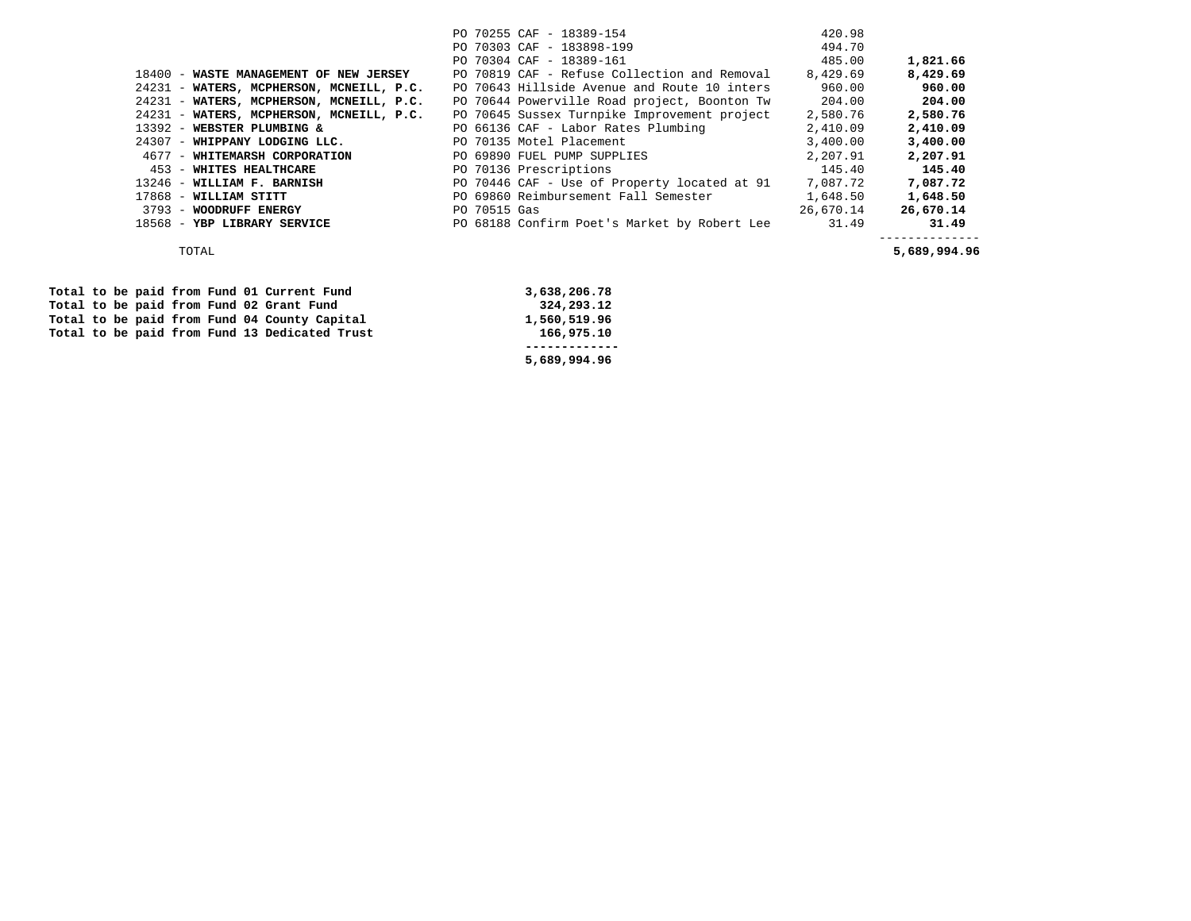| | | | |
|---|---|---|---|
| | PO 70255 CAF - 18389-154 | 420.98 | |
| | PO 70303 CAF - 183898-199 | 494.70 | |
| | PO 70304 CAF - 18389-161 | 485.00 | **1,821.66** |
| 18400 - **WASTE MANAGEMENT OF NEW JERSEY** | PO 70819 CAF - Refuse Collection and Removal | 8,429.69 | **8,429.69** |
| 24231 - **WATERS, MCPHERSON, MCNEILL, P.C.** | PO 70643 Hillside Avenue and Route 10 inters | 960.00 | **960.00** |
| 24231 - **WATERS, MCPHERSON, MCNEILL, P.C.** | PO 70644 Powerville Road project, Boonton Tw | 204.00 | **204.00** |
| 24231 - **WATERS, MCPHERSON, MCNEILL, P.C.** | PO 70645 Sussex Turnpike Improvement project | 2,580.76 | **2,580.76** |
| 13392 - **WEBSTER PLUMBING &** | PO 66136 CAF - Labor Rates Plumbing | 2,410.09 | **2,410.09** |
| 24307 - **WHIPPANY LODGING LLC.** | PO 70135 Motel Placement | 3,400.00 | **3,400.00** |
| 4677 - **WHITEMARSH CORPORATION** | PO 69890 FUEL PUMP SUPPLIES | 2,207.91 | **2,207.91** |
| 453 - **WHITES HEALTHCARE** | PO 70136 Prescriptions | 145.40 | **145.40** |
| 13246 - **WILLIAM F. BARNISH** | PO 70446 CAF - Use of Property located at 91 | 7,087.72 | **7,087.72** |
| 17868 - **WILLIAM STITT** | PO 69860 Reimbursement Fall Semester | 1,648.50 | **1,648.50** |
| 3793 - **WOODRUFF ENERGY** | PO 70515 Gas | 26,670.14 | **26,670.14** |
| 18568 - **YBP LIBRARY SERVICE** | PO 68188 Confirm Poet's Market by Robert Lee | 31.49 | **31.49** |
| TOTAL | | | **5,689,994.96** |

| | |
|---|---|
| **Total to be paid from Fund 01 Current Fund** | **3,638,206.78** |
| **Total to be paid from Fund 02 Grant Fund** | **324,293.12** |
| **Total to be paid from Fund 04 County Capital** | **1,560,519.96** |
| **Total to be paid from Fund 13 Dedicated Trust** | **166,975.10** |
| | **5,689,994.96** |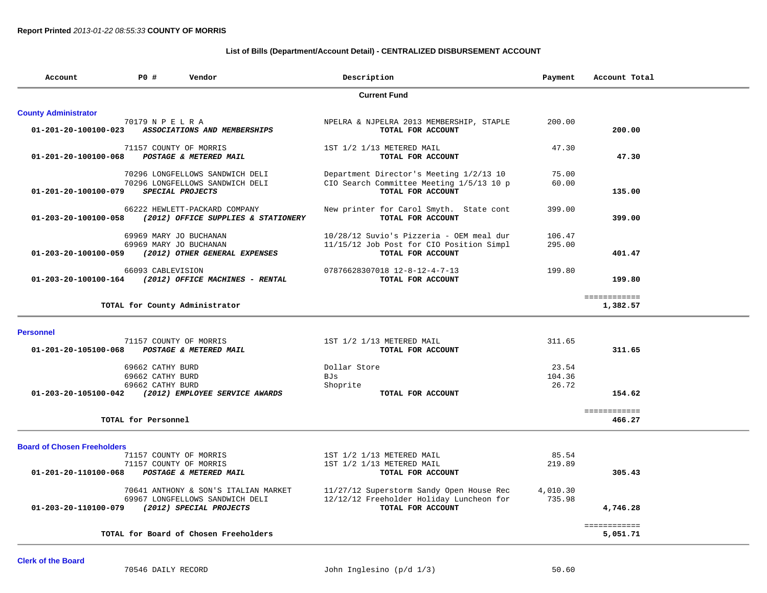**Report Printed** *2013-01-22 08:55:33* **COUNTY OF MORRIS**

**List of Bills (Department/Account Detail) - CENTRALIZED DISBURSEMENT ACCOUNT**

| Account | PO # | Vendor | Description | Payment | Account Total |
|---|---|---|---|---|---|
| | | **Current Fund** | | | |
| **County Administrator** | | | | | |
| | 70179 | N P E L R A | NPELRA & NJPELRA 2013 MEMBERSHIP, STAPLE | 200.00 | |
| **01-201-20-100100-023** | | ***ASSOCIATIONS AND MEMBERSHIPS*** | **TOTAL FOR ACCOUNT** | | **200.00** |
| | 71157 | COUNTY OF MORRIS | 1ST 1/2 1/13 METERED MAIL | 47.30 | |
| **01-201-20-100100-068** | | ***POSTAGE & METERED MAIL*** | **TOTAL FOR ACCOUNT** | | **47.30** |
| | 70296 | LONGFELLOWS SANDWICH DELI | Department Director's Meeting 1/2/13 10 | 75.00 | |
| | 70296 | LONGFELLOWS SANDWICH DELI | CIO Search Committee Meeting 1/5/13 10 p | 60.00 | |
| **01-201-20-100100-079** | | ***SPECIAL PROJECTS*** | **TOTAL FOR ACCOUNT** | | **135.00** |
| | 66222 | HEWLETT-PACKARD COMPANY | New printer for Carol Smyth. State cont | 399.00 | |
| **01-203-20-100100-058** | | ***(2012) OFFICE SUPPLIES & STATIONERY*** | **TOTAL FOR ACCOUNT** | | **399.00** |
| | 69969 | MARY JO BUCHANAN | 10/28/12 Suvio's Pizzeria - OEM meal dur | 106.47 | |
| | 69969 | MARY JO BUCHANAN | 11/15/12 Job Post for CIO Position Simpl | 295.00 | |
| **01-203-20-100100-059** | | ***(2012) OTHER GENERAL EXPENSES*** | **TOTAL FOR ACCOUNT** | | **401.47** |
| | 66093 | CABLEVISION | 07876628307018 12-8-12-4-7-13 | 199.80 | |
| **01-203-20-100100-164** | | ***(2012) OFFICE MACHINES - RENTAL*** | **TOTAL FOR ACCOUNT** | | **199.80** |
| | | **TOTAL for County Administrator** | | | ============ **1,382.57** |
| **Personnel** | | | | | |
| | 71157 | COUNTY OF MORRIS | 1ST 1/2 1/13 METERED MAIL | 311.65 | |
| **01-201-20-105100-068** | | ***POSTAGE & METERED MAIL*** | **TOTAL FOR ACCOUNT** | | **311.65** |
| | 69662 | CATHY BURD | Dollar Store | 23.54 | |
| | 69662 | CATHY BURD | BJs | 104.36 | |
| | 69662 | CATHY BURD | Shoprite | 26.72 | |
| **01-203-20-105100-042** | | ***(2012) EMPLOYEE SERVICE AWARDS*** | **TOTAL FOR ACCOUNT** | | **154.62** |
| | | **TOTAL for Personnel** | | | ============ **466.27** |
| **Board of Chosen Freeholders** | | | | | |
| | 71157 | COUNTY OF MORRIS | 1ST 1/2 1/13 METERED MAIL | 85.54 | |
| | 71157 | COUNTY OF MORRIS | 1ST 1/2 1/13 METERED MAIL | 219.89 | |
| **01-201-20-110100-068** | | ***POSTAGE & METERED MAIL*** | **TOTAL FOR ACCOUNT** | | **305.43** |
| | 70641 | ANTHONY & SON'S ITALIAN MARKET | 11/27/12 Superstorm Sandy Open House Rec | 4,010.30 | |
| | 69967 | LONGFELLOWS SANDWICH DELI | 12/12/12 Freeholder Holiday Luncheon for | 735.98 | |
| **01-203-20-110100-079** | | ***(2012) SPECIAL PROJECTS*** | **TOTAL FOR ACCOUNT** | | **4,746.28** |
| | | **TOTAL for Board of Chosen Freeholders** | | | ============ **5,051.71** |
| **Clerk of the Board** | | | | | |
| | 70546 | DAILY RECORD | John Inglesino (p/d 1/3) | 50.60 | |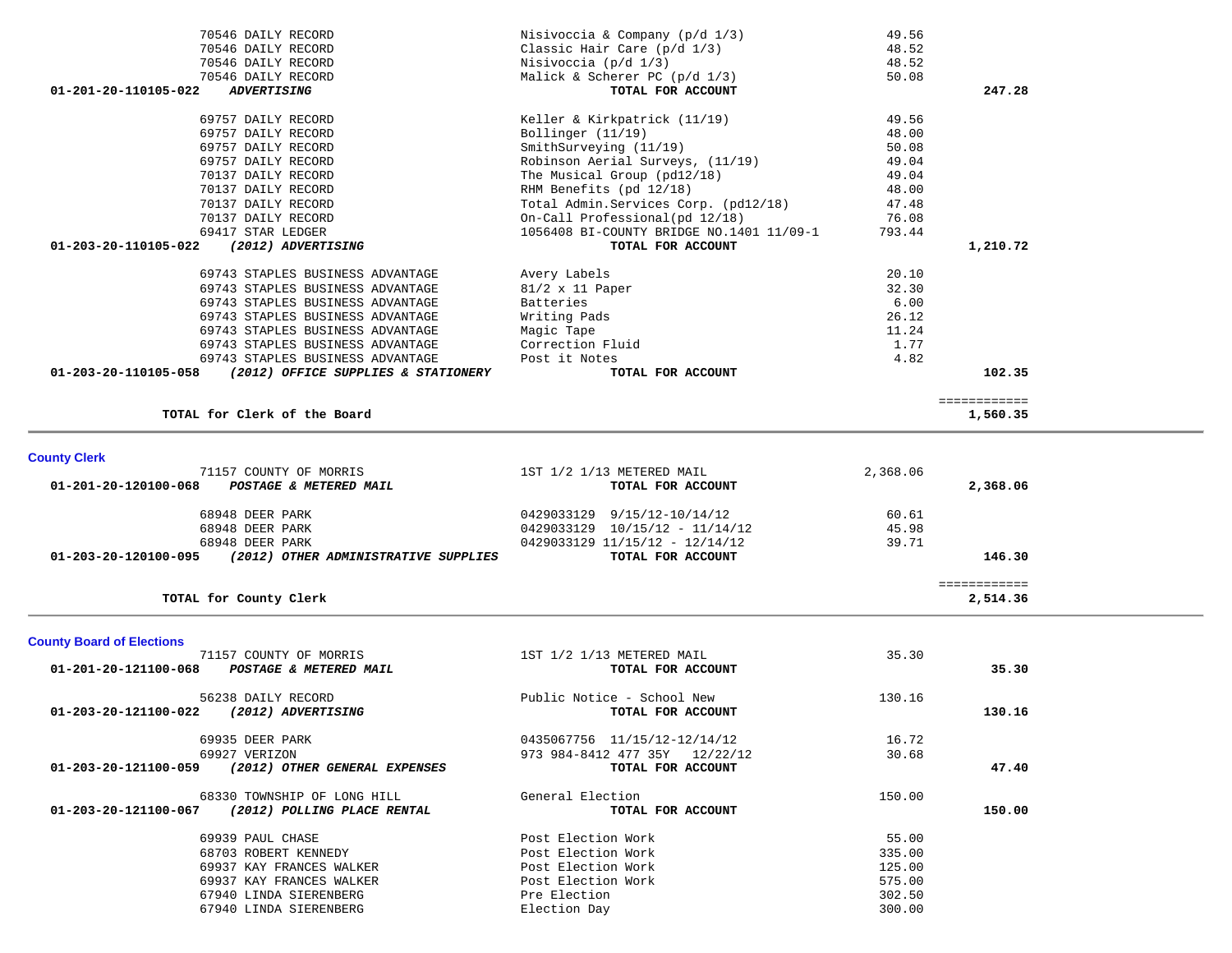| | | | | |
|---|---|---|---|---|
| | 70546 DAILY RECORD | Nisivoccia & Company (p/d 1/3) | 49.56 | |
| | 70546 DAILY RECORD | Classic Hair Care (p/d 1/3) | 48.52 | |
| | 70546 DAILY RECORD | Nisivoccia (p/d 1/3) | 48.52 | |
| | 70546 DAILY RECORD | Malick & Scherer PC (p/d 1/3) | 50.08 | |
| **01-201-20-110105-022** | ***ADVERTISING*** | **TOTAL FOR ACCOUNT** | | **247.28** |
| | 69757 DAILY RECORD | Keller & Kirkpatrick (11/19) | 49.56 | |
| | 69757 DAILY RECORD | Bollinger (11/19) | 48.00 | |
| | 69757 DAILY RECORD | SmithSurveying (11/19) | 50.08 | |
| | 69757 DAILY RECORD | Robinson Aerial Surveys, (11/19) | 49.04 | |
| | 70137 DAILY RECORD | The Musical Group (pd12/18) | 49.04 | |
| | 70137 DAILY RECORD | RHM Benefits (pd 12/18) | 48.00 | |
| | 70137 DAILY RECORD | Total Admin.Services Corp. (pd12/18) | 47.48 | |
| | 70137 DAILY RECORD | On-Call Professional(pd 12/18) | 76.08 | |
| | 69417 STAR LEDGER | 1056408 BI-COUNTY BRIDGE NO.1401 11/09-1 | 793.44 | |
| **01-203-20-110105-022** | ***(2012) ADVERTISING*** | **TOTAL FOR ACCOUNT** | | **1,210.72** |
| | 69743 STAPLES BUSINESS ADVANTAGE | Avery Labels | 20.10 | |
| | 69743 STAPLES BUSINESS ADVANTAGE | 81/2 x 11 Paper | 32.30 | |
| | 69743 STAPLES BUSINESS ADVANTAGE | Batteries | 6.00 | |
| | 69743 STAPLES BUSINESS ADVANTAGE | Writing Pads | 26.12 | |
| | 69743 STAPLES BUSINESS ADVANTAGE | Magic Tape | 11.24 | |
| | 69743 STAPLES BUSINESS ADVANTAGE | Correction Fluid | 1.77 | |
| | 69743 STAPLES BUSINESS ADVANTAGE | Post it Notes | 4.82 | |
| **01-203-20-110105-058** | ***(2012) OFFICE SUPPLIES & STATIONERY*** | **TOTAL FOR ACCOUNT** | | **102.35** |
| | | | | ============ |
| | **TOTAL for Clerk of the Board** | | | **1,560.35** |

**County Clerk**

| | | | | |
|---|---|---|---|---|
| | 71157 COUNTY OF MORRIS | 1ST 1/2 1/13 METERED MAIL | 2,368.06 | |
| **01-201-20-120100-068** | ***POSTAGE & METERED MAIL*** | **TOTAL FOR ACCOUNT** | | **2,368.06** |
| | 68948 DEER PARK | 0429033129 9/15/12-10/14/12 | 60.61 | |
| | 68948 DEER PARK | 0429033129 10/15/12 - 11/14/12 | 45.98 | |
| | 68948 DEER PARK | 0429033129 11/15/12 - 12/14/12 | 39.71 | |
| **01-203-20-120100-095** | ***(2012) OTHER ADMINISTRATIVE SUPPLIES*** | **TOTAL FOR ACCOUNT** | | **146.30** |
| | | | | ============ |
| | **TOTAL for County Clerk** | | | **2,514.36** |

**County Board of Elections**

| | | | | |
|---|---|---|---|---|
| | 71157 COUNTY OF MORRIS | 1ST 1/2 1/13 METERED MAIL | 35.30 | |
| **01-201-20-121100-068** | ***POSTAGE & METERED MAIL*** | **TOTAL FOR ACCOUNT** | | **35.30** |
| | 56238 DAILY RECORD | Public Notice - School New | 130.16 | |
| **01-203-20-121100-022** | ***(2012) ADVERTISING*** | **TOTAL FOR ACCOUNT** | | **130.16** |
| | 69935 DEER PARK | 0435067756 11/15/12-12/14/12 | 16.72 | |
| | 69927 VERIZON | 973 984-8412 477 35Y 12/22/12 | 30.68 | |
| **01-203-20-121100-059** | ***(2012) OTHER GENERAL EXPENSES*** | **TOTAL FOR ACCOUNT** | | **47.40** |
| | 68330 TOWNSHIP OF LONG HILL | General Election | 150.00 | |
| **01-203-20-121100-067** | ***(2012) POLLING PLACE RENTAL*** | **TOTAL FOR ACCOUNT** | | **150.00** |
| | 69939 PAUL CHASE | Post Election Work | 55.00 | |
| | 68703 ROBERT KENNEDY | Post Election Work | 335.00 | |
| | 69937 KAY FRANCES WALKER | Post Election Work | 125.00 | |
| | 69937 KAY FRANCES WALKER | Post Election Work | 575.00 | |
| | 67940 LINDA SIERENBERG | Pre Election | 302.50 | |
| | 67940 LINDA SIERENBERG | Election Day | 300.00 | |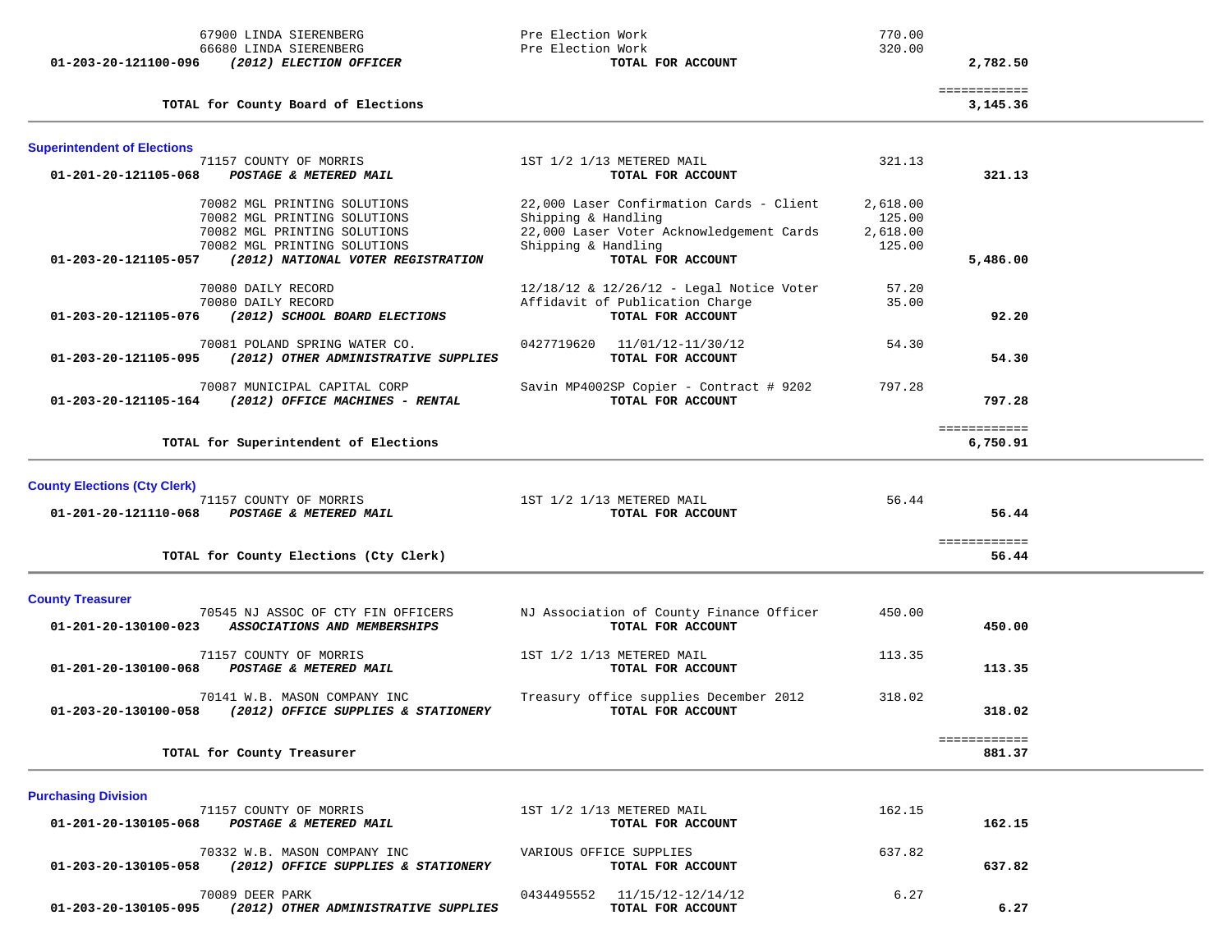| Account | Vendor / Account Name | Description | Amount | Total |
|---|---|---|---|---|
| | 67900 LINDA SIERENBERG | Pre Election Work | 770.00 | |
| | 66680 LINDA SIERENBERG | Pre Election Work | 320.00 | |
| **01-203-20-121100-096** | ***(2012) ELECTION OFFICER*** | **TOTAL FOR ACCOUNT** | | **2,782.50** |
| | **TOTAL for County Board of Elections** | | | **3,145.36** |

## Superintendent of Elections

| Account | Vendor / Account Name | Description | Amount | Total |
|---|---|---|---|---|
| | 71157 COUNTY OF MORRIS | 1ST 1/2 1/13 METERED MAIL | 321.13 | |
| **01-201-20-121105-068** | ***POSTAGE & METERED MAIL*** | **TOTAL FOR ACCOUNT** | | **321.13** |
| | 70082 MGL PRINTING SOLUTIONS | 22,000 Laser Confirmation Cards - Client | 2,618.00 | |
| | 70082 MGL PRINTING SOLUTIONS | Shipping & Handling | 125.00 | |
| | 70082 MGL PRINTING SOLUTIONS | 22,000 Laser Voter Acknowledgement Cards | 2,618.00 | |
| | 70082 MGL PRINTING SOLUTIONS | Shipping & Handling | 125.00 | |
| **01-203-20-121105-057** | ***(2012) NATIONAL VOTER REGISTRATION*** | **TOTAL FOR ACCOUNT** | | **5,486.00** |
| | 70080 DAILY RECORD | 12/18/12 & 12/26/12 - Legal Notice Voter | 57.20 | |
| | 70080 DAILY RECORD | Affidavit of Publication Charge | 35.00 | |
| **01-203-20-121105-076** | ***(2012) SCHOOL BOARD ELECTIONS*** | **TOTAL FOR ACCOUNT** | | **92.20** |
| | 70081 POLAND SPRING WATER CO. | 0427719620 11/01/12-11/30/12 | 54.30 | |
| **01-203-20-121105-095** | ***(2012) OTHER ADMINISTRATIVE SUPPLIES*** | **TOTAL FOR ACCOUNT** | | **54.30** |
| | 70087 MUNICIPAL CAPITAL CORP | Savin MP4002SP Copier - Contract # 9202 | 797.28 | |
| **01-203-20-121105-164** | ***(2012) OFFICE MACHINES - RENTAL*** | **TOTAL FOR ACCOUNT** | | **797.28** |
| | **TOTAL for Superintendent of Elections** | | | **6,750.91** |

## County Elections (Cty Clerk)

| Account | Vendor / Account Name | Description | Amount | Total |
|---|---|---|---|---|
| | 71157 COUNTY OF MORRIS | 1ST 1/2 1/13 METERED MAIL | 56.44 | |
| **01-201-20-121110-068** | ***POSTAGE & METERED MAIL*** | **TOTAL FOR ACCOUNT** | | **56.44** |
| | **TOTAL for County Elections (Cty Clerk)** | | | **56.44** |

## County Treasurer

| Account | Vendor / Account Name | Description | Amount | Total |
|---|---|---|---|---|
| | 70545 NJ ASSOC OF CTY FIN OFFICERS | NJ Association of County Finance Officer | 450.00 | |
| **01-201-20-130100-023** | ***ASSOCIATIONS AND MEMBERSHIPS*** | **TOTAL FOR ACCOUNT** | | **450.00** |
| | 71157 COUNTY OF MORRIS | 1ST 1/2 1/13 METERED MAIL | 113.35 | |
| **01-201-20-130100-068** | ***POSTAGE & METERED MAIL*** | **TOTAL FOR ACCOUNT** | | **113.35** |
| | 70141 W.B. MASON COMPANY INC | Treasury office supplies December 2012 | 318.02 | |
| **01-203-20-130100-058** | ***(2012) OFFICE SUPPLIES & STATIONERY*** | **TOTAL FOR ACCOUNT** | | **318.02** |
| | **TOTAL for County Treasurer** | | | **881.37** |

## Purchasing Division

| Account | Vendor / Account Name | Description | Amount | Total |
|---|---|---|---|---|
| | 71157 COUNTY OF MORRIS | 1ST 1/2 1/13 METERED MAIL | 162.15 | |
| **01-201-20-130105-068** | ***POSTAGE & METERED MAIL*** | **TOTAL FOR ACCOUNT** | | **162.15** |
| | 70332 W.B. MASON COMPANY INC | VARIOUS OFFICE SUPPLIES | 637.82 | |
| **01-203-20-130105-058** | ***(2012) OFFICE SUPPLIES & STATIONERY*** | **TOTAL FOR ACCOUNT** | | **637.82** |
| | 70089 DEER PARK | 0434495552 11/15/12-12/14/12 | 6.27 | |
| **01-203-20-130105-095** | ***(2012) OTHER ADMINISTRATIVE SUPPLIES*** | **TOTAL FOR ACCOUNT** | | **6.27** |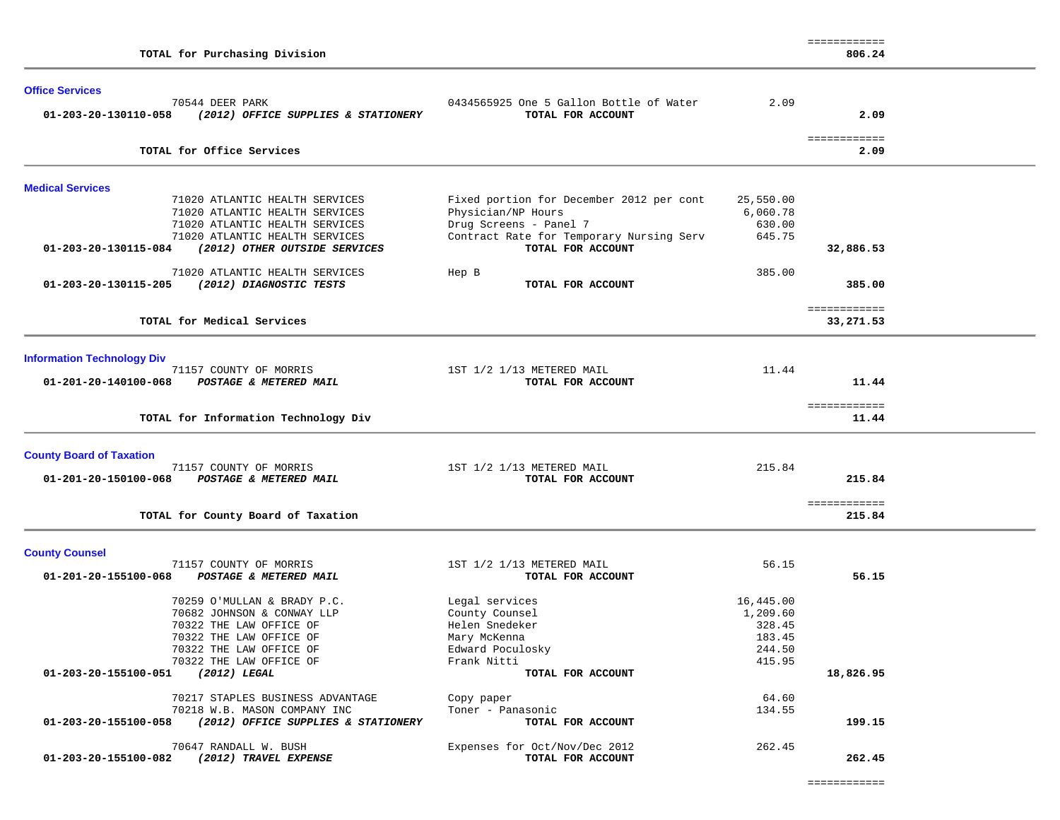| | | | | |
|---|---|---|---|---|
| | | | | ============ |
| | **TOTAL for Purchasing Division** | | | **806.24** |

## Office Services

| | | | | |
|---|---|---|---|---|
| | 70544 DEER PARK | 0434565925 One 5 Gallon Bottle of Water | 2.09 | |
| **01-203-20-130110-058** | ***(2012) OFFICE SUPPLIES & STATIONERY*** | **TOTAL FOR ACCOUNT** | | **2.09** |
| | | | | ============ |
| | **TOTAL for Office Services** | | | **2.09** |

## Medical Services

| | | | | |
|---|---|---|---|---|
| | 71020 ATLANTIC HEALTH SERVICES | Fixed portion for December 2012 per cont | 25,550.00 | |
| | 71020 ATLANTIC HEALTH SERVICES | Physician/NP Hours | 6,060.78 | |
| | 71020 ATLANTIC HEALTH SERVICES | Drug Screens - Panel 7 | 630.00 | |
| | 71020 ATLANTIC HEALTH SERVICES | Contract Rate for Temporary Nursing Serv | 645.75 | |
| **01-203-20-130115-084** | ***(2012) OTHER OUTSIDE SERVICES*** | **TOTAL FOR ACCOUNT** | | **32,886.53** |
| | 71020 ATLANTIC HEALTH SERVICES | Hep B | 385.00 | |
| **01-203-20-130115-205** | ***(2012) DIAGNOSTIC TESTS*** | **TOTAL FOR ACCOUNT** | | **385.00** |
| | | | | ============ |
| | **TOTAL for Medical Services** | | | **33,271.53** |

## Information Technology Div

| | | | | |
|---|---|---|---|---|
| | 71157 COUNTY OF MORRIS | 1ST 1/2 1/13 METERED MAIL | 11.44 | |
| **01-201-20-140100-068** | ***POSTAGE & METERED MAIL*** | **TOTAL FOR ACCOUNT** | | **11.44** |
| | | | | ============ |
| | **TOTAL for Information Technology Div** | | | **11.44** |

## County Board of Taxation

| | | | | |
|---|---|---|---|---|
| | 71157 COUNTY OF MORRIS | 1ST 1/2 1/13 METERED MAIL | 215.84 | |
| **01-201-20-150100-068** | ***POSTAGE & METERED MAIL*** | **TOTAL FOR ACCOUNT** | | **215.84** |
| | | | | ============ |
| | **TOTAL for County Board of Taxation** | | | **215.84** |

## County Counsel

| | | | | |
|---|---|---|---|---|
| | 71157 COUNTY OF MORRIS | 1ST 1/2 1/13 METERED MAIL | 56.15 | |
| **01-201-20-155100-068** | ***POSTAGE & METERED MAIL*** | **TOTAL FOR ACCOUNT** | | **56.15** |
| | 70259 O'MULLAN & BRADY P.C. | Legal services | 16,445.00 | |
| | 70682 JOHNSON & CONWAY LLP | County Counsel | 1,209.60 | |
| | 70322 THE LAW OFFICE OF | Helen Snedeker | 328.45 | |
| | 70322 THE LAW OFFICE OF | Mary McKenna | 183.45 | |
| | 70322 THE LAW OFFICE OF | Edward Poculosky | 244.50 | |
| | 70322 THE LAW OFFICE OF | Frank Nitti | 415.95 | |
| **01-203-20-155100-051** | ***(2012) LEGAL*** | **TOTAL FOR ACCOUNT** | | **18,826.95** |
| | 70217 STAPLES BUSINESS ADVANTAGE | Copy paper | 64.60 | |
| | 70218 W.B. MASON COMPANY INC | Toner - Panasonic | 134.55 | |
| **01-203-20-155100-058** | ***(2012) OFFICE SUPPLIES & STATIONERY*** | **TOTAL FOR ACCOUNT** | | **199.15** |
| | 70647 RANDALL W. BUSH | Expenses for Oct/Nov/Dec 2012 | 262.45 | |
| **01-203-20-155100-082** | ***(2012) TRAVEL EXPENSE*** | **TOTAL FOR ACCOUNT** | | **262.45** |
| | | | | ============ |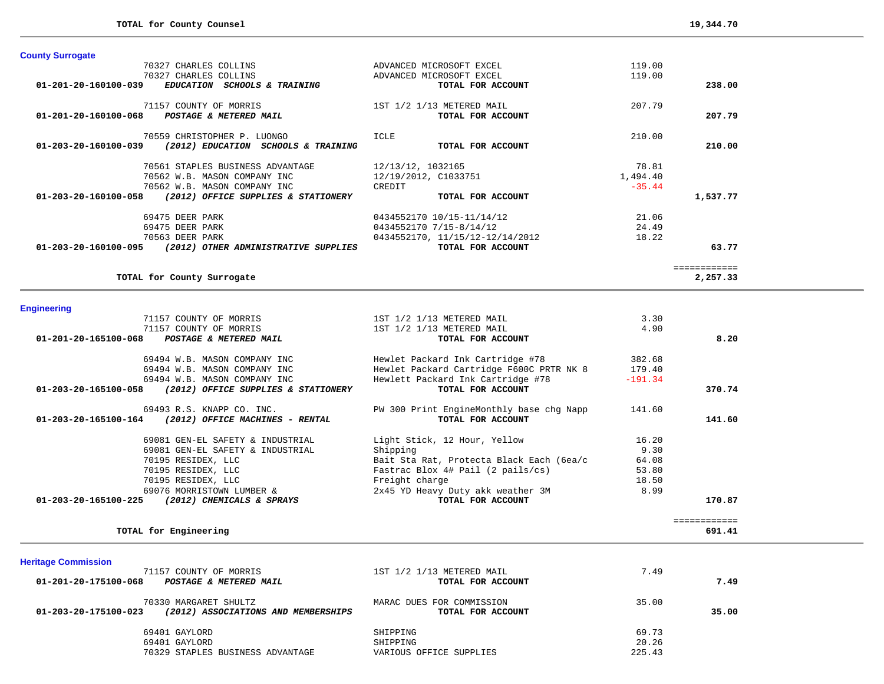| | | | | |
|---|---|---|---|---|
| | **TOTAL for County Counsel** | | | **19,344.70** |

## County Surrogate

| | | | | |
|---|---|---|---|---|
| | 70327 CHARLES COLLINS | ADVANCED MICROSOFT EXCEL | 119.00 | |
| | 70327 CHARLES COLLINS | ADVANCED MICROSOFT EXCEL | 119.00 | |
| **01-201-20-160100-039** | ***EDUCATION SCHOOLS & TRAINING*** | **TOTAL FOR ACCOUNT** | | **238.00** |
| | 71157 COUNTY OF MORRIS | 1ST 1/2 1/13 METERED MAIL | 207.79 | |
| **01-201-20-160100-068** | ***POSTAGE & METERED MAIL*** | **TOTAL FOR ACCOUNT** | | **207.79** |
| | 70559 CHRISTOPHER P. LUONGO | ICLE | 210.00 | |
| **01-203-20-160100-039** | ***(2012) EDUCATION SCHOOLS & TRAINING*** | **TOTAL FOR ACCOUNT** | | **210.00** |
| | 70561 STAPLES BUSINESS ADVANTAGE | 12/13/12, 1032165 | 78.81 | |
| | 70562 W.B. MASON COMPANY INC | 12/19/2012, C1033751 | 1,494.40 | |
| | 70562 W.B. MASON COMPANY INC | CREDIT | -35.44 | |
| **01-203-20-160100-058** | ***(2012) OFFICE SUPPLIES & STATIONERY*** | **TOTAL FOR ACCOUNT** | | **1,537.77** |
| | 69475 DEER PARK | 0434552170 10/15-11/14/12 | 21.06 | |
| | 69475 DEER PARK | 0434552170 7/15-8/14/12 | 24.49 | |
| | 70563 DEER PARK | 0434552170, 11/15/12-12/14/2012 | 18.22 | |
| **01-203-20-160100-095** | ***(2012) OTHER ADMINISTRATIVE SUPPLIES*** | **TOTAL FOR ACCOUNT** | | **63.77** |
| | | | | ============ |
| | **TOTAL for County Surrogate** | | | **2,257.33** |

## Engineering

| | | | | |
|---|---|---|---|---|
| | 71157 COUNTY OF MORRIS | 1ST 1/2 1/13 METERED MAIL | 3.30 | |
| | 71157 COUNTY OF MORRIS | 1ST 1/2 1/13 METERED MAIL | 4.90 | |
| **01-201-20-165100-068** | ***POSTAGE & METERED MAIL*** | **TOTAL FOR ACCOUNT** | | **8.20** |
| | 69494 W.B. MASON COMPANY INC | Hewlet Packard Ink Cartridge #78 | 382.68 | |
| | 69494 W.B. MASON COMPANY INC | Hewlet Packard Cartridge F600C PRTR NK 8 | 179.40 | |
| | 69494 W.B. MASON COMPANY INC | Hewlett Packard Ink Cartridge #78 | -191.34 | |
| **01-203-20-165100-058** | ***(2012) OFFICE SUPPLIES & STATIONERY*** | **TOTAL FOR ACCOUNT** | | **370.74** |
| | 69493 R.S. KNAPP CO. INC. | PW 300 Print EngineMonthly base chg Napp | 141.60 | |
| **01-203-20-165100-164** | ***(2012) OFFICE MACHINES - RENTAL*** | **TOTAL FOR ACCOUNT** | | **141.60** |
| | 69081 GEN-EL SAFETY & INDUSTRIAL | Light Stick, 12 Hour, Yellow | 16.20 | |
| | 69081 GEN-EL SAFETY & INDUSTRIAL | Shipping | 9.30 | |
| | 70195 RESIDEX, LLC | Bait Sta Rat, Protecta Black Each (6ea/c | 64.08 | |
| | 70195 RESIDEX, LLC | Fastrac Blox 4# Pail (2 pails/cs) | 53.80 | |
| | 70195 RESIDEX, LLC | Freight charge | 18.50 | |
| | 69076 MORRISTOWN LUMBER & | 2x45 YD Heavy Duty akk weather 3M | 8.99 | |
| **01-203-20-165100-225** | ***(2012) CHEMICALS & SPRAYS*** | **TOTAL FOR ACCOUNT** | | **170.87** |
| | | | | ============ |
| | **TOTAL for Engineering** | | | **691.41** |

## Heritage Commission

| | | | | |
|---|---|---|---|---|
| | 71157 COUNTY OF MORRIS | 1ST 1/2 1/13 METERED MAIL | 7.49 | |
| **01-201-20-175100-068** | ***POSTAGE & METERED MAIL*** | **TOTAL FOR ACCOUNT** | | **7.49** |
| | 70330 MARGARET SHULTZ | MARAC DUES FOR COMMISSION | 35.00 | |
| **01-203-20-175100-023** | ***(2012) ASSOCIATIONS AND MEMBERSHIPS*** | **TOTAL FOR ACCOUNT** | | **35.00** |
| | 69401 GAYLORD | SHIPPING | 69.73 | |
| | 69401 GAYLORD | SHIPPING | 20.26 | |
| | 70329 STAPLES BUSINESS ADVANTAGE | VARIOUS OFFICE SUPPLIES | 225.43 | |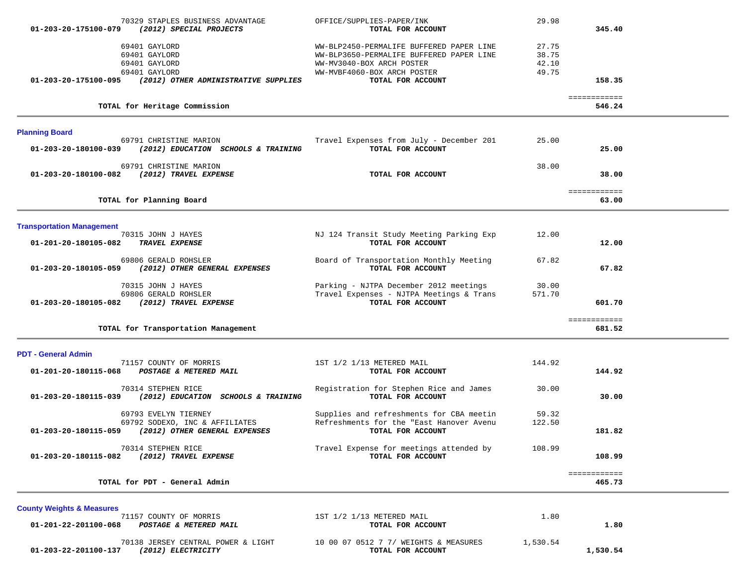| | | | | |
|---|---|---|---|---|
| | 70329 STAPLES BUSINESS ADVANTAGE | OFFICE/SUPPLIES-PAPER/INK | 29.98 | |
| **01-203-20-175100-079** | ***(2012) SPECIAL PROJECTS*** | **TOTAL FOR ACCOUNT** | | **345.40** |
| | 69401 GAYLORD | WW-BLP2450-PERMALIFE BUFFERED PAPER LINE | 27.75 | |
| | 69401 GAYLORD | WW-BLP3650-PERMALIFE BUFFERED PAPER LINE | 38.75 | |
| | 69401 GAYLORD | WW-MV3040-BOX ARCH POSTER | 42.10 | |
| | 69401 GAYLORD | WW-MVBF4060-BOX ARCH POSTER | 49.75 | |
| **01-203-20-175100-095** | ***(2012) OTHER ADMINISTRATIVE SUPPLIES*** | **TOTAL FOR ACCOUNT** | | **158.35** |
| | | | | ============ |
| | **TOTAL for Heritage Commission** | | | **546.24** |

**Planning Board**

| | | | | |
|---|---|---|---|---|
| | 69791 CHRISTINE MARION | Travel Expenses from July - December 201 | 25.00 | |
| **01-203-20-180100-039** | ***(2012) EDUCATION SCHOOLS & TRAINING*** | **TOTAL FOR ACCOUNT** | | **25.00** |
| | 69791 CHRISTINE MARION | | 38.00 | |
| **01-203-20-180100-082** | ***(2012) TRAVEL EXPENSE*** | **TOTAL FOR ACCOUNT** | | **38.00** |
| | | | | ============ |
| | **TOTAL for Planning Board** | | | **63.00** |

**Transportation Management**

| | | | | |
|---|---|---|---|---|
| | 70315 JOHN J HAYES | NJ 124 Transit Study Meeting Parking Exp | 12.00 | |
| **01-201-20-180105-082** | ***TRAVEL EXPENSE*** | **TOTAL FOR ACCOUNT** | | **12.00** |
| | 69806 GERALD ROHSLER | Board of Transportation Monthly Meeting | 67.82 | |
| **01-203-20-180105-059** | ***(2012) OTHER GENERAL EXPENSES*** | **TOTAL FOR ACCOUNT** | | **67.82** |
| | 70315 JOHN J HAYES | Parking - NJTPA December 2012 meetings | 30.00 | |
| | 69806 GERALD ROHSLER | Travel Expenses - NJTPA Meetings & Trans | 571.70 | |
| **01-203-20-180105-082** | ***(2012) TRAVEL EXPENSE*** | **TOTAL FOR ACCOUNT** | | **601.70** |
| | | | | ============ |
| | **TOTAL for Transportation Management** | | | **681.52** |

**PDT - General Admin**

| | | | | |
|---|---|---|---|---|
| | 71157 COUNTY OF MORRIS | 1ST 1/2 1/13 METERED MAIL | 144.92 | |
| **01-201-20-180115-068** | ***POSTAGE & METERED MAIL*** | **TOTAL FOR ACCOUNT** | | **144.92** |
| | 70314 STEPHEN RICE | Registration for Stephen Rice and James | 30.00 | |
| **01-203-20-180115-039** | ***(2012) EDUCATION SCHOOLS & TRAINING*** | **TOTAL FOR ACCOUNT** | | **30.00** |
| | 69793 EVELYN TIERNEY | Supplies and refreshments for CBA meetin | 59.32 | |
| | 69792 SODEXO, INC & AFFILIATES | Refreshments for the "East Hanover Avenu | 122.50 | |
| **01-203-20-180115-059** | ***(2012) OTHER GENERAL EXPENSES*** | **TOTAL FOR ACCOUNT** | | **181.82** |
| | 70314 STEPHEN RICE | Travel Expense for meetings attended by | 108.99 | |
| **01-203-20-180115-082** | ***(2012) TRAVEL EXPENSE*** | **TOTAL FOR ACCOUNT** | | **108.99** |
| | | | | ============ |
| | **TOTAL for PDT - General Admin** | | | **465.73** |

**County Weights & Measures**

| | | | | |
|---|---|---|---|---|
| | 71157 COUNTY OF MORRIS | 1ST 1/2 1/13 METERED MAIL | 1.80 | |
| **01-201-22-201100-068** | ***POSTAGE & METERED MAIL*** | **TOTAL FOR ACCOUNT** | | **1.80** |
| | 70138 JERSEY CENTRAL POWER & LIGHT | 10 00 07 0512 7 7/ WEIGHTS & MEASURES | 1,530.54 | |
| **01-203-22-201100-137** | ***(2012) ELECTRICITY*** | **TOTAL FOR ACCOUNT** | | **1,530.54** |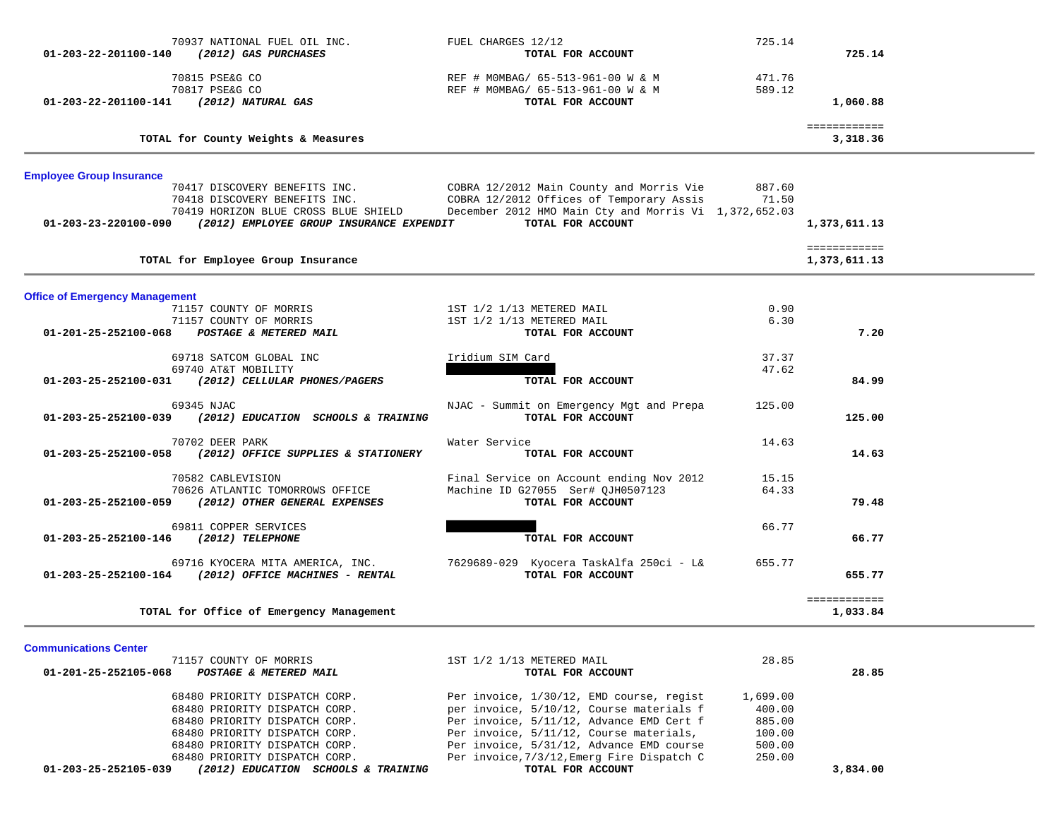| | | | | |
|---|---|---|---|---|
| | 70937 NATIONAL FUEL OIL INC. | FUEL CHARGES 12/12 | 725.14 | |
| 01-203-22-201100-140 | ***(2012) GAS PURCHASES*** | **TOTAL FOR ACCOUNT** | | **725.14** |
| | 70815 PSE&G CO | REF # M0MBAG/ 65-513-961-00 W & M | 471.76 | |
| | 70817 PSE&G CO | REF # M0MBAG/ 65-513-961-00 W & M | 589.12 | |
| 01-203-22-201100-141 | ***(2012) NATURAL GAS*** | **TOTAL FOR ACCOUNT** | | **1,060.88** |
| | | | | ============ |
| | **TOTAL for County Weights & Measures** | | | **3,318.36** |

## Employee Group Insurance

| | | | | |
|---|---|---|---|---|
| | 70417 DISCOVERY BENEFITS INC. | COBRA 12/2012 Main County and Morris Vie | 887.60 | |
| | 70418 DISCOVERY BENEFITS INC. | COBRA 12/2012 Offices of Temporary Assis | 71.50 | |
| | 70419 HORIZON BLUE CROSS BLUE SHIELD | December 2012 HMO Main Cty and Morris Vi | 1,372,652.03 | |
| 01-203-23-220100-090 | ***(2012) EMPLOYEE GROUP INSURANCE EXPENDIT*** | **TOTAL FOR ACCOUNT** | | **1,373,611.13** |
| | | | | ============ |
| | **TOTAL for Employee Group Insurance** | | | **1,373,611.13** |

## Office of Emergency Management

| | | | | |
|---|---|---|---|---|
| | 71157 COUNTY OF MORRIS | 1ST 1/2 1/13 METERED MAIL | 0.90 | |
| | 71157 COUNTY OF MORRIS | 1ST 1/2 1/13 METERED MAIL | 6.30 | |
| 01-201-25-252100-068 | ***POSTAGE & METERED MAIL*** | **TOTAL FOR ACCOUNT** | | **7.20** |
| | 69718 SATCOM GLOBAL INC | Iridium SIM Card | 37.37 | |
| | 69740 AT&T MOBILITY | | 47.62 | |
| 01-203-25-252100-031 | ***(2012) CELLULAR PHONES/PAGERS*** | **TOTAL FOR ACCOUNT** | | **84.99** |
| | 69345 NJAC | NJAC - Summit on Emergency Mgt and Prepa | 125.00 | |
| 01-203-25-252100-039 | ***(2012) EDUCATION SCHOOLS & TRAINING*** | **TOTAL FOR ACCOUNT** | | **125.00** |
| | 70702 DEER PARK | Water Service | 14.63 | |
| 01-203-25-252100-058 | ***(2012) OFFICE SUPPLIES & STATIONERY*** | **TOTAL FOR ACCOUNT** | | **14.63** |
| | 70582 CABLEVISION | Final Service on Account ending Nov 2012 | 15.15 | |
| | 70626 ATLANTIC TOMORROWS OFFICE | Machine ID G27055 Ser# QJH0507123 | 64.33 | |
| 01-203-25-252100-059 | ***(2012) OTHER GENERAL EXPENSES*** | **TOTAL FOR ACCOUNT** | | **79.48** |
| | 69811 COPPER SERVICES | | 66.77 | |
| 01-203-25-252100-146 | ***(2012) TELEPHONE*** | **TOTAL FOR ACCOUNT** | | **66.77** |
| | 69716 KYOCERA MITA AMERICA, INC. | 7629689-029 Kyocera TaskAlfa 250ci - L& | 655.77 | |
| 01-203-25-252100-164 | ***(2012) OFFICE MACHINES - RENTAL*** | **TOTAL FOR ACCOUNT** | | **655.77** |
| | | | | ============ |
| | **TOTAL for Office of Emergency Management** | | | **1,033.84** |

## Communications Center

| | | | | |
|---|---|---|---|---|
| | 71157 COUNTY OF MORRIS | 1ST 1/2 1/13 METERED MAIL | 28.85 | |
| 01-201-25-252105-068 | ***POSTAGE & METERED MAIL*** | **TOTAL FOR ACCOUNT** | | **28.85** |
| | 68480 PRIORITY DISPATCH CORP. | Per invoice, 1/30/12, EMD course, regist | 1,699.00 | |
| | 68480 PRIORITY DISPATCH CORP. | per invoice, 5/10/12, Course materials f | 400.00 | |
| | 68480 PRIORITY DISPATCH CORP. | Per invoice, 5/11/12, Advance EMD Cert f | 885.00 | |
| | 68480 PRIORITY DISPATCH CORP. | Per invoice, 5/11/12, Course materials, | 100.00 | |
| | 68480 PRIORITY DISPATCH CORP. | Per invoice, 5/31/12, Advance EMD course | 500.00 | |
| | 68480 PRIORITY DISPATCH CORP. | Per invoice,7/3/12,Emerg Fire Dispatch C | 250.00 | |
| 01-203-25-252105-039 | ***(2012) EDUCATION SCHOOLS & TRAINING*** | **TOTAL FOR ACCOUNT** | | **3,834.00** |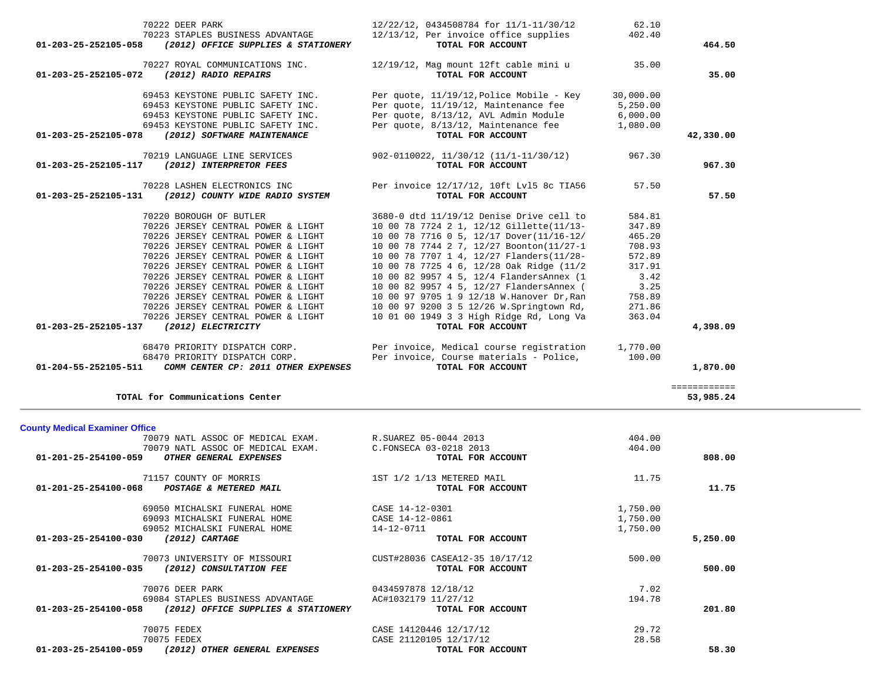| | | | |
|---|---|---|---|
| 70222 DEER PARK | 12/22/12, 0434508784 for 11/1-11/30/12 | 62.10 | |
| 70223 STAPLES BUSINESS ADVANTAGE | 12/13/12, Per invoice office supplies | 402.40 | |
| **01-203-25-252105-058** ***(2012) OFFICE SUPPLIES & STATIONERY*** | **TOTAL FOR ACCOUNT** | | **464.50** |
| 70227 ROYAL COMMUNICATIONS INC. | 12/19/12, Mag mount 12ft cable mini u | 35.00 | |
| **01-203-25-252105-072** ***(2012) RADIO REPAIRS*** | **TOTAL FOR ACCOUNT** | | **35.00** |
| 69453 KEYSTONE PUBLIC SAFETY INC. | Per quote, 11/19/12,Police Mobile - Key | 30,000.00 | |
| 69453 KEYSTONE PUBLIC SAFETY INC. | Per quote, 11/19/12, Maintenance fee | 5,250.00 | |
| 69453 KEYSTONE PUBLIC SAFETY INC. | Per quote, 8/13/12, AVL Admin Module | 6,000.00 | |
| 69453 KEYSTONE PUBLIC SAFETY INC. | Per quote, 8/13/12, Maintenance fee | 1,080.00 | |
| **01-203-25-252105-078** ***(2012) SOFTWARE MAINTENANCE*** | **TOTAL FOR ACCOUNT** | | **42,330.00** |
| 70219 LANGUAGE LINE SERVICES | 902-0110022, 11/30/12 (11/1-11/30/12) | 967.30 | |
| **01-203-25-252105-117** ***(2012) INTERPRETOR FEES*** | **TOTAL FOR ACCOUNT** | | **967.30** |
| 70228 LASHEN ELECTRONICS INC | Per invoice 12/17/12, 10ft Lvl5 8c TIA56 | 57.50 | |
| **01-203-25-252105-131** ***(2012) COUNTY WIDE RADIO SYSTEM*** | **TOTAL FOR ACCOUNT** | | **57.50** |
| 70220 BOROUGH OF BUTLER | 3680-0 dtd 11/19/12 Denise Drive cell to | 584.81 | |
| 70226 JERSEY CENTRAL POWER & LIGHT | 10 00 78 7724 2 1, 12/12 Gillette(11/13- | 347.89 | |
| 70226 JERSEY CENTRAL POWER & LIGHT | 10 00 78 7716 0 5, 12/17 Dover(11/16-12/ | 465.20 | |
| 70226 JERSEY CENTRAL POWER & LIGHT | 10 00 78 7744 2 7, 12/27 Boonton(11/27-1 | 708.93 | |
| 70226 JERSEY CENTRAL POWER & LIGHT | 10 00 78 7707 1 4, 12/27 Flanders(11/28- | 572.89 | |
| 70226 JERSEY CENTRAL POWER & LIGHT | 10 00 78 7725 4 6, 12/28 Oak Ridge (11/2 | 317.91 | |
| 70226 JERSEY CENTRAL POWER & LIGHT | 10 00 82 9957 4 5, 12/4 FlandersAnnex (1 | 3.42 | |
| 70226 JERSEY CENTRAL POWER & LIGHT | 10 00 82 9957 4 5, 12/27 FlandersAnnex ( | 3.25 | |
| 70226 JERSEY CENTRAL POWER & LIGHT | 10 00 97 9705 1 9 12/18 W.Hanover Dr,Ran | 758.89 | |
| 70226 JERSEY CENTRAL POWER & LIGHT | 10 00 97 9200 3 5 12/26 W.Springtown Rd, | 271.86 | |
| 70226 JERSEY CENTRAL POWER & LIGHT | 10 01 00 1949 3 3 High Ridge Rd, Long Va | 363.04 | |
| **01-203-25-252105-137** ***(2012) ELECTRICITY*** | **TOTAL FOR ACCOUNT** | | **4,398.09** |
| 68470 PRIORITY DISPATCH CORP. | Per invoice, Medical course registration | 1,770.00 | |
| 68470 PRIORITY DISPATCH CORP. | Per invoice, Course materials - Police, | 100.00 | |
| **01-204-55-252105-511** ***COMM CENTER CP: 2011 OTHER EXPENSES*** | **TOTAL FOR ACCOUNT** | | **1,870.00** |
| | | | ============ |
| **TOTAL for Communications Center** | | | **53,985.24** |

**County Medical Examiner Office**

| | | | |
|---|---|---|---|
| 70079 NATL ASSOC OF MEDICAL EXAM. | R.SUAREZ 05-0044 2013 | 404.00 | |
| 70079 NATL ASSOC OF MEDICAL EXAM. | C.FONSECA 03-0218 2013 | 404.00 | |
| **01-201-25-254100-059** ***OTHER GENERAL EXPENSES*** | **TOTAL FOR ACCOUNT** | | **808.00** |
| 71157 COUNTY OF MORRIS | 1ST 1/2 1/13 METERED MAIL | 11.75 | |
| **01-201-25-254100-068** ***POSTAGE & METERED MAIL*** | **TOTAL FOR ACCOUNT** | | **11.75** |
| 69050 MICHALSKI FUNERAL HOME | CASE 14-12-0301 | 1,750.00 | |
| 69093 MICHALSKI FUNERAL HOME | CASE 14-12-0861 | 1,750.00 | |
| 69052 MICHALSKI FUNERAL HOME | 14-12-0711 | 1,750.00 | |
| **01-203-25-254100-030** ***(2012) CARTAGE*** | **TOTAL FOR ACCOUNT** | | **5,250.00** |
| 70073 UNIVERSITY OF MISSOURI | CUST#28036 CASEA12-35 10/17/12 | 500.00 | |
| **01-203-25-254100-035** ***(2012) CONSULTATION FEE*** | **TOTAL FOR ACCOUNT** | | **500.00** |
| 70076 DEER PARK | 0434597878 12/18/12 | 7.02 | |
| 69084 STAPLES BUSINESS ADVANTAGE | AC#1032179 11/27/12 | 194.78 | |
| **01-203-25-254100-058** ***(2012) OFFICE SUPPLIES & STATIONERY*** | **TOTAL FOR ACCOUNT** | | **201.80** |
| 70075 FEDEX | CASE 14120446 12/17/12 | 29.72 | |
| 70075 FEDEX | CASE 21120105 12/17/12 | 28.58 | |
| **01-203-25-254100-059** ***(2012) OTHER GENERAL EXPENSES*** | **TOTAL FOR ACCOUNT** | | **58.30** |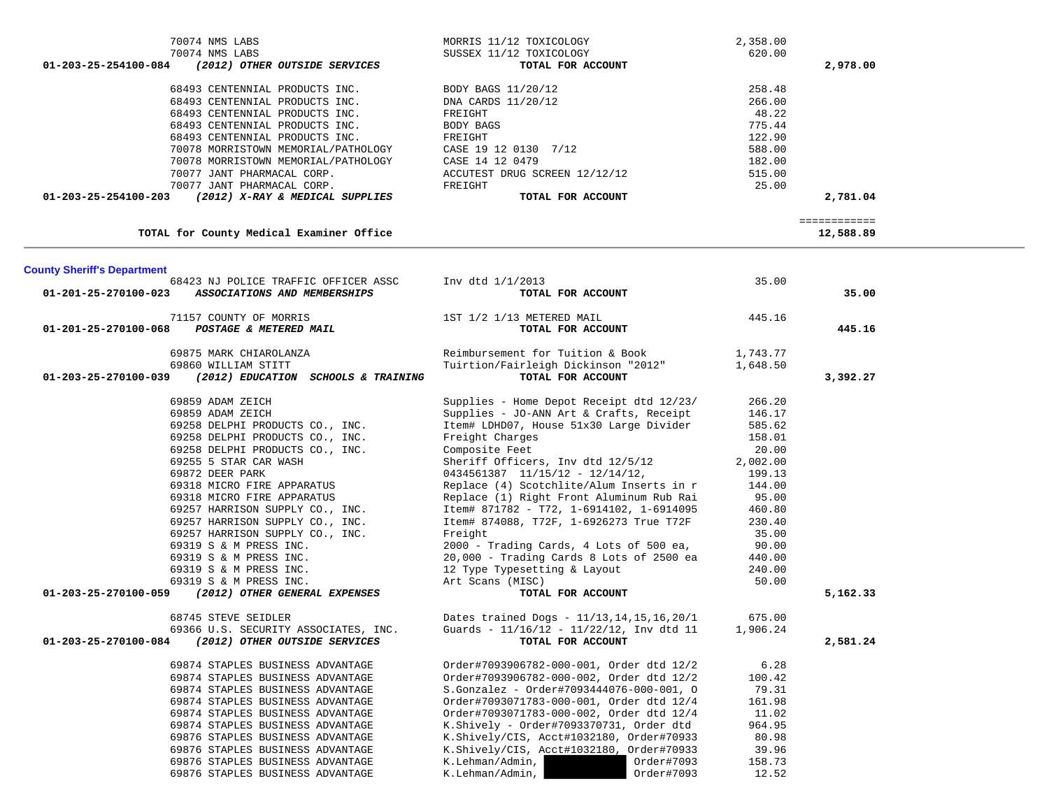| | | | | |
|---|---|---|---|---|
| | 70074 NMS LABS | MORRIS 11/12 TOXICOLOGY | 2,358.00 | |
| | 70074 NMS LABS | SUSSEX 11/12 TOXICOLOGY | 620.00 | |
| 01-203-25-254100-084 | ***(2012) OTHER OUTSIDE SERVICES*** | **TOTAL FOR ACCOUNT** | | **2,978.00** |
| | 68493 CENTENNIAL PRODUCTS INC. | BODY BAGS 11/20/12 | 258.48 | |
| | 68493 CENTENNIAL PRODUCTS INC. | DNA CARDS 11/20/12 | 266.00 | |
| | 68493 CENTENNIAL PRODUCTS INC. | FREIGHT | 48.22 | |
| | 68493 CENTENNIAL PRODUCTS INC. | BODY BAGS | 775.44 | |
| | 68493 CENTENNIAL PRODUCTS INC. | FREIGHT | 122.90 | |
| | 70078 MORRISTOWN MEMORIAL/PATHOLOGY | CASE 19 12 0130 7/12 | 588.00 | |
| | 70078 MORRISTOWN MEMORIAL/PATHOLOGY | CASE 14 12 0479 | 182.00 | |
| | 70077 JANT PHARMACAL CORP. | ACCUTEST DRUG SCREEN 12/12/12 | 515.00 | |
| | 70077 JANT PHARMACAL CORP. | FREIGHT | 25.00 | |
| 01-203-25-254100-203 | ***(2012) X-RAY & MEDICAL SUPPLIES*** | **TOTAL FOR ACCOUNT** | | **2,781.04** |
| | **TOTAL for County Medical Examiner Office** | | | ============ **12,588.89** |

**County Sheriff's Department**

| | | | | |
|---|---|---|---|---|
| | 68423 NJ POLICE TRAFFIC OFFICER ASSC | Inv dtd 1/1/2013 | 35.00 | |
| 01-201-25-270100-023 | ***ASSOCIATIONS AND MEMBERSHIPS*** | **TOTAL FOR ACCOUNT** | | **35.00** |
| | 71157 COUNTY OF MORRIS | 1ST 1/2 1/13 METERED MAIL | 445.16 | |
| 01-201-25-270100-068 | ***POSTAGE & METERED MAIL*** | **TOTAL FOR ACCOUNT** | | **445.16** |
| | 69875 MARK CHIAROLANZA | Reimbursement for Tuition & Book | 1,743.77 | |
| | 69860 WILLIAM STITT | Tuirtion/Fairleigh Dickinson "2012" | 1,648.50 | |
| 01-203-25-270100-039 | ***(2012) EDUCATION SCHOOLS & TRAINING*** | **TOTAL FOR ACCOUNT** | | **3,392.27** |
| | 69859 ADAM ZEICH | Supplies - Home Depot Receipt dtd 12/23/ | 266.20 | |
| | 69859 ADAM ZEICH | Supplies - JO-ANN Art & Crafts, Receipt | 146.17 | |
| | 69258 DELPHI PRODUCTS CO., INC. | Item# LDHD07, House 51x30 Large Divider | 585.62 | |
| | 69258 DELPHI PRODUCTS CO., INC. | Freight Charges | 158.01 | |
| | 69258 DELPHI PRODUCTS CO., INC. | Composite Feet | 20.00 | |
| | 69255 5 STAR CAR WASH | Sheriff Officers, Inv dtd 12/5/12 | 2,002.00 | |
| | 69872 DEER PARK | 0434561387 11/15/12 - 12/14/12, | 199.13 | |
| | 69318 MICRO FIRE APPARATUS | Replace (4) Scotchlite/Alum Inserts in r | 144.00 | |
| | 69318 MICRO FIRE APPARATUS | Replace (1) Right Front Aluminum Rub Rai | 95.00 | |
| | 69257 HARRISON SUPPLY CO., INC. | Item# 871782 - T72, 1-6914102, 1-6914095 | 460.80 | |
| | 69257 HARRISON SUPPLY CO., INC. | Item# 874088, T72F, 1-6926273 True T72F | 230.40 | |
| | 69257 HARRISON SUPPLY CO., INC. | Freight | 35.00 | |
| | 69319 S & M PRESS INC. | 2000 - Trading Cards, 4 Lots of 500 ea, | 90.00 | |
| | 69319 S & M PRESS INC. | 20,000 - Trading Cards 8 Lots of 2500 ea | 440.00 | |
| | 69319 S & M PRESS INC. | 12 Type Typesetting & Layout | 240.00 | |
| | 69319 S & M PRESS INC. | Art Scans (MISC) | 50.00 | |
| 01-203-25-270100-059 | ***(2012) OTHER GENERAL EXPENSES*** | **TOTAL FOR ACCOUNT** | | **5,162.33** |
| | 68745 STEVE SEIDLER | Dates trained Dogs - 11/13,14,15,16,20/1 | 675.00 | |
| | 69366 U.S. SECURITY ASSOCIATES, INC. | Guards - 11/16/12 - 11/22/12, Inv dtd 11 | 1,906.24 | |
| 01-203-25-270100-084 | ***(2012) OTHER OUTSIDE SERVICES*** | **TOTAL FOR ACCOUNT** | | **2,581.24** |
| | 69874 STAPLES BUSINESS ADVANTAGE | Order#7093906782-000-001, Order dtd 12/2 | 6.28 | |
| | 69874 STAPLES BUSINESS ADVANTAGE | Order#7093906782-000-002, Order dtd 12/2 | 100.42 | |
| | 69874 STAPLES BUSINESS ADVANTAGE | S.Gonzalez - Order#7093444076-000-001, O | 79.31 | |
| | 69874 STAPLES BUSINESS ADVANTAGE | Order#7093071783-000-001, Order dtd 12/4 | 161.98 | |
| | 69874 STAPLES BUSINESS ADVANTAGE | Order#7093071783-000-002, Order dtd 12/4 | 11.02 | |
| | 69874 STAPLES BUSINESS ADVANTAGE | K.Shively - Order#7093370731, Order dtd | 964.95 | |
| | 69876 STAPLES BUSINESS ADVANTAGE | K.Shively/CIS, Acct#1032180, Order#70933 | 80.98 | |
| | 69876 STAPLES BUSINESS ADVANTAGE | K.Shively/CIS, Acct#1032180, Order#70933 | 39.96 | |
| | 69876 STAPLES BUSINESS ADVANTAGE | K.Lehman/Admin, [REDACTED] Order#7093 | 158.73 | |
| | 69876 STAPLES BUSINESS ADVANTAGE | K.Lehman/Admin, [REDACTED] Order#7093 | 12.52 | |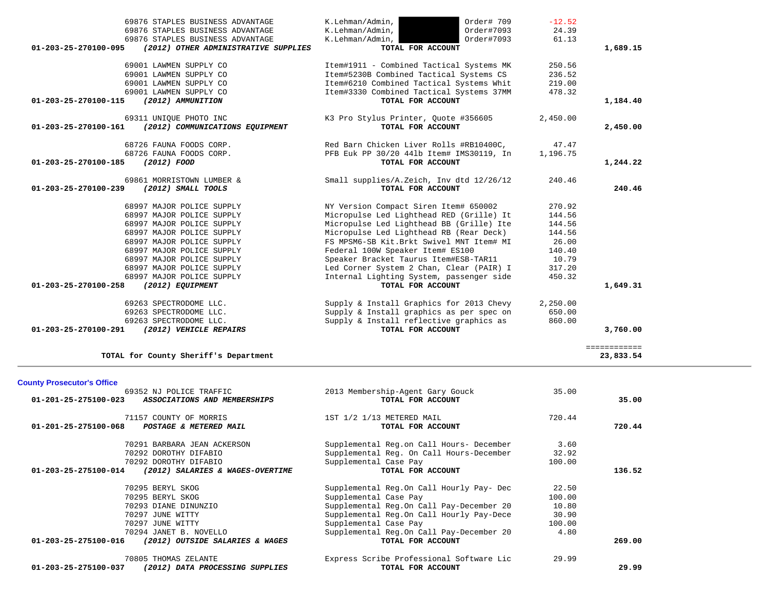| | | | |
|---|---|---|---|
| 69876 STAPLES BUSINESS ADVANTAGE | K.Lehman/Admin, Order# 709 | -12.52 | |
| 69876 STAPLES BUSINESS ADVANTAGE | K.Lehman/Admin, Order#7093 | 24.39 | |
| 69876 STAPLES BUSINESS ADVANTAGE | K.Lehman/Admin, Order#7093 | 61.13 | |
| **01-203-25-270100-095** ***(2012) OTHER ADMINISTRATIVE SUPPLIES*** | **TOTAL FOR ACCOUNT** | | **1,689.15** |
| 69001 LAWMEN SUPPLY CO | Item#1911 - Combined Tactical Systems MK | 250.56 | |
| 69001 LAWMEN SUPPLY CO | Item#5230B Combined Tactical Systems CS | 236.52 | |
| 69001 LAWMEN SUPPLY CO | Item#6210 Combined Tactical Systems Whit | 219.00 | |
| 69001 LAWMEN SUPPLY CO | Item#3330 Combined Tactical Systems 37MM | 478.32 | |
| **01-203-25-270100-115** ***(2012) AMMUNITION*** | **TOTAL FOR ACCOUNT** | | **1,184.40** |
| 69311 UNIQUE PHOTO INC | K3 Pro Stylus Printer, Quote #356605 | 2,450.00 | |
| **01-203-25-270100-161** ***(2012) COMMUNICATIONS EQUIPMENT*** | **TOTAL FOR ACCOUNT** | | **2,450.00** |
| 68726 FAUNA FOODS CORP. | Red Barn Chicken Liver Rolls #RB10400C, | 47.47 | |
| 68726 FAUNA FOODS CORP. | PFB Euk PP 30/20 44lb Item# IMS30119, In | 1,196.75 | |
| **01-203-25-270100-185** ***(2012) FOOD*** | **TOTAL FOR ACCOUNT** | | **1,244.22** |
| 69861 MORRISTOWN LUMBER & | Small supplies/A.Zeich, Inv dtd 12/26/12 | 240.46 | |
| **01-203-25-270100-239** ***(2012) SMALL TOOLS*** | **TOTAL FOR ACCOUNT** | | **240.46** |
| 68997 MAJOR POLICE SUPPLY | NY Version Compact Siren Item# 650002 | 270.92 | |
| 68997 MAJOR POLICE SUPPLY | Micropulse Led Lighthead RED (Grille) It | 144.56 | |
| 68997 MAJOR POLICE SUPPLY | Micropulse Led Lighthead BB (Grille) Ite | 144.56 | |
| 68997 MAJOR POLICE SUPPLY | Micropulse Led Lighthead RB (Rear Deck) | 144.56 | |
| 68997 MAJOR POLICE SUPPLY | FS MPSM6-SB Kit.Brkt Swivel MNT Item# MI | 26.00 | |
| 68997 MAJOR POLICE SUPPLY | Federal 100W Speaker Item# ES100 | 140.40 | |
| 68997 MAJOR POLICE SUPPLY | Speaker Bracket Taurus Item#ESB-TAR11 | 10.79 | |
| 68997 MAJOR POLICE SUPPLY | Led Corner System 2 Chan, Clear (PAIR) I | 317.20 | |
| 68997 MAJOR POLICE SUPPLY | Internal Lighting System, passenger side | 450.32 | |
| **01-203-25-270100-258** ***(2012) EQUIPMENT*** | **TOTAL FOR ACCOUNT** | | **1,649.31** |
| 69263 SPECTRODOME LLC. | Supply & Install Graphics for 2013 Chevy | 2,250.00 | |
| 69263 SPECTRODOME LLC. | Supply & Install graphics as per spec on | 650.00 | |
| 69263 SPECTRODOME LLC. | Supply & Install reflective graphics as | 860.00 | |
| **01-203-25-270100-291** ***(2012) VEHICLE REPAIRS*** | **TOTAL FOR ACCOUNT** | | **3,760.00** |
| | | | ============ |
| **TOTAL for County Sheriff's Department** | | | **23,833.54** |

## County Prosecutor's Office

| | | | |
|---|---|---|---|
| 69352 NJ POLICE TRAFFIC | 2013 Membership-Agent Gary Gouck | 35.00 | |
| **01-201-25-275100-023** ***ASSOCIATIONS AND MEMBERSHIPS*** | **TOTAL FOR ACCOUNT** | | **35.00** |
| 71157 COUNTY OF MORRIS | 1ST 1/2 1/13 METERED MAIL | 720.44 | |
| **01-201-25-275100-068** ***POSTAGE & METERED MAIL*** | **TOTAL FOR ACCOUNT** | | **720.44** |
| 70291 BARBARA JEAN ACKERSON | Supplemental Reg.on Call Hours- December | 3.60 | |
| 70292 DOROTHY DIFABIO | Supplemental Reg. On Call Hours-December | 32.92 | |
| 70292 DOROTHY DIFABIO | Supplemental Case Pay | 100.00 | |
| **01-203-25-275100-014** ***(2012) SALARIES & WAGES-OVERTIME*** | **TOTAL FOR ACCOUNT** | | **136.52** |
| 70295 BERYL SKOG | Supplemental Reg.On Call Hourly Pay- Dec | 22.50 | |
| 70295 BERYL SKOG | Supplemental Case Pay | 100.00 | |
| 70293 DIANE DINUNZIO | Supplemental Reg.On Call Pay-December 20 | 10.80 | |
| 70297 JUNE WITTY | Supplemental Reg.On Call Hourly Pay-Dece | 30.90 | |
| 70297 JUNE WITTY | Supplemental Case Pay | 100.00 | |
| 70294 JANET B. NOVELLO | Supplemental Reg.On Call Pay-December 20 | 4.80 | |
| **01-203-25-275100-016** ***(2012) OUTSIDE SALARIES & WAGES*** | **TOTAL FOR ACCOUNT** | | **269.00** |
| 70805 THOMAS ZELANTE | Express Scribe Professional Software Lic | 29.99 | |
| **01-203-25-275100-037** ***(2012) DATA PROCESSING SUPPLIES*** | **TOTAL FOR ACCOUNT** | | **29.99** |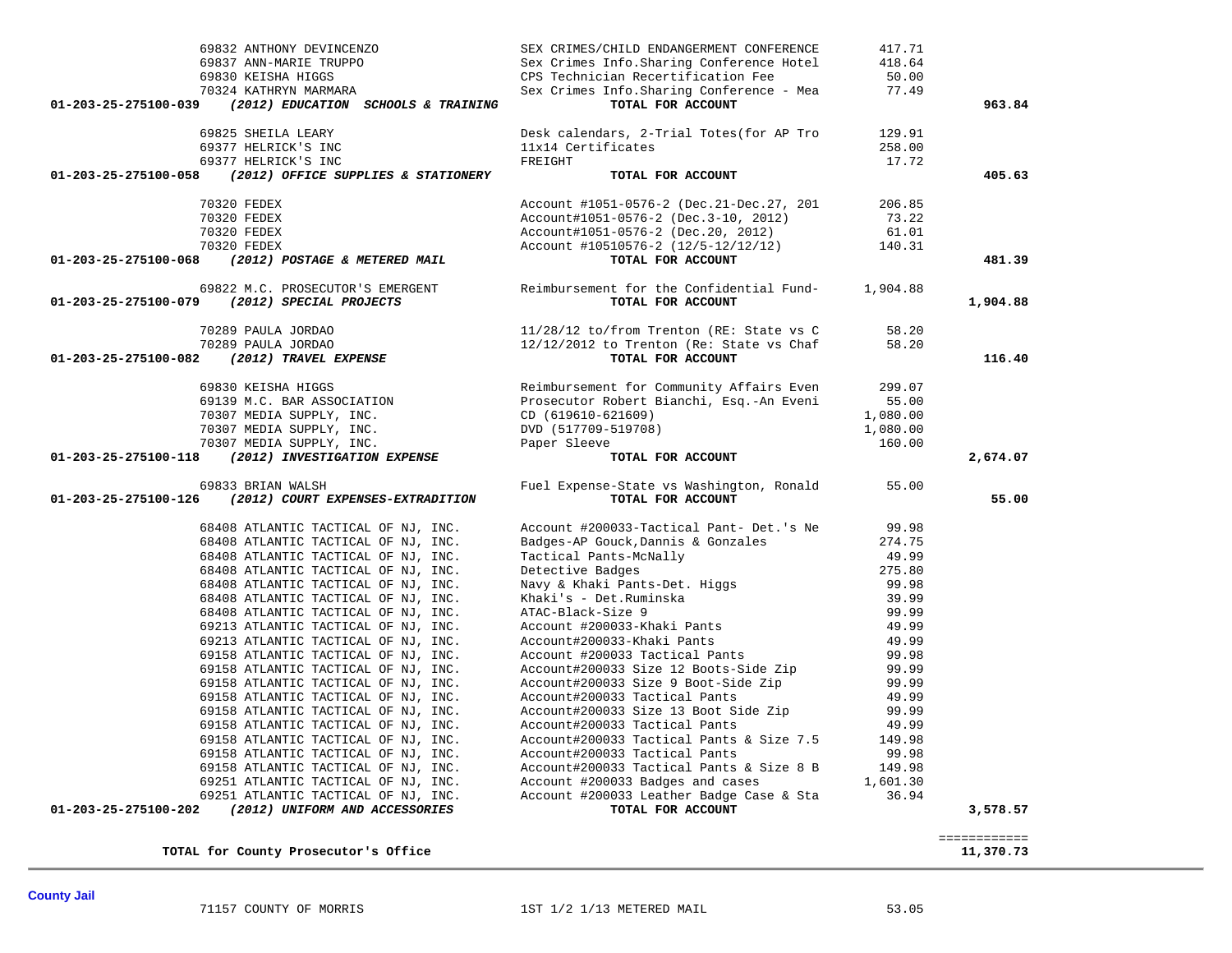| | | | | |
|---|---|---|---|---|
| | 69832 ANTHONY DEVINCENZO | SEX CRIMES/CHILD ENDANGERMENT CONFERENCE | 417.71 | |
| | 69837 ANN-MARIE TRUPPO | Sex Crimes Info.Sharing Conference Hotel | 418.64 | |
| | 69830 KEISHA HIGGS | CPS Technician Recertification Fee | 50.00 | |
| | 70324 KATHRYN MARMARA | Sex Crimes Info.Sharing Conference - Mea | 77.49 | |
| **01-203-25-275100-039** | ***(2012) EDUCATION SCHOOLS & TRAINING*** | **TOTAL FOR ACCOUNT** | | **963.84** |
| | 69825 SHEILA LEARY | Desk calendars, 2-Trial Totes(for AP Tro | 129.91 | |
| | 69377 HELRICK'S INC | 11x14 Certificates | 258.00 | |
| | 69377 HELRICK'S INC | FREIGHT | 17.72 | |
| **01-203-25-275100-058** | ***(2012) OFFICE SUPPLIES & STATIONERY*** | **TOTAL FOR ACCOUNT** | | **405.63** |
| | 70320 FEDEX | Account #1051-0576-2 (Dec.21-Dec.27, 201 | 206.85 | |
| | 70320 FEDEX | Account#1051-0576-2 (Dec.3-10, 2012) | 73.22 | |
| | 70320 FEDEX | Account#1051-0576-2 (Dec.20, 2012) | 61.01 | |
| | 70320 FEDEX | Account #10510576-2 (12/5-12/12/12) | 140.31 | |
| **01-203-25-275100-068** | ***(2012) POSTAGE & METERED MAIL*** | **TOTAL FOR ACCOUNT** | | **481.39** |
| | 69822 M.C. PROSECUTOR'S EMERGENT | Reimbursement for the Confidential Fund- | 1,904.88 | |
| **01-203-25-275100-079** | ***(2012) SPECIAL PROJECTS*** | **TOTAL FOR ACCOUNT** | | **1,904.88** |
| | 70289 PAULA JORDAO | 11/28/12 to/from Trenton (RE: State vs C | 58.20 | |
| | 70289 PAULA JORDAO | 12/12/2012 to Trenton (Re: State vs Chaf | 58.20 | |
| **01-203-25-275100-082** | ***(2012) TRAVEL EXPENSE*** | **TOTAL FOR ACCOUNT** | | **116.40** |
| | 69830 KEISHA HIGGS | Reimbursement for Community Affairs Even | 299.07 | |
| | 69139 M.C. BAR ASSOCIATION | Prosecutor Robert Bianchi, Esq.-An Eveni | 55.00 | |
| | 70307 MEDIA SUPPLY, INC. | CD (619610-621609) | 1,080.00 | |
| | 70307 MEDIA SUPPLY, INC. | DVD (517709-519708) | 1,080.00 | |
| | 70307 MEDIA SUPPLY, INC. | Paper Sleeve | 160.00 | |
| **01-203-25-275100-118** | ***(2012) INVESTIGATION EXPENSE*** | **TOTAL FOR ACCOUNT** | | **2,674.07** |
| | 69833 BRIAN WALSH | Fuel Expense-State vs Washington, Ronald | 55.00 | |
| **01-203-25-275100-126** | ***(2012) COURT EXPENSES-EXTRADITION*** | **TOTAL FOR ACCOUNT** | | **55.00** |
| | 68408 ATLANTIC TACTICAL OF NJ, INC. | Account #200033-Tactical Pant- Det.'s Ne | 99.98 | |
| | 68408 ATLANTIC TACTICAL OF NJ, INC. | Badges-AP Gouck,Dannis & Gonzales | 274.75 | |
| | 68408 ATLANTIC TACTICAL OF NJ, INC. | Tactical Pants-McNally | 49.99 | |
| | 68408 ATLANTIC TACTICAL OF NJ, INC. | Detective Badges | 275.80 | |
| | 68408 ATLANTIC TACTICAL OF NJ, INC. | Navy & Khaki Pants-Det. Higgs | 99.98 | |
| | 68408 ATLANTIC TACTICAL OF NJ, INC. | Khaki's - Det.Ruminska | 39.99 | |
| | 68408 ATLANTIC TACTICAL OF NJ, INC. | ATAC-Black-Size 9 | 99.99 | |
| | 69213 ATLANTIC TACTICAL OF NJ, INC. | Account #200033-Khaki Pants | 49.99 | |
| | 69213 ATLANTIC TACTICAL OF NJ, INC. | Account#200033-Khaki Pants | 49.99 | |
| | 69158 ATLANTIC TACTICAL OF NJ, INC. | Account #200033 Tactical Pants | 99.98 | |
| | 69158 ATLANTIC TACTICAL OF NJ, INC. | Account#200033 Size 12 Boots-Side Zip | 99.99 | |
| | 69158 ATLANTIC TACTICAL OF NJ, INC. | Account#200033 Size 9 Boot-Side Zip | 99.99 | |
| | 69158 ATLANTIC TACTICAL OF NJ, INC. | Account#200033 Tactical Pants | 49.99 | |
| | 69158 ATLANTIC TACTICAL OF NJ, INC. | Account#200033 Size 13 Boot Side Zip | 99.99 | |
| | 69158 ATLANTIC TACTICAL OF NJ, INC. | Account#200033 Tactical Pants | 49.99 | |
| | 69158 ATLANTIC TACTICAL OF NJ, INC. | Account#200033 Tactical Pants & Size 7.5 | 149.98 | |
| | 69158 ATLANTIC TACTICAL OF NJ, INC. | Account#200033 Tactical Pants | 99.98 | |
| | 69158 ATLANTIC TACTICAL OF NJ, INC. | Account#200033 Tactical Pants & Size 8 B | 149.98 | |
| | 69251 ATLANTIC TACTICAL OF NJ, INC. | Account #200033 Badges and cases | 1,601.30 | |
| | 69251 ATLANTIC TACTICAL OF NJ, INC. | Account #200033 Leather Badge Case & Sta | 36.94 | |
| **01-203-25-275100-202** | ***(2012) UNIFORM AND ACCESSORIES*** | **TOTAL FOR ACCOUNT** | | **3,578.57** |
| | **TOTAL for County Prosecutor's Office** | | | ============ **11,370.73** |

**County Jail**

| | | | |
|---|---|---|---|
| | 71157 COUNTY OF MORRIS | 1ST 1/2 1/13 METERED MAIL | 53.05 |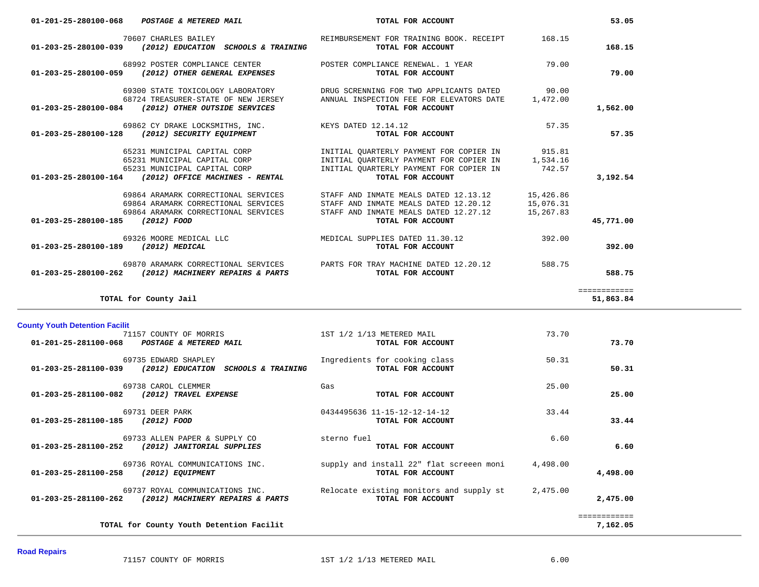| | | | | |
|---|---|---|---|---|
| 01-201-25-280100-068 | ***POSTAGE & METERED MAIL*** | **TOTAL FOR ACCOUNT** | | **53.05** |
| | 70607 CHARLES BAILEY | REIMBURSEMENT FOR TRAINING BOOK. RECEIPT | 168.15 | |
| 01-203-25-280100-039 | ***(2012) EDUCATION SCHOOLS & TRAINING*** | **TOTAL FOR ACCOUNT** | | **168.15** |
| | 68992 POSTER COMPLIANCE CENTER | POSTER COMPLIANCE RENEWAL. 1 YEAR | 79.00 | |
| 01-203-25-280100-059 | ***(2012) OTHER GENERAL EXPENSES*** | **TOTAL FOR ACCOUNT** | | **79.00** |
| | 69300 STATE TOXICOLOGY LABORATORY | DRUG SCRENNING FOR TWO APPLICANTS DATED | 90.00 | |
| | 68724 TREASURER-STATE OF NEW JERSEY | ANNUAL INSPECTION FEE FOR ELEVATORS DATE | 1,472.00 | |
| 01-203-25-280100-084 | ***(2012) OTHER OUTSIDE SERVICES*** | **TOTAL FOR ACCOUNT** | | **1,562.00** |
| | 69862 CY DRAKE LOCKSMITHS, INC. | KEYS DATED 12.14.12 | 57.35 | |
| 01-203-25-280100-128 | ***(2012) SECURITY EQUIPMENT*** | **TOTAL FOR ACCOUNT** | | **57.35** |
| | 65231 MUNICIPAL CAPITAL CORP | INITIAL QUARTERLY PAYMENT FOR COPIER IN | 915.81 | |
| | 65231 MUNICIPAL CAPITAL CORP | INITIAL QUARTERLY PAYMENT FOR COPIER IN | 1,534.16 | |
| | 65231 MUNICIPAL CAPITAL CORP | INITIAL QUARTERLY PAYMENT FOR COPIER IN | 742.57 | |
| 01-203-25-280100-164 | ***(2012) OFFICE MACHINES - RENTAL*** | **TOTAL FOR ACCOUNT** | | **3,192.54** |
| | 69864 ARAMARK CORRECTIONAL SERVICES | STAFF AND INMATE MEALS DATED 12.13.12 | 15,426.86 | |
| | 69864 ARAMARK CORRECTIONAL SERVICES | STAFF AND INMATE MEALS DATED 12.20.12 | 15,076.31 | |
| | 69864 ARAMARK CORRECTIONAL SERVICES | STAFF AND INMATE MEALS DATED 12.27.12 | 15,267.83 | |
| 01-203-25-280100-185 | ***(2012) FOOD*** | **TOTAL FOR ACCOUNT** | | **45,771.00** |
| | 69326 MOORE MEDICAL LLC | MEDICAL SUPPLIES DATED 11.30.12 | 392.00 | |
| 01-203-25-280100-189 | ***(2012) MEDICAL*** | **TOTAL FOR ACCOUNT** | | **392.00** |
| | 69870 ARAMARK CORRECTIONAL SERVICES | PARTS FOR TRAY MACHINE DATED 12.20.12 | 588.75 | |
| 01-203-25-280100-262 | ***(2012) MACHINERY REPAIRS & PARTS*** | **TOTAL FOR ACCOUNT** | | **588.75** |
| | | | | ============ |
| | **TOTAL for County Jail** | | | **51,863.84** |

**County Youth Detention Facilit**

| | | | | |
|---|---|---|---|---|
| | 71157 COUNTY OF MORRIS | 1ST 1/2 1/13 METERED MAIL | 73.70 | |
| 01-201-25-281100-068 | ***POSTAGE & METERED MAIL*** | **TOTAL FOR ACCOUNT** | | **73.70** |
| | 69735 EDWARD SHAPLEY | Ingredients for cooking class | 50.31 | |
| 01-203-25-281100-039 | ***(2012) EDUCATION SCHOOLS & TRAINING*** | **TOTAL FOR ACCOUNT** | | **50.31** |
| | 69738 CAROL CLEMMER | Gas | 25.00 | |
| 01-203-25-281100-082 | ***(2012) TRAVEL EXPENSE*** | **TOTAL FOR ACCOUNT** | | **25.00** |
| | 69731 DEER PARK | 0434495636 11-15-12-12-14-12 | 33.44 | |
| 01-203-25-281100-185 | ***(2012) FOOD*** | **TOTAL FOR ACCOUNT** | | **33.44** |
| | 69733 ALLEN PAPER & SUPPLY CO | sterno fuel | 6.60 | |
| 01-203-25-281100-252 | ***(2012) JANITORIAL SUPPLIES*** | **TOTAL FOR ACCOUNT** | | **6.60** |
| | 69736 ROYAL COMMUNICATIONS INC. | supply and install 22" flat screeen moni | 4,498.00 | |
| 01-203-25-281100-258 | ***(2012) EQUIPMENT*** | **TOTAL FOR ACCOUNT** | | **4,498.00** |
| | 69737 ROYAL COMMUNICATIONS INC. | Relocate existing monitors and supply st | 2,475.00 | |
| 01-203-25-281100-262 | ***(2012) MACHINERY REPAIRS & PARTS*** | **TOTAL FOR ACCOUNT** | | **2,475.00** |
| | | | | ============ |
| | **TOTAL for County Youth Detention Facilit** | | | **7,162.05** |

**Road Repairs**

| | | | | |
|---|---|---|---|---|
| | 71157 COUNTY OF MORRIS | 1ST 1/2 1/13 METERED MAIL | 6.00 | |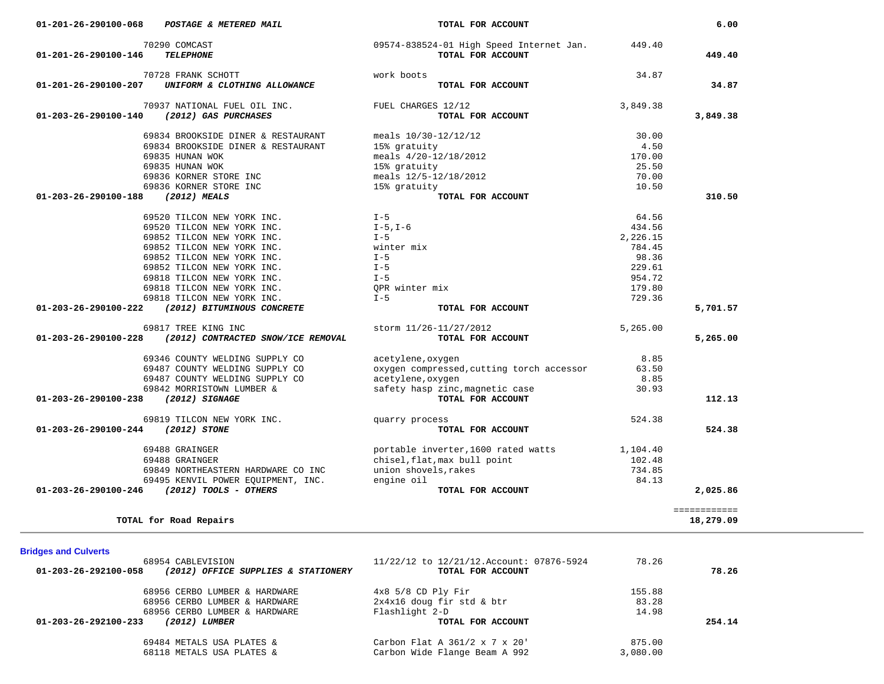| | | | | |
|---|---|---|---|---|
| 01-201-26-290100-068 | ***POSTAGE & METERED MAIL*** | **TOTAL FOR ACCOUNT** | | **6.00** |
| | 70290 COMCAST | 09574-838524-01 High Speed Internet Jan. | 449.40 | |
| 01-201-26-290100-146 | ***TELEPHONE*** | **TOTAL FOR ACCOUNT** | | **449.40** |
| | 70728 FRANK SCHOTT | work boots | 34.87 | |
| 01-201-26-290100-207 | ***UNIFORM & CLOTHING ALLOWANCE*** | **TOTAL FOR ACCOUNT** | | **34.87** |
| | 70937 NATIONAL FUEL OIL INC. | FUEL CHARGES 12/12 | 3,849.38 | |
| 01-203-26-290100-140 | ***(2012) GAS PURCHASES*** | **TOTAL FOR ACCOUNT** | | **3,849.38** |
| | 69834 BROOKSIDE DINER & RESTAURANT | meals 10/30-12/12/12 | 30.00 | |
| | 69834 BROOKSIDE DINER & RESTAURANT | 15% gratuity | 4.50 | |
| | 69835 HUNAN WOK | meals 4/20-12/18/2012 | 170.00 | |
| | 69835 HUNAN WOK | 15% gratuity | 25.50 | |
| | 69836 KORNER STORE INC | meals 12/5-12/18/2012 | 70.00 | |
| | 69836 KORNER STORE INC | 15% gratuity | 10.50 | |
| 01-203-26-290100-188 | ***(2012) MEALS*** | **TOTAL FOR ACCOUNT** | | **310.50** |
| | 69520 TILCON NEW YORK INC. | I-5 | 64.56 | |
| | 69520 TILCON NEW YORK INC. | I-5,I-6 | 434.56 | |
| | 69852 TILCON NEW YORK INC. | I-5 | 2,226.15 | |
| | 69852 TILCON NEW YORK INC. | winter mix | 784.45 | |
| | 69852 TILCON NEW YORK INC. | I-5 | 98.36 | |
| | 69852 TILCON NEW YORK INC. | I-5 | 229.61 | |
| | 69818 TILCON NEW YORK INC. | I-5 | 954.72 | |
| | 69818 TILCON NEW YORK INC. | QPR winter mix | 179.80 | |
| | 69818 TILCON NEW YORK INC. | I-5 | 729.36 | |
| 01-203-26-290100-222 | ***(2012) BITUMINOUS CONCRETE*** | **TOTAL FOR ACCOUNT** | | **5,701.57** |
| | 69817 TREE KING INC | storm 11/26-11/27/2012 | 5,265.00 | |
| 01-203-26-290100-228 | ***(2012) CONTRACTED SNOW/ICE REMOVAL*** | **TOTAL FOR ACCOUNT** | | **5,265.00** |
| | 69346 COUNTY WELDING SUPPLY CO | acetylene,oxygen | 8.85 | |
| | 69487 COUNTY WELDING SUPPLY CO | oxygen compressed,cutting torch accessor | 63.50 | |
| | 69487 COUNTY WELDING SUPPLY CO | acetylene,oxygen | 8.85 | |
| | 69842 MORRISTOWN LUMBER & | safety hasp zinc,magnetic case | 30.93 | |
| 01-203-26-290100-238 | ***(2012) SIGNAGE*** | **TOTAL FOR ACCOUNT** | | **112.13** |
| | 69819 TILCON NEW YORK INC. | quarry process | 524.38 | |
| 01-203-26-290100-244 | ***(2012) STONE*** | **TOTAL FOR ACCOUNT** | | **524.38** |
| | 69488 GRAINGER | portable inverter,1600 rated watts | 1,104.40 | |
| | 69488 GRAINGER | chisel,flat,max bull point | 102.48 | |
| | 69849 NORTHEASTERN HARDWARE CO INC | union shovels,rakes | 734.85 | |
| | 69495 KENVIL POWER EQUIPMENT, INC. | engine oil | 84.13 | |
| 01-203-26-290100-246 | ***(2012) TOOLS - OTHERS*** | **TOTAL FOR ACCOUNT** | | **2,025.86** |
| | | | | ============ |
| **TOTAL for Road Repairs** | | | | **18,279.09** |

**Bridges and Culverts**

| | | | | |
|---|---|---|---|---|
| | 68954 CABLEVISION | 11/22/12 to 12/21/12.Account: 07876-5924 | 78.26 | |
| 01-203-26-292100-058 | ***(2012) OFFICE SUPPLIES & STATIONERY*** | **TOTAL FOR ACCOUNT** | | **78.26** |
| | 68956 CERBO LUMBER & HARDWARE | 4x8 5/8 CD Ply Fir | 155.88 | |
| | 68956 CERBO LUMBER & HARDWARE | 2x4x16 doug fir std & btr | 83.28 | |
| | 68956 CERBO LUMBER & HARDWARE | Flashlight 2-D | 14.98 | |
| 01-203-26-292100-233 | ***(2012) LUMBER*** | **TOTAL FOR ACCOUNT** | | **254.14** |
| | 69484 METALS USA PLATES & | Carbon Flat A 361/2 x 7 x 20' | 875.00 | |
| | 68118 METALS USA PLATES & | Carbon Wide Flange Beam A 992 | 3,080.00 | |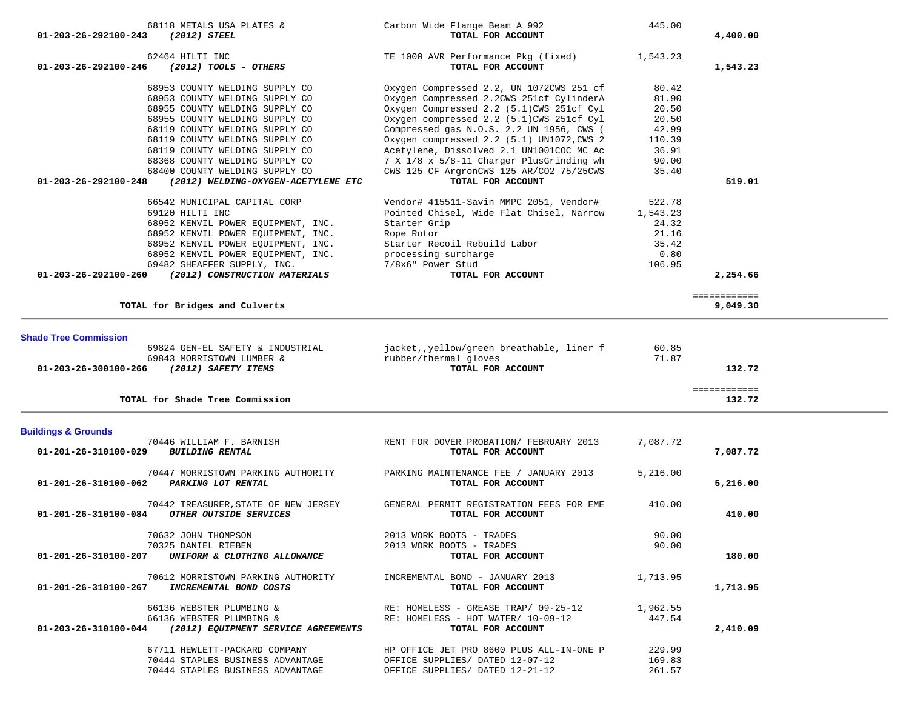| | | | |
|---|---|---|---|
| 68118 METALS USA PLATES & | Carbon Wide Flange Beam A 992 | 445.00 | |
| **01-203-26-292100-243 *(2012) STEEL*** | **TOTAL FOR ACCOUNT** | | **4,400.00** |
| 62464 HILTI INC | TE 1000 AVR Performance Pkg (fixed) | 1,543.23 | |
| **01-203-26-292100-246 *(2012) TOOLS - OTHERS*** | **TOTAL FOR ACCOUNT** | | **1,543.23** |
| 68953 COUNTY WELDING SUPPLY CO | Oxygen Compressed 2.2, UN 1072CWS 251 cf | 80.42 | |
| 68953 COUNTY WELDING SUPPLY CO | Oxygen Compressed 2.2CWS 251cf CylinderA | 81.90 | |
| 68955 COUNTY WELDING SUPPLY CO | Oxygen Compressed 2.2 (5.1)CWS 251cf Cyl | 20.50 | |
| 68955 COUNTY WELDING SUPPLY CO | Oxygen compressed 2.2 (5.1)CWS 251cf Cyl | 20.50 | |
| 68119 COUNTY WELDING SUPPLY CO | Compressed gas N.O.S. 2.2 UN 1956, CWS ( | 42.99 | |
| 68119 COUNTY WELDING SUPPLY CO | Oxygen compressed 2.2 (5.1) UN1072,CWS 2 | 110.39 | |
| 68119 COUNTY WELDING SUPPLY CO | Acetylene, Dissolved 2.1 UN1001COC MC Ac | 36.91 | |
| 68368 COUNTY WELDING SUPPLY CO | 7 X 1/8 x 5/8-11 Charger PlusGrinding wh | 90.00 | |
| 68400 COUNTY WELDING SUPPLY CO | CWS 125 CF ArgronCWS 125 AR/CO2 75/25CWS | 35.40 | |
| **01-203-26-292100-248 *(2012) WELDING-OXYGEN-ACETYLENE ETC*** | **TOTAL FOR ACCOUNT** | | **519.01** |
| 66542 MUNICIPAL CAPITAL CORP | Vendor# 415511-Savin MMPC 2051, Vendor# | 522.78 | |
| 69120 HILTI INC | Pointed Chisel, Wide Flat Chisel, Narrow | 1,543.23 | |
| 68952 KENVIL POWER EQUIPMENT, INC. | Starter Grip | 24.32 | |
| 68952 KENVIL POWER EQUIPMENT, INC. | Rope Rotor | 21.16 | |
| 68952 KENVIL POWER EQUIPMENT, INC. | Starter Recoil Rebuild Labor | 35.42 | |
| 68952 KENVIL POWER EQUIPMENT, INC. | processing surcharge | 0.80 | |
| 69482 SHEAFFER SUPPLY, INC. | 7/8x6" Power Stud | 106.95 | |
| **01-203-26-292100-260 *(2012) CONSTRUCTION MATERIALS*** | **TOTAL FOR ACCOUNT** | | **2,254.66** |
| | | | ============ |
| **TOTAL for Bridges and Culverts** | | | **9,049.30** |

## Shade Tree Commission

| | | | |
|---|---|---|---|
| 69824 GEN-EL SAFETY & INDUSTRIAL | jacket,,yellow/green breathable, liner f | 60.85 | |
| 69843 MORRISTOWN LUMBER & | rubber/thermal gloves | 71.87 | |
| **01-203-26-300100-266 *(2012) SAFETY ITEMS*** | **TOTAL FOR ACCOUNT** | | **132.72** |
| | | | ============ |
| **TOTAL for Shade Tree Commission** | | | **132.72** |

## Buildings & Grounds

| | | | |
|---|---|---|---|
| 70446 WILLIAM F. BARNISH | RENT FOR DOVER PROBATION/ FEBRUARY 2013 | 7,087.72 | |
| **01-201-26-310100-029 *BUILDING RENTAL*** | **TOTAL FOR ACCOUNT** | | **7,087.72** |
| 70447 MORRISTOWN PARKING AUTHORITY | PARKING MAINTENANCE FEE / JANUARY 2013 | 5,216.00 | |
| **01-201-26-310100-062 *PARKING LOT RENTAL*** | **TOTAL FOR ACCOUNT** | | **5,216.00** |
| 70442 TREASURER,STATE OF NEW JERSEY | GENERAL PERMIT REGISTRATION FEES FOR EME | 410.00 | |
| **01-201-26-310100-084 *OTHER OUTSIDE SERVICES*** | **TOTAL FOR ACCOUNT** | | **410.00** |
| 70632 JOHN THOMPSON | 2013 WORK BOOTS - TRADES | 90.00 | |
| 70325 DANIEL RIEBEN | 2013 WORK BOOTS - TRADES | 90.00 | |
| **01-201-26-310100-207 *UNIFORM & CLOTHING ALLOWANCE*** | **TOTAL FOR ACCOUNT** | | **180.00** |
| 70612 MORRISTOWN PARKING AUTHORITY | INCREMENTAL BOND - JANUARY 2013 | 1,713.95 | |
| **01-201-26-310100-267 *INCREMENTAL BOND COSTS*** | **TOTAL FOR ACCOUNT** | | **1,713.95** |
| 66136 WEBSTER PLUMBING & | RE: HOMELESS - GREASE TRAP/ 09-25-12 | 1,962.55 | |
| 66136 WEBSTER PLUMBING & | RE: HOMELESS - HOT WATER/ 10-09-12 | 447.54 | |
| **01-203-26-310100-044 *(2012) EQUIPMENT SERVICE AGREEMENTS*** | **TOTAL FOR ACCOUNT** | | **2,410.09** |
| 67711 HEWLETT-PACKARD COMPANY | HP OFFICE JET PRO 8600 PLUS ALL-IN-ONE P | 229.99 | |
| 70444 STAPLES BUSINESS ADVANTAGE | OFFICE SUPPLIES/ DATED 12-07-12 | 169.83 | |
| 70444 STAPLES BUSINESS ADVANTAGE | OFFICE SUPPLIES/ DATED 12-21-12 | 261.57 | |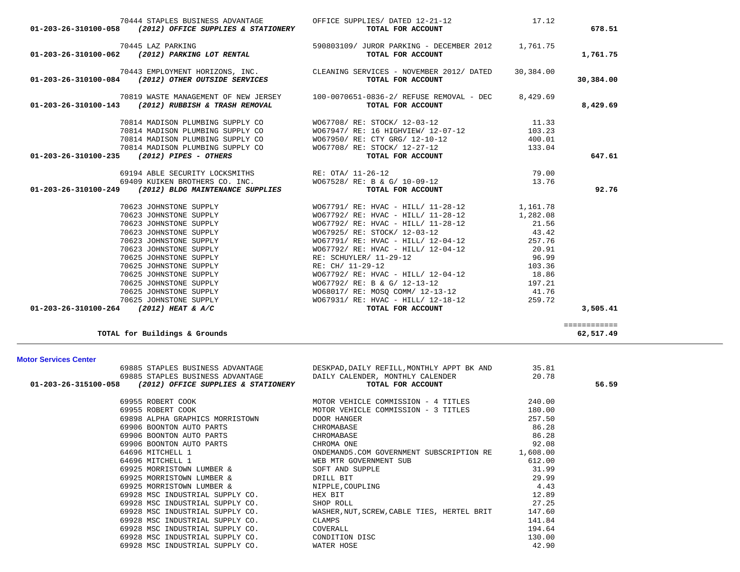| | | | | |
|---|---|---|---|---|
| | 70444 STAPLES BUSINESS ADVANTAGE | OFFICE SUPPLIES/ DATED 12-21-12 | 17.12 | |
| **01-203-26-310100-058** | ***(2012) OFFICE SUPPLIES & STATIONERY*** | **TOTAL FOR ACCOUNT** | | **678.51** |
| | 70445 LAZ PARKING | 590803109/ JUROR PARKING - DECEMBER 2012 | 1,761.75 | |
| **01-203-26-310100-062** | ***(2012) PARKING LOT RENTAL*** | **TOTAL FOR ACCOUNT** | | **1,761.75** |
| | 70443 EMPLOYMENT HORIZONS, INC. | CLEANING SERVICES - NOVEMBER 2012/ DATED | 30,384.00 | |
| **01-203-26-310100-084** | ***(2012) OTHER OUTSIDE SERVICES*** | **TOTAL FOR ACCOUNT** | | **30,384.00** |
| | 70819 WASTE MANAGEMENT OF NEW JERSEY | 100-0070651-0836-2/ REFUSE REMOVAL - DEC | 8,429.69 | |
| **01-203-26-310100-143** | ***(2012) RUBBISH & TRASH REMOVAL*** | **TOTAL FOR ACCOUNT** | | **8,429.69** |
| | 70814 MADISON PLUMBING SUPPLY CO | WO67708/ RE: STOCK/ 12-03-12 | 11.33 | |
| | 70814 MADISON PLUMBING SUPPLY CO | WO67947/ RE: 16 HIGHVIEW/ 12-07-12 | 103.23 | |
| | 70814 MADISON PLUMBING SUPPLY CO | WO67950/ RE: CTY GRG/ 12-10-12 | 400.01 | |
| | 70814 MADISON PLUMBING SUPPLY CO | WO67708/ RE: STOCK/ 12-27-12 | 133.04 | |
| **01-203-26-310100-235** | ***(2012) PIPES - OTHERS*** | **TOTAL FOR ACCOUNT** | | **647.61** |
| | 69194 ABLE SECURITY LOCKSMITHS | RE: OTA/ 11-26-12 | 79.00 | |
| | 69409 KUIKEN BROTHERS CO. INC. | WO67528/ RE: B & G/ 10-09-12 | 13.76 | |
| **01-203-26-310100-249** | ***(2012) BLDG MAINTENANCE SUPPLIES*** | **TOTAL FOR ACCOUNT** | | **92.76** |
| | 70623 JOHNSTONE SUPPLY | WO67791/ RE: HVAC - HILL/ 11-28-12 | 1,161.78 | |
| | 70623 JOHNSTONE SUPPLY | WO67792/ RE: HVAC - HILL/ 11-28-12 | 1,282.08 | |
| | 70623 JOHNSTONE SUPPLY | WO67792/ RE: HVAC - HILL/ 11-28-12 | 21.56 | |
| | 70623 JOHNSTONE SUPPLY | WO67925/ RE: STOCK/ 12-03-12 | 43.42 | |
| | 70623 JOHNSTONE SUPPLY | WO67791/ RE: HVAC - HILL/ 12-04-12 | 257.76 | |
| | 70623 JOHNSTONE SUPPLY | WO67792/ RE: HVAC - HILL/ 12-04-12 | 20.91 | |
| | 70625 JOHNSTONE SUPPLY | RE: SCHUYLER/ 11-29-12 | 96.99 | |
| | 70625 JOHNSTONE SUPPLY | RE: CH/ 11-29-12 | 103.36 | |
| | 70625 JOHNSTONE SUPPLY | WO67792/ RE: HVAC - HILL/ 12-04-12 | 18.86 | |
| | 70625 JOHNSTONE SUPPLY | WO67792/ RE: B & G/ 12-13-12 | 197.21 | |
| | 70625 JOHNSTONE SUPPLY | WO68017/ RE: MOSQ COMM/ 12-13-12 | 41.76 | |
| | 70625 JOHNSTONE SUPPLY | WO67931/ RE: HVAC - HILL/ 12-18-12 | 259.72 | |
| **01-203-26-310100-264** | ***(2012) HEAT & A/C*** | **TOTAL FOR ACCOUNT** | | **3,505.41** |
| | | | | ============ |
| | **TOTAL for Buildings & Grounds** | | | **62,517.49** |

**Motor Services Center**

| | | | | |
|---|---|---|---|---|
| | 69885 STAPLES BUSINESS ADVANTAGE | DESKPAD,DAILY REFILL,MONTHLY APPT BK AND | 35.81 | |
| | 69885 STAPLES BUSINESS ADVANTAGE | DAILY CALENDER, MONTHLY CALENDER | 20.78 | |
| **01-203-26-315100-058** | ***(2012) OFFICE SUPPLIES & STATIONERY*** | **TOTAL FOR ACCOUNT** | | **56.59** |
| | 69955 ROBERT COOK | MOTOR VEHICLE COMMISSION - 4 TITLES | 240.00 | |
| | 69955 ROBERT COOK | MOTOR VEHICLE COMMISSION - 3 TITLES | 180.00 | |
| | 69898 ALPHA GRAPHICS MORRISTOWN | DOOR HANGER | 257.50 | |
| | 69906 BOONTON AUTO PARTS | CHROMABASE | 86.28 | |
| | 69906 BOONTON AUTO PARTS | CHROMABASE | 86.28 | |
| | 69906 BOONTON AUTO PARTS | CHROMA ONE | 92.08 | |
| | 64696 MITCHELL 1 | ONDEMAND5.COM GOVERNMENT SUBSCRIPTION RE | 1,608.00 | |
| | 64696 MITCHELL 1 | WEB MTR GOVERNMENT SUB | 612.00 | |
| | 69925 MORRISTOWN LUMBER & | SOFT AND SUPPLE | 31.99 | |
| | 69925 MORRISTOWN LUMBER & | DRILL BIT | 29.99 | |
| | 69925 MORRISTOWN LUMBER & | NIPPLE,COUPLING | 4.43 | |
| | 69928 MSC INDUSTRIAL SUPPLY CO. | HEX BIT | 12.89 | |
| | 69928 MSC INDUSTRIAL SUPPLY CO. | SHOP ROLL | 27.25 | |
| | 69928 MSC INDUSTRIAL SUPPLY CO. | WASHER,NUT,SCREW,CABLE TIES, HERTEL BRIT | 147.60 | |
| | 69928 MSC INDUSTRIAL SUPPLY CO. | CLAMPS | 141.84 | |
| | 69928 MSC INDUSTRIAL SUPPLY CO. | COVERALL | 194.64 | |
| | 69928 MSC INDUSTRIAL SUPPLY CO. | CONDITION DISC | 130.00 | |
| | 69928 MSC INDUSTRIAL SUPPLY CO. | WATER HOSE | 42.90 | |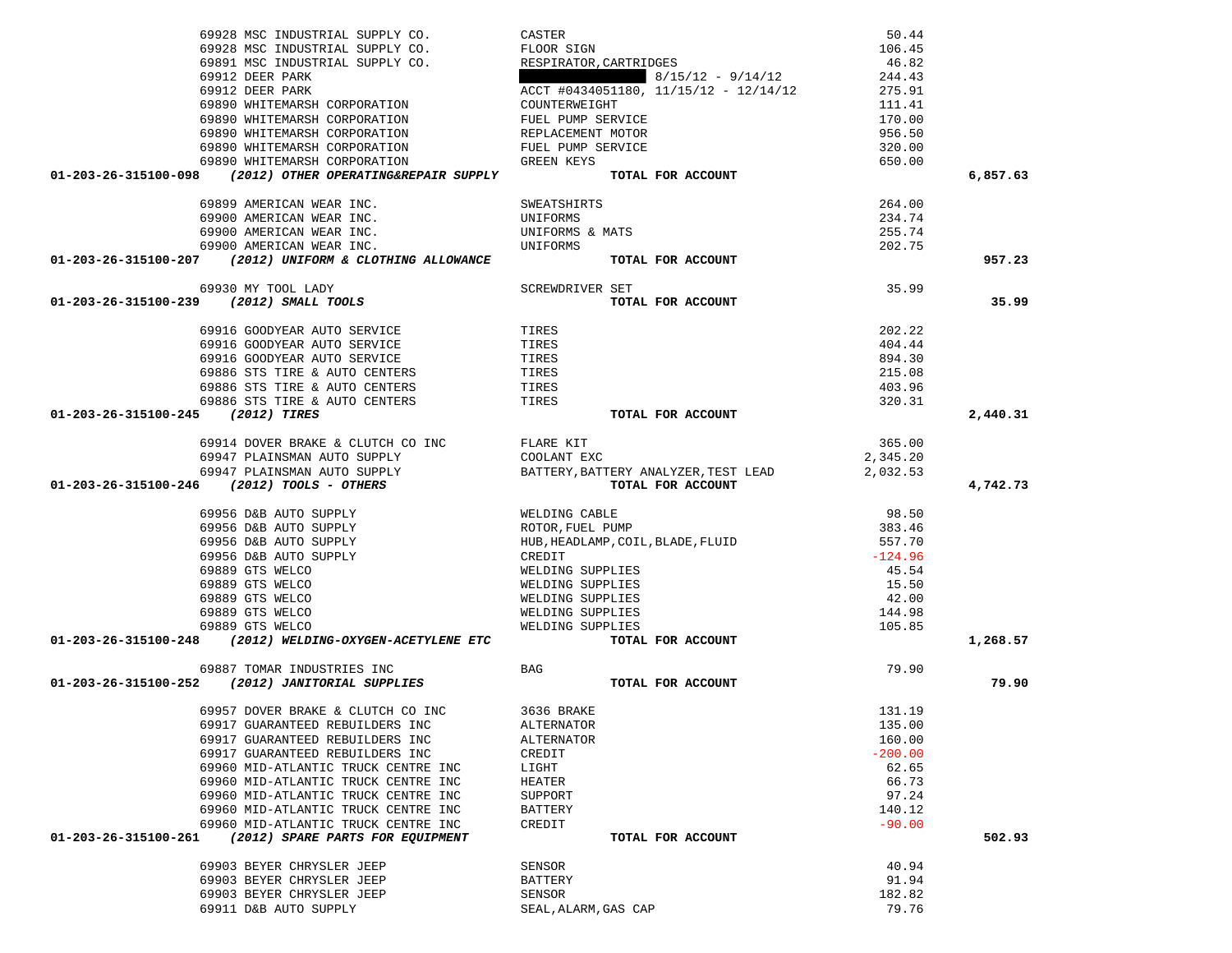| | | | |
|---|---|---|---|
| 69928 MSC INDUSTRIAL SUPPLY CO. | CASTER | 50.44 | |
| 69928 MSC INDUSTRIAL SUPPLY CO. | FLOOR SIGN | 106.45 | |
| 69891 MSC INDUSTRIAL SUPPLY CO. | RESPIRATOR,CARTRIDGES | 46.82 | |
| 69912 DEER PARK | 8/15/12 - 9/14/12 | 244.43 | |
| 69912 DEER PARK | ACCT #0434051180, 11/15/12 - 12/14/12 | 275.91 | |
| 69890 WHITEMARSH CORPORATION | COUNTERWEIGHT | 111.41 | |
| 69890 WHITEMARSH CORPORATION | FUEL PUMP SERVICE | 170.00 | |
| 69890 WHITEMARSH CORPORATION | REPLACEMENT MOTOR | 956.50 | |
| 69890 WHITEMARSH CORPORATION | FUEL PUMP SERVICE | 320.00 | |
| 69890 WHITEMARSH CORPORATION | GREEN KEYS | 650.00 | |
| **01-203-26-315100-098** ***(2012) OTHER OPERATING&REPAIR SUPPLY*** | **TOTAL FOR ACCOUNT** | | **6,857.63** |
| 69899 AMERICAN WEAR INC. | SWEATSHIRTS | 264.00 | |
| 69900 AMERICAN WEAR INC. | UNIFORMS | 234.74 | |
| 69900 AMERICAN WEAR INC. | UNIFORMS & MATS | 255.74 | |
| 69900 AMERICAN WEAR INC. | UNIFORMS | 202.75 | |
| **01-203-26-315100-207** ***(2012) UNIFORM & CLOTHING ALLOWANCE*** | **TOTAL FOR ACCOUNT** | | **957.23** |
| 69930 MY TOOL LADY | SCREWDRIVER SET | 35.99 | |
| **01-203-26-315100-239** ***(2012) SMALL TOOLS*** | **TOTAL FOR ACCOUNT** | | **35.99** |
| 69916 GOODYEAR AUTO SERVICE | TIRES | 202.22 | |
| 69916 GOODYEAR AUTO SERVICE | TIRES | 404.44 | |
| 69916 GOODYEAR AUTO SERVICE | TIRES | 894.30 | |
| 69886 STS TIRE & AUTO CENTERS | TIRES | 215.08 | |
| 69886 STS TIRE & AUTO CENTERS | TIRES | 403.96 | |
| 69886 STS TIRE & AUTO CENTERS | TIRES | 320.31 | |
| **01-203-26-315100-245** ***(2012) TIRES*** | **TOTAL FOR ACCOUNT** | | **2,440.31** |
| 69914 DOVER BRAKE & CLUTCH CO INC | FLARE KIT | 365.00 | |
| 69947 PLAINSMAN AUTO SUPPLY | COOLANT EXC | 2,345.20 | |
| 69947 PLAINSMAN AUTO SUPPLY | BATTERY,BATTERY ANALYZER,TEST LEAD | 2,032.53 | |
| **01-203-26-315100-246** ***(2012) TOOLS - OTHERS*** | **TOTAL FOR ACCOUNT** | | **4,742.73** |
| 69956 D&B AUTO SUPPLY | WELDING CABLE | 98.50 | |
| 69956 D&B AUTO SUPPLY | ROTOR,FUEL PUMP | 383.46 | |
| 69956 D&B AUTO SUPPLY | HUB,HEADLAMP,COIL,BLADE,FLUID | 557.70 | |
| 69956 D&B AUTO SUPPLY | CREDIT | -124.96 | |
| 69889 GTS WELCO | WELDING SUPPLIES | 45.54 | |
| 69889 GTS WELCO | WELDING SUPPLIES | 15.50 | |
| 69889 GTS WELCO | WELDING SUPPLIES | 42.00 | |
| 69889 GTS WELCO | WELDING SUPPLIES | 144.98 | |
| 69889 GTS WELCO | WELDING SUPPLIES | 105.85 | |
| **01-203-26-315100-248** ***(2012) WELDING-OXYGEN-ACETYLENE ETC*** | **TOTAL FOR ACCOUNT** | | **1,268.57** |
| 69887 TOMAR INDUSTRIES INC | BAG | 79.90 | |
| **01-203-26-315100-252** ***(2012) JANITORIAL SUPPLIES*** | **TOTAL FOR ACCOUNT** | | **79.90** |
| 69957 DOVER BRAKE & CLUTCH CO INC | 3636 BRAKE | 131.19 | |
| 69917 GUARANTEED REBUILDERS INC | ALTERNATOR | 135.00 | |
| 69917 GUARANTEED REBUILDERS INC | ALTERNATOR | 160.00 | |
| 69917 GUARANTEED REBUILDERS INC | CREDIT | -200.00 | |
| 69960 MID-ATLANTIC TRUCK CENTRE INC | LIGHT | 62.65 | |
| 69960 MID-ATLANTIC TRUCK CENTRE INC | HEATER | 66.73 | |
| 69960 MID-ATLANTIC TRUCK CENTRE INC | SUPPORT | 97.24 | |
| 69960 MID-ATLANTIC TRUCK CENTRE INC | BATTERY | 140.12 | |
| 69960 MID-ATLANTIC TRUCK CENTRE INC | CREDIT | -90.00 | |
| **01-203-26-315100-261** ***(2012) SPARE PARTS FOR EQUIPMENT*** | **TOTAL FOR ACCOUNT** | | **502.93** |
| 69903 BEYER CHRYSLER JEEP | SENSOR | 40.94 | |
| 69903 BEYER CHRYSLER JEEP | BATTERY | 91.94 | |
| 69903 BEYER CHRYSLER JEEP | SENSOR | 182.82 | |
| 69911 D&B AUTO SUPPLY | SEAL,ALARM,GAS CAP | 79.76 | |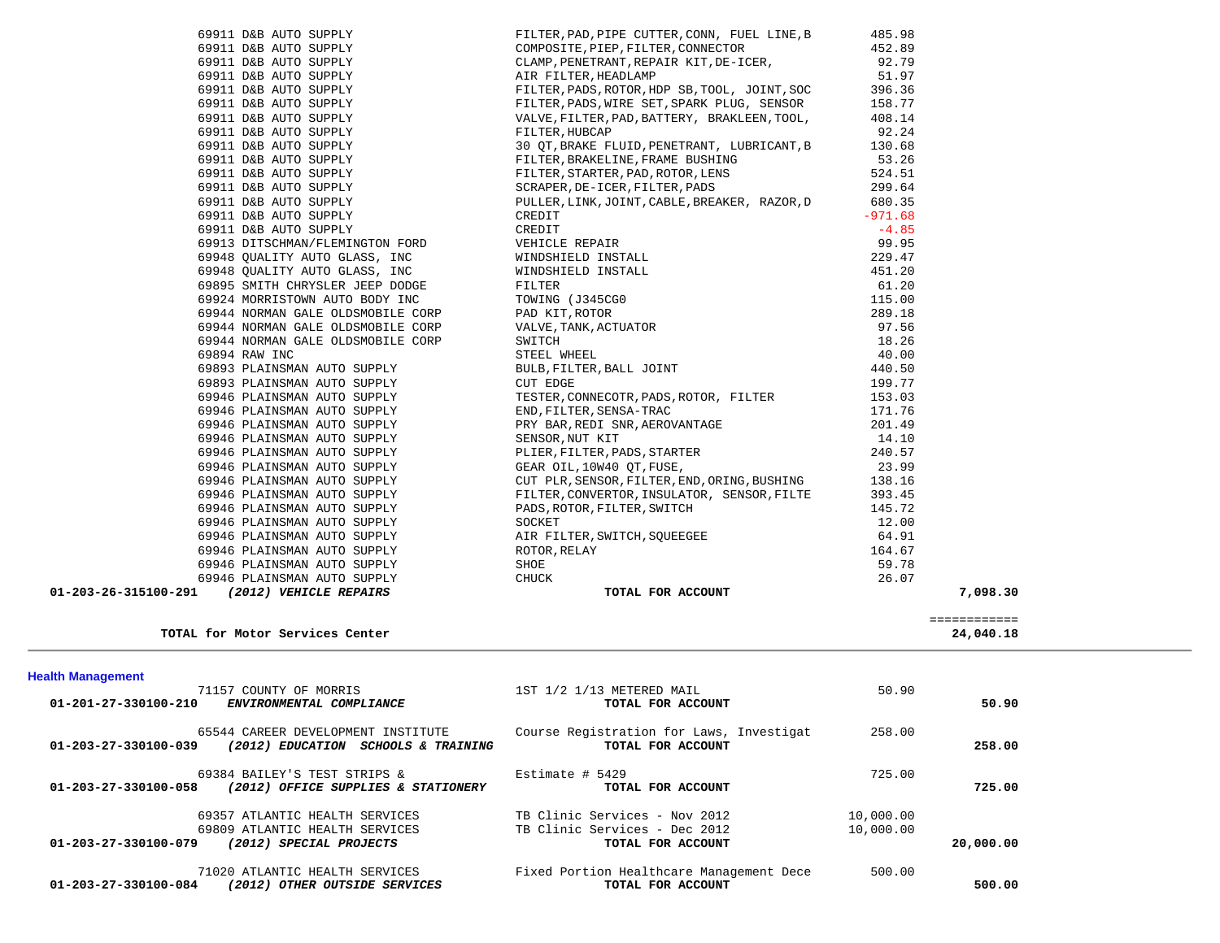| | | | | |
|---|---|---|---|---|
| | 69911 D&B AUTO SUPPLY | FILTER,PAD,PIPE CUTTER,CONN, FUEL LINE,B | 485.98 | |
| | 69911 D&B AUTO SUPPLY | COMPOSITE,PIEP,FILTER,CONNECTOR | 452.89 | |
| | 69911 D&B AUTO SUPPLY | CLAMP,PENETRANT,REPAIR KIT,DE-ICER, | 92.79 | |
| | 69911 D&B AUTO SUPPLY | AIR FILTER,HEADLAMP | 51.97 | |
| | 69911 D&B AUTO SUPPLY | FILTER,PADS,ROTOR,HDP SB,TOOL, JOINT,SOC | 396.36 | |
| | 69911 D&B AUTO SUPPLY | FILTER,PADS,WIRE SET,SPARK PLUG, SENSOR | 158.77 | |
| | 69911 D&B AUTO SUPPLY | VALVE,FILTER,PAD,BATTERY, BRAKLEEN,TOOL, | 408.14 | |
| | 69911 D&B AUTO SUPPLY | FILTER,HUBCAP | 92.24 | |
| | 69911 D&B AUTO SUPPLY | 30 QT,BRAKE FLUID,PENETRANT, LUBRICANT,B | 130.68 | |
| | 69911 D&B AUTO SUPPLY | FILTER,BRAKELINE,FRAME BUSHING | 53.26 | |
| | 69911 D&B AUTO SUPPLY | FILTER,STARTER,PAD,ROTOR,LENS | 524.51 | |
| | 69911 D&B AUTO SUPPLY | SCRAPER,DE-ICER,FILTER,PADS | 299.64 | |
| | 69911 D&B AUTO SUPPLY | PULLER,LINK,JOINT,CABLE,BREAKER, RAZOR,D | 680.35 | |
| | 69911 D&B AUTO SUPPLY | CREDIT | -971.68 | |
| | 69911 D&B AUTO SUPPLY | CREDIT | -4.85 | |
| | 69913 DITSCHMAN/FLEMINGTON FORD | VEHICLE REPAIR | 99.95 | |
| | 69948 QUALITY AUTO GLASS, INC | WINDSHIELD INSTALL | 229.47 | |
| | 69948 QUALITY AUTO GLASS, INC | WINDSHIELD INSTALL | 451.20 | |
| | 69895 SMITH CHRYSLER JEEP DODGE | FILTER | 61.20 | |
| | 69924 MORRISTOWN AUTO BODY INC | TOWING (J345CG0 | 115.00 | |
| | 69944 NORMAN GALE OLDSMOBILE CORP | PAD KIT,ROTOR | 289.18 | |
| | 69944 NORMAN GALE OLDSMOBILE CORP | VALVE,TANK,ACTUATOR | 97.56 | |
| | 69944 NORMAN GALE OLDSMOBILE CORP | SWITCH | 18.26 | |
| | 69894 RAW INC | STEEL WHEEL | 40.00 | |
| | 69893 PLAINSMAN AUTO SUPPLY | BULB,FILTER,BALL JOINT | 440.50 | |
| | 69893 PLAINSMAN AUTO SUPPLY | CUT EDGE | 199.77 | |
| | 69946 PLAINSMAN AUTO SUPPLY | TESTER,CONNECOTR,PADS,ROTOR, FILTER | 153.03 | |
| | 69946 PLAINSMAN AUTO SUPPLY | END,FILTER,SENSA-TRAC | 171.76 | |
| | 69946 PLAINSMAN AUTO SUPPLY | PRY BAR,REDI SNR,AEROVANTAGE | 201.49 | |
| | 69946 PLAINSMAN AUTO SUPPLY | SENSOR,NUT KIT | 14.10 | |
| | 69946 PLAINSMAN AUTO SUPPLY | PLIER,FILTER,PADS,STARTER | 240.57 | |
| | 69946 PLAINSMAN AUTO SUPPLY | GEAR OIL,10W40 QT,FUSE, | 23.99 | |
| | 69946 PLAINSMAN AUTO SUPPLY | CUT PLR,SENSOR,FILTER,END,ORING,BUSHING | 138.16 | |
| | 69946 PLAINSMAN AUTO SUPPLY | FILTER,CONVERTOR,INSULATOR, SENSOR,FILTE | 393.45 | |
| | 69946 PLAINSMAN AUTO SUPPLY | PADS,ROTOR,FILTER,SWITCH | 145.72 | |
| | 69946 PLAINSMAN AUTO SUPPLY | SOCKET | 12.00 | |
| | 69946 PLAINSMAN AUTO SUPPLY | AIR FILTER,SWITCH,SQUEEGEE | 64.91 | |
| | 69946 PLAINSMAN AUTO SUPPLY | ROTOR,RELAY | 164.67 | |
| | 69946 PLAINSMAN AUTO SUPPLY | SHOE | 59.78 | |
| | 69946 PLAINSMAN AUTO SUPPLY | CHUCK | 26.07 | |
| **01-203-26-315100-291** | ***(2012) VEHICLE REPAIRS*** | **TOTAL FOR ACCOUNT** | | **7,098.30** |
| | **TOTAL for Motor Services Center** | | | **24,040.18** |

**Health Management**

| | | | | |
|---|---|---|---|---|
| | 71157 COUNTY OF MORRIS | 1ST 1/2 1/13 METERED MAIL | 50.90 | |
| **01-201-27-330100-210** | ***ENVIRONMENTAL COMPLIANCE*** | **TOTAL FOR ACCOUNT** | | **50.90** |
| | 65544 CAREER DEVELOPMENT INSTITUTE | Course Registration for Laws, Investigat | 258.00 | |
| **01-203-27-330100-039** | ***(2012) EDUCATION SCHOOLS & TRAINING*** | **TOTAL FOR ACCOUNT** | | **258.00** |
| | 69384 BAILEY'S TEST STRIPS & | Estimate # 5429 | 725.00 | |
| **01-203-27-330100-058** | ***(2012) OFFICE SUPPLIES & STATIONERY*** | **TOTAL FOR ACCOUNT** | | **725.00** |
| | 69357 ATLANTIC HEALTH SERVICES | TB Clinic Services - Nov 2012 | 10,000.00 | |
| | 69809 ATLANTIC HEALTH SERVICES | TB Clinic Services - Dec 2012 | 10,000.00 | |
| **01-203-27-330100-079** | ***(2012) SPECIAL PROJECTS*** | **TOTAL FOR ACCOUNT** | | **20,000.00** |
| | 71020 ATLANTIC HEALTH SERVICES | Fixed Portion Healthcare Management Dece | 500.00 | |
| **01-203-27-330100-084** | ***(2012) OTHER OUTSIDE SERVICES*** | **TOTAL FOR ACCOUNT** | | **500.00** |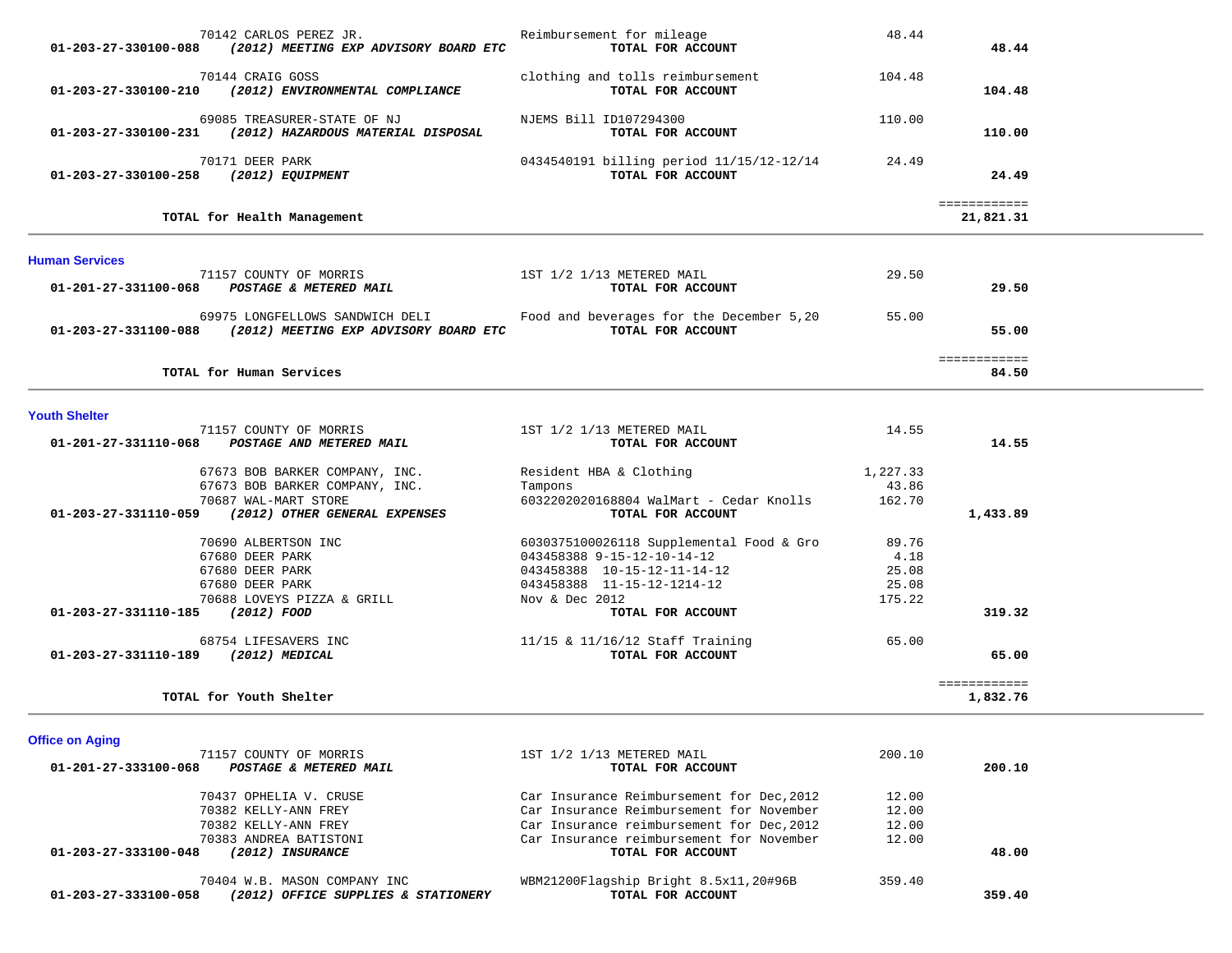| | | | | |
|---|---|---|---|---|
| 01-203-27-330100-088 | 70142 CARLOS PEREZ JR. | Reimbursement for mileage | 48.44 | |
| | ***(2012) MEETING EXP ADVISORY BOARD ETC*** | **TOTAL FOR ACCOUNT** | | **48.44** |
| 01-203-27-330100-210 | 70144 CRAIG GOSS | clothing and tolls reimbursement | 104.48 | |
| | ***(2012) ENVIRONMENTAL COMPLIANCE*** | **TOTAL FOR ACCOUNT** | | **104.48** |
| 01-203-27-330100-231 | 69085 TREASURER-STATE OF NJ | NJEMS Bill ID107294300 | 110.00 | |
| | ***(2012) HAZARDOUS MATERIAL DISPOSAL*** | **TOTAL FOR ACCOUNT** | | **110.00** |
| 01-203-27-330100-258 | 70171 DEER PARK | 0434540191 billing period 11/15/12-12/14 | 24.49 | |
| | ***(2012) EQUIPMENT*** | **TOTAL FOR ACCOUNT** | | **24.49** |
| | **TOTAL for Health Management** | | | ============ **21,821.31** |

## Human Services

| | | | | |
|---|---|---|---|---|
| 01-201-27-331100-068 | 71157 COUNTY OF MORRIS | 1ST 1/2 1/13 METERED MAIL | 29.50 | |
| | ***POSTAGE & METERED MAIL*** | **TOTAL FOR ACCOUNT** | | **29.50** |
| 01-203-27-331100-088 | 69975 LONGFELLOWS SANDWICH DELI | Food and beverages for the December 5,20 | 55.00 | |
| | ***(2012) MEETING EXP ADVISORY BOARD ETC*** | **TOTAL FOR ACCOUNT** | | **55.00** |
| | **TOTAL for Human Services** | | | ============ **84.50** |

## Youth Shelter

| | | | | |
|---|---|---|---|---|
| 01-201-27-331110-068 | 71157 COUNTY OF MORRIS | 1ST 1/2 1/13 METERED MAIL | 14.55 | |
| | ***POSTAGE AND METERED MAIL*** | **TOTAL FOR ACCOUNT** | | **14.55** |
| 01-203-27-331110-059 | 67673 BOB BARKER COMPANY, INC. | Resident HBA & Clothing | 1,227.33 | |
| | 67673 BOB BARKER COMPANY, INC. | Tampons | 43.86 | |
| | 70687 WAL-MART STORE | 6032202020168804 WalMart - Cedar Knolls | 162.70 | |
| | ***(2012) OTHER GENERAL EXPENSES*** | **TOTAL FOR ACCOUNT** | | **1,433.89** |
| 01-203-27-331110-185 | 70690 ALBERTSON INC | 6030375100026118 Supplemental Food & Gro | 89.76 | |
| | 67680 DEER PARK | 043458388 9-15-12-10-14-12 | 4.18 | |
| | 67680 DEER PARK | 043458388 10-15-12-11-14-12 | 25.08 | |
| | 67680 DEER PARK | 043458388 11-15-12-1214-12 | 25.08 | |
| | 70688 LOVEYS PIZZA & GRILL | Nov & Dec 2012 | 175.22 | |
| | ***(2012) FOOD*** | **TOTAL FOR ACCOUNT** | | **319.32** |
| 01-203-27-331110-189 | 68754 LIFESAVERS INC | 11/15 & 11/16/12 Staff Training | 65.00 | |
| | ***(2012) MEDICAL*** | **TOTAL FOR ACCOUNT** | | **65.00** |
| | **TOTAL for Youth Shelter** | | | ============ **1,832.76** |

## Office on Aging

| | | | | |
|---|---|---|---|---|
| 01-201-27-333100-068 | 71157 COUNTY OF MORRIS | 1ST 1/2 1/13 METERED MAIL | 200.10 | |
| | ***POSTAGE & METERED MAIL*** | **TOTAL FOR ACCOUNT** | | **200.10** |
| 01-203-27-333100-048 | 70437 OPHELIA V. CRUSE | Car Insurance Reimbursement for Dec,2012 | 12.00 | |
| | 70382 KELLY-ANN FREY | Car Insurance Reimbursement for November | 12.00 | |
| | 70382 KELLY-ANN FREY | Car Insurance reimbursement for Dec,2012 | 12.00 | |
| | 70383 ANDREA BATISTONI | Car Insurance reimbursement for November | 12.00 | |
| | ***(2012) INSURANCE*** | **TOTAL FOR ACCOUNT** | | **48.00** |
| 01-203-27-333100-058 | 70404 W.B. MASON COMPANY INC | WBM21200Flagship Bright 8.5x11,20#96B | 359.40 | |
| | ***(2012) OFFICE SUPPLIES & STATIONERY*** | **TOTAL FOR ACCOUNT** | | **359.40** |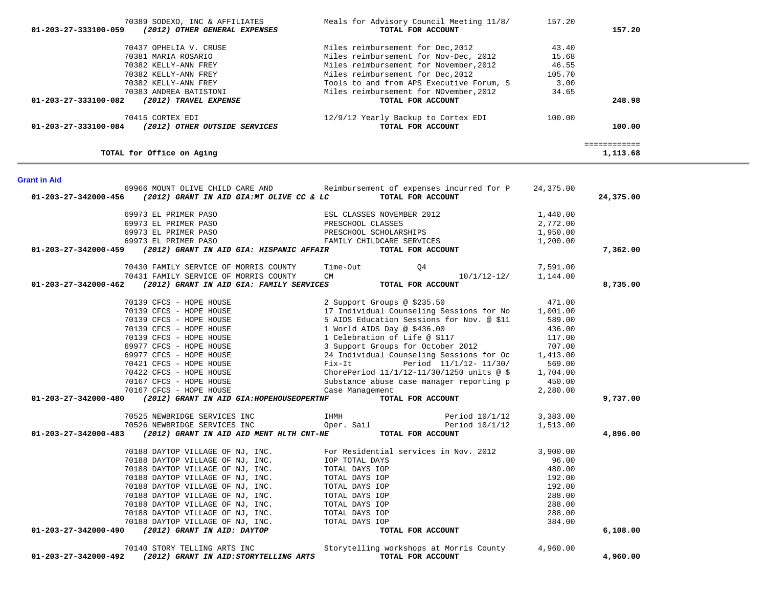| | | | | |
|---|---|---|---|---|
| | 70389 SODEXO, INC & AFFILIATES | Meals for Advisory Council Meeting 11/8/ | 157.20 | |
| **01-203-27-333100-059** | ***(2012) OTHER GENERAL EXPENSES*** | **TOTAL FOR ACCOUNT** | | **157.20** |
| | 70437 OPHELIA V. CRUSE | Miles reimbursement for Dec,2012 | 43.40 | |
| | 70381 MARIA ROSARIO | Miles reimbursement for Nov-Dec, 2012 | 15.68 | |
| | 70382 KELLY-ANN FREY | Miles reimbursement for November,2012 | 46.55 | |
| | 70382 KELLY-ANN FREY | Miles reimbursement for Dec,2012 | 105.70 | |
| | 70382 KELLY-ANN FREY | Tools to and from APS Executive Forum, S | 3.00 | |
| | 70383 ANDREA BATISTONI | Miles reimbursement for NOvember,2012 | 34.65 | |
| **01-203-27-333100-082** | ***(2012) TRAVEL EXPENSE*** | **TOTAL FOR ACCOUNT** | | **248.98** |
| | 70415 CORTEX EDI | 12/9/12 Yearly Backup to Cortex EDI | 100.00 | |
| **01-203-27-333100-084** | ***(2012) OTHER OUTSIDE SERVICES*** | **TOTAL FOR ACCOUNT** | | **100.00** |
| | | | | ============ |
| | **TOTAL for Office on Aging** | | | **1,113.68** |

## Grant in Aid

| | | | | |
|---|---|---|---|---|
| | 69966 MOUNT OLIVE CHILD CARE AND | Reimbursement of expenses incurred for P | 24,375.00 | |
| **01-203-27-342000-456** | ***(2012) GRANT IN AID GIA:MT OLIVE CC & LC*** | **TOTAL FOR ACCOUNT** | | **24,375.00** |
| | 69973 EL PRIMER PASO | ESL CLASSES NOVEMBER 2012 | 1,440.00 | |
| | 69973 EL PRIMER PASO | PRESCHOOL CLASSES | 2,772.00 | |
| | 69973 EL PRIMER PASO | PRESCHOOL SCHOLARSHIPS | 1,950.00 | |
| | 69973 EL PRIMER PASO | FAMILY CHILDCARE SERVICES | 1,200.00 | |
| **01-203-27-342000-459** | ***(2012) GRANT IN AID GIA: HISPANIC AFFAIR*** | **TOTAL FOR ACCOUNT** | | **7,362.00** |
| | 70430 FAMILY SERVICE OF MORRIS COUNTY | Time-Out Q4 | 7,591.00 | |
| | 70431 FAMILY SERVICE OF MORRIS COUNTY | CM 10/1/12-12/ | 1,144.00 | |
| **01-203-27-342000-462** | ***(2012) GRANT IN AID GIA: FAMILY SERVICES*** | **TOTAL FOR ACCOUNT** | | **8,735.00** |
| | 70139 CFCS - HOPE HOUSE | 2 Support Groups @ $235.50 | 471.00 | |
| | 70139 CFCS - HOPE HOUSE | 17 Individual Counseling Sessions for No | 1,001.00 | |
| | 70139 CFCS - HOPE HOUSE | 5 AIDS Education Sessions for Nov. @ $11 | 589.00 | |
| | 70139 CFCS - HOPE HOUSE | 1 World AIDS Day @ $436.00 | 436.00 | |
| | 70139 CFCS - HOPE HOUSE | 1 Celebration of Life @ $117 | 117.00 | |
| | 69977 CFCS - HOPE HOUSE | 3 Support Groups for October 2012 | 707.00 | |
| | 69977 CFCS - HOPE HOUSE | 24 Individual Counseling Sessions for Oc | 1,413.00 | |
| | 70421 CFCS - HOPE HOUSE | Fix-It Period 11/1/12- 11/30/ | 569.00 | |
| | 70422 CFCS - HOPE HOUSE | ChorePeriod 11/1/12-11/30/1250 units @ $ | 1,704.00 | |
| | 70167 CFCS - HOPE HOUSE | Substance abuse case manager reporting p | 450.00 | |
| | 70167 CFCS - HOPE HOUSE | Case Management | 2,280.00 | |
| **01-203-27-342000-480** | ***(2012) GRANT IN AID GIA:HOPEHOUSEOPERTNF*** | **TOTAL FOR ACCOUNT** | | **9,737.00** |
| | 70525 NEWBRIDGE SERVICES INC | IHMH Period 10/1/12 | 3,383.00 | |
| | 70526 NEWBRIDGE SERVICES INC | Oper. Sail Period 10/1/12 | 1,513.00 | |
| **01-203-27-342000-483** | ***(2012) GRANT IN AID AID MENT HLTH CNT-NE*** | **TOTAL FOR ACCOUNT** | | **4,896.00** |
| | 70188 DAYTOP VILLAGE OF NJ, INC. | For Residential services in Nov. 2012 | 3,900.00 | |
| | 70188 DAYTOP VILLAGE OF NJ, INC. | IOP TOTAL DAYS | 96.00 | |
| | 70188 DAYTOP VILLAGE OF NJ, INC. | TOTAL DAYS IOP | 480.00 | |
| | 70188 DAYTOP VILLAGE OF NJ, INC. | TOTAL DAYS IOP | 192.00 | |
| | 70188 DAYTOP VILLAGE OF NJ, INC. | TOTAL DAYS IOP | 192.00 | |
| | 70188 DAYTOP VILLAGE OF NJ, INC. | TOTAL DAYS IOP | 288.00 | |
| | 70188 DAYTOP VILLAGE OF NJ, INC. | TOTAL DAYS IOP | 288.00 | |
| | 70188 DAYTOP VILLAGE OF NJ, INC. | TOTAL DAYS IOP | 288.00 | |
| | 70188 DAYTOP VILLAGE OF NJ, INC. | TOTAL DAYS IOP | 384.00 | |
| **01-203-27-342000-490** | ***(2012) GRANT IN AID: DAYTOP*** | **TOTAL FOR ACCOUNT** | | **6,108.00** |
| | 70140 STORY TELLING ARTS INC | Storytelling workshops at Morris County | 4,960.00 | |
| **01-203-27-342000-492** | ***(2012) GRANT IN AID:STORYTELLING ARTS*** | **TOTAL FOR ACCOUNT** | | **4,960.00** |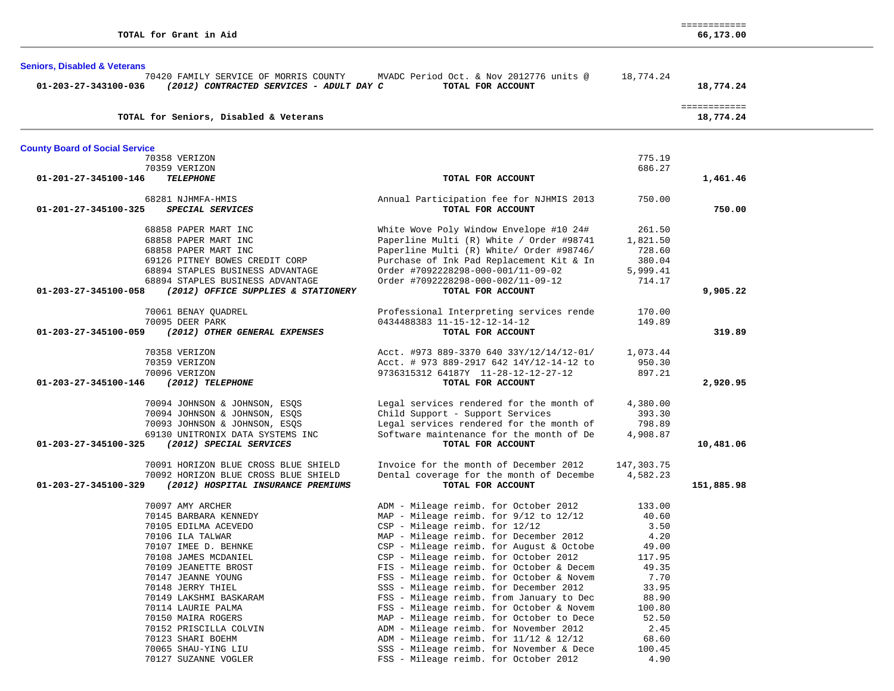| | | | | |
|---|---|---|---|---|
| | **TOTAL for Grant in Aid** | | | ============ **66,173.00** |

**Seniors, Disabled & Veterans**

| | | | | |
|---|---|---|---|---|
| | 70420 FAMILY SERVICE OF MORRIS COUNTY | MVADC Period Oct. & Nov 2012776 units @ | 18,774.24 | |
| **01-203-27-343100-036** | ***(2012) CONTRACTED SERVICES - ADULT DAY C*** | **TOTAL FOR ACCOUNT** | | **18,774.24** |
| | **TOTAL for Seniors, Disabled & Veterans** | | | ============ **18,774.24** |

**County Board of Social Service**

| | | | | |
|---|---|---|---|---|
| | 70358 VERIZON | | 775.19 | |
| | 70359 VERIZON | | 686.27 | |
| **01-201-27-345100-146** | ***TELEPHONE*** | **TOTAL FOR ACCOUNT** | | **1,461.46** |
| | 68281 NJHMFA-HMIS | Annual Participation fee for NJHMIS 2013 | 750.00 | |
| **01-201-27-345100-325** | ***SPECIAL SERVICES*** | **TOTAL FOR ACCOUNT** | | **750.00** |
| | 68858 PAPER MART INC | White Wove Poly Window Envelope #10 24# | 261.50 | |
| | 68858 PAPER MART INC | Paperline Multi (R) White / Order #98741 | 1,821.50 | |
| | 68858 PAPER MART INC | Paperline Multi (R) White/ Order #98746/ | 728.60 | |
| | 69126 PITNEY BOWES CREDIT CORP | Purchase of Ink Pad Replacement Kit & In | 380.04 | |
| | 68894 STAPLES BUSINESS ADVANTAGE | Order #7092228298-000-001/11-09-02 | 5,999.41 | |
| | 68894 STAPLES BUSINESS ADVANTAGE | Order #7092228298-000-002/11-09-12 | 714.17 | |
| **01-203-27-345100-058** | ***(2012) OFFICE SUPPLIES & STATIONERY*** | **TOTAL FOR ACCOUNT** | | **9,905.22** |
| | 70061 BENAY QUADREL | Professional Interpreting services rende | 170.00 | |
| | 70095 DEER PARK | 0434488383 11-15-12-12-14-12 | 149.89 | |
| **01-203-27-345100-059** | ***(2012) OTHER GENERAL EXPENSES*** | **TOTAL FOR ACCOUNT** | | **319.89** |
| | 70358 VERIZON | Acct. #973 889-3370 640 33Y/12/14/12-01/ | 1,073.44 | |
| | 70359 VERIZON | Acct. # 973 889-2917 642 14Y/12-14-12 to | 950.30 | |
| | 70096 VERIZON | 9736315312 64187Y 11-28-12-12-27-12 | 897.21 | |
| **01-203-27-345100-146** | ***(2012) TELEPHONE*** | **TOTAL FOR ACCOUNT** | | **2,920.95** |
| | 70094 JOHNSON & JOHNSON, ESQS | Legal services rendered for the month of | 4,380.00 | |
| | 70094 JOHNSON & JOHNSON, ESQS | Child Support - Support Services | 393.30 | |
| | 70093 JOHNSON & JOHNSON, ESQS | Legal services rendered for the month of | 798.89 | |
| | 69130 UNITRONIX DATA SYSTEMS INC | Software maintenance for the month of De | 4,908.87 | |
| **01-203-27-345100-325** | ***(2012) SPECIAL SERVICES*** | **TOTAL FOR ACCOUNT** | | **10,481.06** |
| | 70091 HORIZON BLUE CROSS BLUE SHIELD | Invoice for the month of December 2012 | 147,303.75 | |
| | 70092 HORIZON BLUE CROSS BLUE SHIELD | Dental coverage for the month of Decembe | 4,582.23 | |
| **01-203-27-345100-329** | ***(2012) HOSPITAL INSURANCE PREMIUMS*** | **TOTAL FOR ACCOUNT** | | **151,885.98** |
| | 70097 AMY ARCHER | ADM - Mileage reimb. for October 2012 | 133.00 | |
| | 70145 BARBARA KENNEDY | MAP - Mileage reimb. for 9/12 to 12/12 | 40.60 | |
| | 70105 EDILMA ACEVEDO | CSP - Mileage reimb. for 12/12 | 3.50 | |
| | 70106 ILA TALWAR | MAP - Mileage reimb. for December 2012 | 4.20 | |
| | 70107 IMEE D. BEHNKE | CSP - Mileage reimb. for August & Octobe | 49.00 | |
| | 70108 JAMES MCDANIEL | CSP - Mileage reimb. for October 2012 | 117.95 | |
| | 70109 JEANETTE BROST | FIS - Mileage reimb. for October & Decem | 49.35 | |
| | 70147 JEANNE YOUNG | FSS - Mileage reimb. for October & Novem | 7.70 | |
| | 70148 JERRY THIEL | SSS - Mileage reimb. for December 2012 | 33.95 | |
| | 70149 LAKSHMI BASKARAM | FSS - Mileage reimb. from January to Dec | 88.90 | |
| | 70114 LAURIE PALMA | FSS - Mileage reimb. for October & Novem | 100.80 | |
| | 70150 MAIRA ROGERS | MAP - Mileage reimb. for October to Dece | 52.50 | |
| | 70152 PRISCILLA COLVIN | ADM - Mileage reimb. for November 2012 | 2.45 | |
| | 70123 SHARI BOEHM | ADM - Mileage reimb. for 11/12 & 12/12 | 68.60 | |
| | 70065 SHAU-YING LIU | SSS - Mileage reimb. for November & Dece | 100.45 | |
| | 70127 SUZANNE VOGLER | FSS - Mileage reimb. for October 2012 | 4.90 | |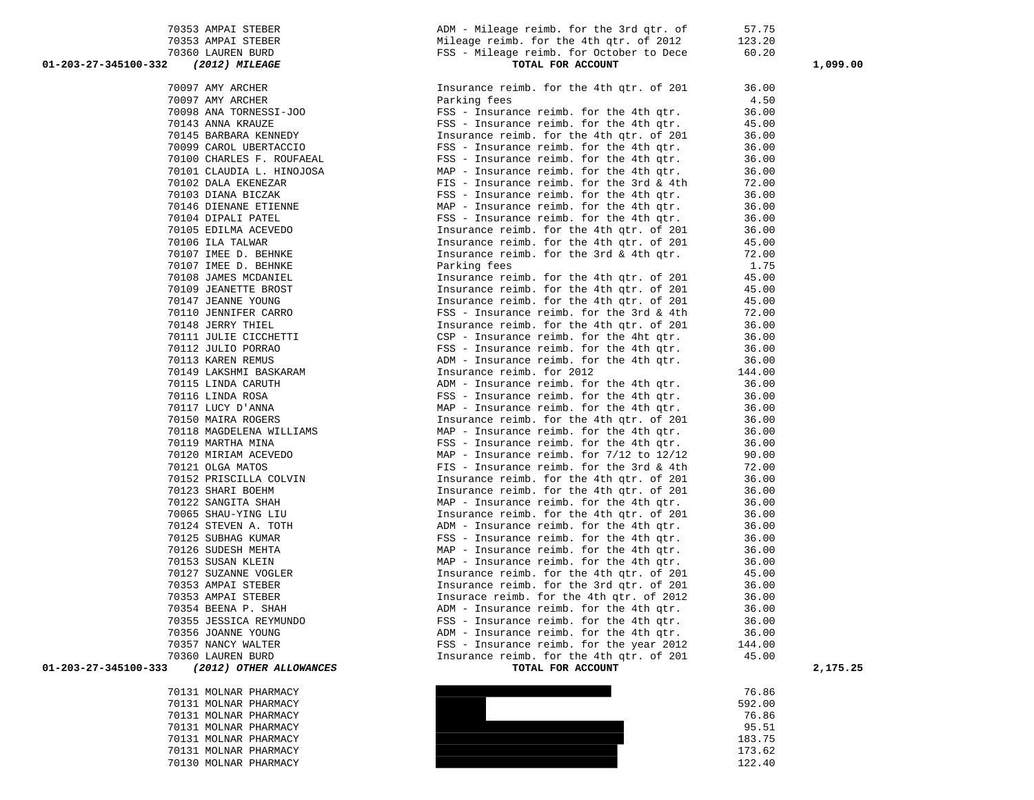| Vendor | Description | Amount | Total |
|---|---|---|---|
| 70353 AMPAI STEBER | ADM - Mileage reimb. for the 3rd qtr. of | 57.75 | |
| 70353 AMPAI STEBER | Mileage reimb. for the 4th qtr. of 2012 | 123.20 | |
| 70360 LAUREN BURD | FSS - Mileage reimb. for October to Dece | 60.20 | |
| **01-203-27-345100-332** ***(2012) MILEAGE*** | **TOTAL FOR ACCOUNT** | | **1,099.00** |
| 70097 AMY ARCHER | Insurance reimb. for the 4th qtr. of 201 | 36.00 | |
| 70097 AMY ARCHER | Parking fees | 4.50 | |
| 70098 ANA TORNESSI-JOO | FSS - Insurance reimb. for the 4th qtr. | 36.00 | |
| 70143 ANNA KRAUZE | FSS - Insurance reimb. for the 4th qtr. | 45.00 | |
| 70145 BARBARA KENNEDY | Insurance reimb. for the 4th qtr. of 201 | 36.00 | |
| 70099 CAROL UBERTACCIO | FSS - Insurance reimb. for the 4th qtr. | 36.00 | |
| 70100 CHARLES F. ROUFAEAL | FSS - Insurance reimb. for the 4th qtr. | 36.00 | |
| 70101 CLAUDIA L. HINOJOSA | MAP - Insurance reimb. for the 4th qtr. | 36.00 | |
| 70102 DALA EKENEZAR | FIS - Insurance reimb. for the 3rd & 4th | 72.00 | |
| 70103 DIANA BICZAK | FSS - Insurance reimb. for the 4th qtr. | 36.00 | |
| 70146 DIENANE ETIENNE | MAP - Insurance reimb. for the 4th qtr. | 36.00 | |
| 70104 DIPALI PATEL | FSS - Insurance reimb. for the 4th qtr. | 36.00 | |
| 70105 EDILMA ACEVEDO | Insurance reimb. for the 4th qtr. of 201 | 36.00 | |
| 70106 ILA TALWAR | Insurance reimb. for the 4th qtr. of 201 | 45.00 | |
| 70107 IMEE D. BEHNKE | Insurance reimb. for the 3rd & 4th qtr. | 72.00 | |
| 70107 IMEE D. BEHNKE | Parking fees | 1.75 | |
| 70108 JAMES MCDANIEL | Insurance reimb. for the 4th qtr. of 201 | 45.00 | |
| 70109 JEANETTE BROST | Insurance reimb. for the 4th qtr. of 201 | 45.00 | |
| 70147 JEANNE YOUNG | Insurance reimb. for the 4th qtr. of 201 | 45.00 | |
| 70110 JENNIFER CARRO | FSS - Insurance reimb. for the 3rd & 4th | 72.00 | |
| 70148 JERRY THIEL | Insurance reimb. for the 4th qtr. of 201 | 36.00 | |
| 70111 JULIE CICCHETTI | CSP - Insurance reimb. for the 4ht qtr. | 36.00 | |
| 70112 JULIO PORRAO | FSS - Insurance reimb. for the 4th qtr. | 36.00 | |
| 70113 KAREN REMUS | ADM - Insurance reimb. for the 4th qtr. | 36.00 | |
| 70149 LAKSHMI BASKARAM | Insurance reimb. for 2012 | 144.00 | |
| 70115 LINDA CARUTH | ADM - Insurance reimb. for the 4th qtr. | 36.00 | |
| 70116 LINDA ROSA | FSS - Insurance reimb. for the 4th qtr. | 36.00 | |
| 70117 LUCY D'ANNA | MAP - Insurance reimb. for the 4th qtr. | 36.00 | |
| 70150 MAIRA ROGERS | Insurance reimb. for the 4th qtr. of 201 | 36.00 | |
| 70118 MAGDELENA WILLIAMS | MAP - Insurance reimb. for the 4th qtr. | 36.00 | |
| 70119 MARTHA MINA | FSS - Insurance reimb. for the 4th qtr. | 36.00 | |
| 70120 MIRIAM ACEVEDO | MAP - Insurance reimb. for 7/12 to 12/12 | 90.00 | |
| 70121 OLGA MATOS | FIS - Insurance reimb. for the 3rd & 4th | 72.00 | |
| 70152 PRISCILLA COLVIN | Insurance reimb. for the 4th qtr. of 201 | 36.00 | |
| 70123 SHARI BOEHM | Insurance reimb. for the 4th qtr. of 201 | 36.00 | |
| 70122 SANGITA SHAH | MAP - Insurance reimb. for the 4th qtr. | 36.00 | |
| 70065 SHAU-YING LIU | Insurance reimb. for the 4th qtr. of 201 | 36.00 | |
| 70124 STEVEN A. TOTH | ADM - Insurance reimb. for the 4th qtr. | 36.00 | |
| 70125 SUBHAG KUMAR | FSS - Insurance reimb. for the 4th qtr. | 36.00 | |
| 70126 SUDESH MEHTA | MAP - Insurance reimb. for the 4th qtr. | 36.00 | |
| 70153 SUSAN KLEIN | MAP - Insurance reimb. for the 4th qtr. | 36.00 | |
| 70127 SUZANNE VOGLER | Insurance reimb. for the 4th qtr. of 201 | 45.00 | |
| 70353 AMPAI STEBER | Insurance reimb. for the 3rd qtr. of 201 | 36.00 | |
| 70353 AMPAI STEBER | Insurace reimb. for the 4th qtr. of 2012 | 36.00 | |
| 70354 BEENA P. SHAH | ADM - Insurance reimb. for the 4th qtr. | 36.00 | |
| 70355 JESSICA REYMUNDO | FSS - Insurance reimb. for the 4th qtr. | 36.00 | |
| 70356 JOANNE YOUNG | ADM - Insurance reimb. for the 4th qtr. | 36.00 | |
| 70357 NANCY WALTER | FSS - Insurance reimb. for the year 2012 | 144.00 | |
| 70360 LAUREN BURD | Insurance reimb. for the 4th qtr. of 201 | 45.00 | |
| **01-203-27-345100-333** ***(2012) OTHER ALLOWANCES*** | **TOTAL FOR ACCOUNT** | | **2,175.25** |
| 70131 MOLNAR PHARMACY | | 76.86 | |
| 70131 MOLNAR PHARMACY | | 592.00 | |
| 70131 MOLNAR PHARMACY | | 76.86 | |
| 70131 MOLNAR PHARMACY | | 95.51 | |
| 70131 MOLNAR PHARMACY | | 183.75 | |
| 70131 MOLNAR PHARMACY | | 173.62 | |
| 70130 MOLNAR PHARMACY | | 122.40 | |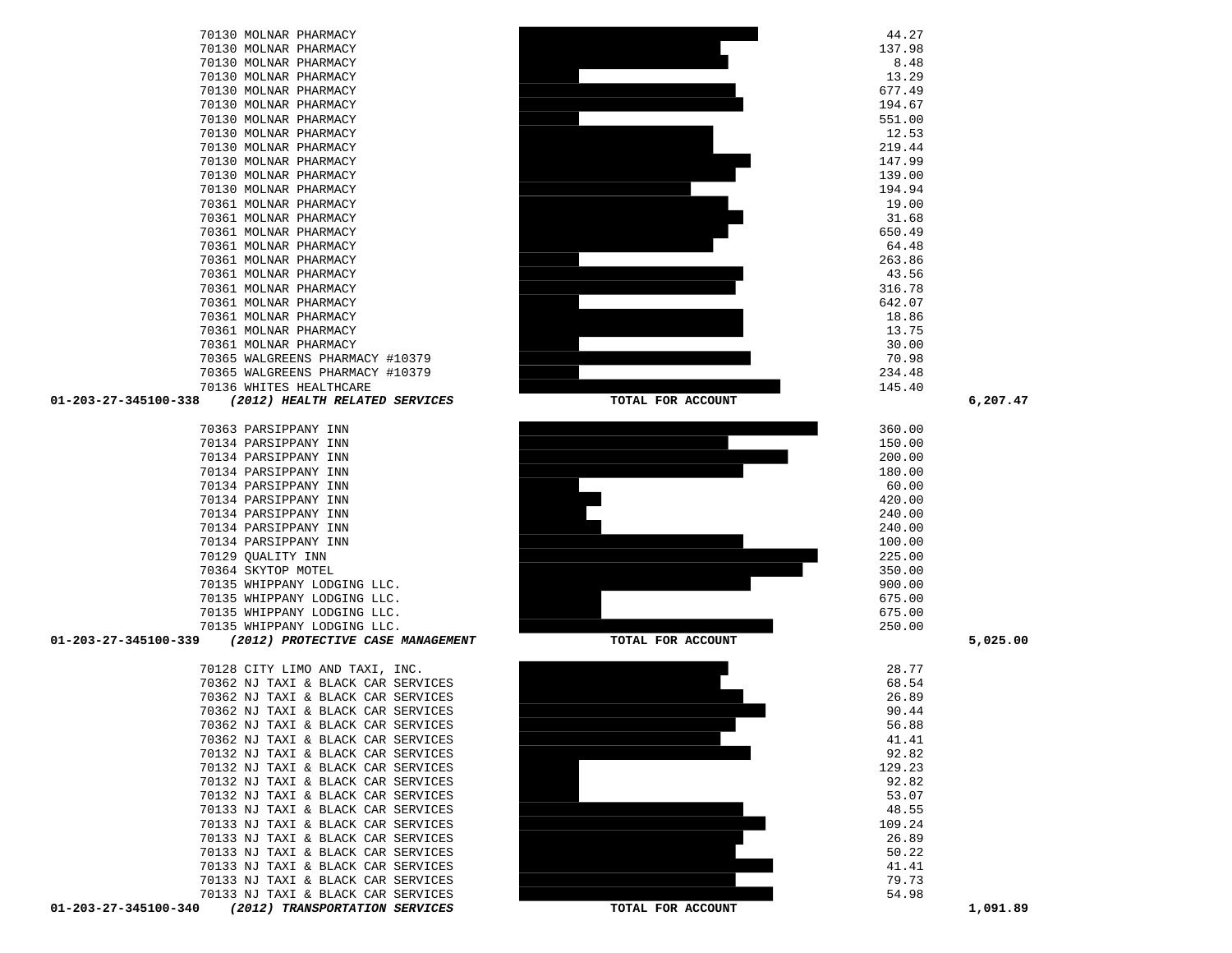| | | | | |
|---|---|---|---|---|
| | 70130 MOLNAR PHARMACY | | 44.27 | |
| | 70130 MOLNAR PHARMACY | | 137.98 | |
| | 70130 MOLNAR PHARMACY | | 8.48 | |
| | 70130 MOLNAR PHARMACY | | 13.29 | |
| | 70130 MOLNAR PHARMACY | | 677.49 | |
| | 70130 MOLNAR PHARMACY | | 194.67 | |
| | 70130 MOLNAR PHARMACY | | 551.00 | |
| | 70130 MOLNAR PHARMACY | | 12.53 | |
| | 70130 MOLNAR PHARMACY | | 219.44 | |
| | 70130 MOLNAR PHARMACY | | 147.99 | |
| | 70130 MOLNAR PHARMACY | | 139.00 | |
| | 70130 MOLNAR PHARMACY | | 194.94 | |
| | 70361 MOLNAR PHARMACY | | 19.00 | |
| | 70361 MOLNAR PHARMACY | | 31.68 | |
| | 70361 MOLNAR PHARMACY | | 650.49 | |
| | 70361 MOLNAR PHARMACY | | 64.48 | |
| | 70361 MOLNAR PHARMACY | | 263.86 | |
| | 70361 MOLNAR PHARMACY | | 43.56 | |
| | 70361 MOLNAR PHARMACY | | 316.78 | |
| | 70361 MOLNAR PHARMACY | | 642.07 | |
| | 70361 MOLNAR PHARMACY | | 18.86 | |
| | 70361 MOLNAR PHARMACY | | 13.75 | |
| | 70361 MOLNAR PHARMACY | | 30.00 | |
| | 70365 WALGREENS PHARMACY #10379 | | 70.98 | |
| | 70365 WALGREENS PHARMACY #10379 | | 234.48 | |
| | 70136 WHITES HEALTHCARE | | 145.40 | |
| **01-203-27-345100-338** | ***(2012) HEALTH RELATED SERVICES*** | **TOTAL FOR ACCOUNT** | | **6,207.47** |
| | 70363 PARSIPPANY INN | | 360.00 | |
| | 70134 PARSIPPANY INN | | 150.00 | |
| | 70134 PARSIPPANY INN | | 200.00 | |
| | 70134 PARSIPPANY INN | | 180.00 | |
| | 70134 PARSIPPANY INN | | 60.00 | |
| | 70134 PARSIPPANY INN | | 420.00 | |
| | 70134 PARSIPPANY INN | | 240.00 | |
| | 70134 PARSIPPANY INN | | 240.00 | |
| | 70134 PARSIPPANY INN | | 100.00 | |
| | 70129 QUALITY INN | | 225.00 | |
| | 70364 SKYTOP MOTEL | | 350.00 | |
| | 70135 WHIPPANY LODGING LLC. | | 900.00 | |
| | 70135 WHIPPANY LODGING LLC. | | 675.00 | |
| | 70135 WHIPPANY LODGING LLC. | | 675.00 | |
| | 70135 WHIPPANY LODGING LLC. | | 250.00 | |
| **01-203-27-345100-339** | ***(2012) PROTECTIVE CASE MANAGEMENT*** | **TOTAL FOR ACCOUNT** | | **5,025.00** |
| | 70128 CITY LIMO AND TAXI, INC. | | 28.77 | |
| | 70362 NJ TAXI & BLACK CAR SERVICES | | 68.54 | |
| | 70362 NJ TAXI & BLACK CAR SERVICES | | 26.89 | |
| | 70362 NJ TAXI & BLACK CAR SERVICES | | 90.44 | |
| | 70362 NJ TAXI & BLACK CAR SERVICES | | 56.88 | |
| | 70362 NJ TAXI & BLACK CAR SERVICES | | 41.41 | |
| | 70132 NJ TAXI & BLACK CAR SERVICES | | 92.82 | |
| | 70132 NJ TAXI & BLACK CAR SERVICES | | 129.23 | |
| | 70132 NJ TAXI & BLACK CAR SERVICES | | 92.82 | |
| | 70132 NJ TAXI & BLACK CAR SERVICES | | 53.07 | |
| | 70133 NJ TAXI & BLACK CAR SERVICES | | 48.55 | |
| | 70133 NJ TAXI & BLACK CAR SERVICES | | 109.24 | |
| | 70133 NJ TAXI & BLACK CAR SERVICES | | 26.89 | |
| | 70133 NJ TAXI & BLACK CAR SERVICES | | 50.22 | |
| | 70133 NJ TAXI & BLACK CAR SERVICES | | 41.41 | |
| | 70133 NJ TAXI & BLACK CAR SERVICES | | 79.73 | |
| | 70133 NJ TAXI & BLACK CAR SERVICES | | 54.98 | |
| **01-203-27-345100-340** | ***(2012) TRANSPORTATION SERVICES*** | **TOTAL FOR ACCOUNT** | | **1,091.89** |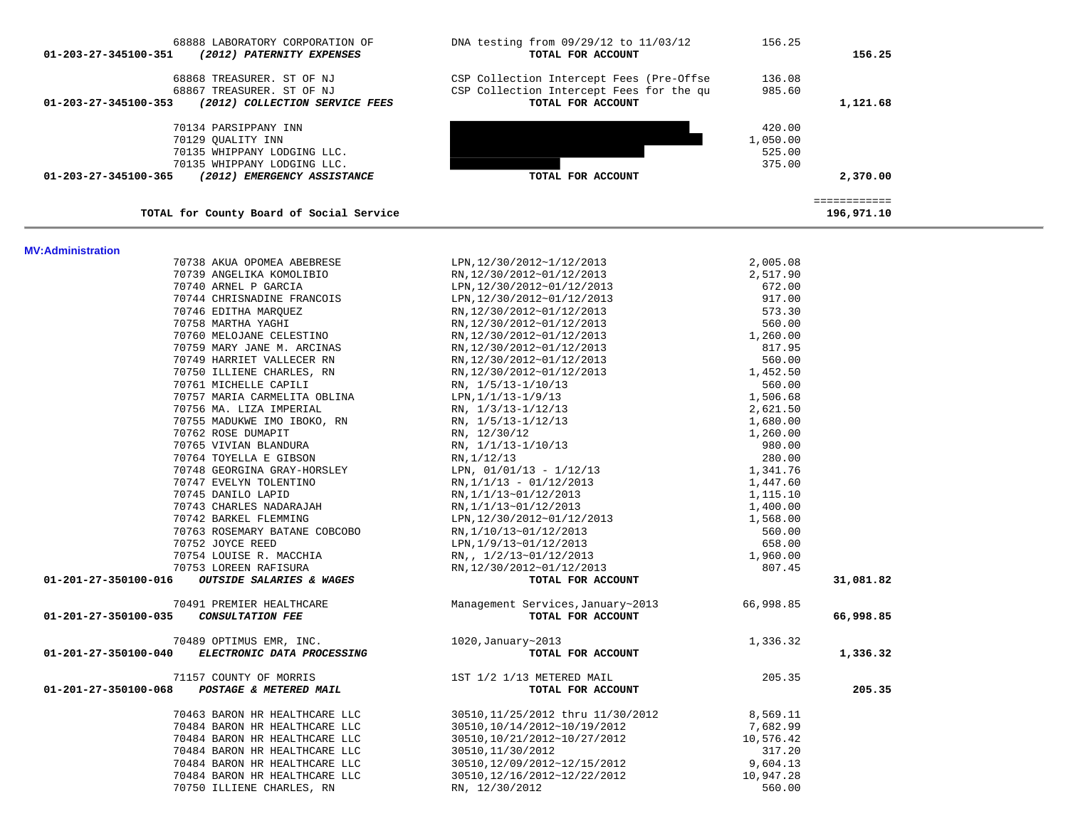| | | | |
|---|---|---|---|
| 68888 LABORATORY CORPORATION OF | DNA testing from 09/29/12 to 11/03/12 | 156.25 | |
| **01-203-27-345100-351** ***(2012) PATERNITY EXPENSES*** | **TOTAL FOR ACCOUNT** | | **156.25** |
| 68868 TREASURER. ST OF NJ | CSP Collection Intercept Fees (Pre-Offse | 136.08 | |
| 68867 TREASURER. ST OF NJ | CSP Collection Intercept Fees for the qu | 985.60 | |
| **01-203-27-345100-353** ***(2012) COLLECTION SERVICE FEES*** | **TOTAL FOR ACCOUNT** | | **1,121.68** |
| 70134 PARSIPPANY INN | | 420.00 | |
| 70129 QUALITY INN | | 1,050.00 | |
| 70135 WHIPPANY LODGING LLC. | | 525.00 | |
| 70135 WHIPPANY LODGING LLC. | | 375.00 | |
| **01-203-27-345100-365** ***(2012) EMERGENCY ASSISTANCE*** | **TOTAL FOR ACCOUNT** | | **2,370.00** |
| | | | ============ |
| **TOTAL for County Board of Social Service** | | | **196,971.10** |

**MV:Administration**

| | | | |
|---|---|---|---|
| 70738 AKUA OPOMEA ABEBRESE | LPN,12/30/2012~1/12/2013 | 2,005.08 | |
| 70739 ANGELIKA KOMOLIBIO | RN,12/30/2012~01/12/2013 | 2,517.90 | |
| 70740 ARNEL P GARCIA | LPN,12/30/2012~01/12/2013 | 672.00 | |
| 70744 CHRISNADINE FRANCOIS | LPN,12/30/2012~01/12/2013 | 917.00 | |
| 70746 EDITHA MARQUEZ | RN,12/30/2012~01/12/2013 | 573.30 | |
| 70758 MARTHA YAGHI | RN,12/30/2012~01/12/2013 | 560.00 | |
| 70760 MELOJANE CELESTINO | RN,12/30/2012~01/12/2013 | 1,260.00 | |
| 70759 MARY JANE M. ARCINAS | RN,12/30/2012~01/12/2013 | 817.95 | |
| 70749 HARRIET VALLECER RN | RN,12/30/2012~01/12/2013 | 560.00 | |
| 70750 ILLIENE CHARLES, RN | RN,12/30/2012~01/12/2013 | 1,452.50 | |
| 70761 MICHELLE CAPILI | RN, 1/5/13-1/10/13 | 560.00 | |
| 70757 MARIA CARMELITA OBLINA | LPN,1/1/13-1/9/13 | 1,506.68 | |
| 70756 MA. LIZA IMPERIAL | RN, 1/3/13-1/12/13 | 2,621.50 | |
| 70755 MADUKWE IMO IBOKO, RN | RN, 1/5/13-1/12/13 | 1,680.00 | |
| 70762 ROSE DUMAPIT | RN, 12/30/12 | 1,260.00 | |
| 70765 VIVIAN BLANDURA | RN, 1/1/13-1/10/13 | 980.00 | |
| 70764 TOYELLA E GIBSON | RN,1/12/13 | 280.00 | |
| 70748 GEORGINA GRAY-HORSLEY | LPN, 01/01/13 - 1/12/13 | 1,341.76 | |
| 70747 EVELYN TOLENTINO | RN,1/1/13 - 01/12/2013 | 1,447.60 | |
| 70745 DANILO LAPID | RN,1/1/13~01/12/2013 | 1,115.10 | |
| 70743 CHARLES NADARAJAH | RN,1/1/13~01/12/2013 | 1,400.00 | |
| 70742 BARKEL FLEMMING | LPN,12/30/2012~01/12/2013 | 1,568.00 | |
| 70763 ROSEMARY BATANE COBCOBO | RN,1/10/13~01/12/2013 | 560.00 | |
| 70752 JOYCE REED | LPN,1/9/13~01/12/2013 | 658.00 | |
| 70754 LOUISE R. MACCHIA | RN,, 1/2/13~01/12/2013 | 1,960.00 | |
| 70753 LOREEN RAFISURA | RN,12/30/2012~01/12/2013 | 807.45 | |
| **01-201-27-350100-016** ***OUTSIDE SALARIES & WAGES*** | **TOTAL FOR ACCOUNT** | | **31,081.82** |
| 70491 PREMIER HEALTHCARE | Management Services,January~2013 | 66,998.85 | |
| **01-201-27-350100-035** ***CONSULTATION FEE*** | **TOTAL FOR ACCOUNT** | | **66,998.85** |
| 70489 OPTIMUS EMR, INC. | 1020,January~2013 | 1,336.32 | |
| **01-201-27-350100-040** ***ELECTRONIC DATA PROCESSING*** | **TOTAL FOR ACCOUNT** | | **1,336.32** |
| 71157 COUNTY OF MORRIS | 1ST 1/2 1/13 METERED MAIL | 205.35 | |
| **01-201-27-350100-068** ***POSTAGE & METERED MAIL*** | **TOTAL FOR ACCOUNT** | | **205.35** |
| 70463 BARON HR HEALTHCARE LLC | 30510,11/25/2012 thru 11/30/2012 | 8,569.11 | |
| 70484 BARON HR HEALTHCARE LLC | 30510,10/14/2012~10/19/2012 | 7,682.99 | |
| 70484 BARON HR HEALTHCARE LLC | 30510,10/21/2012~10/27/2012 | 10,576.42 | |
| 70484 BARON HR HEALTHCARE LLC | 30510,11/30/2012 | 317.20 | |
| 70484 BARON HR HEALTHCARE LLC | 30510,12/09/2012~12/15/2012 | 9,604.13 | |
| 70484 BARON HR HEALTHCARE LLC | 30510,12/16/2012~12/22/2012 | 10,947.28 | |
| 70750 ILLIENE CHARLES, RN | RN, 12/30/2012 | 560.00 | |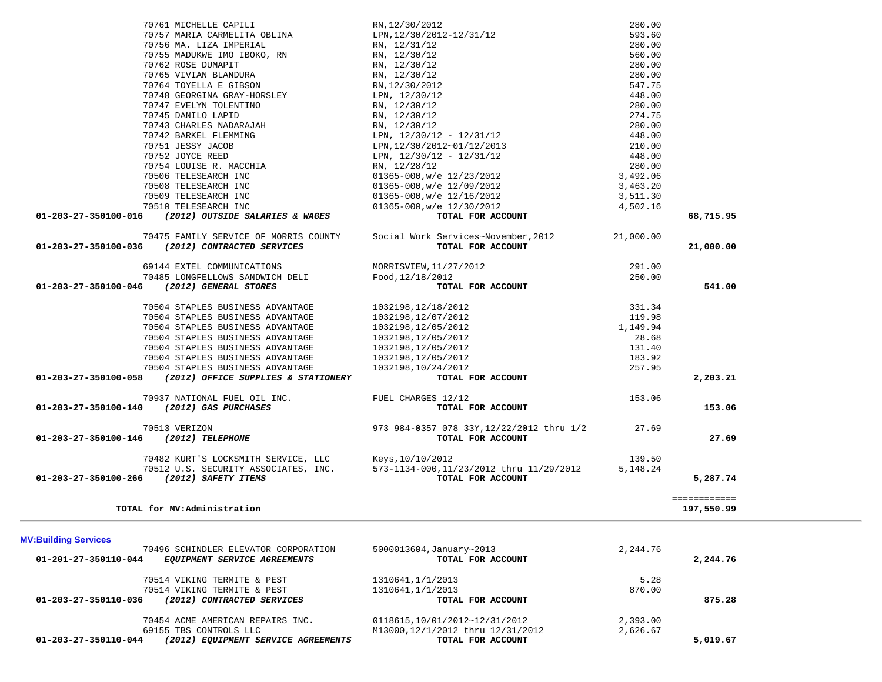| | | | |
|---|---|---|---|
| 70761 MICHELLE CAPILI | RN,12/30/2012 | 280.00 | |
| 70757 MARIA CARMELITA OBLINA | LPN,12/30/2012-12/31/12 | 593.60 | |
| 70756 MA. LIZA IMPERIAL | RN, 12/31/12 | 280.00 | |
| 70755 MADUKWE IMO IBOKO, RN | RN, 12/30/12 | 560.00 | |
| 70762 ROSE DUMAPIT | RN, 12/30/12 | 280.00 | |
| 70765 VIVIAN BLANDURA | RN, 12/30/12 | 280.00 | |
| 70764 TOYELLA E GIBSON | RN,12/30/2012 | 547.75 | |
| 70748 GEORGINA GRAY-HORSLEY | LPN, 12/30/12 | 448.00 | |
| 70747 EVELYN TOLENTINO | RN, 12/30/12 | 280.00 | |
| 70745 DANILO LAPID | RN, 12/30/12 | 274.75 | |
| 70743 CHARLES NADARAJAH | RN, 12/30/12 | 280.00 | |
| 70742 BARKEL FLEMMING | LPN, 12/30/12 - 12/31/12 | 448.00 | |
| 70751 JESSY JACOB | LPN,12/30/2012~01/12/2013 | 210.00 | |
| 70752 JOYCE REED | LPN, 12/30/12 - 12/31/12 | 448.00 | |
| 70754 LOUISE R. MACCHIA | RN, 12/28/12 | 280.00 | |
| 70506 TELESEARCH INC | 01365-000,w/e 12/23/2012 | 3,492.06 | |
| 70508 TELESEARCH INC | 01365-000,w/e 12/09/2012 | 3,463.20 | |
| 70509 TELESEARCH INC | 01365-000,w/e 12/16/2012 | 3,511.30 | |
| 70510 TELESEARCH INC | 01365-000,w/e 12/30/2012 | 4,502.16 | |
| **01-203-27-350100-016** ***(2012) OUTSIDE SALARIES & WAGES*** | **TOTAL FOR ACCOUNT** | | **68,715.95** |
| 70475 FAMILY SERVICE OF MORRIS COUNTY | Social Work Services~November,2012 | 21,000.00 | |
| **01-203-27-350100-036** ***(2012) CONTRACTED SERVICES*** | **TOTAL FOR ACCOUNT** | | **21,000.00** |
| 69144 EXTEL COMMUNICATIONS | MORRISVIEW,11/27/2012 | 291.00 | |
| 70485 LONGFELLOWS SANDWICH DELI | Food,12/18/2012 | 250.00 | |
| **01-203-27-350100-046** ***(2012) GENERAL STORES*** | **TOTAL FOR ACCOUNT** | | **541.00** |
| 70504 STAPLES BUSINESS ADVANTAGE | 1032198,12/18/2012 | 331.34 | |
| 70504 STAPLES BUSINESS ADVANTAGE | 1032198,12/07/2012 | 119.98 | |
| 70504 STAPLES BUSINESS ADVANTAGE | 1032198,12/05/2012 | 1,149.94 | |
| 70504 STAPLES BUSINESS ADVANTAGE | 1032198,12/05/2012 | 28.68 | |
| 70504 STAPLES BUSINESS ADVANTAGE | 1032198,12/05/2012 | 131.40 | |
| 70504 STAPLES BUSINESS ADVANTAGE | 1032198,12/05/2012 | 183.92 | |
| 70504 STAPLES BUSINESS ADVANTAGE | 1032198,10/24/2012 | 257.95 | |
| **01-203-27-350100-058** ***(2012) OFFICE SUPPLIES & STATIONERY*** | **TOTAL FOR ACCOUNT** | | **2,203.21** |
| 70937 NATIONAL FUEL OIL INC. | FUEL CHARGES 12/12 | 153.06 | |
| **01-203-27-350100-140** ***(2012) GAS PURCHASES*** | **TOTAL FOR ACCOUNT** | | **153.06** |
| 70513 VERIZON | 973 984-0357 078 33Y,12/22/2012 thru 1/2 | 27.69 | |
| **01-203-27-350100-146** ***(2012) TELEPHONE*** | **TOTAL FOR ACCOUNT** | | **27.69** |
| 70482 KURT'S LOCKSMITH SERVICE, LLC | Keys,10/10/2012 | 139.50 | |
| 70512 U.S. SECURITY ASSOCIATES, INC. | 573-1134-000,11/23/2012 thru 11/29/2012 | 5,148.24 | |
| **01-203-27-350100-266** ***(2012) SAFETY ITEMS*** | **TOTAL FOR ACCOUNT** | | **5,287.74** |
| | | | ============ |
| **TOTAL for MV:Administration** | | | **197,550.99** |

**MV:Building Services**

| | | | |
|---|---|---|---|
| 70496 SCHINDLER ELEVATOR CORPORATION | 5000013604,January~2013 | 2,244.76 | |
| **01-201-27-350110-044** ***EQUIPMENT SERVICE AGREEMENTS*** | **TOTAL FOR ACCOUNT** | | **2,244.76** |
| 70514 VIKING TERMITE & PEST | 1310641,1/1/2013 | 5.28 | |
| 70514 VIKING TERMITE & PEST | 1310641,1/1/2013 | 870.00 | |
| **01-203-27-350110-036** ***(2012) CONTRACTED SERVICES*** | **TOTAL FOR ACCOUNT** | | **875.28** |
| 70454 ACME AMERICAN REPAIRS INC. | 0118615,10/01/2012~12/31/2012 | 2,393.00 | |
| 69155 TBS CONTROLS LLC | M13000,12/1/2012 thru 12/31/2012 | 2,626.67 | |
| **01-203-27-350110-044** ***(2012) EQUIPMENT SERVICE AGREEMENTS*** | **TOTAL FOR ACCOUNT** | | **5,019.67** |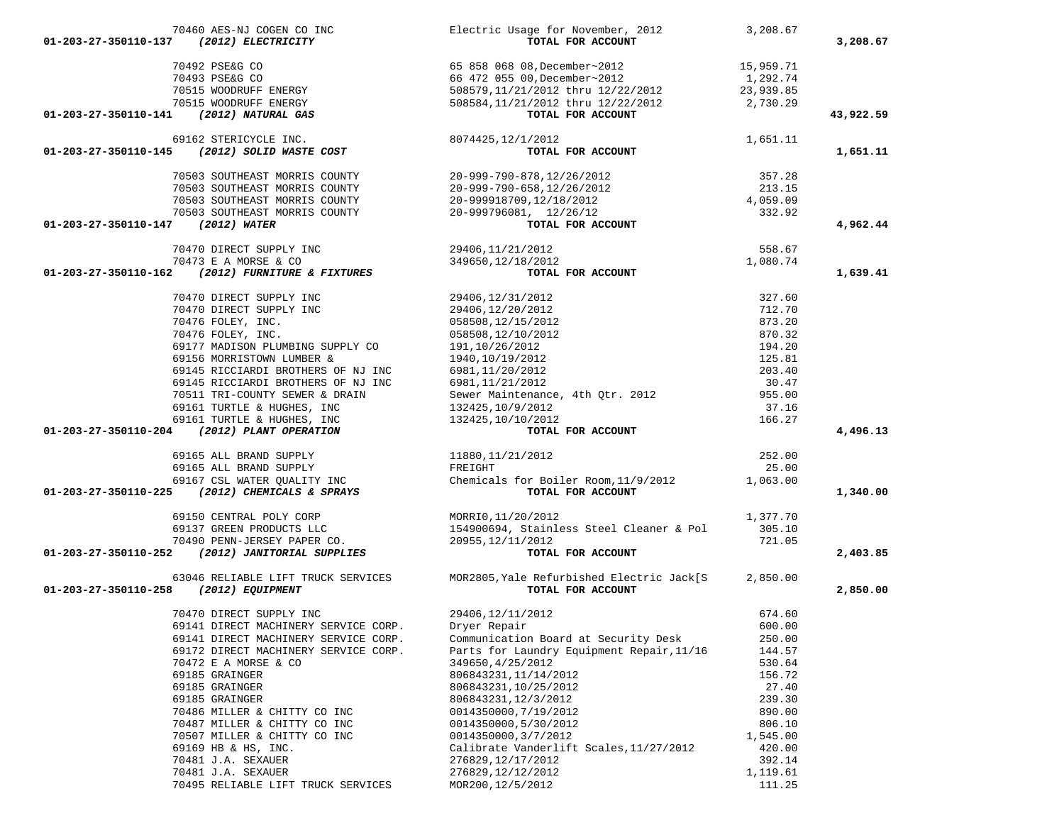| | | | | |
|---|---|---|---|---|
| | 70460 AES-NJ COGEN CO INC | Electric Usage for November, 2012 | 3,208.67 | |
| 01-203-27-350110-137 | *(2012) ELECTRICITY* | **TOTAL FOR ACCOUNT** | | **3,208.67** |
| | 70492 PSE&G CO | 65 858 068 08,December~2012 | 15,959.71 | |
| | 70493 PSE&G CO | 66 472 055 00,December~2012 | 1,292.74 | |
| | 70515 WOODRUFF ENERGY | 508579,11/21/2012 thru 12/22/2012 | 23,939.85 | |
| | 70515 WOODRUFF ENERGY | 508584,11/21/2012 thru 12/22/2012 | 2,730.29 | |
| 01-203-27-350110-141 | *(2012) NATURAL GAS* | **TOTAL FOR ACCOUNT** | | **43,922.59** |
| | 69162 STERICYCLE INC. | 8074425,12/1/2012 | 1,651.11 | |
| 01-203-27-350110-145 | *(2012) SOLID WASTE COST* | **TOTAL FOR ACCOUNT** | | **1,651.11** |
| | 70503 SOUTHEAST MORRIS COUNTY | 20-999-790-878,12/26/2012 | 357.28 | |
| | 70503 SOUTHEAST MORRIS COUNTY | 20-999-790-658,12/26/2012 | 213.15 | |
| | 70503 SOUTHEAST MORRIS COUNTY | 20-999918709,12/18/2012 | 4,059.09 | |
| | 70503 SOUTHEAST MORRIS COUNTY | 20-999796081, 12/26/12 | 332.92 | |
| 01-203-27-350110-147 | *(2012) WATER* | **TOTAL FOR ACCOUNT** | | **4,962.44** |
| | 70470 DIRECT SUPPLY INC | 29406,11/21/2012 | 558.67 | |
| | 70473 E A MORSE & CO | 349650,12/18/2012 | 1,080.74 | |
| 01-203-27-350110-162 | *(2012) FURNITURE & FIXTURES* | **TOTAL FOR ACCOUNT** | | **1,639.41** |
| | 70470 DIRECT SUPPLY INC | 29406,12/31/2012 | 327.60 | |
| | 70470 DIRECT SUPPLY INC | 29406,12/20/2012 | 712.70 | |
| | 70476 FOLEY, INC. | 058508,12/15/2012 | 873.20 | |
| | 70476 FOLEY, INC. | 058508,12/10/2012 | 870.32 | |
| | 69177 MADISON PLUMBING SUPPLY CO | 191,10/26/2012 | 194.20 | |
| | 69156 MORRISTOWN LUMBER & | 1940,10/19/2012 | 125.81 | |
| | 69145 RICCIARDI BROTHERS OF NJ INC | 6981,11/20/2012 | 203.40 | |
| | 69145 RICCIARDI BROTHERS OF NJ INC | 6981,11/21/2012 | 30.47 | |
| | 70511 TRI-COUNTY SEWER & DRAIN | Sewer Maintenance, 4th Qtr. 2012 | 955.00 | |
| | 69161 TURTLE & HUGHES, INC | 132425,10/9/2012 | 37.16 | |
| | 69161 TURTLE & HUGHES, INC | 132425,10/10/2012 | 166.27 | |
| 01-203-27-350110-204 | *(2012) PLANT OPERATION* | **TOTAL FOR ACCOUNT** | | **4,496.13** |
| | 69165 ALL BRAND SUPPLY | 11880,11/21/2012 | 252.00 | |
| | 69165 ALL BRAND SUPPLY | FREIGHT | 25.00 | |
| | 69167 CSL WATER QUALITY INC | Chemicals for Boiler Room,11/9/2012 | 1,063.00 | |
| 01-203-27-350110-225 | *(2012) CHEMICALS & SPRAYS* | **TOTAL FOR ACCOUNT** | | **1,340.00** |
| | 69150 CENTRAL POLY CORP | MORRI0,11/20/2012 | 1,377.70 | |
| | 69137 GREEN PRODUCTS LLC | 154900694, Stainless Steel Cleaner & Pol | 305.10 | |
| | 70490 PENN-JERSEY PAPER CO. | 20955,12/11/2012 | 721.05 | |
| 01-203-27-350110-252 | *(2012) JANITORIAL SUPPLIES* | **TOTAL FOR ACCOUNT** | | **2,403.85** |
| | 63046 RELIABLE LIFT TRUCK SERVICES | MOR2805,Yale Refurbished Electric Jack[S | 2,850.00 | |
| 01-203-27-350110-258 | *(2012) EQUIPMENT* | **TOTAL FOR ACCOUNT** | | **2,850.00** |
| | 70470 DIRECT SUPPLY INC | 29406,12/11/2012 | 674.60 | |
| | 69141 DIRECT MACHINERY SERVICE CORP. | Dryer Repair | 600.00 | |
| | 69141 DIRECT MACHINERY SERVICE CORP. | Communication Board at Security Desk | 250.00 | |
| | 69172 DIRECT MACHINERY SERVICE CORP. | Parts for Laundry Equipment Repair,11/16 | 144.57 | |
| | 70472 E A MORSE & CO | 349650,4/25/2012 | 530.64 | |
| | 69185 GRAINGER | 806843231,11/14/2012 | 156.72 | |
| | 69185 GRAINGER | 806843231,10/25/2012 | 27.40 | |
| | 69185 GRAINGER | 806843231,12/3/2012 | 239.30 | |
| | 70486 MILLER & CHITTY CO INC | 0014350000,7/19/2012 | 890.00 | |
| | 70487 MILLER & CHITTY CO INC | 0014350000,5/30/2012 | 806.10 | |
| | 70507 MILLER & CHITTY CO INC | 0014350000,3/7/2012 | 1,545.00 | |
| | 69169 HB & HS, INC. | Calibrate Vanderlift Scales,11/27/2012 | 420.00 | |
| | 70481 J.A. SEXAUER | 276829,12/17/2012 | 392.14 | |
| | 70481 J.A. SEXAUER | 276829,12/12/2012 | 1,119.61 | |
| | 70495 RELIABLE LIFT TRUCK SERVICES | MOR200,12/5/2012 | 111.25 | |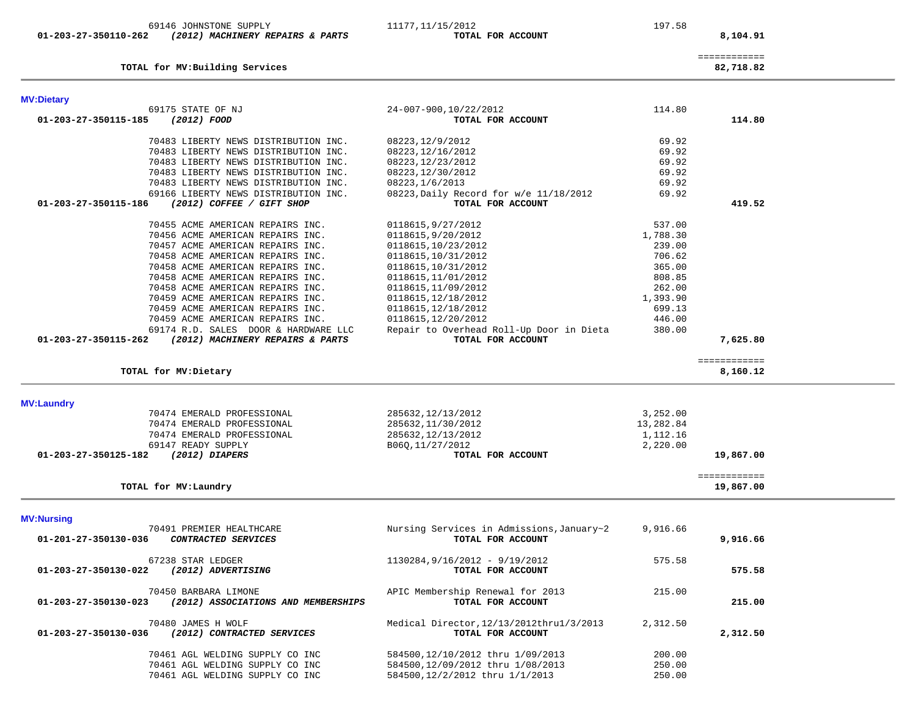| | | | | |
|---|---|---|---|---|
| | 69146 JOHNSTONE SUPPLY | 11177,11/15/2012 | 197.58 | |
| **01-203-27-350110-262** | ***(2012) MACHINERY REPAIRS & PARTS*** | **TOTAL FOR ACCOUNT** | | **8,104.91** |
| | | | | ============ |
| | **TOTAL for MV:Building Services** | | | **82,718.82** |

**MV:Dietary**

| | | | | |
|---|---|---|---|---|
| | 69175 STATE OF NJ | 24-007-900,10/22/2012 | 114.80 | |
| **01-203-27-350115-185** | ***(2012) FOOD*** | **TOTAL FOR ACCOUNT** | | **114.80** |
| | 70483 LIBERTY NEWS DISTRIBUTION INC. | 08223,12/9/2012 | 69.92 | |
| | 70483 LIBERTY NEWS DISTRIBUTION INC. | 08223,12/16/2012 | 69.92 | |
| | 70483 LIBERTY NEWS DISTRIBUTION INC. | 08223,12/23/2012 | 69.92 | |
| | 70483 LIBERTY NEWS DISTRIBUTION INC. | 08223,12/30/2012 | 69.92 | |
| | 70483 LIBERTY NEWS DISTRIBUTION INC. | 08223,1/6/2013 | 69.92 | |
| | 69166 LIBERTY NEWS DISTRIBUTION INC. | 08223,Daily Record for w/e 11/18/2012 | 69.92 | |
| **01-203-27-350115-186** | ***(2012) COFFEE / GIFT SHOP*** | **TOTAL FOR ACCOUNT** | | **419.52** |
| | 70455 ACME AMERICAN REPAIRS INC. | 0118615,9/27/2012 | 537.00 | |
| | 70456 ACME AMERICAN REPAIRS INC. | 0118615,9/20/2012 | 1,788.30 | |
| | 70457 ACME AMERICAN REPAIRS INC. | 0118615,10/23/2012 | 239.00 | |
| | 70458 ACME AMERICAN REPAIRS INC. | 0118615,10/31/2012 | 706.62 | |
| | 70458 ACME AMERICAN REPAIRS INC. | 0118615,10/31/2012 | 365.00 | |
| | 70458 ACME AMERICAN REPAIRS INC. | 0118615,11/01/2012 | 808.85 | |
| | 70458 ACME AMERICAN REPAIRS INC. | 0118615,11/09/2012 | 262.00 | |
| | 70459 ACME AMERICAN REPAIRS INC. | 0118615,12/18/2012 | 1,393.90 | |
| | 70459 ACME AMERICAN REPAIRS INC. | 0118615,12/18/2012 | 699.13 | |
| | 70459 ACME AMERICAN REPAIRS INC. | 0118615,12/20/2012 | 446.00 | |
| | 69174 R.D. SALES DOOR & HARDWARE LLC | Repair to Overhead Roll-Up Door in Dieta | 380.00 | |
| **01-203-27-350115-262** | ***(2012) MACHINERY REPAIRS & PARTS*** | **TOTAL FOR ACCOUNT** | | **7,625.80** |
| | | | | ============ |
| | **TOTAL for MV:Dietary** | | | **8,160.12** |

**MV:Laundry**

| | | | | |
|---|---|---|---|---|
| | 70474 EMERALD PROFESSIONAL | 285632,12/13/2012 | 3,252.00 | |
| | 70474 EMERALD PROFESSIONAL | 285632,11/30/2012 | 13,282.84 | |
| | 70474 EMERALD PROFESSIONAL | 285632,12/13/2012 | 1,112.16 | |
| | 69147 READY SUPPLY | B06Q,11/27/2012 | 2,220.00 | |
| **01-203-27-350125-182** | ***(2012) DIAPERS*** | **TOTAL FOR ACCOUNT** | | **19,867.00** |
| | | | | ============ |
| | **TOTAL for MV:Laundry** | | | **19,867.00** |

**MV:Nursing**

| | | | | |
|---|---|---|---|---|
| | 70491 PREMIER HEALTHCARE | Nursing Services in Admissions,January~2 | 9,916.66 | |
| **01-201-27-350130-036** | ***CONTRACTED SERVICES*** | **TOTAL FOR ACCOUNT** | | **9,916.66** |
| | 67238 STAR LEDGER | 1130284,9/16/2012 - 9/19/2012 | 575.58 | |
| **01-203-27-350130-022** | ***(2012) ADVERTISING*** | **TOTAL FOR ACCOUNT** | | **575.58** |
| | 70450 BARBARA LIMONE | APIC Membership Renewal for 2013 | 215.00 | |
| **01-203-27-350130-023** | ***(2012) ASSOCIATIONS AND MEMBERSHIPS*** | **TOTAL FOR ACCOUNT** | | **215.00** |
| | 70480 JAMES H WOLF | Medical Director,12/13/2012thru1/3/2013 | 2,312.50 | |
| **01-203-27-350130-036** | ***(2012) CONTRACTED SERVICES*** | **TOTAL FOR ACCOUNT** | | **2,312.50** |
| | 70461 AGL WELDING SUPPLY CO INC | 584500,12/10/2012 thru 1/09/2013 | 200.00 | |
| | 70461 AGL WELDING SUPPLY CO INC | 584500,12/09/2012 thru 1/08/2013 | 250.00 | |
| | 70461 AGL WELDING SUPPLY CO INC | 584500,12/2/2012 thru 1/1/2013 | 250.00 | |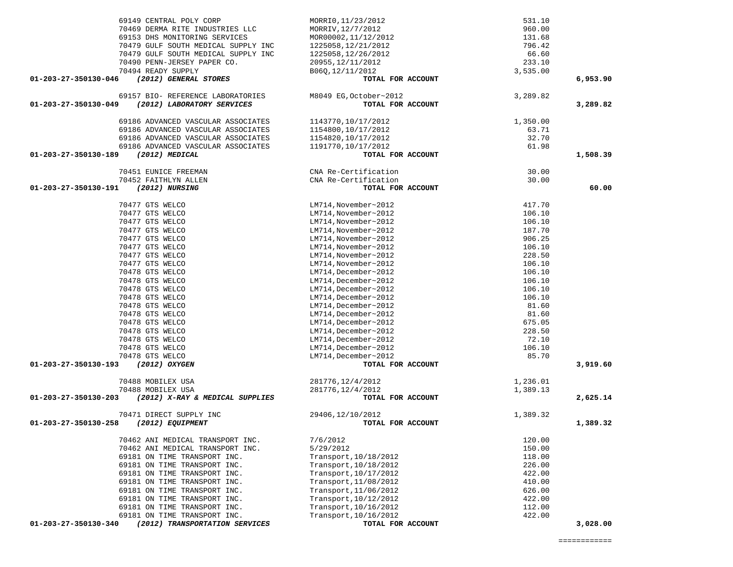| | | | | |
|---|---|---|---|---|
| | 69149 CENTRAL POLY CORP | MORRI0,11/23/2012 | 531.10 | |
| | 70469 DERMA RITE INDUSTRIES LLC | MORRIV,12/7/2012 | 960.00 | |
| | 69153 DHS MONITORING SERVICES | MOR00002,11/12/2012 | 131.68 | |
| | 70479 GULF SOUTH MEDICAL SUPPLY INC | 1225058,12/21/2012 | 796.42 | |
| | 70479 GULF SOUTH MEDICAL SUPPLY INC | 1225058,12/26/2012 | 66.60 | |
| | 70490 PENN-JERSEY PAPER CO. | 20955,12/11/2012 | 233.10 | |
| | 70494 READY SUPPLY | B06Q,12/11/2012 | 3,535.00 | |
| **01-203-27-350130-046** | ***(2012) GENERAL STORES*** | **TOTAL FOR ACCOUNT** | | **6,953.90** |
| | 69157 BIO- REFERENCE LABORATORIES | M8049 EG,October~2012 | 3,289.82 | |
| **01-203-27-350130-049** | ***(2012) LABORATORY SERVICES*** | **TOTAL FOR ACCOUNT** | | **3,289.82** |
| | 69186 ADVANCED VASCULAR ASSOCIATES | 1143770,10/17/2012 | 1,350.00 | |
| | 69186 ADVANCED VASCULAR ASSOCIATES | 1154800,10/17/2012 | 63.71 | |
| | 69186 ADVANCED VASCULAR ASSOCIATES | 1154820,10/17/2012 | 32.70 | |
| | 69186 ADVANCED VASCULAR ASSOCIATES | 1191770,10/17/2012 | 61.98 | |
| **01-203-27-350130-189** | ***(2012) MEDICAL*** | **TOTAL FOR ACCOUNT** | | **1,508.39** |
| | 70451 EUNICE FREEMAN | CNA Re-Certification | 30.00 | |
| | 70452 FAITHLYN ALLEN | CNA Re-Certification | 30.00 | |
| **01-203-27-350130-191** | ***(2012) NURSING*** | **TOTAL FOR ACCOUNT** | | **60.00** |
| | 70477 GTS WELCO | LM714,November~2012 | 417.70 | |
| | 70477 GTS WELCO | LM714,November~2012 | 106.10 | |
| | 70477 GTS WELCO | LM714,November~2012 | 106.10 | |
| | 70477 GTS WELCO | LM714,November~2012 | 187.70 | |
| | 70477 GTS WELCO | LM714,November~2012 | 906.25 | |
| | 70477 GTS WELCO | LM714,November~2012 | 106.10 | |
| | 70477 GTS WELCO | LM714,November~2012 | 228.50 | |
| | 70477 GTS WELCO | LM714,November~2012 | 106.10 | |
| | 70478 GTS WELCO | LM714,December~2012 | 106.10 | |
| | 70478 GTS WELCO | LM714,December~2012 | 106.10 | |
| | 70478 GTS WELCO | LM714,December~2012 | 106.10 | |
| | 70478 GTS WELCO | LM714,December~2012 | 106.10 | |
| | 70478 GTS WELCO | LM714,December~2012 | 81.60 | |
| | 70478 GTS WELCO | LM714,December~2012 | 81.60 | |
| | 70478 GTS WELCO | LM714,December~2012 | 675.05 | |
| | 70478 GTS WELCO | LM714,December~2012 | 228.50 | |
| | 70478 GTS WELCO | LM714,December~2012 | 72.10 | |
| | 70478 GTS WELCO | LM714,December~2012 | 106.10 | |
| | 70478 GTS WELCO | LM714,December~2012 | 85.70 | |
| **01-203-27-350130-193** | ***(2012) OXYGEN*** | **TOTAL FOR ACCOUNT** | | **3,919.60** |
| | 70488 MOBILEX USA | 281776,12/4/2012 | 1,236.01 | |
| | 70488 MOBILEX USA | 281776,12/4/2012 | 1,389.13 | |
| **01-203-27-350130-203** | ***(2012) X-RAY & MEDICAL SUPPLIES*** | **TOTAL FOR ACCOUNT** | | **2,625.14** |
| | 70471 DIRECT SUPPLY INC | 29406,12/10/2012 | 1,389.32 | |
| **01-203-27-350130-258** | ***(2012) EQUIPMENT*** | **TOTAL FOR ACCOUNT** | | **1,389.32** |
| | 70462 ANI MEDICAL TRANSPORT INC. | 7/6/2012 | 120.00 | |
| | 70462 ANI MEDICAL TRANSPORT INC. | 5/29/2012 | 150.00 | |
| | 69181 ON TIME TRANSPORT INC. | Transport,10/18/2012 | 118.00 | |
| | 69181 ON TIME TRANSPORT INC. | Transport,10/18/2012 | 226.00 | |
| | 69181 ON TIME TRANSPORT INC. | Transport,10/17/2012 | 422.00 | |
| | 69181 ON TIME TRANSPORT INC. | Transport,11/08/2012 | 410.00 | |
| | 69181 ON TIME TRANSPORT INC. | Transport,11/06/2012 | 626.00 | |
| | 69181 ON TIME TRANSPORT INC. | Transport,10/12/2012 | 422.00 | |
| | 69181 ON TIME TRANSPORT INC. | Transport,10/16/2012 | 112.00 | |
| | 69181 ON TIME TRANSPORT INC. | Transport,10/16/2012 | 422.00 | |
| **01-203-27-350130-340** | ***(2012) TRANSPORTATION SERVICES*** | **TOTAL FOR ACCOUNT** | | **3,028.00** |
| | | | | ============ |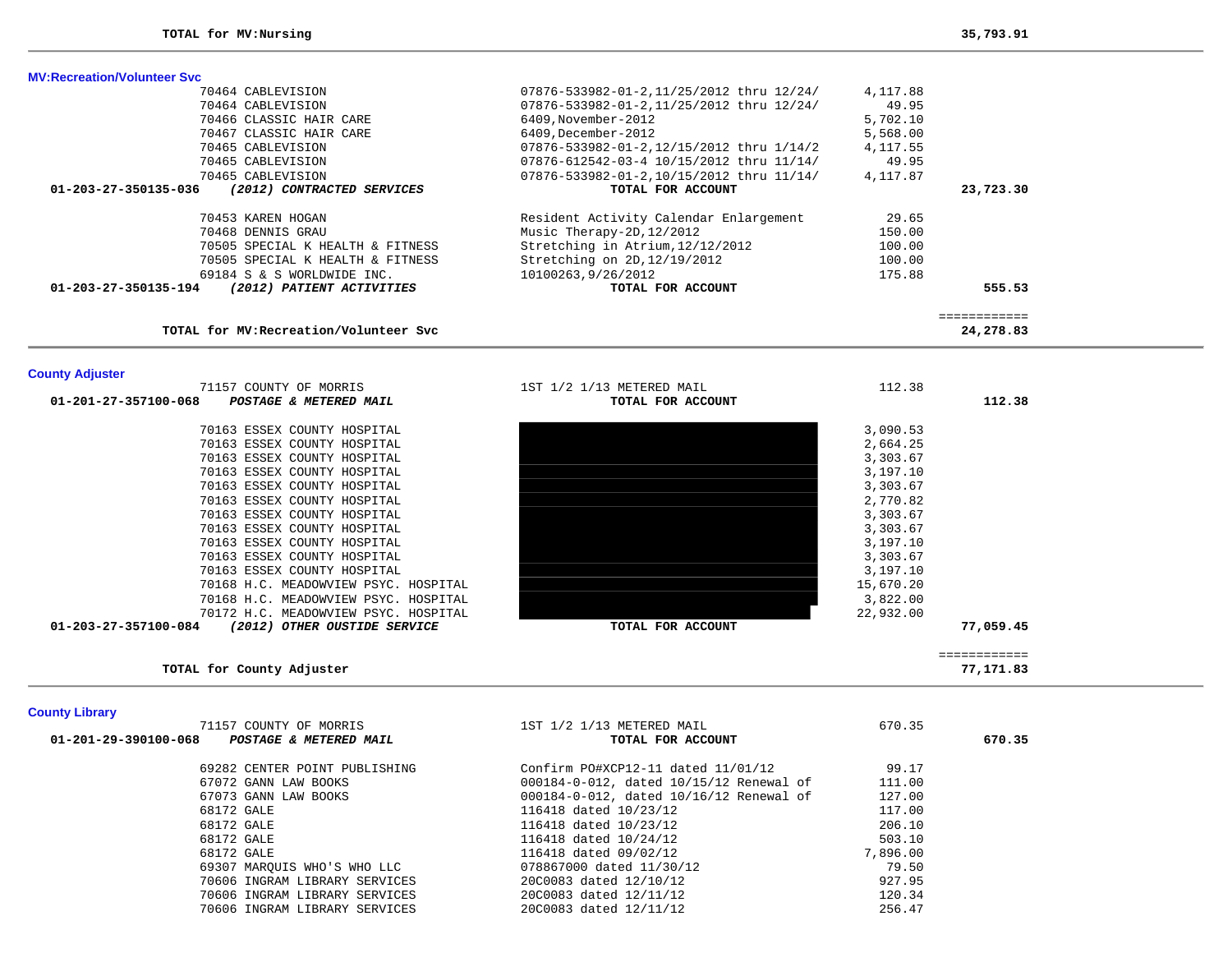**TOTAL for MV:Nursing** **35,793.91**

### MV:Recreation/Volunteer Svc

| | | | | |
|---|---|---|---|---|
| | 70464 CABLEVISION | 07876-533982-01-2,11/25/2012 thru 12/24/ | 4,117.88 | |
| | 70464 CABLEVISION | 07876-533982-01-2,11/25/2012 thru 12/24/ | 49.95 | |
| | 70466 CLASSIC HAIR CARE | 6409,November-2012 | 5,702.10 | |
| | 70467 CLASSIC HAIR CARE | 6409,December-2012 | 5,568.00 | |
| | 70465 CABLEVISION | 07876-533982-01-2,12/15/2012 thru 1/14/2 | 4,117.55 | |
| | 70465 CABLEVISION | 07876-612542-03-4 10/15/2012 thru 11/14/ | 49.95 | |
| | 70465 CABLEVISION | 07876-533982-01-2,10/15/2012 thru 11/14/ | 4,117.87 | |
| **01-203-27-350135-036** | ***(2012) CONTRACTED SERVICES*** | **TOTAL FOR ACCOUNT** | | **23,723.30** |
| | 70453 KAREN HOGAN | Resident Activity Calendar Enlargement | 29.65 | |
| | 70468 DENNIS GRAU | Music Therapy-2D,12/2012 | 150.00 | |
| | 70505 SPECIAL K HEALTH & FITNESS | Stretching in Atrium,12/12/2012 | 100.00 | |
| | 70505 SPECIAL K HEALTH & FITNESS | Stretching on 2D,12/19/2012 | 100.00 | |
| | 69184 S & S WORLDWIDE INC. | 10100263,9/26/2012 | 175.88 | |
| **01-203-27-350135-194** | ***(2012) PATIENT ACTIVITIES*** | **TOTAL FOR ACCOUNT** | | **555.53** |

============

**TOTAL for MV:Recreation/Volunteer Svc** **24,278.83**

### County Adjuster

| | | | | |
|---|---|---|---|---|
| | 71157 COUNTY OF MORRIS | 1ST 1/2 1/13 METERED MAIL | 112.38 | |
| **01-201-27-357100-068** | ***POSTAGE & METERED MAIL*** | **TOTAL FOR ACCOUNT** | | **112.38** |
| | 70163 ESSEX COUNTY HOSPITAL | | 3,090.53 | |
| | 70163 ESSEX COUNTY HOSPITAL | | 2,664.25 | |
| | 70163 ESSEX COUNTY HOSPITAL | | 3,303.67 | |
| | 70163 ESSEX COUNTY HOSPITAL | | 3,197.10 | |
| | 70163 ESSEX COUNTY HOSPITAL | | 3,303.67 | |
| | 70163 ESSEX COUNTY HOSPITAL | | 2,770.82 | |
| | 70163 ESSEX COUNTY HOSPITAL | | 3,303.67 | |
| | 70163 ESSEX COUNTY HOSPITAL | | 3,303.67 | |
| | 70163 ESSEX COUNTY HOSPITAL | | 3,197.10 | |
| | 70163 ESSEX COUNTY HOSPITAL | | 3,303.67 | |
| | 70163 ESSEX COUNTY HOSPITAL | | 3,197.10 | |
| | 70168 H.C. MEADOWVIEW PSYC. HOSPITAL | | 15,670.20 | |
| | 70168 H.C. MEADOWVIEW PSYC. HOSPITAL | | 3,822.00 | |
| | 70172 H.C. MEADOWVIEW PSYC. HOSPITAL | | 22,932.00 | |
| **01-203-27-357100-084** | ***(2012) OTHER OUSTIDE SERVICE*** | **TOTAL FOR ACCOUNT** | | **77,059.45** |

============

**TOTAL for County Adjuster** **77,171.83**

### County Library

| | | | | |
|---|---|---|---|---|
| | 71157 COUNTY OF MORRIS | 1ST 1/2 1/13 METERED MAIL | 670.35 | |
| **01-201-29-390100-068** | ***POSTAGE & METERED MAIL*** | **TOTAL FOR ACCOUNT** | | **670.35** |
| | 69282 CENTER POINT PUBLISHING | Confirm PO#XCP12-11 dated 11/01/12 | 99.17 | |
| | 67072 GANN LAW BOOKS | 000184-0-012, dated 10/15/12 Renewal of | 111.00 | |
| | 67073 GANN LAW BOOKS | 000184-0-012, dated 10/16/12 Renewal of | 127.00 | |
| | 68172 GALE | 116418 dated 10/23/12 | 117.00 | |
| | 68172 GALE | 116418 dated 10/23/12 | 206.10 | |
| | 68172 GALE | 116418 dated 10/24/12 | 503.10 | |
| | 68172 GALE | 116418 dated 09/02/12 | 7,896.00 | |
| | 69307 MARQUIS WHO'S WHO LLC | 078867000 dated 11/30/12 | 79.50 | |
| | 70606 INGRAM LIBRARY SERVICES | 20C0083 dated 12/10/12 | 927.95 | |
| | 70606 INGRAM LIBRARY SERVICES | 20C0083 dated 12/11/12 | 120.34 | |
| | 70606 INGRAM LIBRARY SERVICES | 20C0083 dated 12/11/12 | 256.47 | |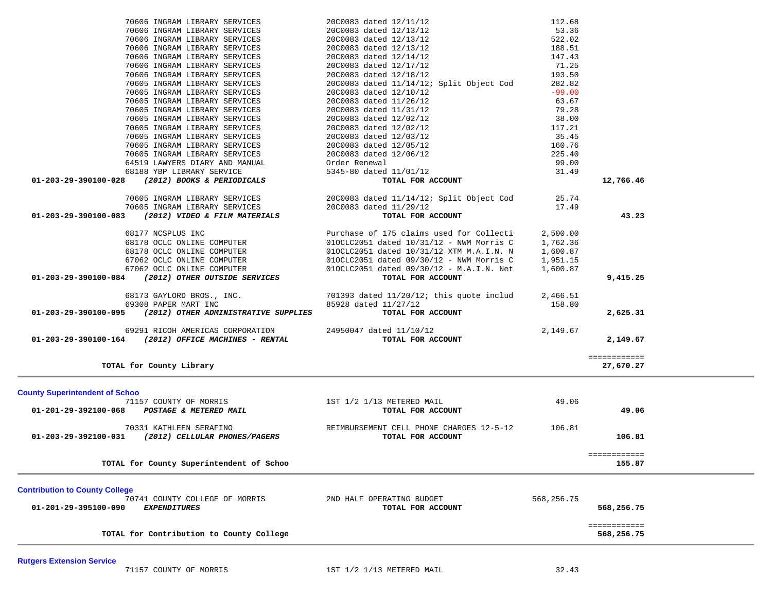| | | | |
|---|---|---|---|
| 70606 INGRAM LIBRARY SERVICES | 20C0083 dated 12/11/12 | 112.68 | |
| 70606 INGRAM LIBRARY SERVICES | 20C0083 dated 12/13/12 | 53.36 | |
| 70606 INGRAM LIBRARY SERVICES | 20C0083 dated 12/13/12 | 522.02 | |
| 70606 INGRAM LIBRARY SERVICES | 20C0083 dated 12/13/12 | 188.51 | |
| 70606 INGRAM LIBRARY SERVICES | 20C0083 dated 12/14/12 | 147.43 | |
| 70606 INGRAM LIBRARY SERVICES | 20C0083 dated 12/17/12 | 71.25 | |
| 70606 INGRAM LIBRARY SERVICES | 20C0083 dated 12/18/12 | 193.50 | |
| 70605 INGRAM LIBRARY SERVICES | 20C0083 dated 11/14/12; Split Object Cod | 282.82 | |
| 70605 INGRAM LIBRARY SERVICES | 20C0083 dated 12/10/12 | -99.00 | |
| 70605 INGRAM LIBRARY SERVICES | 20C0083 dated 11/26/12 | 63.67 | |
| 70605 INGRAM LIBRARY SERVICES | 20C0083 dated 11/31/12 | 79.28 | |
| 70605 INGRAM LIBRARY SERVICES | 20C0083 dated 12/02/12 | 38.00 | |
| 70605 INGRAM LIBRARY SERVICES | 20C0083 dated 12/02/12 | 117.21 | |
| 70605 INGRAM LIBRARY SERVICES | 20C0083 dated 12/03/12 | 35.45 | |
| 70605 INGRAM LIBRARY SERVICES | 20C0083 dated 12/05/12 | 160.76 | |
| 70605 INGRAM LIBRARY SERVICES | 20C0083 dated 12/06/12 | 225.40 | |
| 64519 LAWYERS DIARY AND MANUAL | Order Renewal | 99.00 | |
| 68188 YBP LIBRARY SERVICE | 5345-80 dated 11/01/12 | 31.49 | |
| **01-203-29-390100-028** ***(2012) BOOKS & PERIODICALS*** | **TOTAL FOR ACCOUNT** | | **12,766.46** |
| 70605 INGRAM LIBRARY SERVICES | 20C0083 dated 11/14/12; Split Object Cod | 25.74 | |
| 70605 INGRAM LIBRARY SERVICES | 20C0083 dated 11/29/12 | 17.49 | |
| **01-203-29-390100-083** ***(2012) VIDEO & FILM MATERIALS*** | **TOTAL FOR ACCOUNT** | | **43.23** |
| 68177 NCSPLUS INC | Purchase of 175 claims used for Collecti | 2,500.00 | |
| 68178 OCLC ONLINE COMPUTER | 01OCLC2051 dated 10/31/12 - NWM Morris C | 1,762.36 | |
| 68178 OCLC ONLINE COMPUTER | 01OCLC2051 dated 10/31/12 XTM M.A.I.N. N | 1,600.87 | |
| 67062 OCLC ONLINE COMPUTER | 01OCLC2051 dated 09/30/12 - NWM Morris C | 1,951.15 | |
| 67062 OCLC ONLINE COMPUTER | 01OCLC2051 dated 09/30/12 - M.A.I.N. Net | 1,600.87 | |
| **01-203-29-390100-084** ***(2012) OTHER OUTSIDE SERVICES*** | **TOTAL FOR ACCOUNT** | | **9,415.25** |
| 68173 GAYLORD BROS., INC. | 701393 dated 11/20/12; this quote includ | 2,466.51 | |
| 69308 PAPER MART INC | 85928 dated 11/27/12 | 158.80 | |
| **01-203-29-390100-095** ***(2012) OTHER ADMINISTRATIVE SUPPLIES*** | **TOTAL FOR ACCOUNT** | | **2,625.31** |
| 69291 RICOH AMERICAS CORPORATION | 24950047 dated 11/10/12 | 2,149.67 | |
| **01-203-29-390100-164** ***(2012) OFFICE MACHINES - RENTAL*** | **TOTAL FOR ACCOUNT** | | **2,149.67** |
| | | | ============ |
| **TOTAL for County Library** | | | **27,670.27** |

**County Superintendent of Schoo**

| | | | |
|---|---|---|---|
| 71157 COUNTY OF MORRIS | 1ST 1/2 1/13 METERED MAIL | 49.06 | |
| **01-201-29-392100-068** ***POSTAGE & METERED MAIL*** | **TOTAL FOR ACCOUNT** | | **49.06** |
| 70331 KATHLEEN SERAFINO | REIMBURSEMENT CELL PHONE CHARGES 12-5-12 | 106.81 | |
| **01-203-29-392100-031** ***(2012) CELLULAR PHONES/PAGERS*** | **TOTAL FOR ACCOUNT** | | **106.81** |
| | | | ============ |
| **TOTAL for County Superintendent of Schoo** | | | **155.87** |

**Contribution to County College**

| | | | |
|---|---|---|---|
| 70741 COUNTY COLLEGE OF MORRIS | 2ND HALF OPERATING BUDGET | 568,256.75 | |
| **01-201-29-395100-090** ***EXPENDITURES*** | **TOTAL FOR ACCOUNT** | | **568,256.75** |
| | | | ============ |
| **TOTAL for Contribution to County College** | | | **568,256.75** |

**Rutgers Extension Service**

| | | | |
|---|---|---|---|
| 71157 COUNTY OF MORRIS | 1ST 1/2 1/13 METERED MAIL | 32.43 | |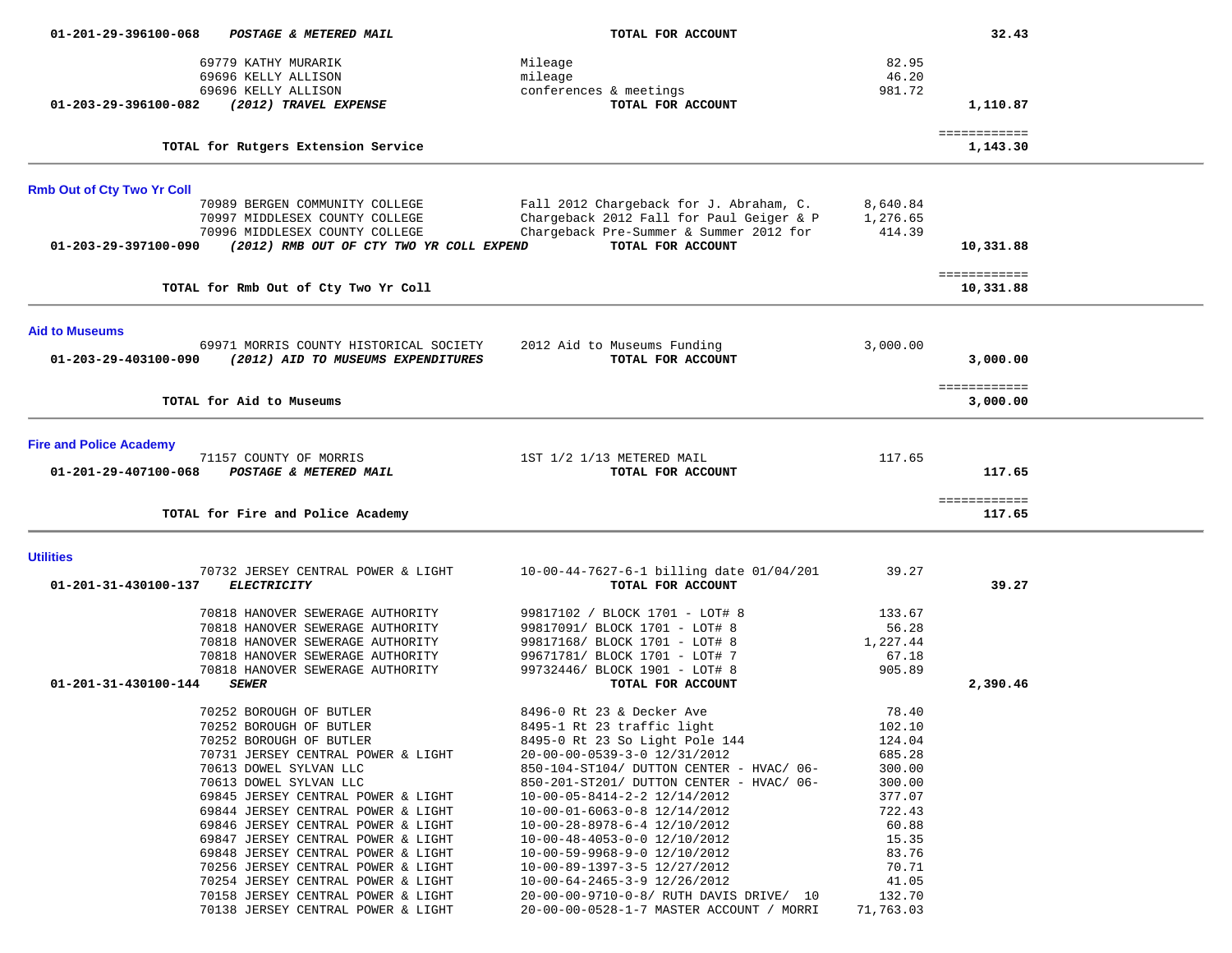| | | | | |
|---|---|---|---|---|
| **01-201-29-396100-068** | ***POSTAGE & METERED MAIL*** | **TOTAL FOR ACCOUNT** | | **32.43** |
| | 69779 KATHY MURARIK | Mileage | 82.95 | |
| | 69696 KELLY ALLISON | mileage | 46.20 | |
| | 69696 KELLY ALLISON | conferences & meetings | 981.72 | |
| **01-203-29-396100-082** | ***(2012) TRAVEL EXPENSE*** | **TOTAL FOR ACCOUNT** | | **1,110.87** |
| | | | | ============ |
| | **TOTAL for Rutgers Extension Service** | | | **1,143.30** |

## Rmb Out of Cty Two Yr Coll

| | | | | |
|---|---|---|---|---|
| | 70989 BERGEN COMMUNITY COLLEGE | Fall 2012 Chargeback for J. Abraham, C. | 8,640.84 | |
| | 70997 MIDDLESEX COUNTY COLLEGE | Chargeback 2012 Fall for Paul Geiger & P | 1,276.65 | |
| | 70996 MIDDLESEX COUNTY COLLEGE | Chargeback Pre-Summer & Summer 2012 for | 414.39 | |
| **01-203-29-397100-090** | ***(2012) RMB OUT OF CTY TWO YR COLL EXPEND*** | **TOTAL FOR ACCOUNT** | | **10,331.88** |
| | | | | ============ |
| | **TOTAL for Rmb Out of Cty Two Yr Coll** | | | **10,331.88** |

## Aid to Museums

| | | | | |
|---|---|---|---|---|
| | 69971 MORRIS COUNTY HISTORICAL SOCIETY | 2012 Aid to Museums Funding | 3,000.00 | |
| **01-203-29-403100-090** | ***(2012) AID TO MUSEUMS EXPENDITURES*** | **TOTAL FOR ACCOUNT** | | **3,000.00** |
| | | | | ============ |
| | **TOTAL for Aid to Museums** | | | **3,000.00** |

## Fire and Police Academy

| | | | | |
|---|---|---|---|---|
| | 71157 COUNTY OF MORRIS | 1ST 1/2 1/13 METERED MAIL | 117.65 | |
| **01-201-29-407100-068** | ***POSTAGE & METERED MAIL*** | **TOTAL FOR ACCOUNT** | | **117.65** |
| | | | | ============ |
| | **TOTAL for Fire and Police Academy** | | | **117.65** |

## Utilities

| | | | | |
|---|---|---|---|---|
| | 70732 JERSEY CENTRAL POWER & LIGHT | 10-00-44-7627-6-1 billing date 01/04/201 | 39.27 | |
| **01-201-31-430100-137** | ***ELECTRICITY*** | **TOTAL FOR ACCOUNT** | | **39.27** |
| | 70818 HANOVER SEWERAGE AUTHORITY | 99817102 / BLOCK 1701 - LOT# 8 | 133.67 | |
| | 70818 HANOVER SEWERAGE AUTHORITY | 99817091/ BLOCK 1701 - LOT# 8 | 56.28 | |
| | 70818 HANOVER SEWERAGE AUTHORITY | 99817168/ BLOCK 1701 - LOT# 8 | 1,227.44 | |
| | 70818 HANOVER SEWERAGE AUTHORITY | 99671781/ BLOCK 1701 - LOT# 7 | 67.18 | |
| | 70818 HANOVER SEWERAGE AUTHORITY | 99732446/ BLOCK 1901 - LOT# 8 | 905.89 | |
| **01-201-31-430100-144** | ***SEWER*** | **TOTAL FOR ACCOUNT** | | **2,390.46** |
| | 70252 BOROUGH OF BUTLER | 8496-0 Rt 23 & Decker Ave | 78.40 | |
| | 70252 BOROUGH OF BUTLER | 8495-1 Rt 23 traffic light | 102.10 | |
| | 70252 BOROUGH OF BUTLER | 8495-0 Rt 23 So Light Pole 144 | 124.04 | |
| | 70731 JERSEY CENTRAL POWER & LIGHT | 20-00-00-0539-3-0 12/31/2012 | 685.28 | |
| | 70613 DOWEL SYLVAN LLC | 850-104-ST104/ DUTTON CENTER - HVAC/ 06- | 300.00 | |
| | 70613 DOWEL SYLVAN LLC | 850-201-ST201/ DUTTON CENTER - HVAC/ 06- | 300.00 | |
| | 69845 JERSEY CENTRAL POWER & LIGHT | 10-00-05-8414-2-2 12/14/2012 | 377.07 | |
| | 69844 JERSEY CENTRAL POWER & LIGHT | 10-00-01-6063-0-8 12/14/2012 | 722.43 | |
| | 69846 JERSEY CENTRAL POWER & LIGHT | 10-00-28-8978-6-4 12/10/2012 | 60.88 | |
| | 69847 JERSEY CENTRAL POWER & LIGHT | 10-00-48-4053-0-0 12/10/2012 | 15.35 | |
| | 69848 JERSEY CENTRAL POWER & LIGHT | 10-00-59-9968-9-0 12/10/2012 | 83.76 | |
| | 70256 JERSEY CENTRAL POWER & LIGHT | 10-00-89-1397-3-5 12/27/2012 | 70.71 | |
| | 70254 JERSEY CENTRAL POWER & LIGHT | 10-00-64-2465-3-9 12/26/2012 | 41.05 | |
| | 70158 JERSEY CENTRAL POWER & LIGHT | 20-00-00-9710-0-8/ RUTH DAVIS DRIVE/ 10 | 132.70 | |
| | 70138 JERSEY CENTRAL POWER & LIGHT | 20-00-00-0528-1-7 MASTER ACCOUNT / MORRI | 71,763.03 | |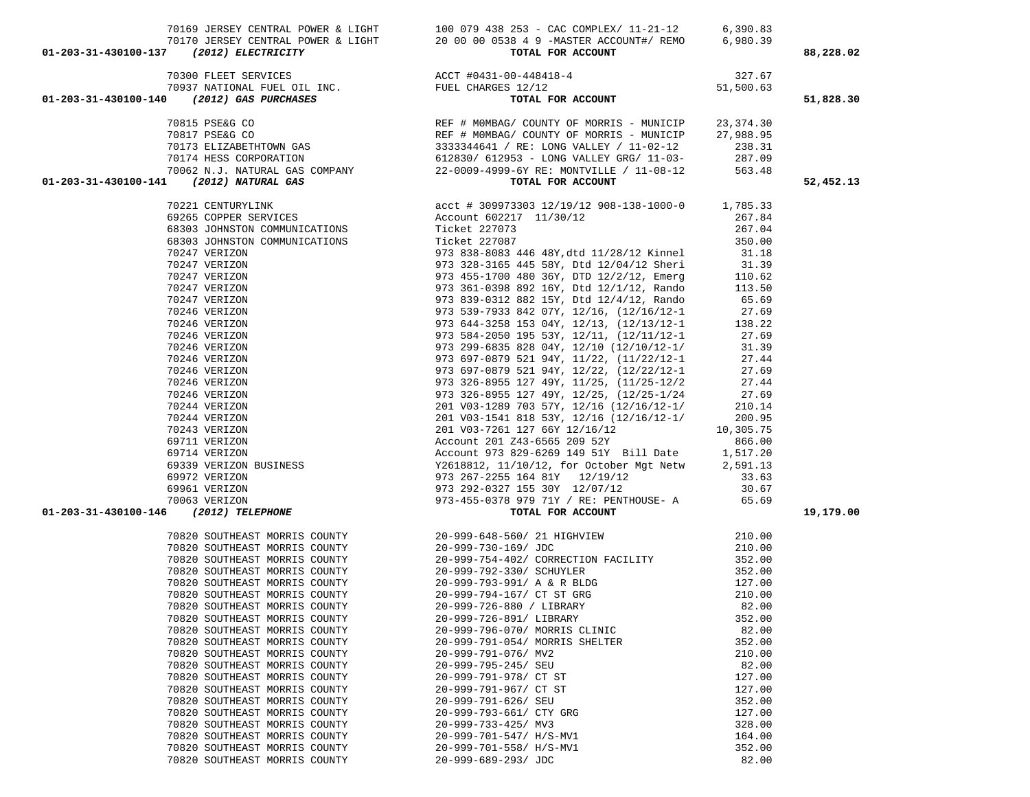| | | | | |
|---|---|---|---|---|
| | 70169 JERSEY CENTRAL POWER & LIGHT | 100 079 438 253 - CAC COMPLEX/ 11-21-12 | 6,390.83 | |
| | 70170 JERSEY CENTRAL POWER & LIGHT | 20 00 00 0538 4 9 -MASTER ACCOUNT#/ REMO | 6,980.39 | |
| **01-203-31-430100-137** | ***(2012) ELECTRICITY*** | **TOTAL FOR ACCOUNT** | | **88,228.02** |
| | 70300 FLEET SERVICES | ACCT #0431-00-448418-4 | 327.67 | |
| | 70937 NATIONAL FUEL OIL INC. | FUEL CHARGES 12/12 | 51,500.63 | |
| **01-203-31-430100-140** | ***(2012) GAS PURCHASES*** | **TOTAL FOR ACCOUNT** | | **51,828.30** |
| | 70815 PSE&G CO | REF # M0MBAG/ COUNTY OF MORRIS - MUNICIP | 23,374.30 | |
| | 70817 PSE&G CO | REF # M0MBAG/ COUNTY OF MORRIS - MUNICIP | 27,988.95 | |
| | 70173 ELIZABETHTOWN GAS | 3333344641 / RE: LONG VALLEY / 11-02-12 | 238.31 | |
| | 70174 HESS CORPORATION | 612830/ 612953 - LONG VALLEY GRG/ 11-03- | 287.09 | |
| | 70062 N.J. NATURAL GAS COMPANY | 22-0009-4999-6Y RE: MONTVILLE / 11-08-12 | 563.48 | |
| **01-203-31-430100-141** | ***(2012) NATURAL GAS*** | **TOTAL FOR ACCOUNT** | | **52,452.13** |
| | 70221 CENTURYLINK | acct # 309973303 12/19/12 908-138-1000-0 | 1,785.33 | |
| | 69265 COPPER SERVICES | Account 602217 11/30/12 | 267.84 | |
| | 68303 JOHNSTON COMMUNICATIONS | Ticket 227073 | 267.04 | |
| | 68303 JOHNSTON COMMUNICATIONS | Ticket 227087 | 350.00 | |
| | 70247 VERIZON | 973 838-8083 446 48Y,dtd 11/28/12 Kinnel | 31.18 | |
| | 70247 VERIZON | 973 328-3165 445 58Y, Dtd 12/04/12 Sheri | 31.39 | |
| | 70247 VERIZON | 973 455-1700 480 36Y, DTD 12/2/12, Emerg | 110.62 | |
| | 70247 VERIZON | 973 361-0398 892 16Y, Dtd 12/1/12, Rando | 113.50 | |
| | 70247 VERIZON | 973 839-0312 882 15Y, Dtd 12/4/12, Rando | 65.69 | |
| | 70246 VERIZON | 973 539-7933 842 07Y, 12/16, (12/16/12-1 | 27.69 | |
| | 70246 VERIZON | 973 644-3258 153 04Y, 12/13, (12/13/12-1 | 138.22 | |
| | 70246 VERIZON | 973 584-2050 195 53Y, 12/11, (12/11/12-1 | 27.69 | |
| | 70246 VERIZON | 973 299-6835 828 04Y, 12/10 (12/10/12-1/ | 31.39 | |
| | 70246 VERIZON | 973 697-0879 521 94Y, 11/22, (11/22/12-1 | 27.44 | |
| | 70246 VERIZON | 973 697-0879 521 94Y, 12/22, (12/22/12-1 | 27.69 | |
| | 70246 VERIZON | 973 326-8955 127 49Y, 11/25, (11/25-12/2 | 27.44 | |
| | 70246 VERIZON | 973 326-8955 127 49Y, 12/25, (12/25-1/24 | 27.69 | |
| | 70244 VERIZON | 201 V03-1289 703 57Y, 12/16 (12/16/12-1/ | 210.14 | |
| | 70244 VERIZON | 201 V03-1541 818 53Y, 12/16 (12/16/12-1/ | 200.95 | |
| | 70243 VERIZON | 201 V03-7261 127 66Y 12/16/12 | 10,305.75 | |
| | 69711 VERIZON | Account 201 Z43-6565 209 52Y | 866.00 | |
| | 69714 VERIZON | Account 973 829-6269 149 51Y Bill Date | 1,517.20 | |
| | 69339 VERIZON BUSINESS | Y2618812, 11/10/12, for October Mgt Netw | 2,591.13 | |
| | 69972 VERIZON | 973 267-2255 164 81Y 12/19/12 | 33.63 | |
| | 69961 VERIZON | 973 292-0327 155 30Y 12/07/12 | 30.67 | |
| | 70063 VERIZON | 973-455-0378 979 71Y / RE: PENTHOUSE- A | 65.69 | |
| **01-203-31-430100-146** | ***(2012) TELEPHONE*** | **TOTAL FOR ACCOUNT** | | **19,179.00** |
| | 70820 SOUTHEAST MORRIS COUNTY | 20-999-648-560/ 21 HIGHVIEW | 210.00 | |
| | 70820 SOUTHEAST MORRIS COUNTY | 20-999-730-169/ JDC | 210.00 | |
| | 70820 SOUTHEAST MORRIS COUNTY | 20-999-754-402/ CORRECTION FACILITY | 352.00 | |
| | 70820 SOUTHEAST MORRIS COUNTY | 20-999-792-330/ SCHUYLER | 352.00 | |
| | 70820 SOUTHEAST MORRIS COUNTY | 20-999-793-991/ A & R BLDG | 127.00 | |
| | 70820 SOUTHEAST MORRIS COUNTY | 20-999-794-167/ CT ST GRG | 210.00 | |
| | 70820 SOUTHEAST MORRIS COUNTY | 20-999-726-880 / LIBRARY | 82.00 | |
| | 70820 SOUTHEAST MORRIS COUNTY | 20-999-726-891/ LIBRARY | 352.00 | |
| | 70820 SOUTHEAST MORRIS COUNTY | 20-999-796-070/ MORRIS CLINIC | 82.00 | |
| | 70820 SOUTHEAST MORRIS COUNTY | 20-999-791-054/ MORRIS SHELTER | 352.00 | |
| | 70820 SOUTHEAST MORRIS COUNTY | 20-999-791-076/ MV2 | 210.00 | |
| | 70820 SOUTHEAST MORRIS COUNTY | 20-999-795-245/ SEU | 82.00 | |
| | 70820 SOUTHEAST MORRIS COUNTY | 20-999-791-978/ CT ST | 127.00 | |
| | 70820 SOUTHEAST MORRIS COUNTY | 20-999-791-967/ CT ST | 127.00 | |
| | 70820 SOUTHEAST MORRIS COUNTY | 20-999-791-626/ SEU | 352.00 | |
| | 70820 SOUTHEAST MORRIS COUNTY | 20-999-793-661/ CTY GRG | 127.00 | |
| | 70820 SOUTHEAST MORRIS COUNTY | 20-999-733-425/ MV3 | 328.00 | |
| | 70820 SOUTHEAST MORRIS COUNTY | 20-999-701-547/ H/S-MV1 | 164.00 | |
| | 70820 SOUTHEAST MORRIS COUNTY | 20-999-701-558/ H/S-MV1 | 352.00 | |
| | 70820 SOUTHEAST MORRIS COUNTY | 20-999-689-293/ JDC | 82.00 | |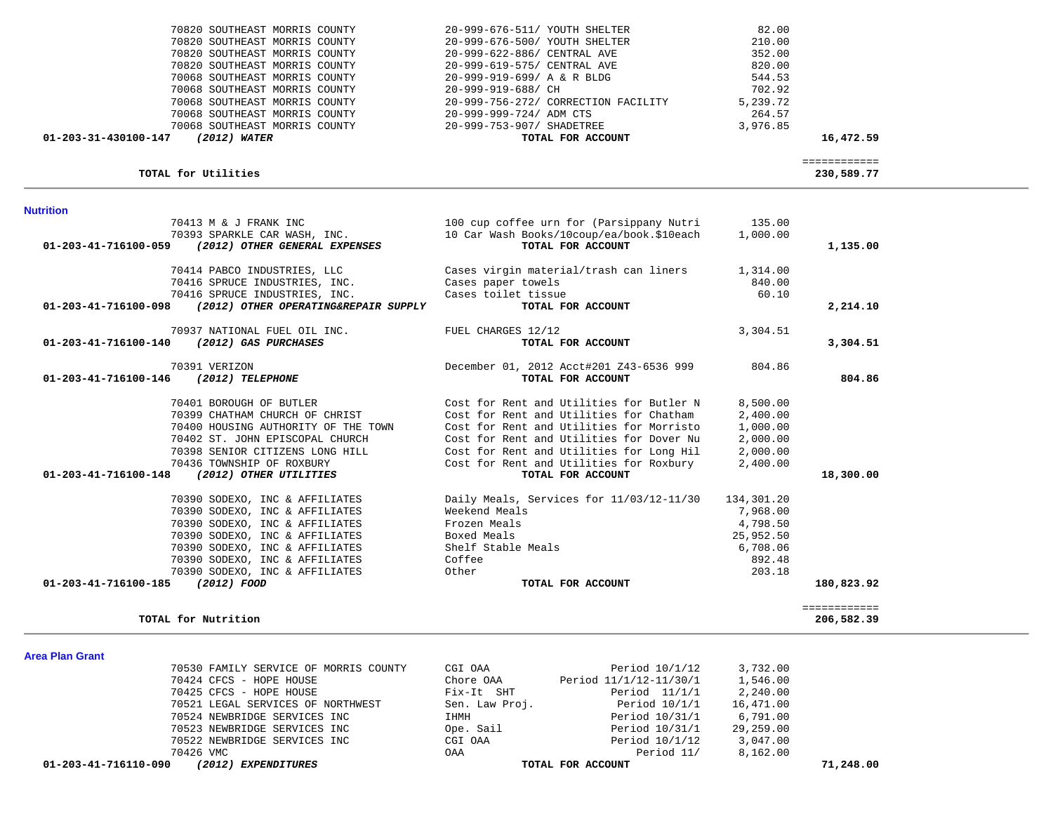| | | | | |
|---|---|---|---|---|
| | 70820 SOUTHEAST MORRIS COUNTY | 20-999-676-511/ YOUTH SHELTER | 82.00 | |
| | 70820 SOUTHEAST MORRIS COUNTY | 20-999-676-500/ YOUTH SHELTER | 210.00 | |
| | 70820 SOUTHEAST MORRIS COUNTY | 20-999-622-886/ CENTRAL AVE | 352.00 | |
| | 70820 SOUTHEAST MORRIS COUNTY | 20-999-619-575/ CENTRAL AVE | 820.00 | |
| | 70068 SOUTHEAST MORRIS COUNTY | 20-999-919-699/ A & R BLDG | 544.53 | |
| | 70068 SOUTHEAST MORRIS COUNTY | 20-999-919-688/ CH | 702.92 | |
| | 70068 SOUTHEAST MORRIS COUNTY | 20-999-756-272/ CORRECTION FACILITY | 5,239.72 | |
| | 70068 SOUTHEAST MORRIS COUNTY | 20-999-999-724/ ADM CTS | 264.57 | |
| | 70068 SOUTHEAST MORRIS COUNTY | 20-999-753-907/ SHADETREE | 3,976.85 | |
| **01-203-31-430100-147** | ***(2012) WATER*** | **TOTAL FOR ACCOUNT** | | **16,472.59** |
| | | | | ============ |
| | **TOTAL for Utilities** | | | **230,589.77** |

**Nutrition**

| | | | | |
|---|---|---|---|---|
| | 70413 M & J FRANK INC | 100 cup coffee urn for (Parsippany Nutri | 135.00 | |
| | 70393 SPARKLE CAR WASH, INC. | 10 Car Wash Books/10coup/ea/book.$10each | 1,000.00 | |
| **01-203-41-716100-059** | ***(2012) OTHER GENERAL EXPENSES*** | **TOTAL FOR ACCOUNT** | | **1,135.00** |
| | 70414 PABCO INDUSTRIES, LLC | Cases virgin material/trash can liners | 1,314.00 | |
| | 70416 SPRUCE INDUSTRIES, INC. | Cases paper towels | 840.00 | |
| | 70416 SPRUCE INDUSTRIES, INC. | Cases toilet tissue | 60.10 | |
| **01-203-41-716100-098** | ***(2012) OTHER OPERATING&REPAIR SUPPLY*** | **TOTAL FOR ACCOUNT** | | **2,214.10** |
| | 70937 NATIONAL FUEL OIL INC. | FUEL CHARGES 12/12 | 3,304.51 | |
| **01-203-41-716100-140** | ***(2012) GAS PURCHASES*** | **TOTAL FOR ACCOUNT** | | **3,304.51** |
| | 70391 VERIZON | December 01, 2012 Acct#201 Z43-6536 999 | 804.86 | |
| **01-203-41-716100-146** | ***(2012) TELEPHONE*** | **TOTAL FOR ACCOUNT** | | **804.86** |
| | 70401 BOROUGH OF BUTLER | Cost for Rent and Utilities for Butler N | 8,500.00 | |
| | 70399 CHATHAM CHURCH OF CHRIST | Cost for Rent and Utilities for Chatham | 2,400.00 | |
| | 70400 HOUSING AUTHORITY OF THE TOWN | Cost for Rent and Utilities for Morristo | 1,000.00 | |
| | 70402 ST. JOHN EPISCOPAL CHURCH | Cost for Rent and Utilities for Dover Nu | 2,000.00 | |
| | 70398 SENIOR CITIZENS LONG HILL | Cost for Rent and Utilities for Long Hil | 2,000.00 | |
| | 70436 TOWNSHIP OF ROXBURY | Cost for Rent and Utilities for Roxbury | 2,400.00 | |
| **01-203-41-716100-148** | ***(2012) OTHER UTILITIES*** | **TOTAL FOR ACCOUNT** | | **18,300.00** |
| | 70390 SODEXO, INC & AFFILIATES | Daily Meals, Services for 11/03/12-11/30 | 134,301.20 | |
| | 70390 SODEXO, INC & AFFILIATES | Weekend Meals | 7,968.00 | |
| | 70390 SODEXO, INC & AFFILIATES | Frozen Meals | 4,798.50 | |
| | 70390 SODEXO, INC & AFFILIATES | Boxed Meals | 25,952.50 | |
| | 70390 SODEXO, INC & AFFILIATES | Shelf Stable Meals | 6,708.06 | |
| | 70390 SODEXO, INC & AFFILIATES | Coffee | 892.48 | |
| | 70390 SODEXO, INC & AFFILIATES | Other | 203.18 | |
| **01-203-41-716100-185** | ***(2012) FOOD*** | **TOTAL FOR ACCOUNT** | | **180,823.92** |
| | | | | ============ |
| | **TOTAL for Nutrition** | | | **206,582.39** |

**Area Plan Grant**

| | | | | | |
|---|---|---|---|---|---|
| | 70530 FAMILY SERVICE OF MORRIS COUNTY | CGI OAA | Period 10/1/12 | 3,732.00 | |
| | 70424 CFCS - HOPE HOUSE | Chore OAA | Period 11/1/12-11/30/1 | 1,546.00 | |
| | 70425 CFCS - HOPE HOUSE | Fix-It SHT | Period 11/1/1 | 2,240.00 | |
| | 70521 LEGAL SERVICES OF NORTHWEST | Sen. Law Proj. | Period 10/1/1 | 16,471.00 | |
| | 70524 NEWBRIDGE SERVICES INC | IHMH | Period 10/31/1 | 6,791.00 | |
| | 70523 NEWBRIDGE SERVICES INC | Ope. Sail | Period 10/31/1 | 29,259.00 | |
| | 70522 NEWBRIDGE SERVICES INC | CGI OAA | Period 10/1/12 | 3,047.00 | |
| | 70426 VMC | OAA | Period 11/ | 8,162.00 | |
| **01-203-41-716110-090** | ***(2012) EXPENDITURES*** | **TOTAL FOR ACCOUNT** | | | **71,248.00** |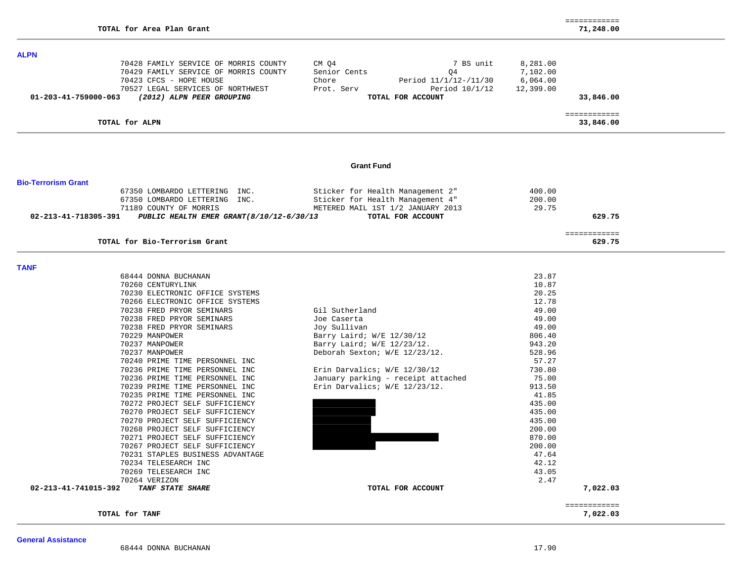| | | | | |
|---|---|---|---|---|
| | **TOTAL for Area Plan Grant** | | | ============ **71,248.00** |

### ALPN

| | | | | |
|---|---|---|---|---|
| | 70428 FAMILY SERVICE OF MORRIS COUNTY | CM Q4 7 BS unit | 8,281.00 | |
| | 70429 FAMILY SERVICE OF MORRIS COUNTY | Senior Cents Q4 | 7,102.00 | |
| | 70423 CFCS - HOPE HOUSE | Chore Period 11/1/12-/11/30 | 6,064.00 | |
| | 70527 LEGAL SERVICES OF NORTHWEST | Prot. Serv Period 10/1/12 | 12,399.00 | |
| **01-203-41-759000-063** | ***(2012) ALPN PEER GROUPING*** | **TOTAL FOR ACCOUNT** | | **33,846.00** |
| | **TOTAL for ALPN** | | | ============ **33,846.00** |

## Grant Fund

### Bio-Terrorism Grant

| | | | | |
|---|---|---|---|---|
| | 67350 LOMBARDO LETTERING INC. | Sticker for Health Management 2" | 400.00 | |
| | 67350 LOMBARDO LETTERING INC. | Sticker for Health Management 4" | 200.00 | |
| | 71189 COUNTY OF MORRIS | METERED MAIL 1ST 1/2 JANUARY 2013 | 29.75 | |
| **02-213-41-718305-391** | ***PUBLIC HEALTH EMER GRANT(8/10/12-6/30/13*** | **TOTAL FOR ACCOUNT** | | **629.75** |
| | **TOTAL for Bio-Terrorism Grant** | | | ============ **629.75** |

### TANF

| | | | | |
|---|---|---|---|---|
| | 68444 DONNA BUCHANAN | | 23.87 | |
| | 70260 CENTURYLINK | | 10.87 | |
| | 70230 ELECTRONIC OFFICE SYSTEMS | | 20.25 | |
| | 70266 ELECTRONIC OFFICE SYSTEMS | | 12.78 | |
| | 70238 FRED PRYOR SEMINARS | Gil Sutherland | 49.00 | |
| | 70238 FRED PRYOR SEMINARS | Joe Caserta | 49.00 | |
| | 70238 FRED PRYOR SEMINARS | Joy Sullivan | 49.00 | |
| | 70229 MANPOWER | Barry Laird; W/E 12/30/12 | 806.40 | |
| | 70237 MANPOWER | Barry Laird; W/E 12/23/12. | 943.20 | |
| | 70237 MANPOWER | Deborah Sexton; W/E 12/23/12. | 528.96 | |
| | 70240 PRIME TIME PERSONNEL INC | | 57.27 | |
| | 70236 PRIME TIME PERSONNEL INC | Erin Darvalics; W/E 12/30/12 | 730.80 | |
| | 70236 PRIME TIME PERSONNEL INC | January parking - receipt attached | 75.00 | |
| | 70239 PRIME TIME PERSONNEL INC | Erin Darvalics; W/E 12/23/12. | 913.50 | |
| | 70235 PRIME TIME PERSONNEL INC | | 41.85 | |
| | 70272 PROJECT SELF SUFFICIENCY | [REDACTED] | 435.00 | |
| | 70270 PROJECT SELF SUFFICIENCY | [REDACTED] | 435.00 | |
| | 70270 PROJECT SELF SUFFICIENCY | [REDACTED] | 435.00 | |
| | 70268 PROJECT SELF SUFFICIENCY | [REDACTED] | 200.00 | |
| | 70271 PROJECT SELF SUFFICIENCY | [REDACTED] | 870.00 | |
| | 70267 PROJECT SELF SUFFICIENCY | [REDACTED] | 200.00 | |
| | 70231 STAPLES BUSINESS ADVANTAGE | | 47.64 | |
| | 70234 TELESEARCH INC | | 42.12 | |
| | 70269 TELESEARCH INC | | 43.05 | |
| | 70264 VERIZON | | 2.47 | |
| **02-213-41-741015-392** | ***TANF STATE SHARE*** | **TOTAL FOR ACCOUNT** | | **7,022.03** |
| | **TOTAL for TANF** | | | ============ **7,022.03** |

### General Assistance

| | | | | |
|---|---|---|---|---|
| | 68444 DONNA BUCHANAN | | 17.90 | |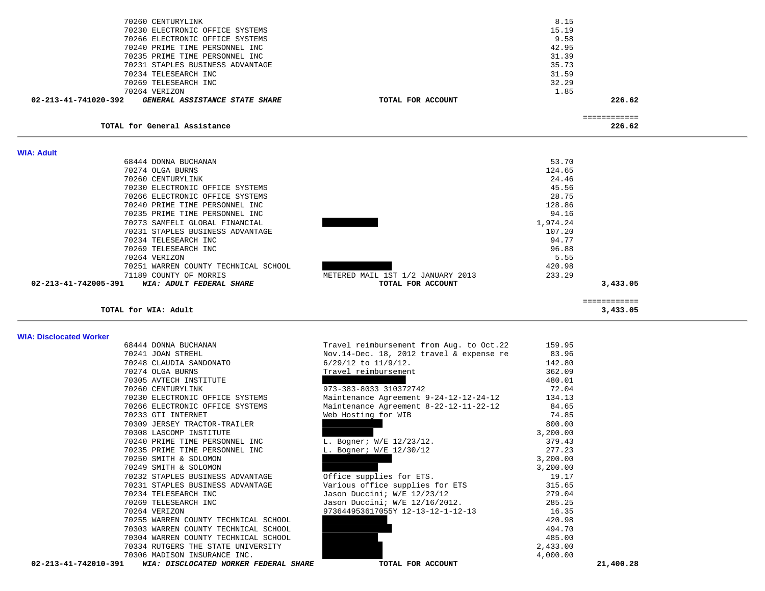| | | | | |
|---|---|---|---|---|
| | 70260 CENTURYLINK | | 8.15 | |
| | 70230 ELECTRONIC OFFICE SYSTEMS | | 15.19 | |
| | 70266 ELECTRONIC OFFICE SYSTEMS | | 9.58 | |
| | 70240 PRIME TIME PERSONNEL INC | | 42.95 | |
| | 70235 PRIME TIME PERSONNEL INC | | 31.39 | |
| | 70231 STAPLES BUSINESS ADVANTAGE | | 35.73 | |
| | 70234 TELESEARCH INC | | 31.59 | |
| | 70269 TELESEARCH INC | | 32.29 | |
| | 70264 VERIZON | | 1.85 | |
| **02-213-41-741020-392** | ***GENERAL ASSISTANCE STATE SHARE*** | **TOTAL FOR ACCOUNT** | | **226.62** |

============
**TOTAL for General Assistance** **226.62**

## WIA: Adult

| | | | | |
|---|---|---|---|---|
| | 68444 DONNA BUCHANAN | | 53.70 | |
| | 70274 OLGA BURNS | | 124.65 | |
| | 70260 CENTURYLINK | | 24.46 | |
| | 70230 ELECTRONIC OFFICE SYSTEMS | | 45.56 | |
| | 70266 ELECTRONIC OFFICE SYSTEMS | | 28.75 | |
| | 70240 PRIME TIME PERSONNEL INC | | 128.86 | |
| | 70235 PRIME TIME PERSONNEL INC | | 94.16 | |
| | 70273 SAMFELI GLOBAL FINANCIAL | [REDACTED] | 1,974.24 | |
| | 70231 STAPLES BUSINESS ADVANTAGE | | 107.20 | |
| | 70234 TELESEARCH INC | | 94.77 | |
| | 70269 TELESEARCH INC | | 96.88 | |
| | 70264 VERIZON | | 5.55 | |
| | 70251 WARREN COUNTY TECHNICAL SCHOOL | [REDACTED] | 420.98 | |
| | 71189 COUNTY OF MORRIS | METERED MAIL 1ST 1/2 JANUARY 2013 | 233.29 | |
| **02-213-41-742005-391** | ***WIA: ADULT FEDERAL SHARE*** | **TOTAL FOR ACCOUNT** | | **3,433.05** |

============
**TOTAL for WIA: Adult** **3,433.05**

## WIA: Disclocated Worker

| | | | | |
|---|---|---|---|---|
| | 68444 DONNA BUCHANAN | Travel reimbursement from Aug. to Oct.22 | 159.95 | |
| | 70241 JOAN STREHL | Nov.14-Dec. 18, 2012 travel & expense re | 83.96 | |
| | 70248 CLAUDIA SANDONATO | 6/29/12 to 11/9/12. | 142.80 | |
| | 70274 OLGA BURNS | Travel reimbursement | 362.09 | |
| | 70305 AVTECH INSTITUTE | [REDACTED] | 480.01 | |
| | 70260 CENTURYLINK | 973-383-8033 310372742 | 72.04 | |
| | 70230 ELECTRONIC OFFICE SYSTEMS | Maintenance Agreement 9-24-12-12-24-12 | 134.13 | |
| | 70266 ELECTRONIC OFFICE SYSTEMS | Maintenance Agreement 8-22-12-11-22-12 | 84.65 | |
| | 70233 GTI INTERNET | Web Hosting for WIB | 74.85 | |
| | 70309 JERSEY TRACTOR-TRAILER | [REDACTED] | 800.00 | |
| | 70308 LASCOMP INSTITUTE | [REDACTED] | 3,200.00 | |
| | 70240 PRIME TIME PERSONNEL INC | L. Bogner; W/E 12/23/12. | 379.43 | |
| | 70235 PRIME TIME PERSONNEL INC | L. Bogner; W/E 12/30/12 | 277.23 | |
| | 70250 SMITH & SOLOMON | [REDACTED] | 3,200.00 | |
| | 70249 SMITH & SOLOMON | [REDACTED] | 3,200.00 | |
| | 70232 STAPLES BUSINESS ADVANTAGE | Office supplies for ETS. | 19.17 | |
| | 70231 STAPLES BUSINESS ADVANTAGE | Various office supplies for ETS | 315.65 | |
| | 70234 TELESEARCH INC | Jason Duccini; W/E 12/23/12 | 279.04 | |
| | 70269 TELESEARCH INC | Jason Duccini; W/E 12/16/2012. | 285.25 | |
| | 70264 VERIZON | 973644953617055Y 12-13-12-1-12-13 | 16.35 | |
| | 70255 WARREN COUNTY TECHNICAL SCHOOL | [REDACTED] | 420.98 | |
| | 70303 WARREN COUNTY TECHNICAL SCHOOL | [REDACTED] | 494.70 | |
| | 70304 WARREN COUNTY TECHNICAL SCHOOL | [REDACTED] | 485.00 | |
| | 70334 RUTGERS THE STATE UNIVERSITY | [REDACTED] | 2,433.00 | |
| | 70306 MADISON INSURANCE INC. | [REDACTED] | 4,000.00 | |
| **02-213-41-742010-391** | ***WIA: DISCLOCATED WORKER FEDERAL SHARE*** | **TOTAL FOR ACCOUNT** | | **21,400.28** |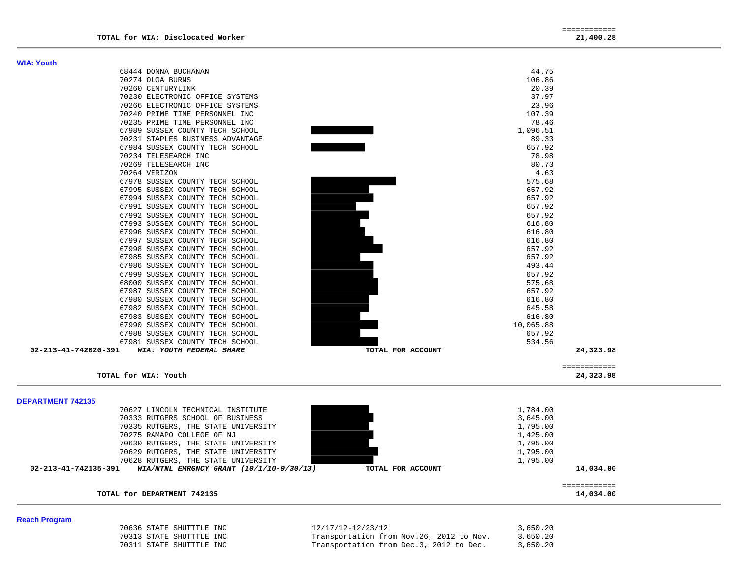| | | | |
|---|---|---|---|
| **TOTAL for WIA: Disclocated Worker** | | | ============ **21,400.28** |

**WIA: Youth**

| | | | |
|---|---|---|---|
| 68444 DONNA BUCHANAN | | 44.75 | |
| 70274 OLGA BURNS | | 106.86 | |
| 70260 CENTURYLINK | | 20.39 | |
| 70230 ELECTRONIC OFFICE SYSTEMS | | 37.97 | |
| 70266 ELECTRONIC OFFICE SYSTEMS | | 23.96 | |
| 70240 PRIME TIME PERSONNEL INC | | 107.39 | |
| 70235 PRIME TIME PERSONNEL INC | | 78.46 | |
| 67989 SUSSEX COUNTY TECH SCHOOL | | 1,096.51 | |
| 70231 STAPLES BUSINESS ADVANTAGE | | 89.33 | |
| 67984 SUSSEX COUNTY TECH SCHOOL | | 657.92 | |
| 70234 TELESEARCH INC | | 78.98 | |
| 70269 TELESEARCH INC | | 80.73 | |
| 70264 VERIZON | | 4.63 | |
| 67978 SUSSEX COUNTY TECH SCHOOL | | 575.68 | |
| 67995 SUSSEX COUNTY TECH SCHOOL | | 657.92 | |
| 67994 SUSSEX COUNTY TECH SCHOOL | | 657.92 | |
| 67991 SUSSEX COUNTY TECH SCHOOL | | 657.92 | |
| 67992 SUSSEX COUNTY TECH SCHOOL | | 657.92 | |
| 67993 SUSSEX COUNTY TECH SCHOOL | | 616.80 | |
| 67996 SUSSEX COUNTY TECH SCHOOL | | 616.80 | |
| 67997 SUSSEX COUNTY TECH SCHOOL | | 616.80 | |
| 67998 SUSSEX COUNTY TECH SCHOOL | | 657.92 | |
| 67985 SUSSEX COUNTY TECH SCHOOL | | 657.92 | |
| 67986 SUSSEX COUNTY TECH SCHOOL | | 493.44 | |
| 67999 SUSSEX COUNTY TECH SCHOOL | | 657.92 | |
| 68000 SUSSEX COUNTY TECH SCHOOL | | 575.68 | |
| 67987 SUSSEX COUNTY TECH SCHOOL | | 657.92 | |
| 67980 SUSSEX COUNTY TECH SCHOOL | | 616.80 | |
| 67982 SUSSEX COUNTY TECH SCHOOL | | 645.58 | |
| 67983 SUSSEX COUNTY TECH SCHOOL | | 616.80 | |
| 67990 SUSSEX COUNTY TECH SCHOOL | | 10,065.88 | |
| 67988 SUSSEX COUNTY TECH SCHOOL | | 657.92 | |
| 67981 SUSSEX COUNTY TECH SCHOOL | | 534.56 | |
| **02-213-41-742020-391** ***WIA: YOUTH FEDERAL SHARE*** | **TOTAL FOR ACCOUNT** | | **24,323.98** |
| **TOTAL for WIA: Youth** | | | ============ **24,323.98** |

**DEPARTMENT 742135**

| | | | |
|---|---|---|---|
| 70627 LINCOLN TECHNICAL INSTITUTE | | 1,784.00 | |
| 70333 RUTGERS SCHOOL OF BUSINESS | | 3,645.00 | |
| 70335 RUTGERS, THE STATE UNIVERSITY | | 1,795.00 | |
| 70275 RAMAPO COLLEGE OF NJ | | 1,425.00 | |
| 70630 RUTGERS, THE STATE UNIVERSITY | | 1,795.00 | |
| 70629 RUTGERS, THE STATE UNIVERSITY | | 1,795.00 | |
| 70628 RUTGERS, THE STATE UNIVERSITY | | 1,795.00 | |
| **02-213-41-742135-391** ***WIA/NTNL EMRGNCY GRANT (10/1/10-9/30/13)*** | **TOTAL FOR ACCOUNT** | | **14,034.00** |
| **TOTAL for DEPARTMENT 742135** | | | ============ **14,034.00** |

**Reach Program**

| | | | |
|---|---|---|---|
| 70636 STATE SHUTTTLE INC | 12/17/12-12/23/12 | 3,650.20 | |
| 70313 STATE SHUTTTLE INC | Transportation from Nov.26, 2012 to Nov. | 3,650.20 | |
| 70311 STATE SHUTTTLE INC | Transportation from Dec.3, 2012 to Dec. | 3,650.20 | |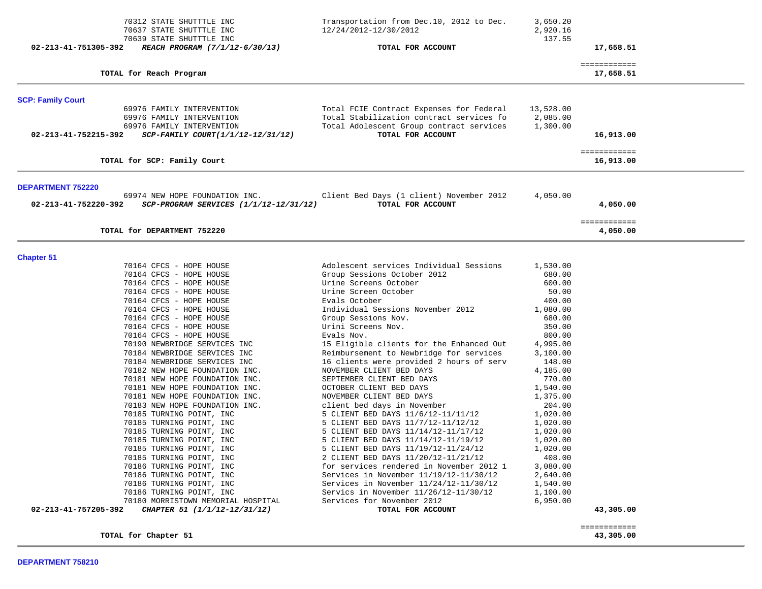| | | | | |
|---|---|---|---|---|
| | 70312 STATE SHUTTTLE INC | Transportation from Dec.10, 2012 to Dec. | 3,650.20 | |
| | 70637 STATE SHUTTTLE INC | 12/24/2012-12/30/2012 | 2,920.16 | |
| | 70639 STATE SHUTTTLE INC | | 137.55 | |
| **02-213-41-751305-392** | ***REACH PROGRAM (7/1/12-6/30/13)*** | **TOTAL FOR ACCOUNT** | | **17,658.51** |
| | | | | ============ |
| | **TOTAL for Reach Program** | | | **17,658.51** |

**SCP: Family Court**

| | | | | |
|---|---|---|---|---|
| | 69976 FAMILY INTERVENTION | Total FCIE Contract Expenses for Federal | 13,528.00 | |
| | 69976 FAMILY INTERVENTION | Total Stabilization contract services fo | 2,085.00 | |
| | 69976 FAMILY INTERVENTION | Total Adolescent Group contract services | 1,300.00 | |
| **02-213-41-752215-392** | ***SCP-FAMILY COURT(1/1/12-12/31/12)*** | **TOTAL FOR ACCOUNT** | | **16,913.00** |
| | | | | ============ |
| | **TOTAL for SCP: Family Court** | | | **16,913.00** |

**DEPARTMENT 752220**

| | | | | |
|---|---|---|---|---|
| | 69974 NEW HOPE FOUNDATION INC. | Client Bed Days (1 client) November 2012 | 4,050.00 | |
| **02-213-41-752220-392** | ***SCP-PROGRAM SERVICES (1/1/12-12/31/12)*** | **TOTAL FOR ACCOUNT** | | **4,050.00** |
| | | | | ============ |
| | **TOTAL for DEPARTMENT 752220** | | | **4,050.00** |

**Chapter 51**

| | | | | |
|---|---|---|---|---|
| | 70164 CFCS - HOPE HOUSE | Adolescent services Individual Sessions | 1,530.00 | |
| | 70164 CFCS - HOPE HOUSE | Group Sessions October 2012 | 680.00 | |
| | 70164 CFCS - HOPE HOUSE | Urine Screens October | 600.00 | |
| | 70164 CFCS - HOPE HOUSE | Urine Screen October | 50.00 | |
| | 70164 CFCS - HOPE HOUSE | Evals October | 400.00 | |
| | 70164 CFCS - HOPE HOUSE | Individual Sessions November 2012 | 1,080.00 | |
| | 70164 CFCS - HOPE HOUSE | Group Sessions Nov. | 680.00 | |
| | 70164 CFCS - HOPE HOUSE | Urini Screens Nov. | 350.00 | |
| | 70164 CFCS - HOPE HOUSE | Evals Nov. | 800.00 | |
| | 70190 NEWBRIDGE SERVICES INC | 15 Eligible clients for the Enhanced Out | 4,995.00 | |
| | 70184 NEWBRIDGE SERVICES INC | Reimbursement to Newbridge for services | 3,100.00 | |
| | 70184 NEWBRIDGE SERVICES INC | 16 clients were provided 2 hours of serv | 148.00 | |
| | 70182 NEW HOPE FOUNDATION INC. | NOVEMBER CLIENT BED DAYS | 4,185.00 | |
| | 70181 NEW HOPE FOUNDATION INC. | SEPTEMBER CLIENT BED DAYS | 770.00 | |
| | 70181 NEW HOPE FOUNDATION INC. | OCTOBER CLIENT BED DAYS | 1,540.00 | |
| | 70181 NEW HOPE FOUNDATION INC. | NOVEMBER CLIENT BED DAYS | 1,375.00 | |
| | 70183 NEW HOPE FOUNDATION INC. | client bed days in November | 204.00 | |
| | 70185 TURNING POINT, INC | 5 CLIENT BED DAYS 11/6/12-11/11/12 | 1,020.00 | |
| | 70185 TURNING POINT, INC | 5 CLIENT BED DAYS 11/7/12-11/12/12 | 1,020.00 | |
| | 70185 TURNING POINT, INC | 5 CLIENT BED DAYS 11/14/12-11/17/12 | 1,020.00 | |
| | 70185 TURNING POINT, INC | 5 CLIENT BED DAYS 11/14/12-11/19/12 | 1,020.00 | |
| | 70185 TURNING POINT, INC | 5 CLIENT BED DAYS 11/19/12-11/24/12 | 1,020.00 | |
| | 70185 TURNING POINT, INC | 2 CLIENT BED DAYS 11/20/12-11/21/12 | 408.00 | |
| | 70186 TURNING POINT, INC | for services rendered in November 2012 1 | 3,080.00 | |
| | 70186 TURNING POINT, INC | Services in November 11/19/12-11/30/12 | 2,640.00 | |
| | 70186 TURNING POINT, INC | Services in November 11/24/12-11/30/12 | 1,540.00 | |
| | 70186 TURNING POINT, INC | Servics in November 11/26/12-11/30/12 | 1,100.00 | |
| | 70180 MORRISTOWN MEMORIAL HOSPITAL | Services for November 2012 | 6,950.00 | |
| **02-213-41-757205-392** | ***CHAPTER 51 (1/1/12-12/31/12)*** | **TOTAL FOR ACCOUNT** | | **43,305.00** |
| | | | | ============ |
| | **TOTAL for Chapter 51** | | | **43,305.00** |

**DEPARTMENT 758210**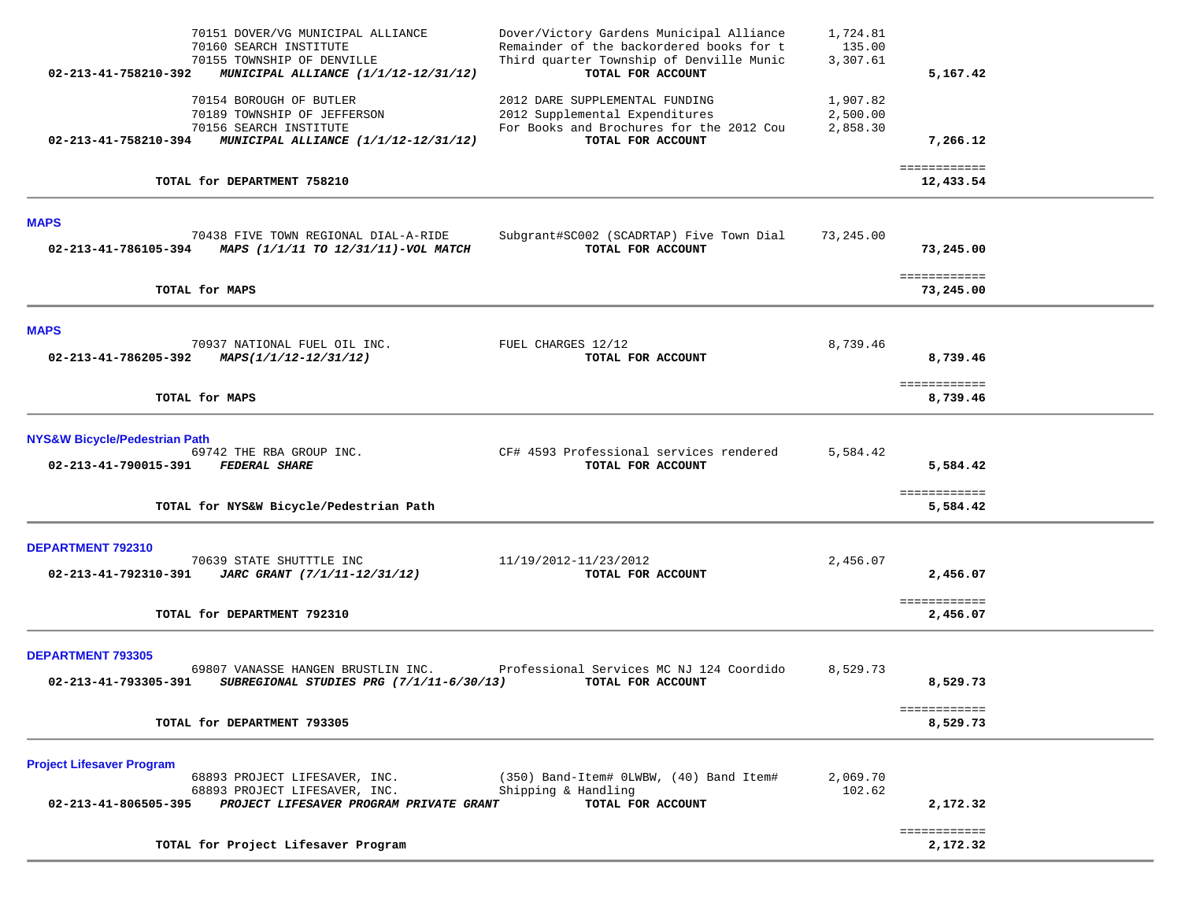| | | | |
|---|---|---|---|
| 70151 DOVER/VG MUNICIPAL ALLIANCE | Dover/Victory Gardens Municipal Alliance | 1,724.81 | |
| 70160 SEARCH INSTITUTE | Remainder of the backordered books for t | 135.00 | |
| 70155 TOWNSHIP OF DENVILLE | Third quarter Township of Denville Munic | 3,307.61 | |
| **02-213-41-758210-392** ***MUNICIPAL ALLIANCE (1/1/12-12/31/12)*** | **TOTAL FOR ACCOUNT** | | **5,167.42** |
| 70154 BOROUGH OF BUTLER | 2012 DARE SUPPLEMENTAL FUNDING | 1,907.82 | |
| 70189 TOWNSHIP OF JEFFERSON | 2012 Supplemental Expenditures | 2,500.00 | |
| 70156 SEARCH INSTITUTE | For Books and Brochures for the 2012 Cou | 2,858.30 | |
| **02-213-41-758210-394** ***MUNICIPAL ALLIANCE (1/1/12-12/31/12)*** | **TOTAL FOR ACCOUNT** | | **7,266.12** |

**TOTAL for DEPARTMENT 758210** ============ **12,433.54**

## MAPS

| | | | |
|---|---|---|---|
| 70438 FIVE TOWN REGIONAL DIAL-A-RIDE | Subgrant#SC002 (SCADRTAP) Five Town Dial | 73,245.00 | |
| **02-213-41-786105-394** ***MAPS (1/1/11 TO 12/31/11)-VOL MATCH*** | **TOTAL FOR ACCOUNT** | | **73,245.00** |

**TOTAL for MAPS** ============ **73,245.00**

## MAPS

| | | | |
|---|---|---|---|
| 70937 NATIONAL FUEL OIL INC. | FUEL CHARGES 12/12 | 8,739.46 | |
| **02-213-41-786205-392** ***MAPS(1/1/12-12/31/12)*** | **TOTAL FOR ACCOUNT** | | **8,739.46** |

**TOTAL for MAPS** ============ **8,739.46**

## NYS&W Bicycle/Pedestrian Path

| | | | |
|---|---|---|---|
| 69742 THE RBA GROUP INC. | CF# 4593 Professional services rendered | 5,584.42 | |
| **02-213-41-790015-391** ***FEDERAL SHARE*** | **TOTAL FOR ACCOUNT** | | **5,584.42** |

**TOTAL for NYS&W Bicycle/Pedestrian Path** ============ **5,584.42**

## DEPARTMENT 792310

| | | | |
|---|---|---|---|
| 70639 STATE SHUTTTLE INC | 11/19/2012-11/23/2012 | 2,456.07 | |
| **02-213-41-792310-391** ***JARC GRANT (7/1/11-12/31/12)*** | **TOTAL FOR ACCOUNT** | | **2,456.07** |

**TOTAL for DEPARTMENT 792310** ============ **2,456.07**

## DEPARTMENT 793305

| | | | |
|---|---|---|---|
| 69807 VANASSE HANGEN BRUSTLIN INC. | Professional Services MC NJ 124 Coordido | 8,529.73 | |
| **02-213-41-793305-391** ***SUBREGIONAL STUDIES PRG (7/1/11-6/30/13)*** | **TOTAL FOR ACCOUNT** | | **8,529.73** |

**TOTAL for DEPARTMENT 793305** ============ **8,529.73**

## Project Lifesaver Program

| | | | |
|---|---|---|---|
| 68893 PROJECT LIFESAVER, INC. | (350) Band-Item# 0LWBW, (40) Band Item# | 2,069.70 | |
| 68893 PROJECT LIFESAVER, INC. | Shipping & Handling | 102.62 | |
| **02-213-41-806505-395** ***PROJECT LIFESAVER PROGRAM PRIVATE GRANT*** | **TOTAL FOR ACCOUNT** | | **2,172.32** |

**TOTAL for Project Lifesaver Program** ============ **2,172.32**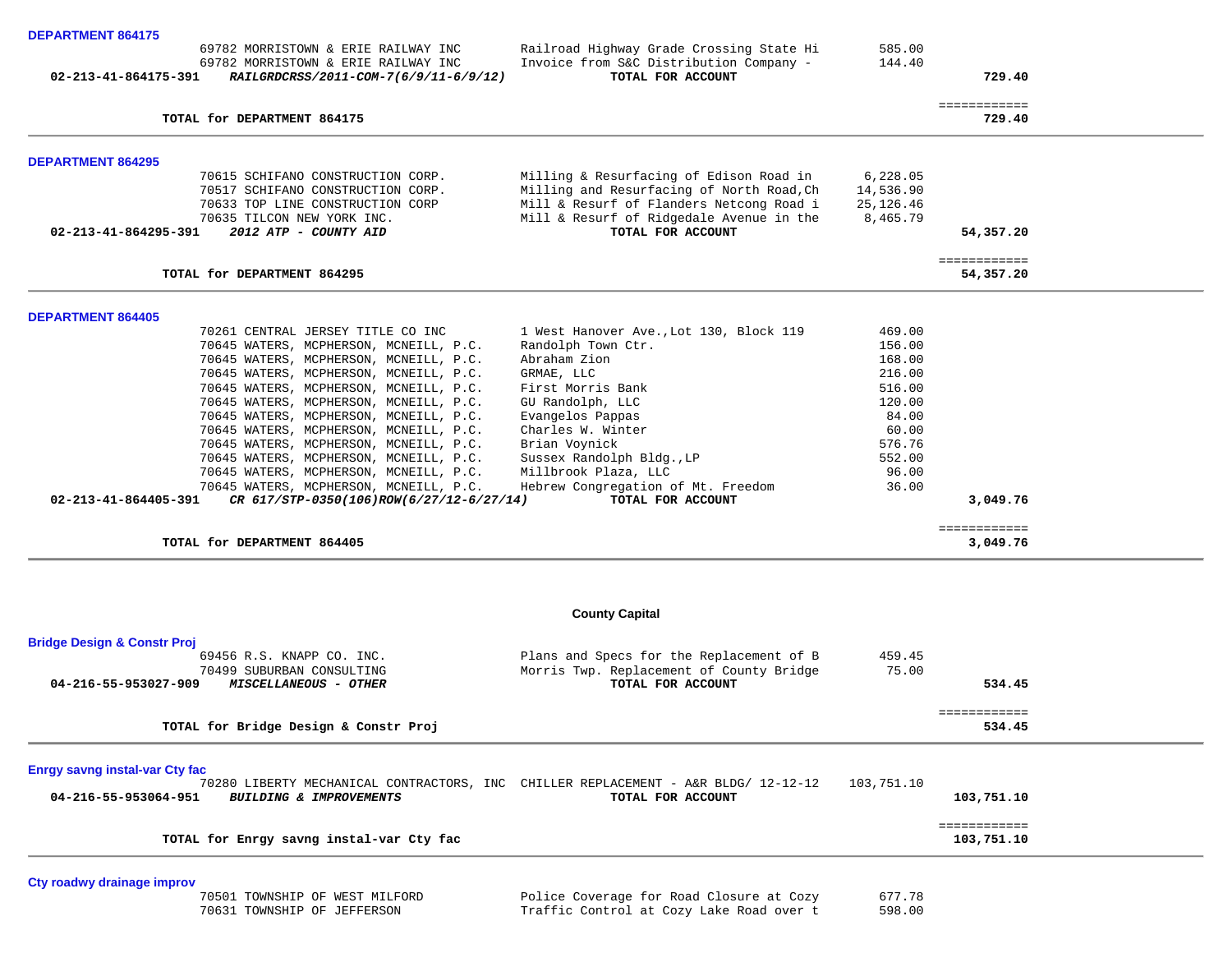**DEPARTMENT 864175**

| | | | | |
|---|---|---|---|---|
| | 69782 MORRISTOWN & ERIE RAILWAY INC | Railroad Highway Grade Crossing State Hi | 585.00 | |
| | 69782 MORRISTOWN & ERIE RAILWAY INC | Invoice from S&C Distribution Company - | 144.40 | |
| **02-213-41-864175-391** | ***RAILGRDCRSS/2011-COM-7(6/9/11-6/9/12)*** | **TOTAL FOR ACCOUNT** | | **729.40** |
| | | | | ============ |
| | **TOTAL for DEPARTMENT 864175** | | | **729.40** |

**DEPARTMENT 864295**

| | | | | |
|---|---|---|---|---|
| | 70615 SCHIFANO CONSTRUCTION CORP. | Milling & Resurfacing of Edison Road in | 6,228.05 | |
| | 70517 SCHIFANO CONSTRUCTION CORP. | Milling and Resurfacing of North Road,Ch | 14,536.90 | |
| | 70633 TOP LINE CONSTRUCTION CORP | Mill & Resurf of Flanders Netcong Road i | 25,126.46 | |
| | 70635 TILCON NEW YORK INC. | Mill & Resurf of Ridgedale Avenue in the | 8,465.79 | |
| **02-213-41-864295-391** | ***2012 ATP - COUNTY AID*** | **TOTAL FOR ACCOUNT** | | **54,357.20** |
| | | | | ============ |
| | **TOTAL for DEPARTMENT 864295** | | | **54,357.20** |

**DEPARTMENT 864405**

| | | | | |
|---|---|---|---|---|
| | 70261 CENTRAL JERSEY TITLE CO INC | 1 West Hanover Ave.,Lot 130, Block 119 | 469.00 | |
| | 70645 WATERS, MCPHERSON, MCNEILL, P.C. | Randolph Town Ctr. | 156.00 | |
| | 70645 WATERS, MCPHERSON, MCNEILL, P.C. | Abraham Zion | 168.00 | |
| | 70645 WATERS, MCPHERSON, MCNEILL, P.C. | GRMAE, LLC | 216.00 | |
| | 70645 WATERS, MCPHERSON, MCNEILL, P.C. | First Morris Bank | 516.00 | |
| | 70645 WATERS, MCPHERSON, MCNEILL, P.C. | GU Randolph, LLC | 120.00 | |
| | 70645 WATERS, MCPHERSON, MCNEILL, P.C. | Evangelos Pappas | 84.00 | |
| | 70645 WATERS, MCPHERSON, MCNEILL, P.C. | Charles W. Winter | 60.00 | |
| | 70645 WATERS, MCPHERSON, MCNEILL, P.C. | Brian Voynick | 576.76 | |
| | 70645 WATERS, MCPHERSON, MCNEILL, P.C. | Sussex Randolph Bldg.,LP | 552.00 | |
| | 70645 WATERS, MCPHERSON, MCNEILL, P.C. | Millbrook Plaza, LLC | 96.00 | |
| | 70645 WATERS, MCPHERSON, MCNEILL, P.C. | Hebrew Congregation of Mt. Freedom | 36.00 | |
| **02-213-41-864405-391** | ***CR 617/STP-0350(106)ROW(6/27/12-6/27/14)*** | **TOTAL FOR ACCOUNT** | | **3,049.76** |
| | | | | ============ |
| | **TOTAL for DEPARTMENT 864405** | | | **3,049.76** |

**County Capital**

**Bridge Design & Constr Proj**

| | | | | |
|---|---|---|---|---|
| | 69456 R.S. KNAPP CO. INC. | Plans and Specs for the Replacement of B | 459.45 | |
| | 70499 SUBURBAN CONSULTING | Morris Twp. Replacement of County Bridge | 75.00 | |
| **04-216-55-953027-909** | ***MISCELLANEOUS - OTHER*** | **TOTAL FOR ACCOUNT** | | **534.45** |
| | | | | ============ |
| | **TOTAL for Bridge Design & Constr Proj** | | | **534.45** |

**Enrgy savng instal-var Cty fac**

| | | | | |
|---|---|---|---|---|
| | 70280 LIBERTY MECHANICAL CONTRACTORS, INC | CHILLER REPLACEMENT - A&R BLDG/ 12-12-12 | 103,751.10 | |
| **04-216-55-953064-951** | ***BUILDING & IMPROVEMENTS*** | **TOTAL FOR ACCOUNT** | | **103,751.10** |
| | | | | ============ |
| | **TOTAL for Enrgy savng instal-var Cty fac** | | | **103,751.10** |

**Cty roadwy drainage improv**

| | | | | |
|---|---|---|---|---|
| | 70501 TOWNSHIP OF WEST MILFORD | Police Coverage for Road Closure at Cozy | 677.78 | |
| | 70631 TOWNSHIP OF JEFFERSON | Traffic Control at Cozy Lake Road over t | 598.00 | |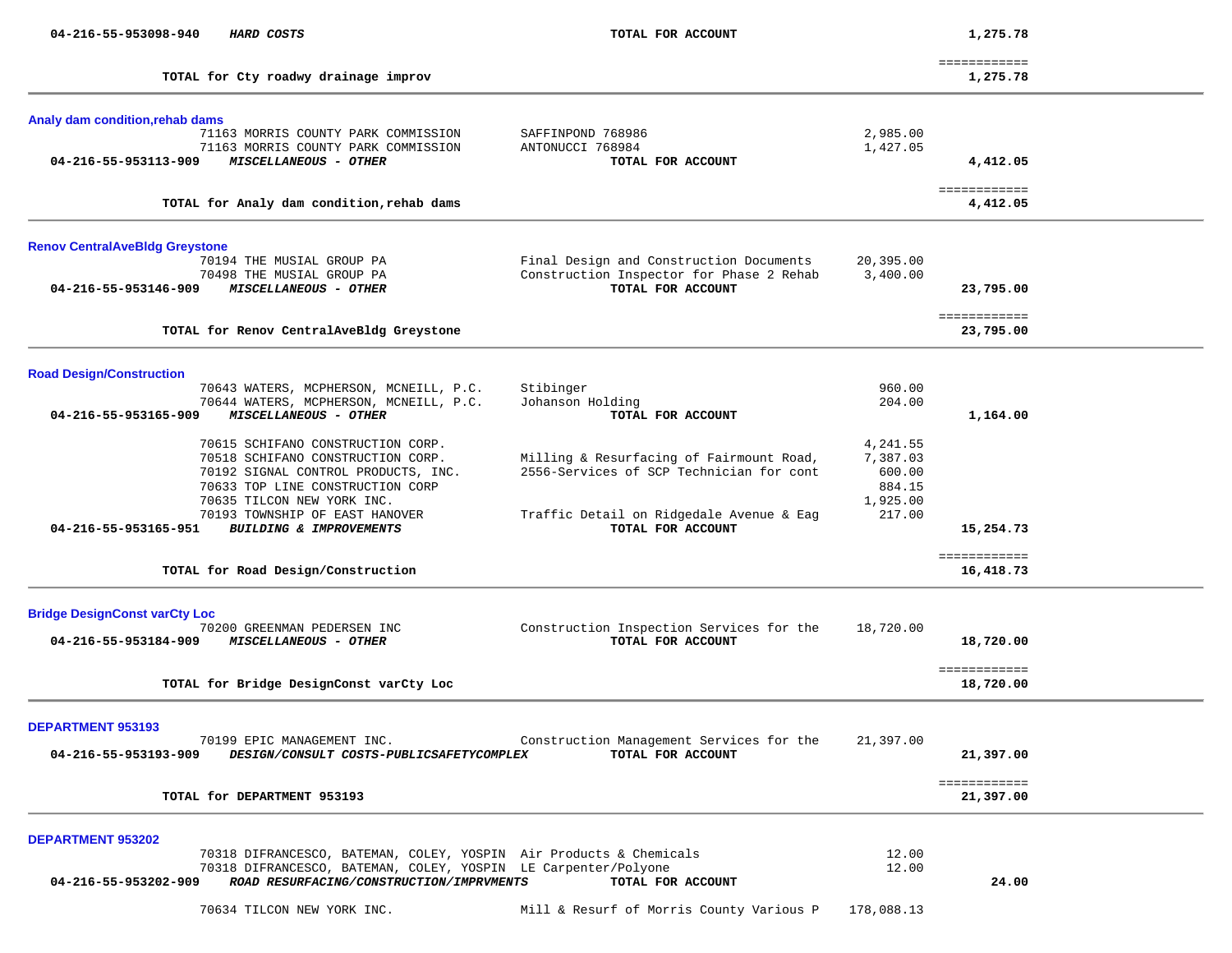**04-216-55-953098-940** ***HARD COSTS*** **TOTAL FOR ACCOUNT** **1,275.78**

============

**TOTAL for Cty roadwy drainage improv** **1,275.78**

---

## Analy dam condition,rehab dams

| | | | | |
|---|---|---|---|---|
| | 71163 MORRIS COUNTY PARK COMMISSION | SAFFINPOND 768986 | 2,985.00 | |
| | 71163 MORRIS COUNTY PARK COMMISSION | ANTONUCCI 768984 | 1,427.05 | |
| **04-216-55-953113-909** | ***MISCELLANEOUS - OTHER*** | **TOTAL FOR ACCOUNT** | | **4,412.05** |

============

**TOTAL for Analy dam condition,rehab dams** **4,412.05**

---

## Renov CentralAveBldg Greystone

| | | | | |
|---|---|---|---|---|
| | 70194 THE MUSIAL GROUP PA | Final Design and Construction Documents | 20,395.00 | |
| | 70498 THE MUSIAL GROUP PA | Construction Inspector for Phase 2 Rehab | 3,400.00 | |
| **04-216-55-953146-909** | ***MISCELLANEOUS - OTHER*** | **TOTAL FOR ACCOUNT** | | **23,795.00** |

============

**TOTAL for Renov CentralAveBldg Greystone** **23,795.00**

---

## Road Design/Construction

| | | | | |
|---|---|---|---|---|
| | 70643 WATERS, MCPHERSON, MCNEILL, P.C. | Stibinger | 960.00 | |
| | 70644 WATERS, MCPHERSON, MCNEILL, P.C. | Johanson Holding | 204.00 | |
| **04-216-55-953165-909** | ***MISCELLANEOUS - OTHER*** | **TOTAL FOR ACCOUNT** | | **1,164.00** |
| | 70615 SCHIFANO CONSTRUCTION CORP. | | 4,241.55 | |
| | 70518 SCHIFANO CONSTRUCTION CORP. | Milling & Resurfacing of Fairmount Road, | 7,387.03 | |
| | 70192 SIGNAL CONTROL PRODUCTS, INC. | 2556-Services of SCP Technician for cont | 600.00 | |
| | 70633 TOP LINE CONSTRUCTION CORP | | 884.15 | |
| | 70635 TILCON NEW YORK INC. | | 1,925.00 | |
| | 70193 TOWNSHIP OF EAST HANOVER | Traffic Detail on Ridgedale Avenue & Eag | 217.00 | |
| **04-216-55-953165-951** | ***BUILDING & IMPROVEMENTS*** | **TOTAL FOR ACCOUNT** | | **15,254.73** |

============

**TOTAL for Road Design/Construction** **16,418.73**

---

## Bridge DesignConst varCty Loc

| | | | | |
|---|---|---|---|---|
| | 70200 GREENMAN PEDERSEN INC | Construction Inspection Services for the | 18,720.00 | |
| **04-216-55-953184-909** | ***MISCELLANEOUS - OTHER*** | **TOTAL FOR ACCOUNT** | | **18,720.00** |

============

**TOTAL for Bridge DesignConst varCty Loc** **18,720.00**

---

## DEPARTMENT 953193

| | | | | |
|---|---|---|---|---|
| | 70199 EPIC MANAGEMENT INC. | Construction Management Services for the | 21,397.00 | |
| **04-216-55-953193-909** | ***DESIGN/CONSULT COSTS-PUBLICSAFETYCOMPLEX*** | **TOTAL FOR ACCOUNT** | | **21,397.00** |

============

**TOTAL for DEPARTMENT 953193** **21,397.00**

---

## DEPARTMENT 953202

| | | | | |
|---|---|---|---|---|
| | 70318 DIFRANCESCO, BATEMAN, COLEY, YOSPIN | Air Products & Chemicals | 12.00 | |
| | 70318 DIFRANCESCO, BATEMAN, COLEY, YOSPIN | LE Carpenter/Polyone | 12.00 | |
| **04-216-55-953202-909** | ***ROAD RESURFACING/CONSTRUCTION/IMPRVMENTS*** | **TOTAL FOR ACCOUNT** | | **24.00** |
| | 70634 TILCON NEW YORK INC. | Mill & Resurf of Morris County Various P | 178,088.13 | |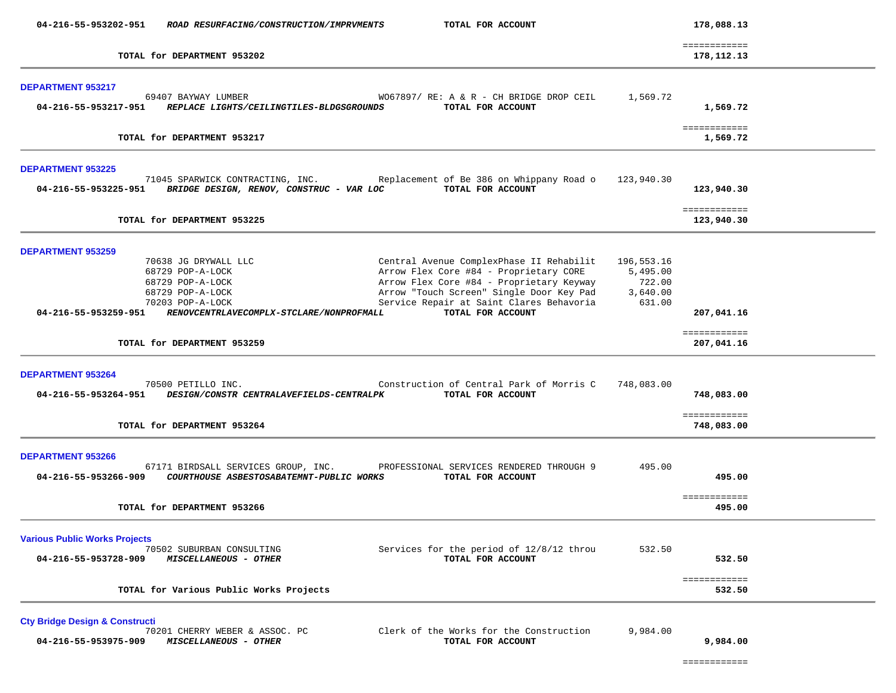| | | | | |
|---|---|---|---|---|
| **04-216-55-953202-951** | ***ROAD RESURFACING/CONSTRUCTION/IMPRVMENTS*** | **TOTAL FOR ACCOUNT** | | **178,088.13** |
| | | | | ============ |
| | **TOTAL for DEPARTMENT 953202** | | | **178,112.13** |

**DEPARTMENT 953217**

| | | | | |
|---|---|---|---|---|
| | 69407 BAYWAY LUMBER | WO67897/ RE: A & R - CH BRIDGE DROP CEIL | 1,569.72 | |
| **04-216-55-953217-951** | ***REPLACE LIGHTS/CEILINGTILES-BLDGSGROUNDS*** | **TOTAL FOR ACCOUNT** | | **1,569.72** |
| | | | | ============ |
| | **TOTAL for DEPARTMENT 953217** | | | **1,569.72** |

**DEPARTMENT 953225**

| | | | | |
|---|---|---|---|---|
| | 71045 SPARWICK CONTRACTING, INC. | Replacement of Be 386 on Whippany Road o | 123,940.30 | |
| **04-216-55-953225-951** | ***BRIDGE DESIGN, RENOV, CONSTRUC - VAR LOC*** | **TOTAL FOR ACCOUNT** | | **123,940.30** |
| | | | | ============ |
| | **TOTAL for DEPARTMENT 953225** | | | **123,940.30** |

**DEPARTMENT 953259**

| | | | | |
|---|---|---|---|---|
| | 70638 JG DRYWALL LLC | Central Avenue ComplexPhase II Rehabilit | 196,553.16 | |
| | 68729 POP-A-LOCK | Arrow Flex Core #84 - Proprietary CORE | 5,495.00 | |
| | 68729 POP-A-LOCK | Arrow Flex Core #84 - Proprietary Keyway | 722.00 | |
| | 68729 POP-A-LOCK | Arrow "Touch Screen" Single Door Key Pad | 3,640.00 | |
| | 70203 POP-A-LOCK | Service Repair at Saint Clares Behavoria | 631.00 | |
| **04-216-55-953259-951** | ***RENOVCENTRLAVECOMPLX-STCLARE/NONPROFMALL*** | **TOTAL FOR ACCOUNT** | | **207,041.16** |
| | | | | ============ |
| | **TOTAL for DEPARTMENT 953259** | | | **207,041.16** |

**DEPARTMENT 953264**

| | | | | |
|---|---|---|---|---|
| | 70500 PETILLO INC. | Construction of Central Park of Morris C | 748,083.00 | |
| **04-216-55-953264-951** | ***DESIGN/CONSTR CENTRALAVEFIELDS-CENTRALPK*** | **TOTAL FOR ACCOUNT** | | **748,083.00** |
| | | | | ============ |
| | **TOTAL for DEPARTMENT 953264** | | | **748,083.00** |

**DEPARTMENT 953266**

| | | | | |
|---|---|---|---|---|
| | 67171 BIRDSALL SERVICES GROUP, INC. | PROFESSIONAL SERVICES RENDERED THROUGH 9 | 495.00 | |
| **04-216-55-953266-909** | ***COURTHOUSE ASBESTOSABATEMNT-PUBLIC WORKS*** | **TOTAL FOR ACCOUNT** | | **495.00** |
| | | | | ============ |
| | **TOTAL for DEPARTMENT 953266** | | | **495.00** |

**Various Public Works Projects**

| | | | | |
|---|---|---|---|---|
| | 70502 SUBURBAN CONSULTING | Services for the period of 12/8/12 throu | 532.50 | |
| **04-216-55-953728-909** | ***MISCELLANEOUS - OTHER*** | **TOTAL FOR ACCOUNT** | | **532.50** |
| | | | | ============ |
| | **TOTAL for Various Public Works Projects** | | | **532.50** |

**Cty Bridge Design & Constructi**

| | | | | |
|---|---|---|---|---|
| | 70201 CHERRY WEBER & ASSOC. PC | Clerk of the Works for the Construction | 9,984.00 | |
| **04-216-55-953975-909** | ***MISCELLANEOUS - OTHER*** | **TOTAL FOR ACCOUNT** | | **9,984.00** |
| | | | | ============ |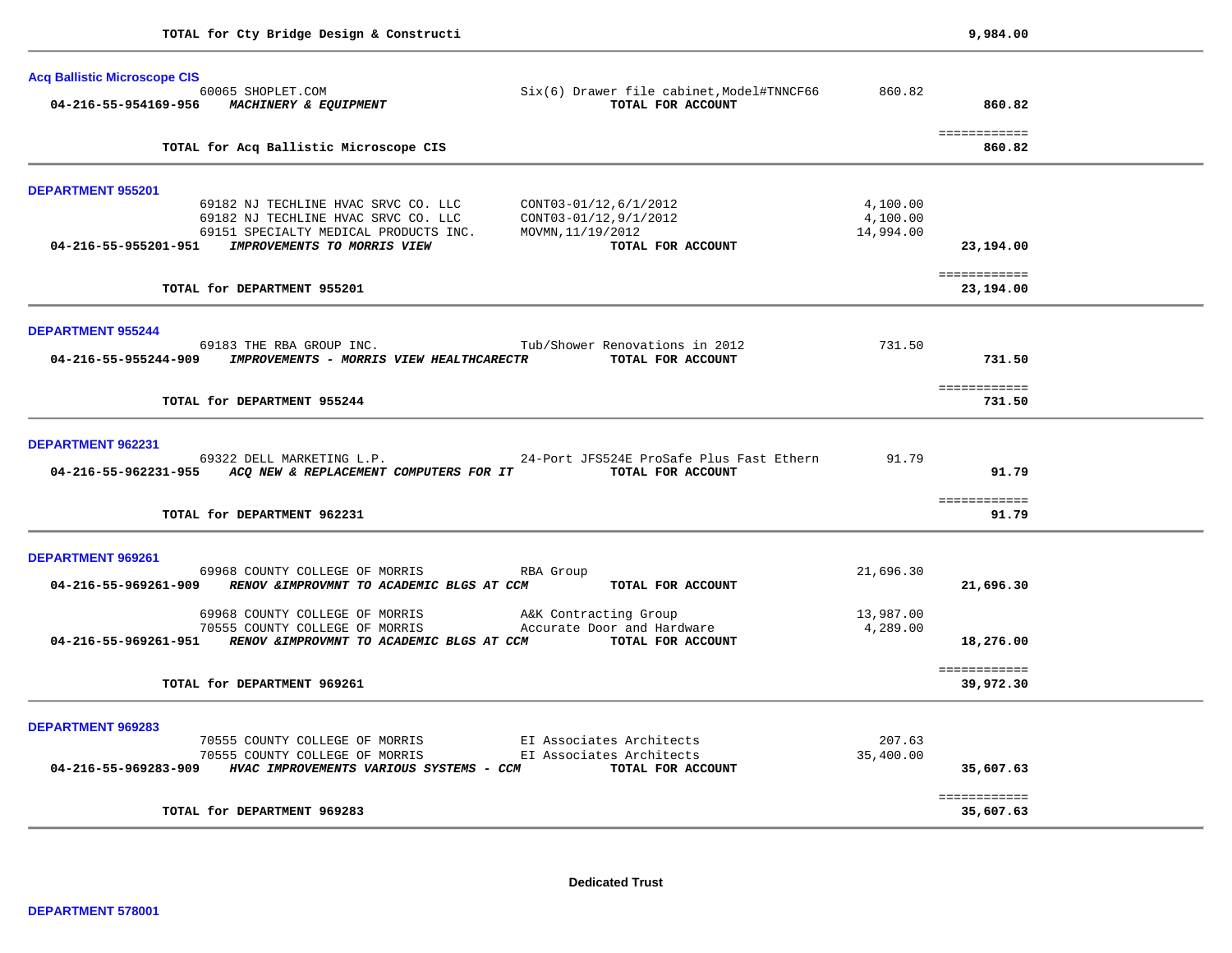**TOTAL for Cty Bridge Design & Constructi** 9,984.00

---

### Acq Ballistic Microscope CIS

| | | | | |
|---|---|---|---|---|
| | 60065 SHOPLET.COM | Six(6) Drawer file cabinet,Model#TNNCF66 | 860.82 | |
| **04-216-55-954169-956** | ***MACHINERY & EQUIPMENT*** | **TOTAL FOR ACCOUNT** | | **860.82** |

**TOTAL for Acq Ballistic Microscope CIS** ============ **860.82**

---

### DEPARTMENT 955201

| | | | | |
|---|---|---|---|---|
| | 69182 NJ TECHLINE HVAC SRVC CO. LLC | CONT03-01/12,6/1/2012 | 4,100.00 | |
| | 69182 NJ TECHLINE HVAC SRVC CO. LLC | CONT03-01/12,9/1/2012 | 4,100.00 | |
| | 69151 SPECIALTY MEDICAL PRODUCTS INC. | MOVMN,11/19/2012 | 14,994.00 | |
| **04-216-55-955201-951** | ***IMPROVEMENTS TO MORRIS VIEW*** | **TOTAL FOR ACCOUNT** | | **23,194.00** |

**TOTAL for DEPARTMENT 955201** ============ **23,194.00**

---

### DEPARTMENT 955244

| | | | | |
|---|---|---|---|---|
| | 69183 THE RBA GROUP INC. | Tub/Shower Renovations in 2012 | 731.50 | |
| **04-216-55-955244-909** | ***IMPROVEMENTS - MORRIS VIEW HEALTHCARECTR*** | **TOTAL FOR ACCOUNT** | | **731.50** |

**TOTAL for DEPARTMENT 955244** ============ **731.50**

---

### DEPARTMENT 962231

| | | | | |
|---|---|---|---|---|
| | 69322 DELL MARKETING L.P. | 24-Port JFS524E ProSafe Plus Fast Ethern | 91.79 | |
| **04-216-55-962231-955** | ***ACQ NEW & REPLACEMENT COMPUTERS FOR IT*** | **TOTAL FOR ACCOUNT** | | **91.79** |

**TOTAL for DEPARTMENT 962231** ============ **91.79**

---

### DEPARTMENT 969261

| | | | | |
|---|---|---|---|---|
| | 69968 COUNTY COLLEGE OF MORRIS | RBA Group | 21,696.30 | |
| **04-216-55-969261-909** | ***RENOV &IMPROVMNT TO ACADEMIC BLGS AT CCM*** | **TOTAL FOR ACCOUNT** | | **21,696.30** |
| | 69968 COUNTY COLLEGE OF MORRIS | A&K Contracting Group | 13,987.00 | |
| | 70555 COUNTY COLLEGE OF MORRIS | Accurate Door and Hardware | 4,289.00 | |
| **04-216-55-969261-951** | ***RENOV &IMPROVMNT TO ACADEMIC BLGS AT CCM*** | **TOTAL FOR ACCOUNT** | | **18,276.00** |

**TOTAL for DEPARTMENT 969261** ============ **39,972.30**

---

### DEPARTMENT 969283

| | | | | |
|---|---|---|---|---|
| | 70555 COUNTY COLLEGE OF MORRIS | EI Associates Architects | 207.63 | |
| | 70555 COUNTY COLLEGE OF MORRIS | EI Associates Architects | 35,400.00 | |
| **04-216-55-969283-909** | ***HVAC IMPROVEMENTS VARIOUS SYSTEMS - CCM*** | **TOTAL FOR ACCOUNT** | | **35,607.63** |

**TOTAL for DEPARTMENT 969283** ============ **35,607.63**

---

**Dedicated Trust**

### DEPARTMENT 578001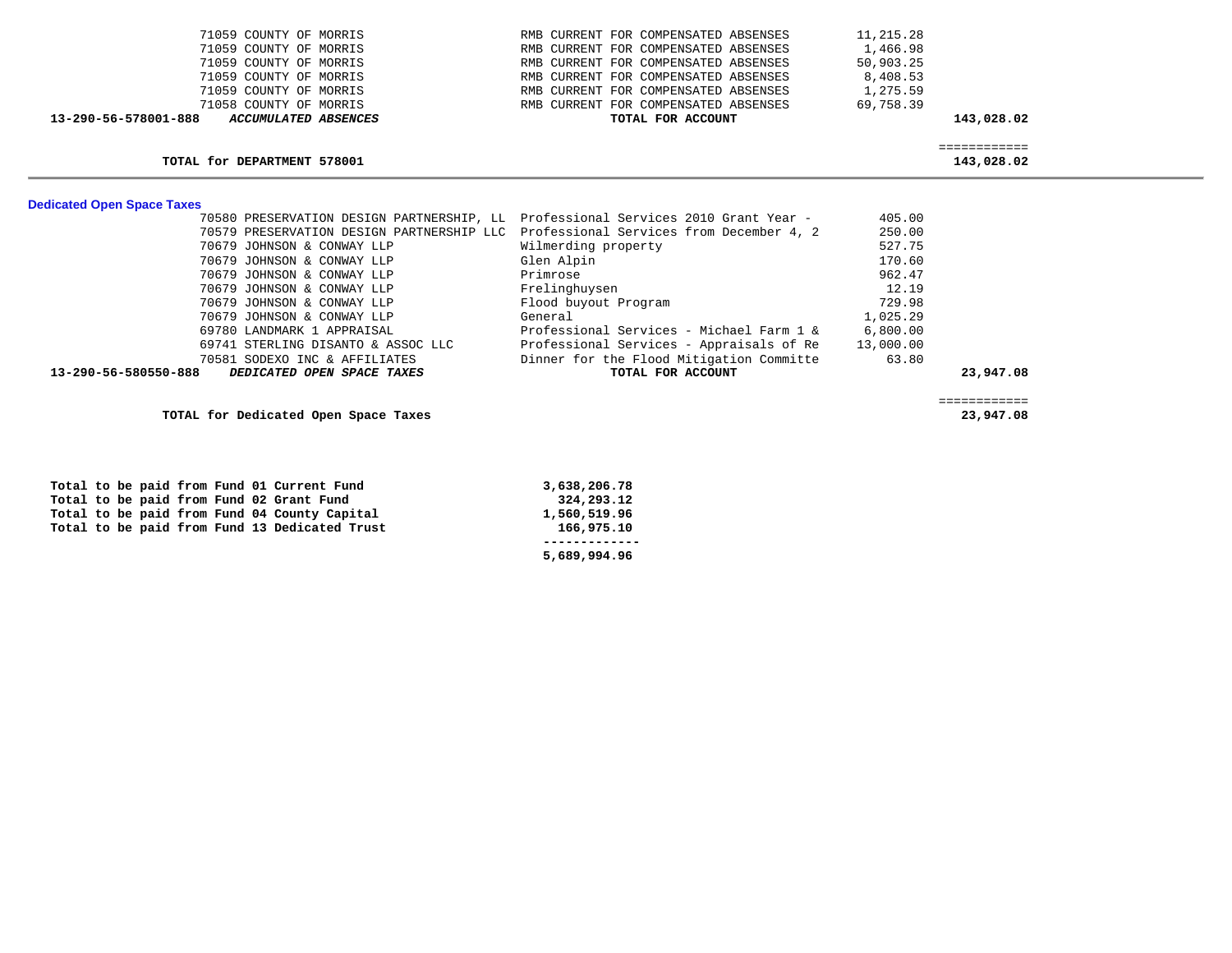| | | | | |
|---|---|---|---|---|
| | 71059 COUNTY OF MORRIS | RMB CURRENT FOR COMPENSATED ABSENSES | 11,215.28 | |
| | 71059 COUNTY OF MORRIS | RMB CURRENT FOR COMPENSATED ABSENSES | 1,466.98 | |
| | 71059 COUNTY OF MORRIS | RMB CURRENT FOR COMPENSATED ABSENSES | 50,903.25 | |
| | 71059 COUNTY OF MORRIS | RMB CURRENT FOR COMPENSATED ABSENSES | 8,408.53 | |
| | 71059 COUNTY OF MORRIS | RMB CURRENT FOR COMPENSATED ABSENSES | 1,275.59 | |
| | 71058 COUNTY OF MORRIS | RMB CURRENT FOR COMPENSATED ABSENSES | 69,758.39 | |
| **13-290-56-578001-888** | ***ACCUMULATED ABSENCES*** | **TOTAL FOR ACCOUNT** | | **143,028.02** |

**TOTAL for DEPARTMENT 578001** ============ **143,028.02**

**Dedicated Open Space Taxes**

| | | | | |
|---|---|---|---|---|
| | 70580 PRESERVATION DESIGN PARTNERSHIP, LL | Professional Services 2010 Grant Year - | 405.00 | |
| | 70579 PRESERVATION DESIGN PARTNERSHIP LLC | Professional Services from December 4, 2 | 250.00 | |
| | 70679 JOHNSON & CONWAY LLP | Wilmerding property | 527.75 | |
| | 70679 JOHNSON & CONWAY LLP | Glen Alpin | 170.60 | |
| | 70679 JOHNSON & CONWAY LLP | Primrose | 962.47 | |
| | 70679 JOHNSON & CONWAY LLP | Frelinghuysen | 12.19 | |
| | 70679 JOHNSON & CONWAY LLP | Flood buyout Program | 729.98 | |
| | 70679 JOHNSON & CONWAY LLP | General | 1,025.29 | |
| | 69780 LANDMARK 1 APPRAISAL | Professional Services - Michael Farm 1 & | 6,800.00 | |
| | 69741 STERLING DISANTO & ASSOC LLC | Professional Services - Appraisals of Re | 13,000.00 | |
| | 70581 SODEXO INC & AFFILIATES | Dinner for the Flood Mitigation Committe | 63.80 | |
| **13-290-56-580550-888** | ***DEDICATED OPEN SPACE TAXES*** | **TOTAL FOR ACCOUNT** | | **23,947.08** |

**TOTAL for Dedicated Open Space Taxes** ============ **23,947.08**

| | |
|---|---|
| **Total to be paid from Fund 01 Current Fund** | **3,638,206.78** |
| **Total to be paid from Fund 02 Grant Fund** | **324,293.12** |
| **Total to be paid from Fund 04 County Capital** | **1,560,519.96** |
| **Total to be paid from Fund 13 Dedicated Trust** | **166,975.10** |
| | ------------- |
| | **5,689,994.96** |